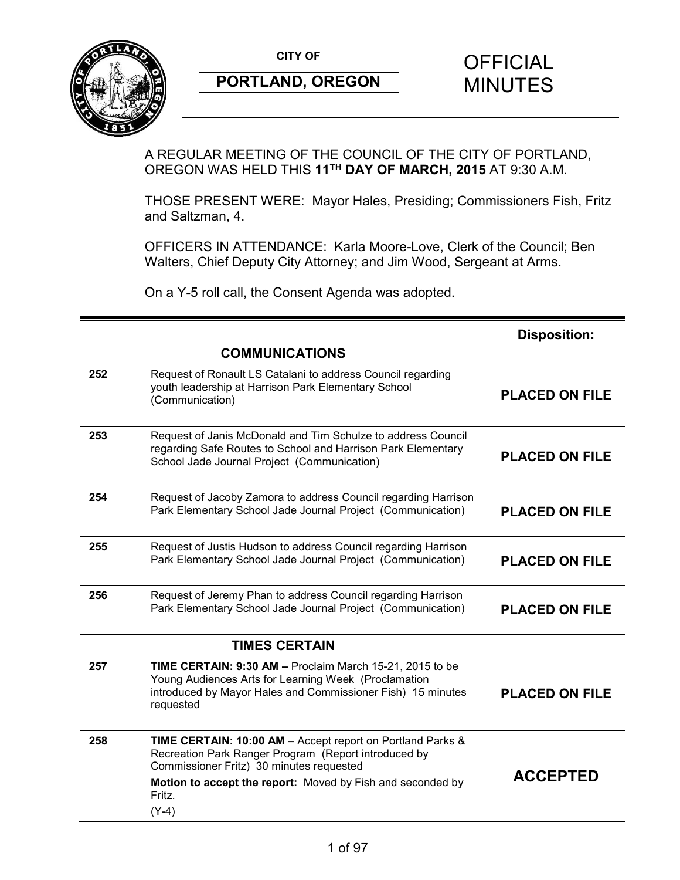**CITY OF**

**PORTLAND, OREGON**

# OFFICIAL MINUTES

A REGULAR MEETING OF THE COUNCIL OF THE CITY OF PORTLAND, OREGON WAS HELD THIS **11TH DAY OF MARCH, 2015** AT 9:30 A.M.

THOSE PRESENT WERE: Mayor Hales, Presiding; Commissioners Fish, Fritz and Saltzman, 4.

OFFICERS IN ATTENDANCE: Karla Moore-Love, Clerk of the Council; Ben Walters, Chief Deputy City Attorney; and Jim Wood, Sergeant at Arms.

On a Y-5 roll call, the Consent Agenda was adopted.

| | | **Disposition:** |
|---|---|---|
| | **COMMUNICATIONS** | |
| **252** | Request of Ronault LS Catalani to address Council regarding youth leadership at Harrison Park Elementary School (Communication) | **PLACED ON FILE** |
| **253** | Request of Janis McDonald and Tim Schulze to address Council regarding Safe Routes to School and Harrison Park Elementary School Jade Journal Project (Communication) | **PLACED ON FILE** |
| **254** | Request of Jacoby Zamora to address Council regarding Harrison Park Elementary School Jade Journal Project (Communication) | **PLACED ON FILE** |
| **255** | Request of Justis Hudson to address Council regarding Harrison Park Elementary School Jade Journal Project (Communication) | **PLACED ON FILE** |
| **256** | Request of Jeremy Phan to address Council regarding Harrison Park Elementary School Jade Journal Project (Communication) | **PLACED ON FILE** |
| | **TIMES CERTAIN** | |
| **257** | **TIME CERTAIN: 9:30 AM –** Proclaim March 15-21, 2015 to be Young Audiences Arts for Learning Week (Proclamation introduced by Mayor Hales and Commissioner Fish) 15 minutes requested | **PLACED ON FILE** |
| **258** | **TIME CERTAIN: 10:00 AM –** Accept report on Portland Parks & Recreation Park Ranger Program (Report introduced by Commissioner Fritz) 30 minutes requested<br>**Motion to accept the report:** Moved by Fish and seconded by Fritz.<br>(Y-4) | **ACCEPTED** |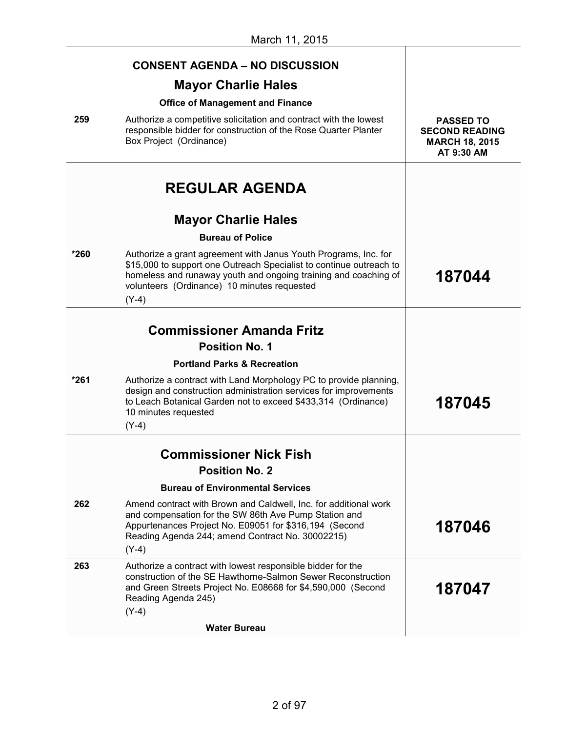March 11, 2015

| | CONSENT AGENDA – NO DISCUSSION | |
|---|---|---|
| | **Mayor Charlie Hales** | |
| | **Office of Management and Finance** | |
| 259 | Authorize a competitive solicitation and contract with the lowest responsible bidder for construction of the Rose Quarter Planter Box Project (Ordinance) | **PASSED TO SECOND READING MARCH 18, 2015 AT 9:30 AM** |
| | **REGULAR AGENDA** | |
| | **Mayor Charlie Hales** | |
| | **Bureau of Police** | |
| *260 | Authorize a grant agreement with Janus Youth Programs, Inc. for $15,000 to support one Outreach Specialist to continue outreach to homeless and runaway youth and ongoing training and coaching of volunteers (Ordinance) 10 minutes requested (Y-4) | **187044** |
| | **Commissioner Amanda Fritz** **Position No. 1** | |
| | **Portland Parks & Recreation** | |
| *261 | Authorize a contract with Land Morphology PC to provide planning, design and construction administration services for improvements to Leach Botanical Garden not to exceed $433,314 (Ordinance) 10 minutes requested (Y-4) | **187045** |
| | **Commissioner Nick Fish** **Position No. 2** | |
| | **Bureau of Environmental Services** | |
| 262 | Amend contract with Brown and Caldwell, Inc. for additional work and compensation for the SW 86th Ave Pump Station and Appurtenances Project No. E09051 for $316,194 (Second Reading Agenda 244; amend Contract No. 30002215) (Y-4) | **187046** |
| 263 | Authorize a contract with lowest responsible bidder for the construction of the SE Hawthorne-Salmon Sewer Reconstruction and Green Streets Project No. E08668 for $4,590,000 (Second Reading Agenda 245) (Y-4) | **187047** |
| | **Water Bureau** | |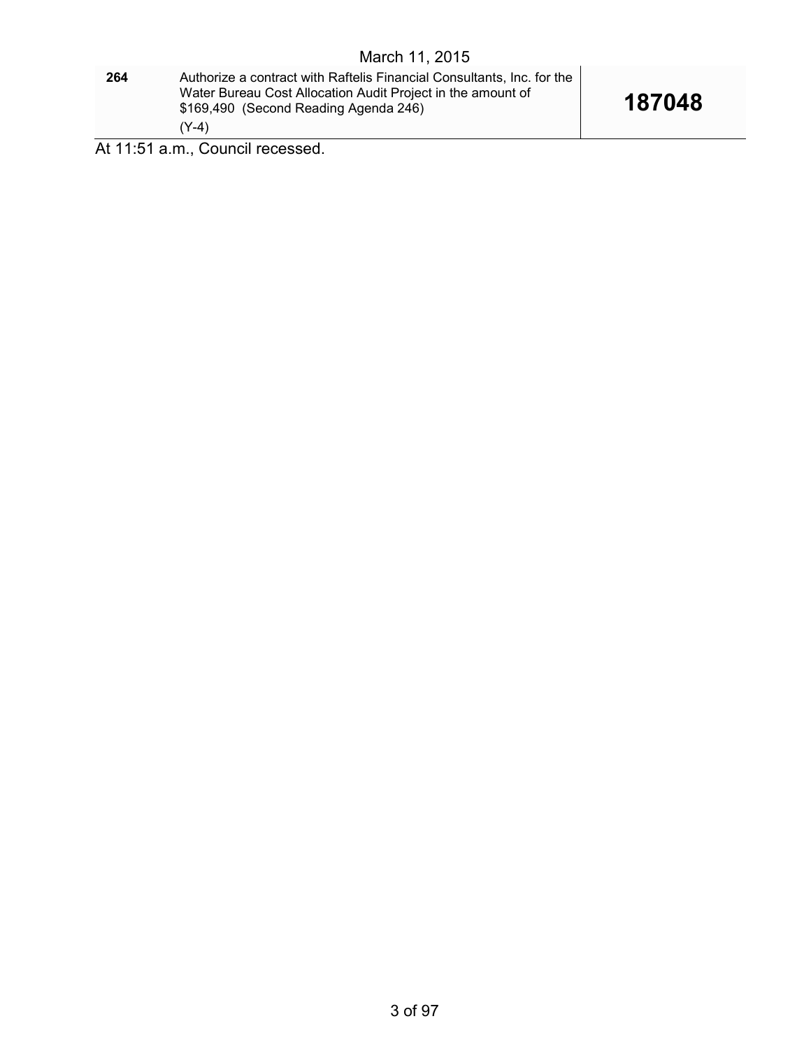| | | |
|---|---|---|
| 264 | Authorize a contract with Raftelis Financial Consultants, Inc. for the Water Bureau Cost Allocation Audit Project in the amount of $169,490 (Second Reading Agenda 246)<br>(Y-4) | **187048** |

At 11:51 a.m., Council recessed.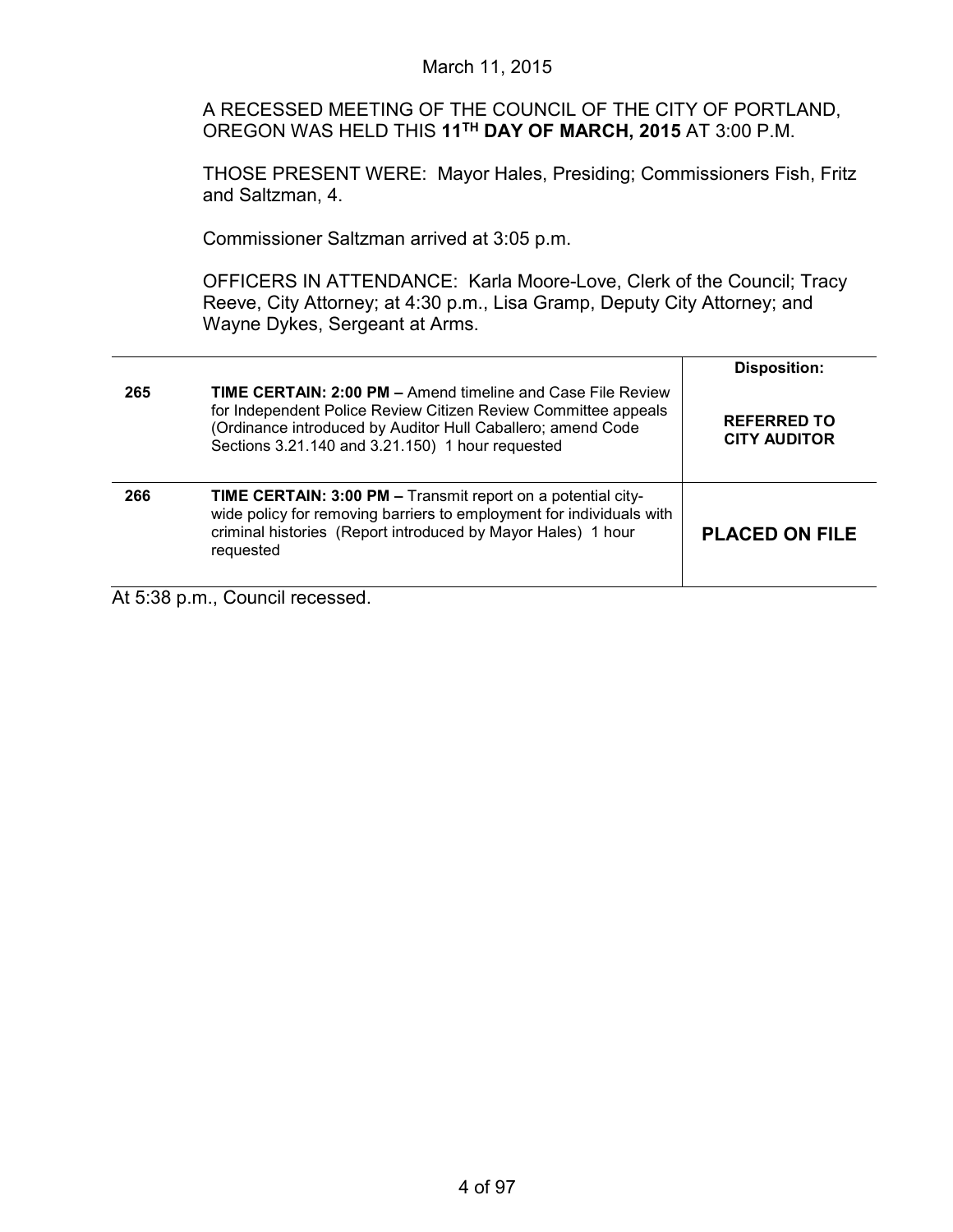March 11, 2015

A RECESSED MEETING OF THE COUNCIL OF THE CITY OF PORTLAND, OREGON WAS HELD THIS **11TH DAY OF MARCH, 2015** AT 3:00 P.M.

THOSE PRESENT WERE: Mayor Hales, Presiding; Commissioners Fish, Fritz and Saltzman, 4.

Commissioner Saltzman arrived at 3:05 p.m.

OFFICERS IN ATTENDANCE: Karla Moore-Love, Clerk of the Council; Tracy Reeve, City Attorney; at 4:30 p.m., Lisa Gramp, Deputy City Attorney; and Wayne Dykes, Sergeant at Arms.

| | | **Disposition:** |
|---|---|---|
| **265** | **TIME CERTAIN: 2:00 PM –** Amend timeline and Case File Review for Independent Police Review Citizen Review Committee appeals (Ordinance introduced by Auditor Hull Caballero; amend Code Sections 3.21.140 and 3.21.150) 1 hour requested | **REFERRED TO CITY AUDITOR** |
| **266** | **TIME CERTAIN: 3:00 PM –** Transmit report on a potential city-wide policy for removing barriers to employment for individuals with criminal histories (Report introduced by Mayor Hales) 1 hour requested | **PLACED ON FILE** |

At 5:38 p.m., Council recessed.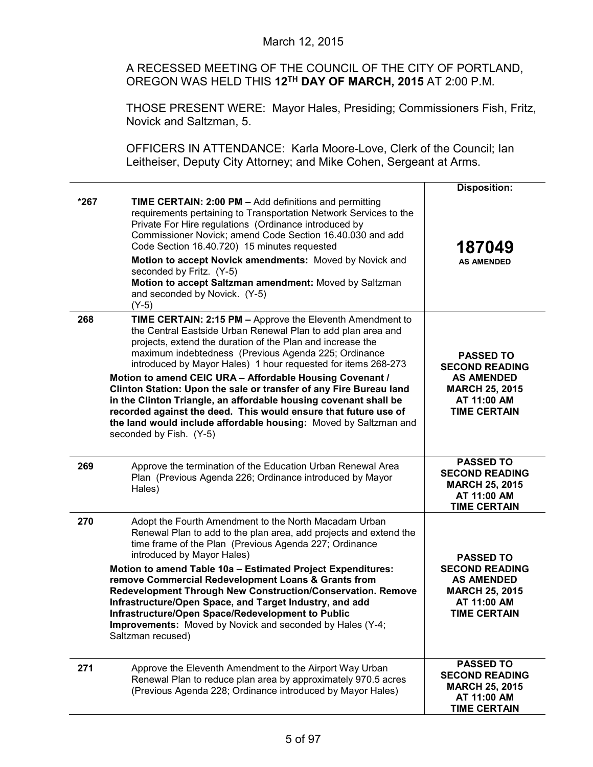March 12, 2015

A RECESSED MEETING OF THE COUNCIL OF THE CITY OF PORTLAND, OREGON WAS HELD THIS **12TH DAY OF MARCH, 2015** AT 2:00 P.M.

THOSE PRESENT WERE: Mayor Hales, Presiding; Commissioners Fish, Fritz, Novick and Saltzman, 5.

OFFICERS IN ATTENDANCE: Karla Moore-Love, Clerk of the Council; Ian Leitheiser, Deputy City Attorney; and Mike Cohen, Sergeant at Arms.

| | | Disposition: |
|---|---|---|
| *267 | **TIME CERTAIN: 2:00 PM –** Add definitions and permitting requirements pertaining to Transportation Network Services to the Private For Hire regulations (Ordinance introduced by Commissioner Novick; amend Code Section 16.40.030 and add Code Section 16.40.720) 15 minutes requested<br>**Motion to accept Novick amendments:** Moved by Novick and seconded by Fritz. (Y-5)<br>**Motion to accept Saltzman amendment:** Moved by Saltzman and seconded by Novick. (Y-5)<br>(Y-5) | **187049**<br>**AS AMENDED** |
| 268 | **TIME CERTAIN: 2:15 PM –** Approve the Eleventh Amendment to the Central Eastside Urban Renewal Plan to add plan area and projects, extend the duration of the Plan and increase the maximum indebtedness (Previous Agenda 225; Ordinance introduced by Mayor Hales) 1 hour requested for items 268-273<br>**Motion to amend CEIC URA – Affordable Housing Covenant / Clinton Station: Upon the sale or transfer of any Fire Bureau land in the Clinton Triangle, an affordable housing covenant shall be recorded against the deed. This would ensure that future use of the land would include affordable housing:** Moved by Saltzman and seconded by Fish. (Y-5) | **PASSED TO SECOND READING AS AMENDED MARCH 25, 2015 AT 11:00 AM TIME CERTAIN** |
| 269 | Approve the termination of the Education Urban Renewal Area Plan (Previous Agenda 226; Ordinance introduced by Mayor Hales) | **PASSED TO SECOND READING MARCH 25, 2015 AT 11:00 AM TIME CERTAIN** |
| 270 | Adopt the Fourth Amendment to the North Macadam Urban Renewal Plan to add to the plan area, add projects and extend the time frame of the Plan (Previous Agenda 227; Ordinance introduced by Mayor Hales)<br>**Motion to amend Table 10a – Estimated Project Expenditures: remove Commercial Redevelopment Loans & Grants from Redevelopment Through New Construction/Conservation. Remove Infrastructure/Open Space, and Target Industry, and add Infrastructure/Open Space/Redevelopment to Public Improvements:** Moved by Novick and seconded by Hales (Y-4; Saltzman recused) | **PASSED TO SECOND READING AS AMENDED MARCH 25, 2015 AT 11:00 AM TIME CERTAIN** |
| 271 | Approve the Eleventh Amendment to the Airport Way Urban Renewal Plan to reduce plan area by approximately 970.5 acres (Previous Agenda 228; Ordinance introduced by Mayor Hales) | **PASSED TO SECOND READING MARCH 25, 2015 AT 11:00 AM TIME CERTAIN** |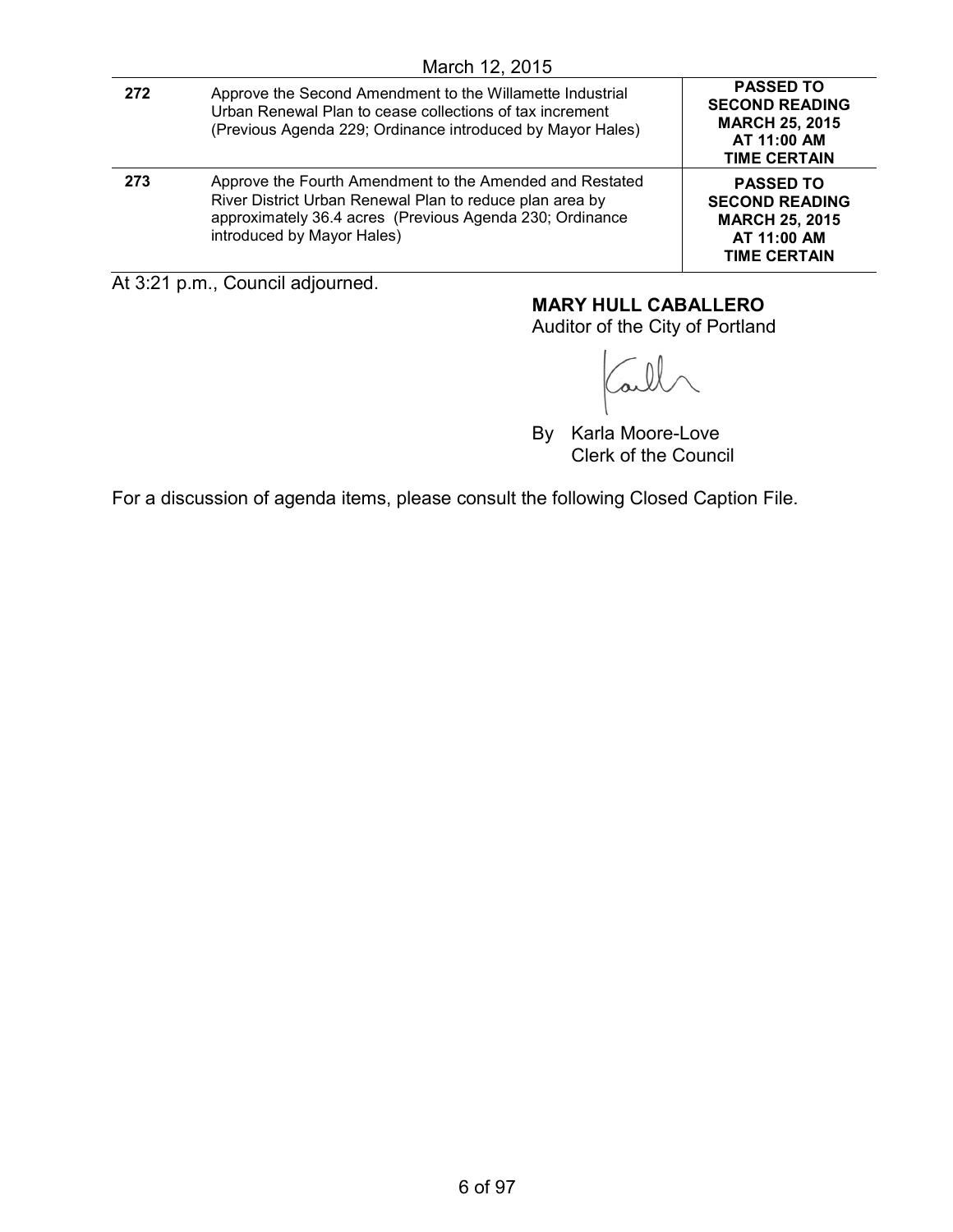March 12, 2015

| | | |
|---|---|---|
| **272** | Approve the Second Amendment to the Willamette Industrial Urban Renewal Plan to cease collections of tax increment (Previous Agenda 229; Ordinance introduced by Mayor Hales) | **PASSED TO SECOND READING MARCH 25, 2015 AT 11:00 AM TIME CERTAIN** |
| **273** | Approve the Fourth Amendment to the Amended and Restated River District Urban Renewal Plan to reduce plan area by approximately 36.4 acres (Previous Agenda 230; Ordinance introduced by Mayor Hales) | **PASSED TO SECOND READING MARCH 25, 2015 AT 11:00 AM TIME CERTAIN** |

At 3:21 p.m., Council adjourned.

**MARY HULL CABALLERO**
Auditor of the City of Portland

By Karla Moore-Love
Clerk of the Council

For a discussion of agenda items, please consult the following Closed Caption File.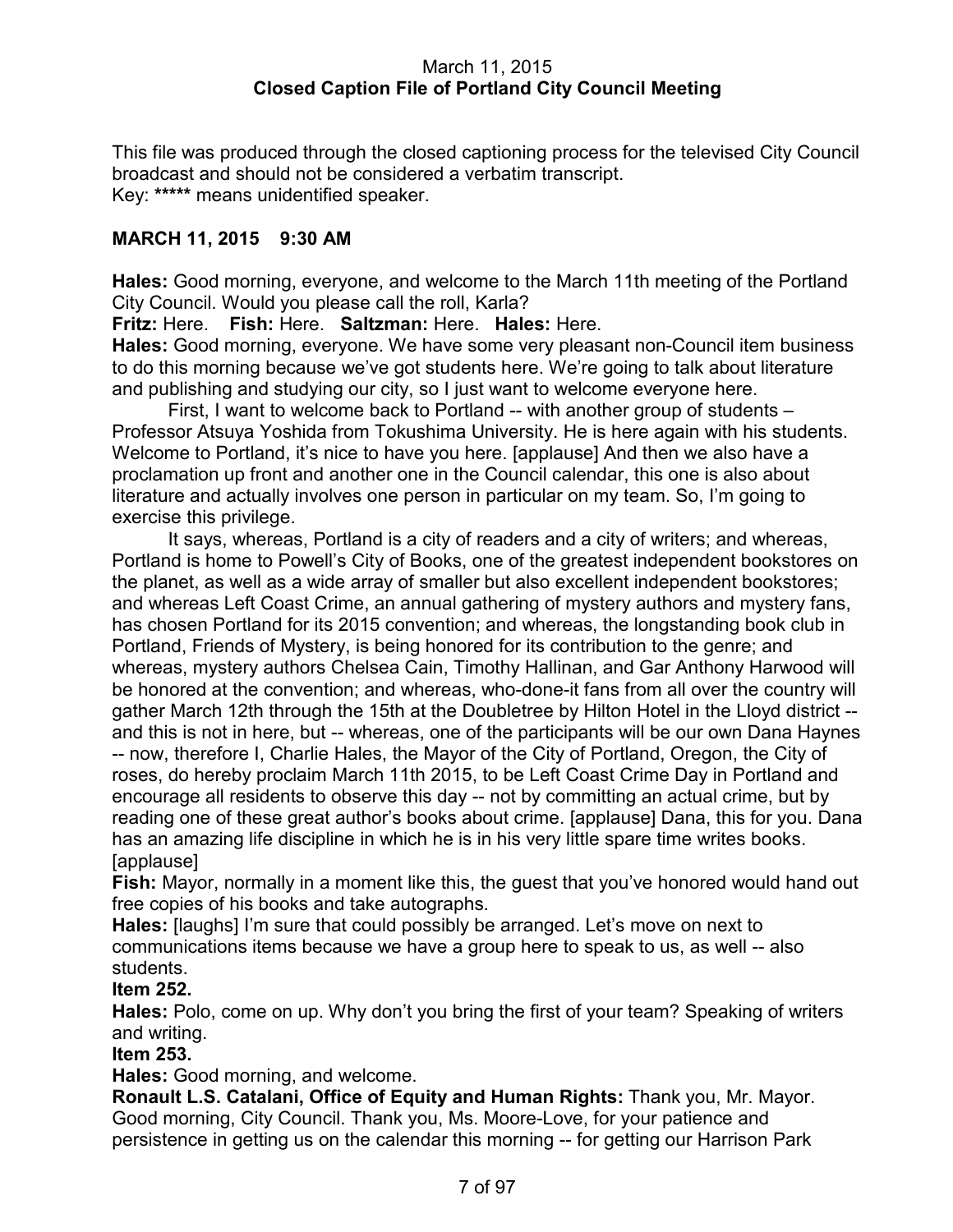March 11, 2015
**Closed Caption File of Portland City Council Meeting**

This file was produced through the closed captioning process for the televised City Council broadcast and should not be considered a verbatim transcript.
Key: ***** means unidentified speaker.

**MARCH 11, 2015 9:30 AM**

**Hales:** Good morning, everyone, and welcome to the March 11th meeting of the Portland City Council. Would you please call the roll, Karla?

**Fritz:** Here. **Fish:** Here. **Saltzman:** Here. **Hales:** Here.

**Hales:** Good morning, everyone. We have some very pleasant non-Council item business to do this morning because we've got students here. We're going to talk about literature and publishing and studying our city, so I just want to welcome everyone here.

First, I want to welcome back to Portland -- with another group of students – Professor Atsuya Yoshida from Tokushima University. He is here again with his students. Welcome to Portland, it's nice to have you here. [applause] And then we also have a proclamation up front and another one in the Council calendar, this one is also about literature and actually involves one person in particular on my team. So, I'm going to exercise this privilege.

It says, whereas, Portland is a city of readers and a city of writers; and whereas, Portland is home to Powell's City of Books, one of the greatest independent bookstores on the planet, as well as a wide array of smaller but also excellent independent bookstores; and whereas Left Coast Crime, an annual gathering of mystery authors and mystery fans, has chosen Portland for its 2015 convention; and whereas, the longstanding book club in Portland, Friends of Mystery, is being honored for its contribution to the genre; and whereas, mystery authors Chelsea Cain, Timothy Hallinan, and Gar Anthony Harwood will be honored at the convention; and whereas, who-done-it fans from all over the country will gather March 12th through the 15th at the Doubletree by Hilton Hotel in the Lloyd district -- and this is not in here, but -- whereas, one of the participants will be our own Dana Haynes -- now, therefore I, Charlie Hales, the Mayor of the City of Portland, Oregon, the City of roses, do hereby proclaim March 11th 2015, to be Left Coast Crime Day in Portland and encourage all residents to observe this day -- not by committing an actual crime, but by reading one of these great author's books about crime. [applause] Dana, this for you. Dana has an amazing life discipline in which he is in his very little spare time writes books. [applause]

**Fish:** Mayor, normally in a moment like this, the guest that you've honored would hand out free copies of his books and take autographs.

**Hales:** [laughs] I'm sure that could possibly be arranged. Let's move on next to communications items because we have a group here to speak to us, as well -- also students.

**Item 252.**

**Hales:** Polo, come on up. Why don't you bring the first of your team? Speaking of writers and writing.

**Item 253.**

**Hales:** Good morning, and welcome.

**Ronault L.S. Catalani, Office of Equity and Human Rights:** Thank you, Mr. Mayor. Good morning, City Council. Thank you, Ms. Moore-Love, for your patience and persistence in getting us on the calendar this morning -- for getting our Harrison Park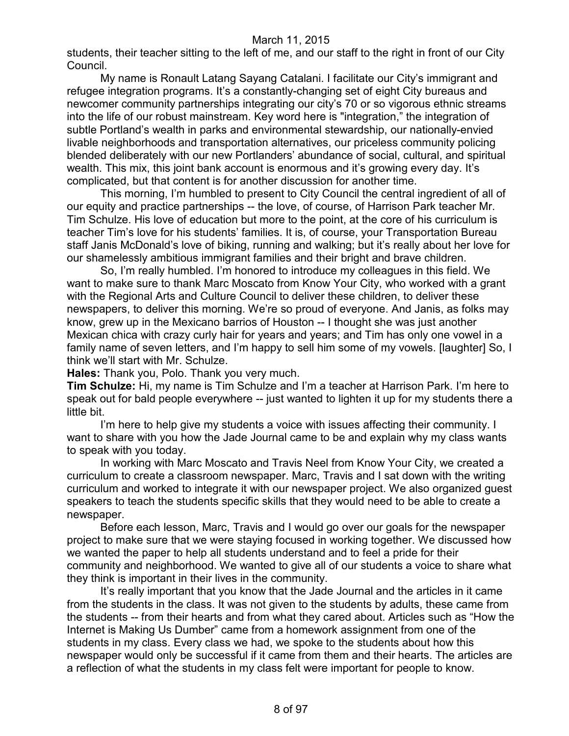students, their teacher sitting to the left of me, and our staff to the right in front of our City Council.

My name is Ronault Latang Sayang Catalani. I facilitate our City's immigrant and refugee integration programs. It's a constantly-changing set of eight City bureaus and newcomer community partnerships integrating our city's 70 or so vigorous ethnic streams into the life of our robust mainstream. Key word here is "integration," the integration of subtle Portland's wealth in parks and environmental stewardship, our nationally-envied livable neighborhoods and transportation alternatives, our priceless community policing blended deliberately with our new Portlanders' abundance of social, cultural, and spiritual wealth. This mix, this joint bank account is enormous and it's growing every day. It's complicated, but that content is for another discussion for another time.

This morning, I'm humbled to present to City Council the central ingredient of all of our equity and practice partnerships -- the love, of course, of Harrison Park teacher Mr. Tim Schulze. His love of education but more to the point, at the core of his curriculum is teacher Tim's love for his students' families. It is, of course, your Transportation Bureau staff Janis McDonald's love of biking, running and walking; but it's really about her love for our shamelessly ambitious immigrant families and their bright and brave children.

So, I'm really humbled. I'm honored to introduce my colleagues in this field. We want to make sure to thank Marc Moscato from Know Your City, who worked with a grant with the Regional Arts and Culture Council to deliver these children, to deliver these newspapers, to deliver this morning. We're so proud of everyone. And Janis, as folks may know, grew up in the Mexicano barrios of Houston -- I thought she was just another Mexican chica with crazy curly hair for years and years; and Tim has only one vowel in a family name of seven letters, and I'm happy to sell him some of my vowels. [laughter] So, I think we'll start with Mr. Schulze.

**Hales:** Thank you, Polo. Thank you very much.

**Tim Schulze:** Hi, my name is Tim Schulze and I'm a teacher at Harrison Park. I'm here to speak out for bald people everywhere -- just wanted to lighten it up for my students there a little bit.

I'm here to help give my students a voice with issues affecting their community. I want to share with you how the Jade Journal came to be and explain why my class wants to speak with you today.

In working with Marc Moscato and Travis Neel from Know Your City, we created a curriculum to create a classroom newspaper. Marc, Travis and I sat down with the writing curriculum and worked to integrate it with our newspaper project. We also organized guest speakers to teach the students specific skills that they would need to be able to create a newspaper.

Before each lesson, Marc, Travis and I would go over our goals for the newspaper project to make sure that we were staying focused in working together. We discussed how we wanted the paper to help all students understand and to feel a pride for their community and neighborhood. We wanted to give all of our students a voice to share what they think is important in their lives in the community.

It's really important that you know that the Jade Journal and the articles in it came from the students in the class. It was not given to the students by adults, these came from the students -- from their hearts and from what they cared about. Articles such as "How the Internet is Making Us Dumber" came from a homework assignment from one of the students in my class. Every class we had, we spoke to the students about how this newspaper would only be successful if it came from them and their hearts. The articles are a reflection of what the students in my class felt were important for people to know.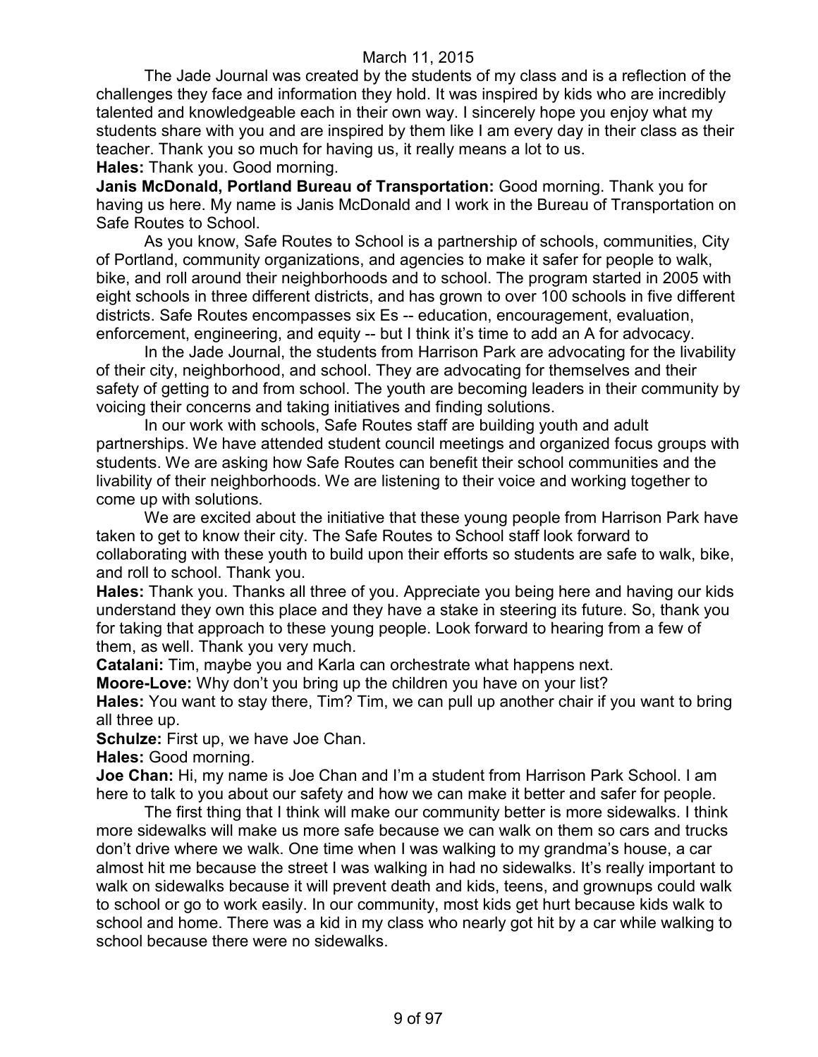The Jade Journal was created by the students of my class and is a reflection of the challenges they face and information they hold. It was inspired by kids who are incredibly talented and knowledgeable each in their own way. I sincerely hope you enjoy what my students share with you and are inspired by them like I am every day in their class as their teacher. Thank you so much for having us, it really means a lot to us.

**Hales:** Thank you. Good morning.

**Janis McDonald, Portland Bureau of Transportation:** Good morning. Thank you for having us here. My name is Janis McDonald and I work in the Bureau of Transportation on Safe Routes to School.

As you know, Safe Routes to School is a partnership of schools, communities, City of Portland, community organizations, and agencies to make it safer for people to walk, bike, and roll around their neighborhoods and to school. The program started in 2005 with eight schools in three different districts, and has grown to over 100 schools in five different districts. Safe Routes encompasses six Es -- education, encouragement, evaluation, enforcement, engineering, and equity -- but I think it's time to add an A for advocacy.

In the Jade Journal, the students from Harrison Park are advocating for the livability of their city, neighborhood, and school. They are advocating for themselves and their safety of getting to and from school. The youth are becoming leaders in their community by voicing their concerns and taking initiatives and finding solutions.

In our work with schools, Safe Routes staff are building youth and adult partnerships. We have attended student council meetings and organized focus groups with students. We are asking how Safe Routes can benefit their school communities and the livability of their neighborhoods. We are listening to their voice and working together to come up with solutions.

We are excited about the initiative that these young people from Harrison Park have taken to get to know their city. The Safe Routes to School staff look forward to collaborating with these youth to build upon their efforts so students are safe to walk, bike, and roll to school. Thank you.

**Hales:** Thank you. Thanks all three of you. Appreciate you being here and having our kids understand they own this place and they have a stake in steering its future. So, thank you for taking that approach to these young people. Look forward to hearing from a few of them, as well. Thank you very much.

**Catalani:** Tim, maybe you and Karla can orchestrate what happens next.

**Moore-Love:** Why don't you bring up the children you have on your list?

**Hales:** You want to stay there, Tim? Tim, we can pull up another chair if you want to bring all three up.

**Schulze:** First up, we have Joe Chan.

**Hales:** Good morning.

**Joe Chan:** Hi, my name is Joe Chan and I'm a student from Harrison Park School. I am here to talk to you about our safety and how we can make it better and safer for people.

The first thing that I think will make our community better is more sidewalks. I think more sidewalks will make us more safe because we can walk on them so cars and trucks don't drive where we walk. One time when I was walking to my grandma's house, a car almost hit me because the street I was walking in had no sidewalks. It's really important to walk on sidewalks because it will prevent death and kids, teens, and grownups could walk to school or go to work easily. In our community, most kids get hurt because kids walk to school and home. There was a kid in my class who nearly got hit by a car while walking to school because there were no sidewalks.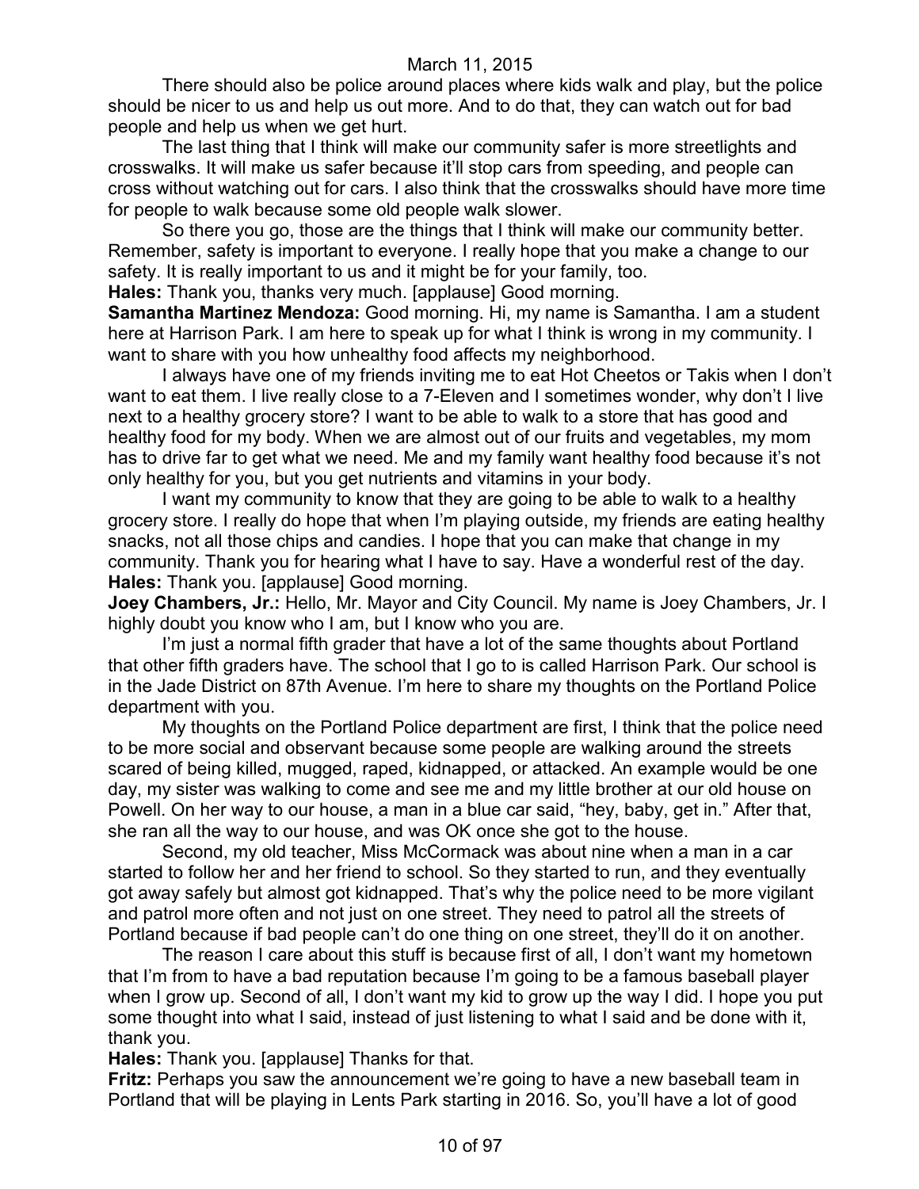March 11, 2015

There should also be police around places where kids walk and play, but the police should be nicer to us and help us out more. And to do that, they can watch out for bad people and help us when we get hurt.

The last thing that I think will make our community safer is more streetlights and crosswalks. It will make us safer because it'll stop cars from speeding, and people can cross without watching out for cars. I also think that the crosswalks should have more time for people to walk because some old people walk slower.

So there you go, those are the things that I think will make our community better. Remember, safety is important to everyone. I really hope that you make a change to our safety. It is really important to us and it might be for your family, too.

**Hales:** Thank you, thanks very much. [applause] Good morning.

**Samantha Martinez Mendoza:** Good morning. Hi, my name is Samantha. I am a student here at Harrison Park. I am here to speak up for what I think is wrong in my community. I want to share with you how unhealthy food affects my neighborhood.

I always have one of my friends inviting me to eat Hot Cheetos or Takis when I don't want to eat them. I live really close to a 7-Eleven and I sometimes wonder, why don't I live next to a healthy grocery store? I want to be able to walk to a store that has good and healthy food for my body. When we are almost out of our fruits and vegetables, my mom has to drive far to get what we need. Me and my family want healthy food because it's not only healthy for you, but you get nutrients and vitamins in your body.

I want my community to know that they are going to be able to walk to a healthy grocery store. I really do hope that when I'm playing outside, my friends are eating healthy snacks, not all those chips and candies. I hope that you can make that change in my community. Thank you for hearing what I have to say. Have a wonderful rest of the day.

**Hales:** Thank you. [applause] Good morning.

**Joey Chambers, Jr.:** Hello, Mr. Mayor and City Council. My name is Joey Chambers, Jr. I highly doubt you know who I am, but I know who you are.

I'm just a normal fifth grader that have a lot of the same thoughts about Portland that other fifth graders have. The school that I go to is called Harrison Park. Our school is in the Jade District on 87th Avenue. I'm here to share my thoughts on the Portland Police department with you.

My thoughts on the Portland Police department are first, I think that the police need to be more social and observant because some people are walking around the streets scared of being killed, mugged, raped, kidnapped, or attacked. An example would be one day, my sister was walking to come and see me and my little brother at our old house on Powell. On her way to our house, a man in a blue car said, "hey, baby, get in." After that, she ran all the way to our house, and was OK once she got to the house.

Second, my old teacher, Miss McCormack was about nine when a man in a car started to follow her and her friend to school. So they started to run, and they eventually got away safely but almost got kidnapped. That's why the police need to be more vigilant and patrol more often and not just on one street. They need to patrol all the streets of Portland because if bad people can't do one thing on one street, they'll do it on another.

The reason I care about this stuff is because first of all, I don't want my hometown that I'm from to have a bad reputation because I'm going to be a famous baseball player when I grow up. Second of all, I don't want my kid to grow up the way I did. I hope you put some thought into what I said, instead of just listening to what I said and be done with it, thank you.

**Hales:** Thank you. [applause] Thanks for that.

**Fritz:** Perhaps you saw the announcement we're going to have a new baseball team in Portland that will be playing in Lents Park starting in 2016. So, you'll have a lot of good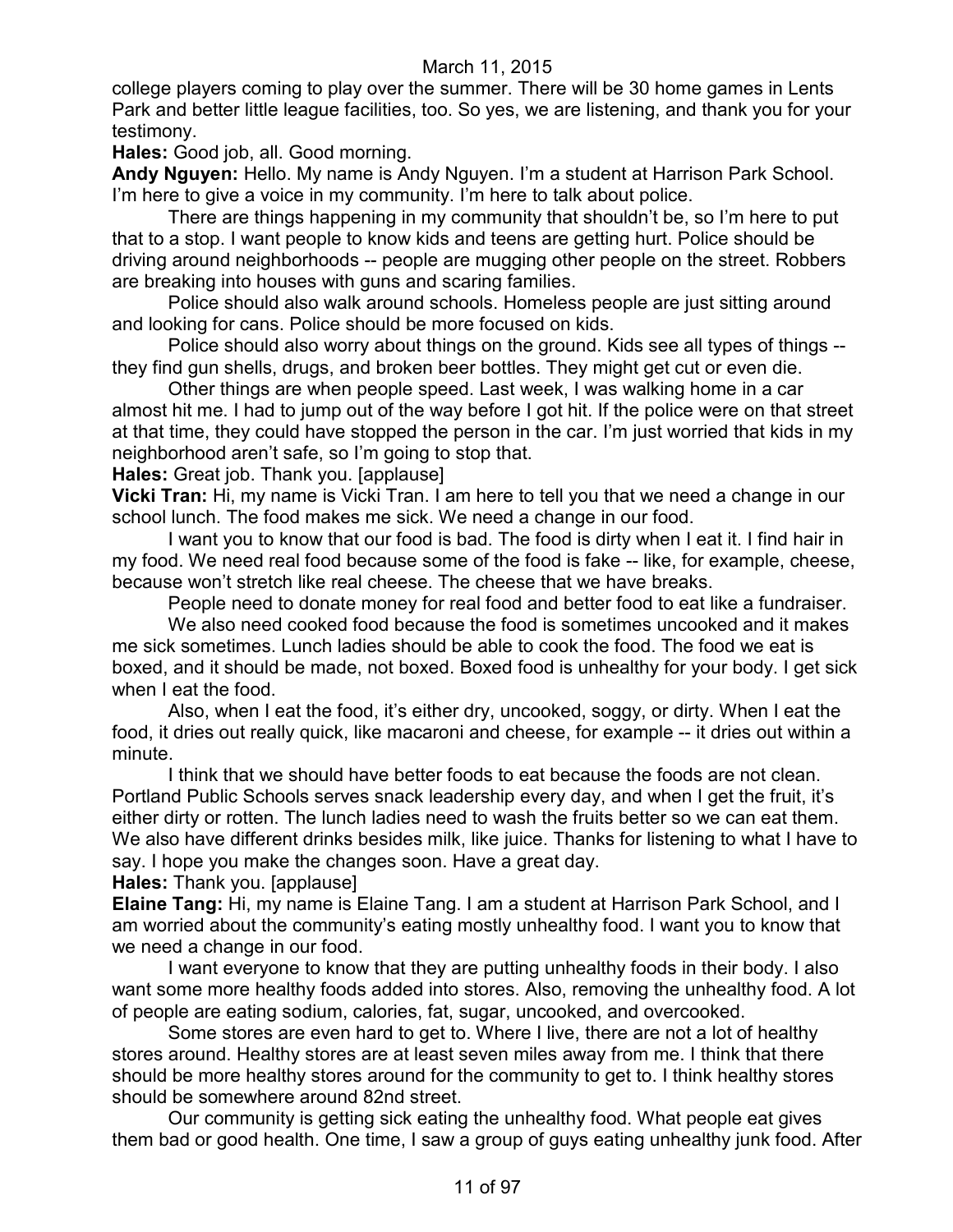college players coming to play over the summer. There will be 30 home games in Lents Park and better little league facilities, too. So yes, we are listening, and thank you for your testimony.

**Hales:** Good job, all. Good morning.

**Andy Nguyen:** Hello. My name is Andy Nguyen. I'm a student at Harrison Park School. I'm here to give a voice in my community. I'm here to talk about police.

There are things happening in my community that shouldn't be, so I'm here to put that to a stop. I want people to know kids and teens are getting hurt. Police should be driving around neighborhoods -- people are mugging other people on the street. Robbers are breaking into houses with guns and scaring families.

Police should also walk around schools. Homeless people are just sitting around and looking for cans. Police should be more focused on kids.

Police should also worry about things on the ground. Kids see all types of things -- they find gun shells, drugs, and broken beer bottles. They might get cut or even die.

Other things are when people speed. Last week, I was walking home in a car almost hit me. I had to jump out of the way before I got hit. If the police were on that street at that time, they could have stopped the person in the car. I'm just worried that kids in my neighborhood aren't safe, so I'm going to stop that.

**Hales:** Great job. Thank you. [applause]

**Vicki Tran:** Hi, my name is Vicki Tran. I am here to tell you that we need a change in our school lunch. The food makes me sick. We need a change in our food.

I want you to know that our food is bad. The food is dirty when I eat it. I find hair in my food. We need real food because some of the food is fake -- like, for example, cheese, because won't stretch like real cheese. The cheese that we have breaks.

People need to donate money for real food and better food to eat like a fundraiser.

We also need cooked food because the food is sometimes uncooked and it makes me sick sometimes. Lunch ladies should be able to cook the food. The food we eat is boxed, and it should be made, not boxed. Boxed food is unhealthy for your body. I get sick when I eat the food.

Also, when I eat the food, it's either dry, uncooked, soggy, or dirty. When I eat the food, it dries out really quick, like macaroni and cheese, for example -- it dries out within a minute.

I think that we should have better foods to eat because the foods are not clean. Portland Public Schools serves snack leadership every day, and when I get the fruit, it's either dirty or rotten. The lunch ladies need to wash the fruits better so we can eat them. We also have different drinks besides milk, like juice. Thanks for listening to what I have to say. I hope you make the changes soon. Have a great day.

**Hales:** Thank you. [applause]

**Elaine Tang:** Hi, my name is Elaine Tang. I am a student at Harrison Park School, and I am worried about the community's eating mostly unhealthy food. I want you to know that we need a change in our food.

I want everyone to know that they are putting unhealthy foods in their body. I also want some more healthy foods added into stores. Also, removing the unhealthy food. A lot of people are eating sodium, calories, fat, sugar, uncooked, and overcooked.

Some stores are even hard to get to. Where I live, there are not a lot of healthy stores around. Healthy stores are at least seven miles away from me. I think that there should be more healthy stores around for the community to get to. I think healthy stores should be somewhere around 82nd street.

Our community is getting sick eating the unhealthy food. What people eat gives them bad or good health. One time, I saw a group of guys eating unhealthy junk food. After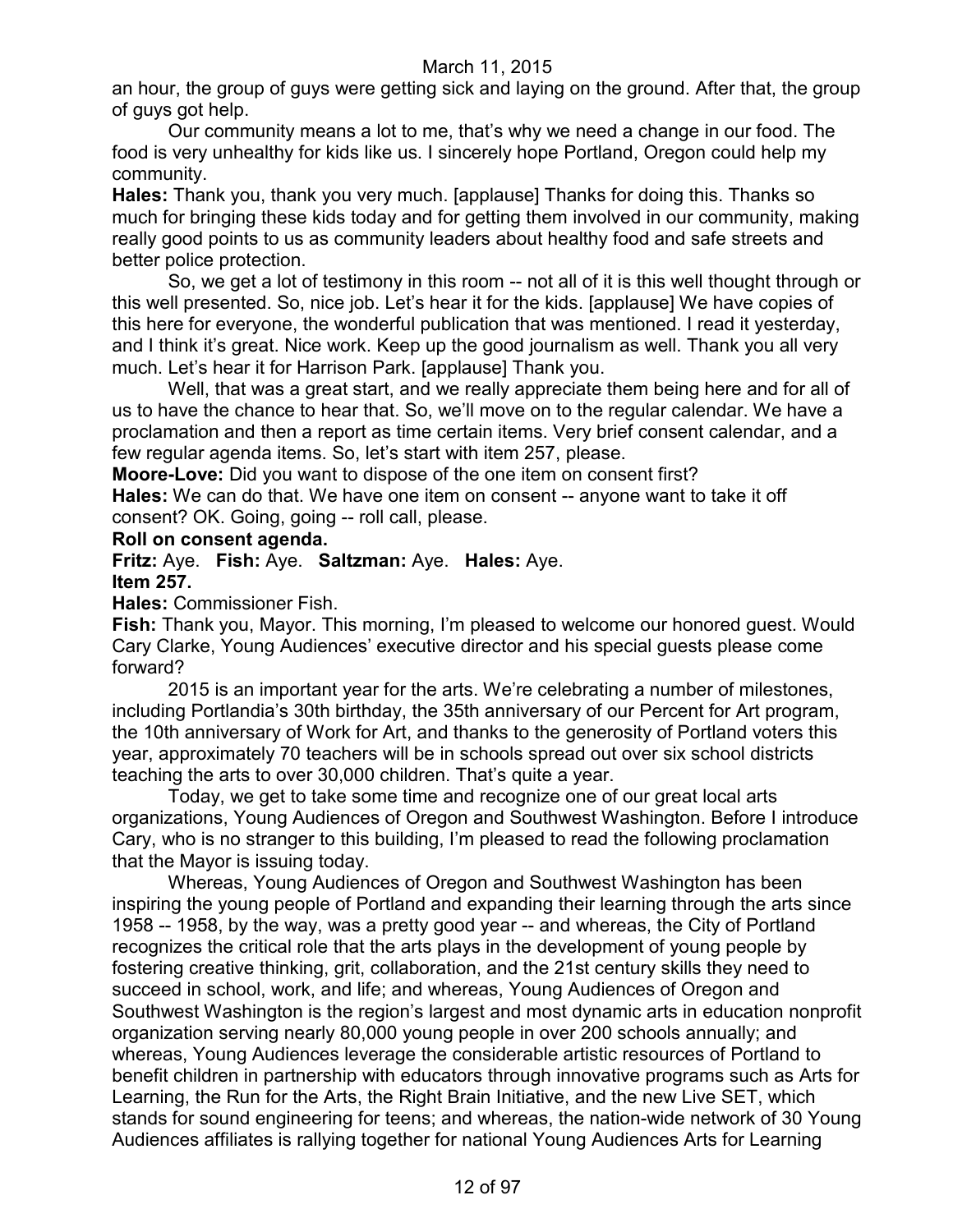an hour, the group of guys were getting sick and laying on the ground. After that, the group of guys got help.

Our community means a lot to me, that's why we need a change in our food. The food is very unhealthy for kids like us. I sincerely hope Portland, Oregon could help my community.

**Hales:** Thank you, thank you very much. [applause] Thanks for doing this. Thanks so much for bringing these kids today and for getting them involved in our community, making really good points to us as community leaders about healthy food and safe streets and better police protection.

So, we get a lot of testimony in this room -- not all of it is this well thought through or this well presented. So, nice job. Let's hear it for the kids. [applause] We have copies of this here for everyone, the wonderful publication that was mentioned. I read it yesterday, and I think it's great. Nice work. Keep up the good journalism as well. Thank you all very much. Let's hear it for Harrison Park. [applause] Thank you.

Well, that was a great start, and we really appreciate them being here and for all of us to have the chance to hear that. So, we'll move on to the regular calendar. We have a proclamation and then a report as time certain items. Very brief consent calendar, and a few regular agenda items. So, let's start with item 257, please.

**Moore-Love:** Did you want to dispose of the one item on consent first?

**Hales:** We can do that. We have one item on consent -- anyone want to take it off consent? OK. Going, going -- roll call, please.

**Roll on consent agenda.**

**Fritz:** Aye. **Fish:** Aye. **Saltzman:** Aye. **Hales:** Aye.

**Item 257.**

**Hales:** Commissioner Fish.

**Fish:** Thank you, Mayor. This morning, I'm pleased to welcome our honored guest. Would Cary Clarke, Young Audiences' executive director and his special guests please come forward?

2015 is an important year for the arts. We're celebrating a number of milestones, including Portlandia's 30th birthday, the 35th anniversary of our Percent for Art program, the 10th anniversary of Work for Art, and thanks to the generosity of Portland voters this year, approximately 70 teachers will be in schools spread out over six school districts teaching the arts to over 30,000 children. That's quite a year.

Today, we get to take some time and recognize one of our great local arts organizations, Young Audiences of Oregon and Southwest Washington. Before I introduce Cary, who is no stranger to this building, I'm pleased to read the following proclamation that the Mayor is issuing today.

Whereas, Young Audiences of Oregon and Southwest Washington has been inspiring the young people of Portland and expanding their learning through the arts since 1958 -- 1958, by the way, was a pretty good year -- and whereas, the City of Portland recognizes the critical role that the arts plays in the development of young people by fostering creative thinking, grit, collaboration, and the 21st century skills they need to succeed in school, work, and life; and whereas, Young Audiences of Oregon and Southwest Washington is the region's largest and most dynamic arts in education nonprofit organization serving nearly 80,000 young people in over 200 schools annually; and whereas, Young Audiences leverage the considerable artistic resources of Portland to benefit children in partnership with educators through innovative programs such as Arts for Learning, the Run for the Arts, the Right Brain Initiative, and the new Live SET, which stands for sound engineering for teens; and whereas, the nation-wide network of 30 Young Audiences affiliates is rallying together for national Young Audiences Arts for Learning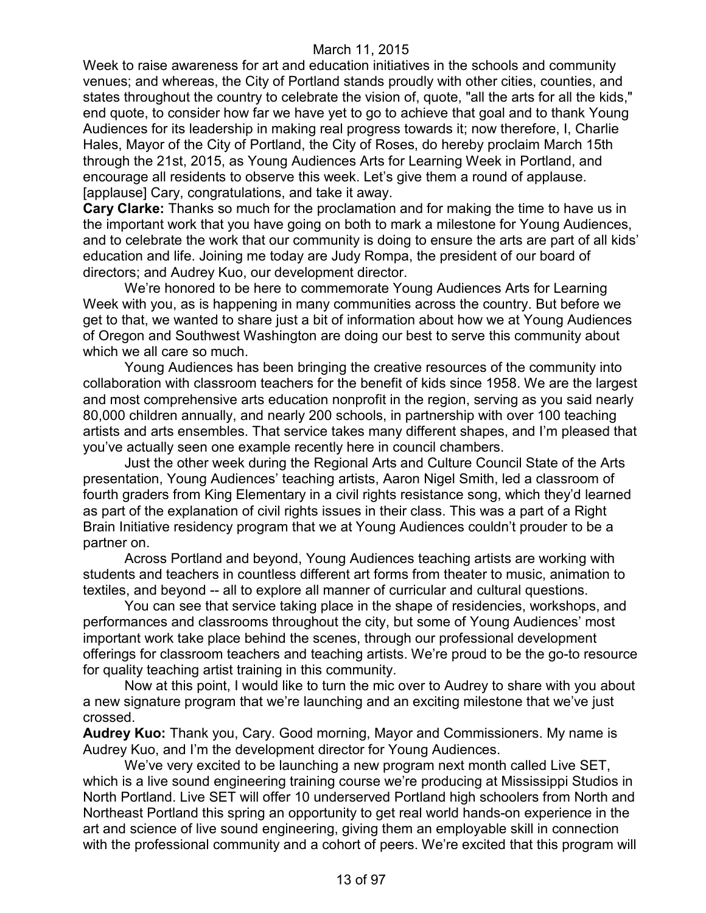Week to raise awareness for art and education initiatives in the schools and community venues; and whereas, the City of Portland stands proudly with other cities, counties, and states throughout the country to celebrate the vision of, quote, "all the arts for all the kids," end quote, to consider how far we have yet to go to achieve that goal and to thank Young Audiences for its leadership in making real progress towards it; now therefore, I, Charlie Hales, Mayor of the City of Portland, the City of Roses, do hereby proclaim March 15th through the 21st, 2015, as Young Audiences Arts for Learning Week in Portland, and encourage all residents to observe this week. Let's give them a round of applause. [applause] Cary, congratulations, and take it away.

**Cary Clarke:** Thanks so much for the proclamation and for making the time to have us in the important work that you have going on both to mark a milestone for Young Audiences, and to celebrate the work that our community is doing to ensure the arts are part of all kids' education and life. Joining me today are Judy Rompa, the president of our board of directors; and Audrey Kuo, our development director.

We're honored to be here to commemorate Young Audiences Arts for Learning Week with you, as is happening in many communities across the country. But before we get to that, we wanted to share just a bit of information about how we at Young Audiences of Oregon and Southwest Washington are doing our best to serve this community about which we all care so much.

Young Audiences has been bringing the creative resources of the community into collaboration with classroom teachers for the benefit of kids since 1958. We are the largest and most comprehensive arts education nonprofit in the region, serving as you said nearly 80,000 children annually, and nearly 200 schools, in partnership with over 100 teaching artists and arts ensembles. That service takes many different shapes, and I'm pleased that you've actually seen one example recently here in council chambers.

Just the other week during the Regional Arts and Culture Council State of the Arts presentation, Young Audiences' teaching artists, Aaron Nigel Smith, led a classroom of fourth graders from King Elementary in a civil rights resistance song, which they'd learned as part of the explanation of civil rights issues in their class. This was a part of a Right Brain Initiative residency program that we at Young Audiences couldn't prouder to be a partner on.

Across Portland and beyond, Young Audiences teaching artists are working with students and teachers in countless different art forms from theater to music, animation to textiles, and beyond -- all to explore all manner of curricular and cultural questions.

You can see that service taking place in the shape of residencies, workshops, and performances and classrooms throughout the city, but some of Young Audiences' most important work take place behind the scenes, through our professional development offerings for classroom teachers and teaching artists. We're proud to be the go-to resource for quality teaching artist training in this community.

Now at this point, I would like to turn the mic over to Audrey to share with you about a new signature program that we're launching and an exciting milestone that we've just crossed.

**Audrey Kuo:** Thank you, Cary. Good morning, Mayor and Commissioners. My name is Audrey Kuo, and I'm the development director for Young Audiences.

We've very excited to be launching a new program next month called Live SET, which is a live sound engineering training course we're producing at Mississippi Studios in North Portland. Live SET will offer 10 underserved Portland high schoolers from North and Northeast Portland this spring an opportunity to get real world hands-on experience in the art and science of live sound engineering, giving them an employable skill in connection with the professional community and a cohort of peers. We're excited that this program will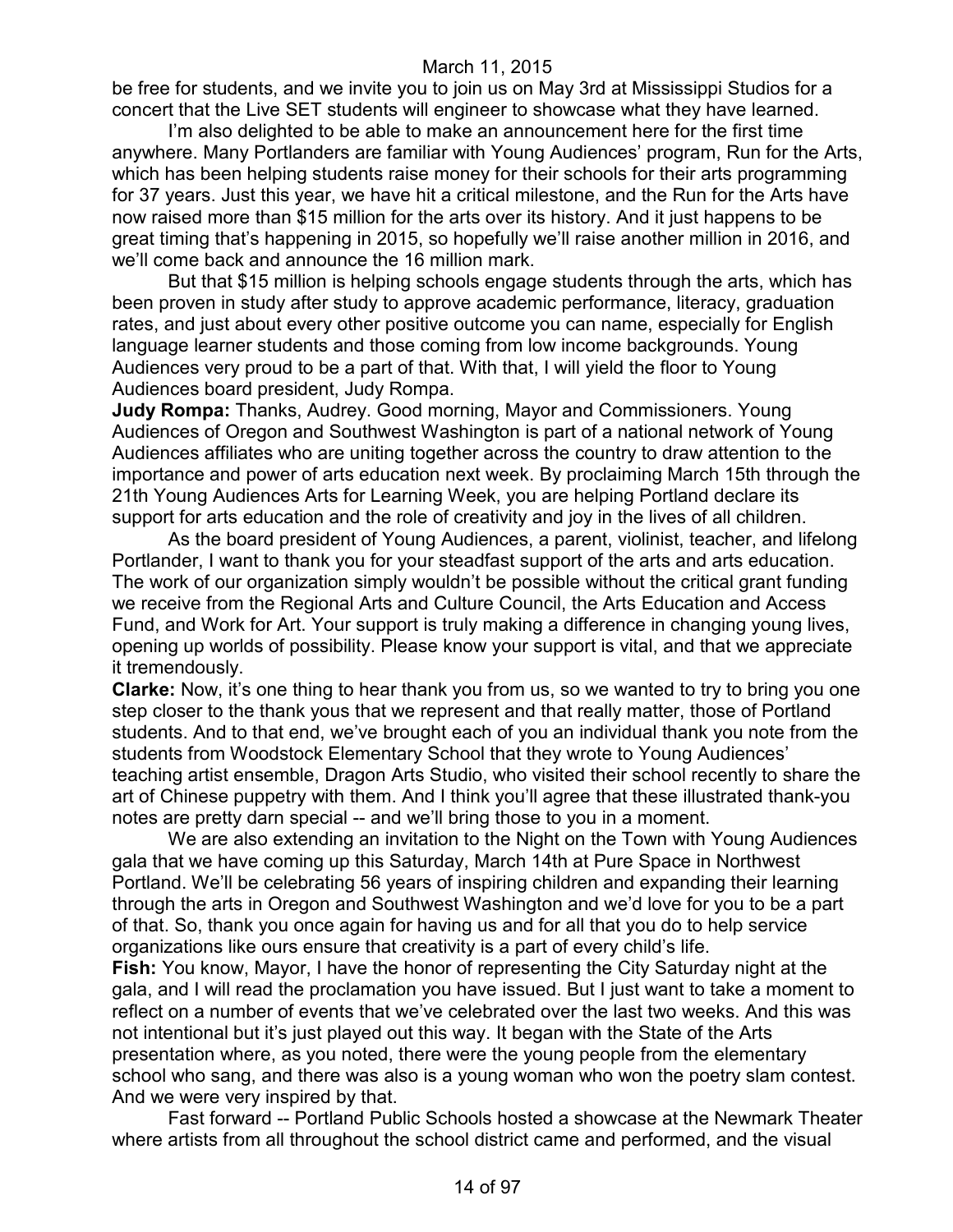be free for students, and we invite you to join us on May 3rd at Mississippi Studios for a concert that the Live SET students will engineer to showcase what they have learned.

I'm also delighted to be able to make an announcement here for the first time anywhere. Many Portlanders are familiar with Young Audiences' program, Run for the Arts, which has been helping students raise money for their schools for their arts programming for 37 years. Just this year, we have hit a critical milestone, and the Run for the Arts have now raised more than $15 million for the arts over its history. And it just happens to be great timing that's happening in 2015, so hopefully we'll raise another million in 2016, and we'll come back and announce the 16 million mark.

But that $15 million is helping schools engage students through the arts, which has been proven in study after study to approve academic performance, literacy, graduation rates, and just about every other positive outcome you can name, especially for English language learner students and those coming from low income backgrounds. Young Audiences very proud to be a part of that. With that, I will yield the floor to Young Audiences board president, Judy Rompa.

**Judy Rompa:** Thanks, Audrey. Good morning, Mayor and Commissioners. Young Audiences of Oregon and Southwest Washington is part of a national network of Young Audiences affiliates who are uniting together across the country to draw attention to the importance and power of arts education next week. By proclaiming March 15th through the 21th Young Audiences Arts for Learning Week, you are helping Portland declare its support for arts education and the role of creativity and joy in the lives of all children.

As the board president of Young Audiences, a parent, violinist, teacher, and lifelong Portlander, I want to thank you for your steadfast support of the arts and arts education. The work of our organization simply wouldn't be possible without the critical grant funding we receive from the Regional Arts and Culture Council, the Arts Education and Access Fund, and Work for Art. Your support is truly making a difference in changing young lives, opening up worlds of possibility. Please know your support is vital, and that we appreciate it tremendously.

**Clarke:** Now, it's one thing to hear thank you from us, so we wanted to try to bring you one step closer to the thank yous that we represent and that really matter, those of Portland students. And to that end, we've brought each of you an individual thank you note from the students from Woodstock Elementary School that they wrote to Young Audiences' teaching artist ensemble, Dragon Arts Studio, who visited their school recently to share the art of Chinese puppetry with them. And I think you'll agree that these illustrated thank-you notes are pretty darn special -- and we'll bring those to you in a moment.

We are also extending an invitation to the Night on the Town with Young Audiences gala that we have coming up this Saturday, March 14th at Pure Space in Northwest Portland. We'll be celebrating 56 years of inspiring children and expanding their learning through the arts in Oregon and Southwest Washington and we'd love for you to be a part of that. So, thank you once again for having us and for all that you do to help service organizations like ours ensure that creativity is a part of every child's life.

**Fish:** You know, Mayor, I have the honor of representing the City Saturday night at the gala, and I will read the proclamation you have issued. But I just want to take a moment to reflect on a number of events that we've celebrated over the last two weeks. And this was not intentional but it's just played out this way. It began with the State of the Arts presentation where, as you noted, there were the young people from the elementary school who sang, and there was also is a young woman who won the poetry slam contest. And we were very inspired by that.

Fast forward -- Portland Public Schools hosted a showcase at the Newmark Theater where artists from all throughout the school district came and performed, and the visual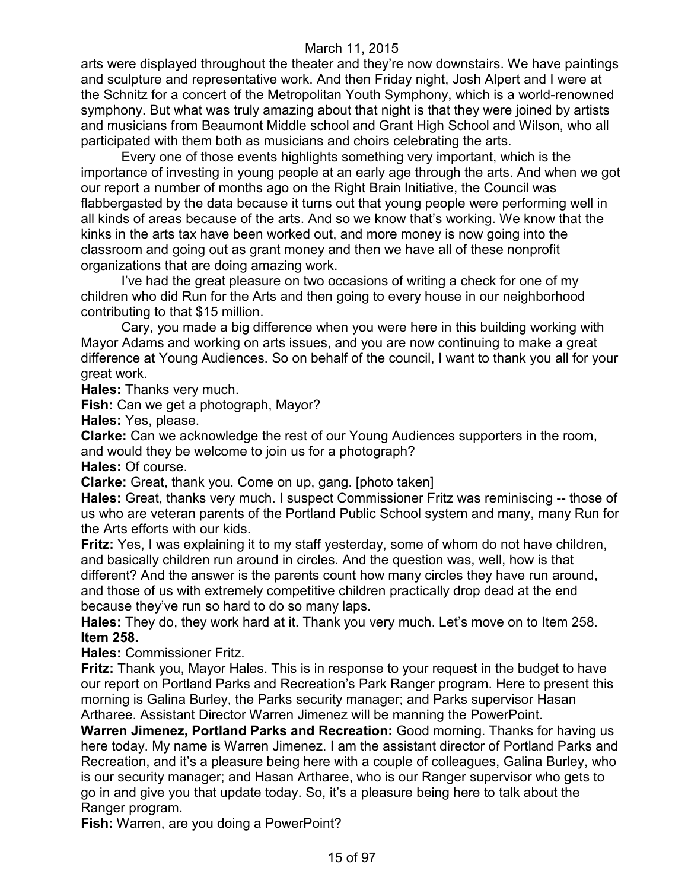arts were displayed throughout the theater and they're now downstairs. We have paintings and sculpture and representative work. And then Friday night, Josh Alpert and I were at the Schnitz for a concert of the Metropolitan Youth Symphony, which is a world-renowned symphony. But what was truly amazing about that night is that they were joined by artists and musicians from Beaumont Middle school and Grant High School and Wilson, who all participated with them both as musicians and choirs celebrating the arts.

Every one of those events highlights something very important, which is the importance of investing in young people at an early age through the arts. And when we got our report a number of months ago on the Right Brain Initiative, the Council was flabbergasted by the data because it turns out that young people were performing well in all kinds of areas because of the arts. And so we know that's working. We know that the kinks in the arts tax have been worked out, and more money is now going into the classroom and going out as grant money and then we have all of these nonprofit organizations that are doing amazing work.

I've had the great pleasure on two occasions of writing a check for one of my children who did Run for the Arts and then going to every house in our neighborhood contributing to that $15 million.

Cary, you made a big difference when you were here in this building working with Mayor Adams and working on arts issues, and you are now continuing to make a great difference at Young Audiences. So on behalf of the council, I want to thank you all for your great work.

**Hales:** Thanks very much.

**Fish:** Can we get a photograph, Mayor?

**Hales:** Yes, please.

**Clarke:** Can we acknowledge the rest of our Young Audiences supporters in the room, and would they be welcome to join us for a photograph?

**Hales:** Of course.

**Clarke:** Great, thank you. Come on up, gang. [photo taken]

**Hales:** Great, thanks very much. I suspect Commissioner Fritz was reminiscing -- those of us who are veteran parents of the Portland Public School system and many, many Run for the Arts efforts with our kids.

**Fritz:** Yes, I was explaining it to my staff yesterday, some of whom do not have children, and basically children run around in circles. And the question was, well, how is that different? And the answer is the parents count how many circles they have run around, and those of us with extremely competitive children practically drop dead at the end because they've run so hard to do so many laps.

**Hales:** They do, they work hard at it. Thank you very much. Let's move on to Item 258.

**Item 258.**

**Hales:** Commissioner Fritz.

**Fritz:** Thank you, Mayor Hales. This is in response to your request in the budget to have our report on Portland Parks and Recreation's Park Ranger program. Here to present this morning is Galina Burley, the Parks security manager; and Parks supervisor Hasan Artharee. Assistant Director Warren Jimenez will be manning the PowerPoint.

**Warren Jimenez, Portland Parks and Recreation:** Good morning. Thanks for having us here today. My name is Warren Jimenez. I am the assistant director of Portland Parks and Recreation, and it's a pleasure being here with a couple of colleagues, Galina Burley, who is our security manager; and Hasan Artharee, who is our Ranger supervisor who gets to go in and give you that update today. So, it's a pleasure being here to talk about the Ranger program.

**Fish:** Warren, are you doing a PowerPoint?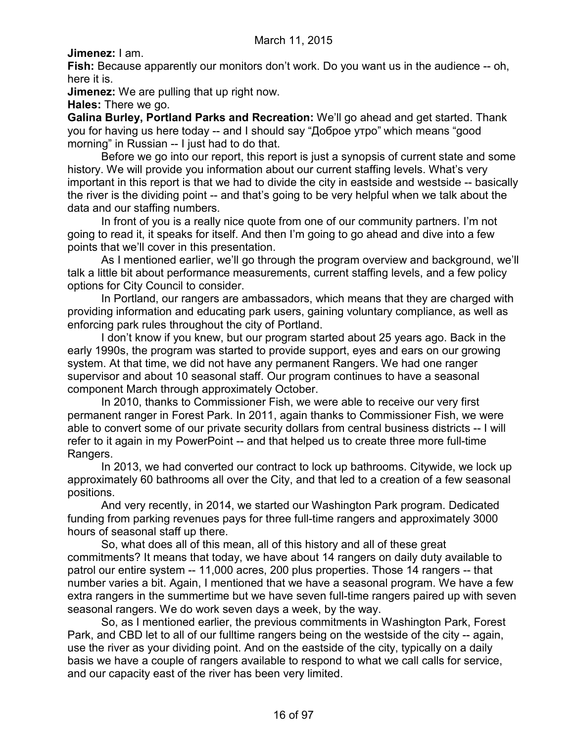**Jimenez:** I am.

**Fish:** Because apparently our monitors don't work. Do you want us in the audience -- oh, here it is.

**Jimenez:** We are pulling that up right now.

**Hales:** There we go.

**Galina Burley, Portland Parks and Recreation:** We'll go ahead and get started. Thank you for having us here today -- and I should say "Доброе утро" which means "good morning" in Russian -- I just had to do that.

Before we go into our report, this report is just a synopsis of current state and some history. We will provide you information about our current staffing levels. What's very important in this report is that we had to divide the city in eastside and westside -- basically the river is the dividing point -- and that's going to be very helpful when we talk about the data and our staffing numbers.

In front of you is a really nice quote from one of our community partners. I'm not going to read it, it speaks for itself. And then I'm going to go ahead and dive into a few points that we'll cover in this presentation.

As I mentioned earlier, we'll go through the program overview and background, we'll talk a little bit about performance measurements, current staffing levels, and a few policy options for City Council to consider.

In Portland, our rangers are ambassadors, which means that they are charged with providing information and educating park users, gaining voluntary compliance, as well as enforcing park rules throughout the city of Portland.

I don't know if you knew, but our program started about 25 years ago. Back in the early 1990s, the program was started to provide support, eyes and ears on our growing system. At that time, we did not have any permanent Rangers. We had one ranger supervisor and about 10 seasonal staff. Our program continues to have a seasonal component March through approximately October.

In 2010, thanks to Commissioner Fish, we were able to receive our very first permanent ranger in Forest Park. In 2011, again thanks to Commissioner Fish, we were able to convert some of our private security dollars from central business districts -- I will refer to it again in my PowerPoint -- and that helped us to create three more full-time Rangers.

In 2013, we had converted our contract to lock up bathrooms. Citywide, we lock up approximately 60 bathrooms all over the City, and that led to a creation of a few seasonal positions.

And very recently, in 2014, we started our Washington Park program. Dedicated funding from parking revenues pays for three full-time rangers and approximately 3000 hours of seasonal staff up there.

So, what does all of this mean, all of this history and all of these great commitments? It means that today, we have about 14 rangers on daily duty available to patrol our entire system -- 11,000 acres, 200 plus properties. Those 14 rangers -- that number varies a bit. Again, I mentioned that we have a seasonal program. We have a few extra rangers in the summertime but we have seven full-time rangers paired up with seven seasonal rangers. We do work seven days a week, by the way.

So, as I mentioned earlier, the previous commitments in Washington Park, Forest Park, and CBD let to all of our fulltime rangers being on the westside of the city -- again, use the river as your dividing point. And on the eastside of the city, typically on a daily basis we have a couple of rangers available to respond to what we call calls for service, and our capacity east of the river has been very limited.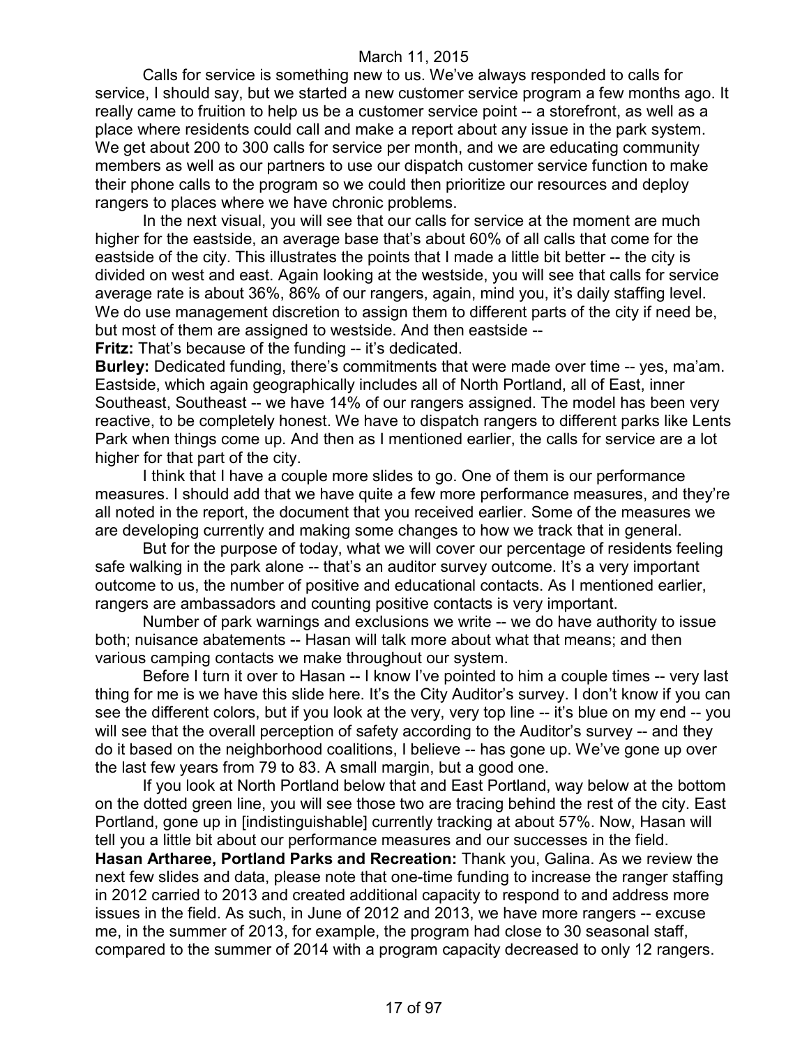Calls for service is something new to us. We've always responded to calls for service, I should say, but we started a new customer service program a few months ago. It really came to fruition to help us be a customer service point -- a storefront, as well as a place where residents could call and make a report about any issue in the park system. We get about 200 to 300 calls for service per month, and we are educating community members as well as our partners to use our dispatch customer service function to make their phone calls to the program so we could then prioritize our resources and deploy rangers to places where we have chronic problems.

In the next visual, you will see that our calls for service at the moment are much higher for the eastside, an average base that's about 60% of all calls that come for the eastside of the city. This illustrates the points that I made a little bit better -- the city is divided on west and east. Again looking at the westside, you will see that calls for service average rate is about 36%, 86% of our rangers, again, mind you, it's daily staffing level. We do use management discretion to assign them to different parts of the city if need be, but most of them are assigned to westside. And then eastside --

**Fritz:** That's because of the funding -- it's dedicated.

**Burley:** Dedicated funding, there's commitments that were made over time -- yes, ma'am. Eastside, which again geographically includes all of North Portland, all of East, inner Southeast, Southeast -- we have 14% of our rangers assigned. The model has been very reactive, to be completely honest. We have to dispatch rangers to different parks like Lents Park when things come up. And then as I mentioned earlier, the calls for service are a lot higher for that part of the city.

I think that I have a couple more slides to go. One of them is our performance measures. I should add that we have quite a few more performance measures, and they're all noted in the report, the document that you received earlier. Some of the measures we are developing currently and making some changes to how we track that in general.

But for the purpose of today, what we will cover our percentage of residents feeling safe walking in the park alone -- that's an auditor survey outcome. It's a very important outcome to us, the number of positive and educational contacts. As I mentioned earlier, rangers are ambassadors and counting positive contacts is very important.

Number of park warnings and exclusions we write -- we do have authority to issue both; nuisance abatements -- Hasan will talk more about what that means; and then various camping contacts we make throughout our system.

Before I turn it over to Hasan -- I know I've pointed to him a couple times -- very last thing for me is we have this slide here. It's the City Auditor's survey. I don't know if you can see the different colors, but if you look at the very, very top line -- it's blue on my end -- you will see that the overall perception of safety according to the Auditor's survey -- and they do it based on the neighborhood coalitions, I believe -- has gone up. We've gone up over the last few years from 79 to 83. A small margin, but a good one.

If you look at North Portland below that and East Portland, way below at the bottom on the dotted green line, you will see those two are tracing behind the rest of the city. East Portland, gone up in [indistinguishable] currently tracking at about 57%. Now, Hasan will tell you a little bit about our performance measures and our successes in the field.

**Hasan Artharee, Portland Parks and Recreation:** Thank you, Galina. As we review the next few slides and data, please note that one-time funding to increase the ranger staffing in 2012 carried to 2013 and created additional capacity to respond to and address more issues in the field. As such, in June of 2012 and 2013, we have more rangers -- excuse me, in the summer of 2013, for example, the program had close to 30 seasonal staff, compared to the summer of 2014 with a program capacity decreased to only 12 rangers.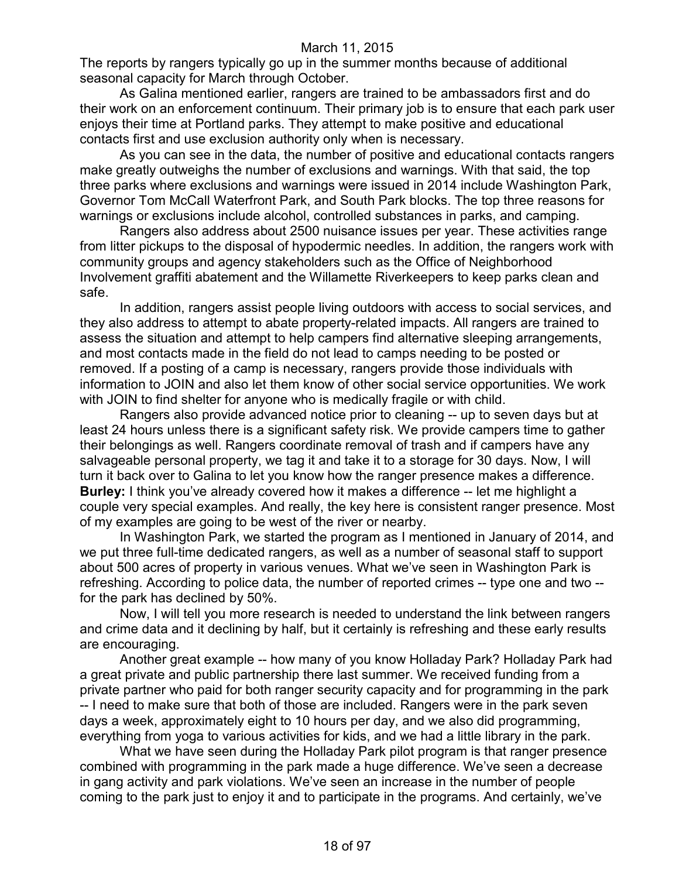The reports by rangers typically go up in the summer months because of additional seasonal capacity for March through October.

As Galina mentioned earlier, rangers are trained to be ambassadors first and do their work on an enforcement continuum. Their primary job is to ensure that each park user enjoys their time at Portland parks. They attempt to make positive and educational contacts first and use exclusion authority only when is necessary.

As you can see in the data, the number of positive and educational contacts rangers make greatly outweighs the number of exclusions and warnings. With that said, the top three parks where exclusions and warnings were issued in 2014 include Washington Park, Governor Tom McCall Waterfront Park, and South Park blocks. The top three reasons for warnings or exclusions include alcohol, controlled substances in parks, and camping.

Rangers also address about 2500 nuisance issues per year. These activities range from litter pickups to the disposal of hypodermic needles. In addition, the rangers work with community groups and agency stakeholders such as the Office of Neighborhood Involvement graffiti abatement and the Willamette Riverkeepers to keep parks clean and safe.

In addition, rangers assist people living outdoors with access to social services, and they also address to attempt to abate property-related impacts. All rangers are trained to assess the situation and attempt to help campers find alternative sleeping arrangements, and most contacts made in the field do not lead to camps needing to be posted or removed. If a posting of a camp is necessary, rangers provide those individuals with information to JOIN and also let them know of other social service opportunities. We work with JOIN to find shelter for anyone who is medically fragile or with child.

Rangers also provide advanced notice prior to cleaning -- up to seven days but at least 24 hours unless there is a significant safety risk. We provide campers time to gather their belongings as well. Rangers coordinate removal of trash and if campers have any salvageable personal property, we tag it and take it to a storage for 30 days. Now, I will turn it back over to Galina to let you know how the ranger presence makes a difference.

**Burley:** I think you've already covered how it makes a difference -- let me highlight a couple very special examples. And really, the key here is consistent ranger presence. Most of my examples are going to be west of the river or nearby.

In Washington Park, we started the program as I mentioned in January of 2014, and we put three full-time dedicated rangers, as well as a number of seasonal staff to support about 500 acres of property in various venues. What we've seen in Washington Park is refreshing. According to police data, the number of reported crimes -- type one and two -- for the park has declined by 50%.

Now, I will tell you more research is needed to understand the link between rangers and crime data and it declining by half, but it certainly is refreshing and these early results are encouraging.

Another great example -- how many of you know Holladay Park? Holladay Park had a great private and public partnership there last summer. We received funding from a private partner who paid for both ranger security capacity and for programming in the park -- I need to make sure that both of those are included. Rangers were in the park seven days a week, approximately eight to 10 hours per day, and we also did programming, everything from yoga to various activities for kids, and we had a little library in the park.

What we have seen during the Holladay Park pilot program is that ranger presence combined with programming in the park made a huge difference. We've seen a decrease in gang activity and park violations. We've seen an increase in the number of people coming to the park just to enjoy it and to participate in the programs. And certainly, we've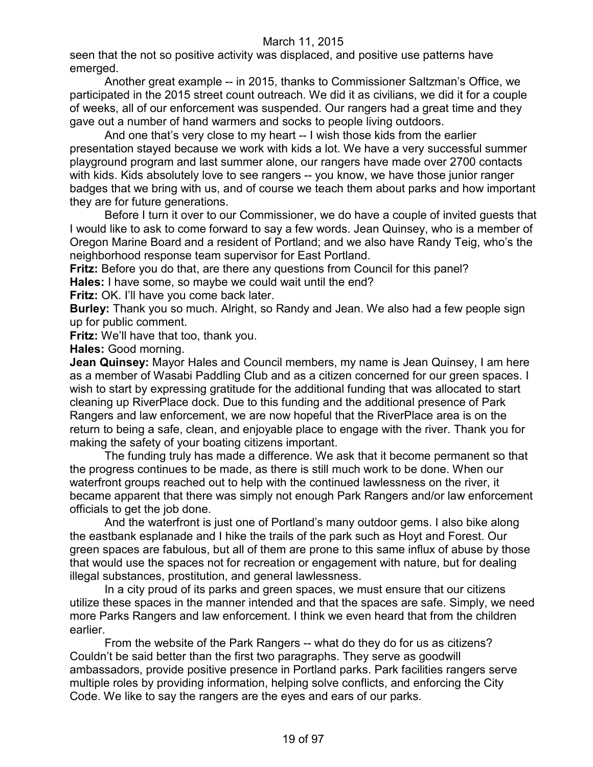seen that the not so positive activity was displaced, and positive use patterns have emerged.

Another great example -- in 2015, thanks to Commissioner Saltzman's Office, we participated in the 2015 street count outreach. We did it as civilians, we did it for a couple of weeks, all of our enforcement was suspended. Our rangers had a great time and they gave out a number of hand warmers and socks to people living outdoors.

And one that's very close to my heart -- I wish those kids from the earlier presentation stayed because we work with kids a lot. We have a very successful summer playground program and last summer alone, our rangers have made over 2700 contacts with kids. Kids absolutely love to see rangers -- you know, we have those junior ranger badges that we bring with us, and of course we teach them about parks and how important they are for future generations.

Before I turn it over to our Commissioner, we do have a couple of invited guests that I would like to ask to come forward to say a few words. Jean Quinsey, who is a member of Oregon Marine Board and a resident of Portland; and we also have Randy Teig, who's the neighborhood response team supervisor for East Portland.

**Fritz:** Before you do that, are there any questions from Council for this panel?

**Hales:** I have some, so maybe we could wait until the end?

**Fritz:** OK. I'll have you come back later.

**Burley:** Thank you so much. Alright, so Randy and Jean. We also had a few people sign up for public comment.

**Fritz:** We'll have that too, thank you.

**Hales:** Good morning.

**Jean Quinsey:** Mayor Hales and Council members, my name is Jean Quinsey, I am here as a member of Wasabi Paddling Club and as a citizen concerned for our green spaces. I wish to start by expressing gratitude for the additional funding that was allocated to start cleaning up RiverPlace dock. Due to this funding and the additional presence of Park Rangers and law enforcement, we are now hopeful that the RiverPlace area is on the return to being a safe, clean, and enjoyable place to engage with the river. Thank you for making the safety of your boating citizens important.

The funding truly has made a difference. We ask that it become permanent so that the progress continues to be made, as there is still much work to be done. When our waterfront groups reached out to help with the continued lawlessness on the river, it became apparent that there was simply not enough Park Rangers and/or law enforcement officials to get the job done.

And the waterfront is just one of Portland's many outdoor gems. I also bike along the eastbank esplanade and I hike the trails of the park such as Hoyt and Forest. Our green spaces are fabulous, but all of them are prone to this same influx of abuse by those that would use the spaces not for recreation or engagement with nature, but for dealing illegal substances, prostitution, and general lawlessness.

In a city proud of its parks and green spaces, we must ensure that our citizens utilize these spaces in the manner intended and that the spaces are safe. Simply, we need more Parks Rangers and law enforcement. I think we even heard that from the children earlier.

From the website of the Park Rangers -- what do they do for us as citizens? Couldn't be said better than the first two paragraphs. They serve as goodwill ambassadors, provide positive presence in Portland parks. Park facilities rangers serve multiple roles by providing information, helping solve conflicts, and enforcing the City Code. We like to say the rangers are the eyes and ears of our parks.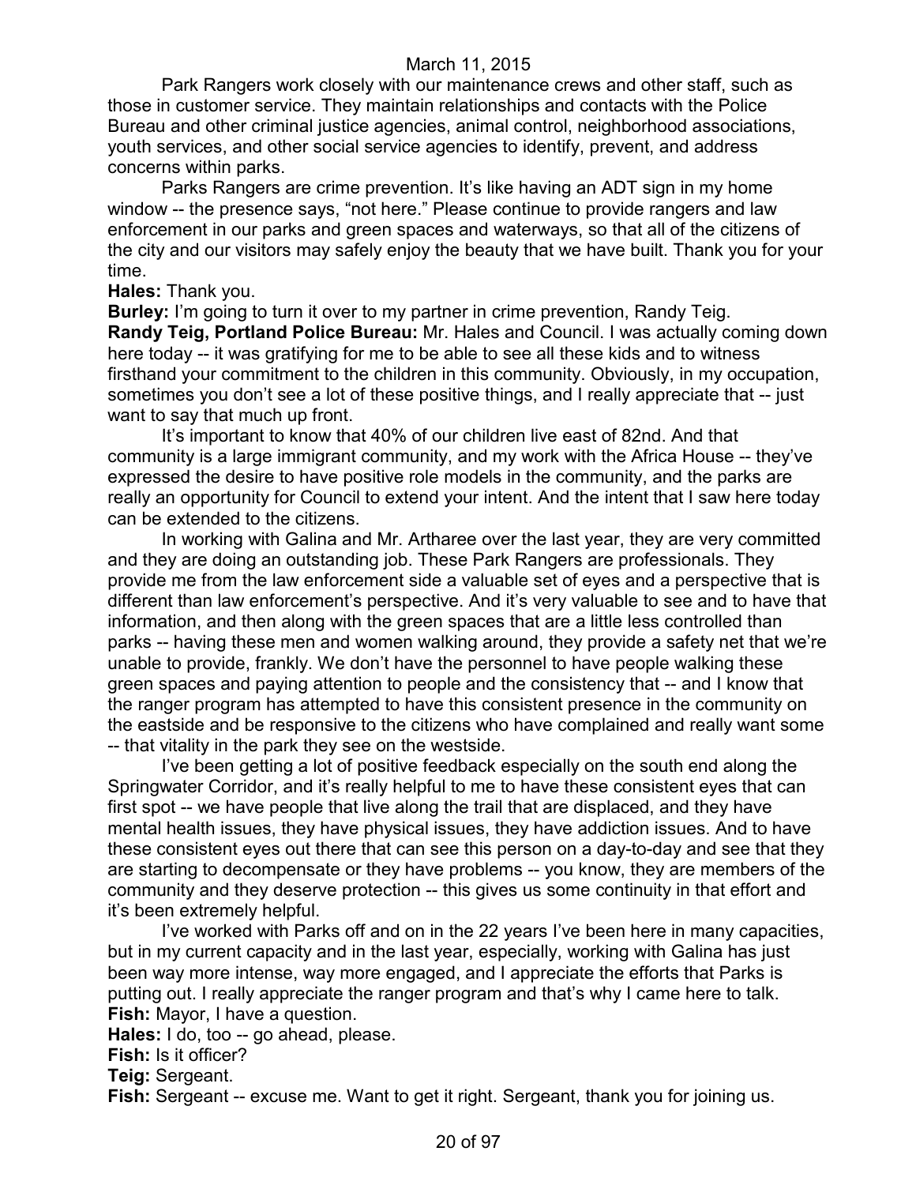Park Rangers work closely with our maintenance crews and other staff, such as those in customer service. They maintain relationships and contacts with the Police Bureau and other criminal justice agencies, animal control, neighborhood associations, youth services, and other social service agencies to identify, prevent, and address concerns within parks.

Parks Rangers are crime prevention. It's like having an ADT sign in my home window -- the presence says, "not here." Please continue to provide rangers and law enforcement in our parks and green spaces and waterways, so that all of the citizens of the city and our visitors may safely enjoy the beauty that we have built. Thank you for your time.

**Hales:** Thank you.

**Burley:** I'm going to turn it over to my partner in crime prevention, Randy Teig.

**Randy Teig, Portland Police Bureau:** Mr. Hales and Council. I was actually coming down here today -- it was gratifying for me to be able to see all these kids and to witness firsthand your commitment to the children in this community. Obviously, in my occupation, sometimes you don't see a lot of these positive things, and I really appreciate that -- just want to say that much up front.

It's important to know that 40% of our children live east of 82nd. And that community is a large immigrant community, and my work with the Africa House -- they've expressed the desire to have positive role models in the community, and the parks are really an opportunity for Council to extend your intent. And the intent that I saw here today can be extended to the citizens.

In working with Galina and Mr. Artharee over the last year, they are very committed and they are doing an outstanding job. These Park Rangers are professionals. They provide me from the law enforcement side a valuable set of eyes and a perspective that is different than law enforcement's perspective. And it's very valuable to see and to have that information, and then along with the green spaces that are a little less controlled than parks -- having these men and women walking around, they provide a safety net that we're unable to provide, frankly. We don't have the personnel to have people walking these green spaces and paying attention to people and the consistency that -- and I know that the ranger program has attempted to have this consistent presence in the community on the eastside and be responsive to the citizens who have complained and really want some -- that vitality in the park they see on the westside.

I've been getting a lot of positive feedback especially on the south end along the Springwater Corridor, and it's really helpful to me to have these consistent eyes that can first spot -- we have people that live along the trail that are displaced, and they have mental health issues, they have physical issues, they have addiction issues. And to have these consistent eyes out there that can see this person on a day-to-day and see that they are starting to decompensate or they have problems -- you know, they are members of the community and they deserve protection -- this gives us some continuity in that effort and it's been extremely helpful.

I've worked with Parks off and on in the 22 years I've been here in many capacities, but in my current capacity and in the last year, especially, working with Galina has just been way more intense, way more engaged, and I appreciate the efforts that Parks is putting out. I really appreciate the ranger program and that's why I came here to talk.

**Fish:** Mayor, I have a question.

**Hales:** I do, too -- go ahead, please.

**Fish:** Is it officer?

**Teig:** Sergeant.

**Fish:** Sergeant -- excuse me. Want to get it right. Sergeant, thank you for joining us.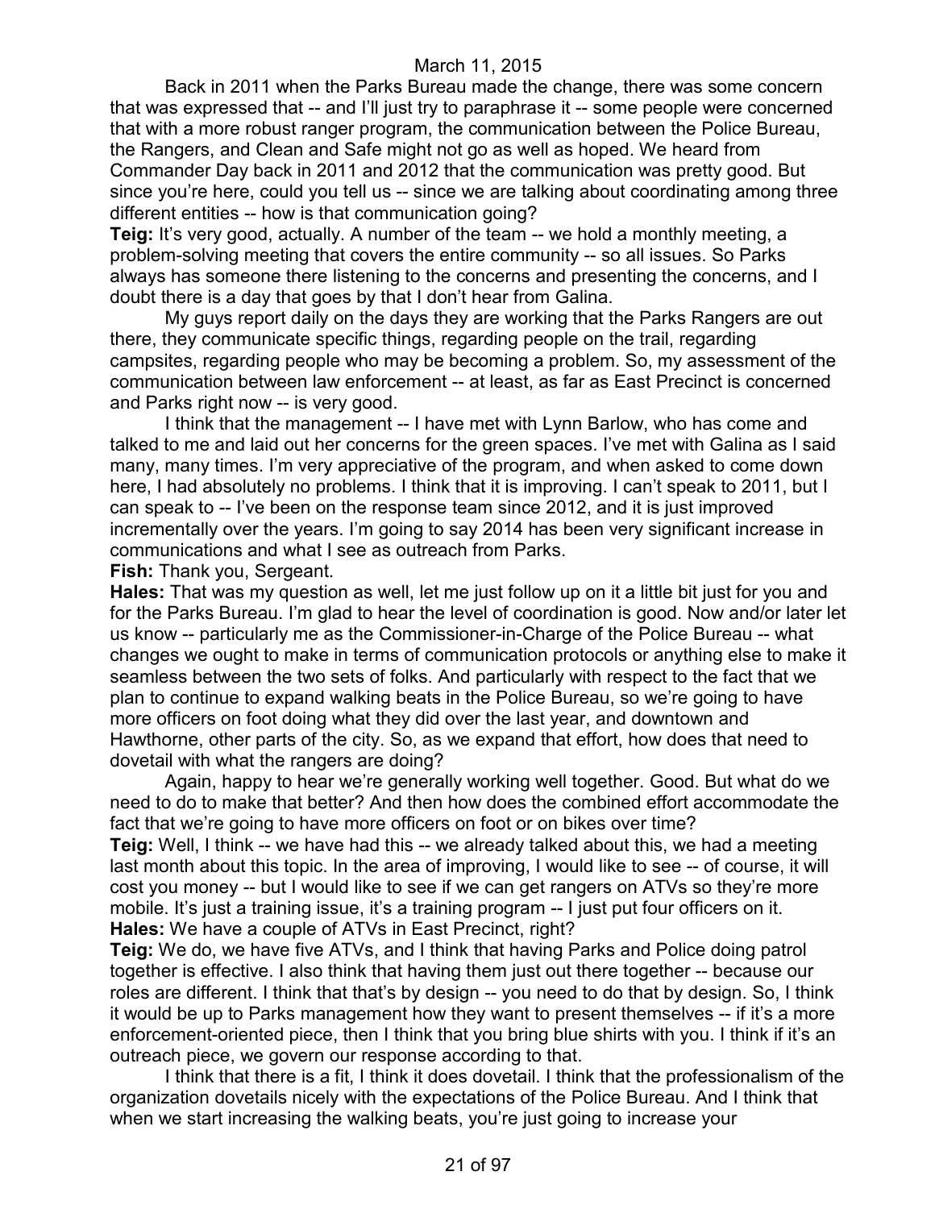Back in 2011 when the Parks Bureau made the change, there was some concern that was expressed that -- and I'll just try to paraphrase it -- some people were concerned that with a more robust ranger program, the communication between the Police Bureau, the Rangers, and Clean and Safe might not go as well as hoped. We heard from Commander Day back in 2011 and 2012 that the communication was pretty good. But since you're here, could you tell us -- since we are talking about coordinating among three different entities -- how is that communication going?

**Teig:** It's very good, actually. A number of the team -- we hold a monthly meeting, a problem-solving meeting that covers the entire community -- so all issues. So Parks always has someone there listening to the concerns and presenting the concerns, and I doubt there is a day that goes by that I don't hear from Galina.

My guys report daily on the days they are working that the Parks Rangers are out there, they communicate specific things, regarding people on the trail, regarding campsites, regarding people who may be becoming a problem. So, my assessment of the communication between law enforcement -- at least, as far as East Precinct is concerned and Parks right now -- is very good.

I think that the management -- I have met with Lynn Barlow, who has come and talked to me and laid out her concerns for the green spaces. I've met with Galina as I said many, many times. I'm very appreciative of the program, and when asked to come down here, I had absolutely no problems. I think that it is improving. I can't speak to 2011, but I can speak to -- I've been on the response team since 2012, and it is just improved incrementally over the years. I'm going to say 2014 has been very significant increase in communications and what I see as outreach from Parks.

**Fish:** Thank you, Sergeant.

**Hales:** That was my question as well, let me just follow up on it a little bit just for you and for the Parks Bureau. I'm glad to hear the level of coordination is good. Now and/or later let us know -- particularly me as the Commissioner-in-Charge of the Police Bureau -- what changes we ought to make in terms of communication protocols or anything else to make it seamless between the two sets of folks. And particularly with respect to the fact that we plan to continue to expand walking beats in the Police Bureau, so we're going to have more officers on foot doing what they did over the last year, and downtown and Hawthorne, other parts of the city. So, as we expand that effort, how does that need to dovetail with what the rangers are doing?

Again, happy to hear we're generally working well together. Good. But what do we need to do to make that better? And then how does the combined effort accommodate the fact that we're going to have more officers on foot or on bikes over time?

**Teig:** Well, I think -- we have had this -- we already talked about this, we had a meeting last month about this topic. In the area of improving, I would like to see -- of course, it will cost you money -- but I would like to see if we can get rangers on ATVs so they're more mobile. It's just a training issue, it's a training program -- I just put four officers on it.

**Hales:** We have a couple of ATVs in East Precinct, right?

**Teig:** We do, we have five ATVs, and I think that having Parks and Police doing patrol together is effective. I also think that having them just out there together -- because our roles are different. I think that that's by design -- you need to do that by design. So, I think it would be up to Parks management how they want to present themselves -- if it's a more enforcement-oriented piece, then I think that you bring blue shirts with you. I think if it's an outreach piece, we govern our response according to that.

I think that there is a fit, I think it does dovetail. I think that the professionalism of the organization dovetails nicely with the expectations of the Police Bureau. And I think that when we start increasing the walking beats, you're just going to increase your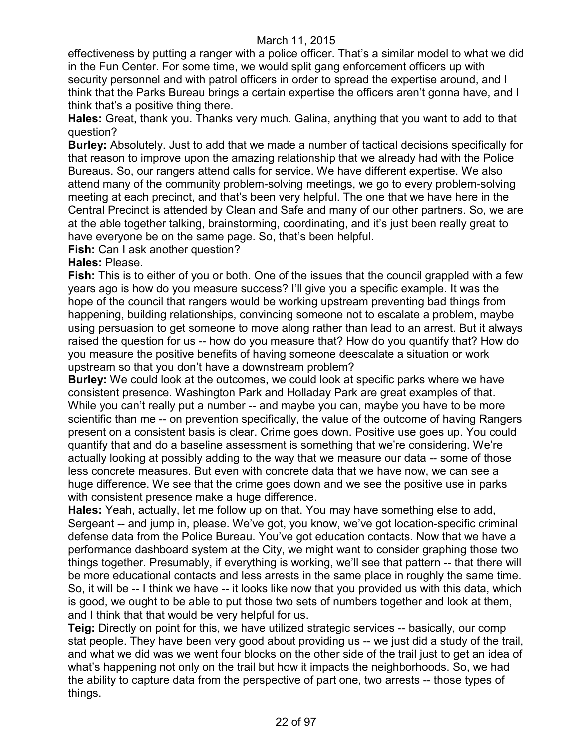effectiveness by putting a ranger with a police officer. That's a similar model to what we did in the Fun Center. For some time, we would split gang enforcement officers up with security personnel and with patrol officers in order to spread the expertise around, and I think that the Parks Bureau brings a certain expertise the officers aren't gonna have, and I think that's a positive thing there.

**Hales:** Great, thank you. Thanks very much. Galina, anything that you want to add to that question?

**Burley:** Absolutely. Just to add that we made a number of tactical decisions specifically for that reason to improve upon the amazing relationship that we already had with the Police Bureaus. So, our rangers attend calls for service. We have different expertise. We also attend many of the community problem-solving meetings, we go to every problem-solving meeting at each precinct, and that's been very helpful. The one that we have here in the Central Precinct is attended by Clean and Safe and many of our other partners. So, we are at the able together talking, brainstorming, coordinating, and it's just been really great to have everyone be on the same page. So, that's been helpful.

**Fish:** Can I ask another question?

**Hales:** Please.

**Fish:** This is to either of you or both. One of the issues that the council grappled with a few years ago is how do you measure success? I'll give you a specific example. It was the hope of the council that rangers would be working upstream preventing bad things from happening, building relationships, convincing someone not to escalate a problem, maybe using persuasion to get someone to move along rather than lead to an arrest. But it always raised the question for us -- how do you measure that? How do you quantify that? How do you measure the positive benefits of having someone deescalate a situation or work upstream so that you don't have a downstream problem?

**Burley:** We could look at the outcomes, we could look at specific parks where we have consistent presence. Washington Park and Holladay Park are great examples of that. While you can't really put a number -- and maybe you can, maybe you have to be more scientific than me -- on prevention specifically, the value of the outcome of having Rangers present on a consistent basis is clear. Crime goes down. Positive use goes up. You could quantify that and do a baseline assessment is something that we're considering. We're actually looking at possibly adding to the way that we measure our data -- some of those less concrete measures. But even with concrete data that we have now, we can see a huge difference. We see that the crime goes down and we see the positive use in parks with consistent presence make a huge difference.

**Hales:** Yeah, actually, let me follow up on that. You may have something else to add, Sergeant -- and jump in, please. We've got, you know, we've got location-specific criminal defense data from the Police Bureau. You've got education contacts. Now that we have a performance dashboard system at the City, we might want to consider graphing those two things together. Presumably, if everything is working, we'll see that pattern -- that there will be more educational contacts and less arrests in the same place in roughly the same time. So, it will be -- I think we have -- it looks like now that you provided us with this data, which is good, we ought to be able to put those two sets of numbers together and look at them, and I think that that would be very helpful for us.

**Teig:** Directly on point for this, we have utilized strategic services -- basically, our comp stat people. They have been very good about providing us -- we just did a study of the trail, and what we did was we went four blocks on the other side of the trail just to get an idea of what's happening not only on the trail but how it impacts the neighborhoods. So, we had the ability to capture data from the perspective of part one, two arrests -- those types of things.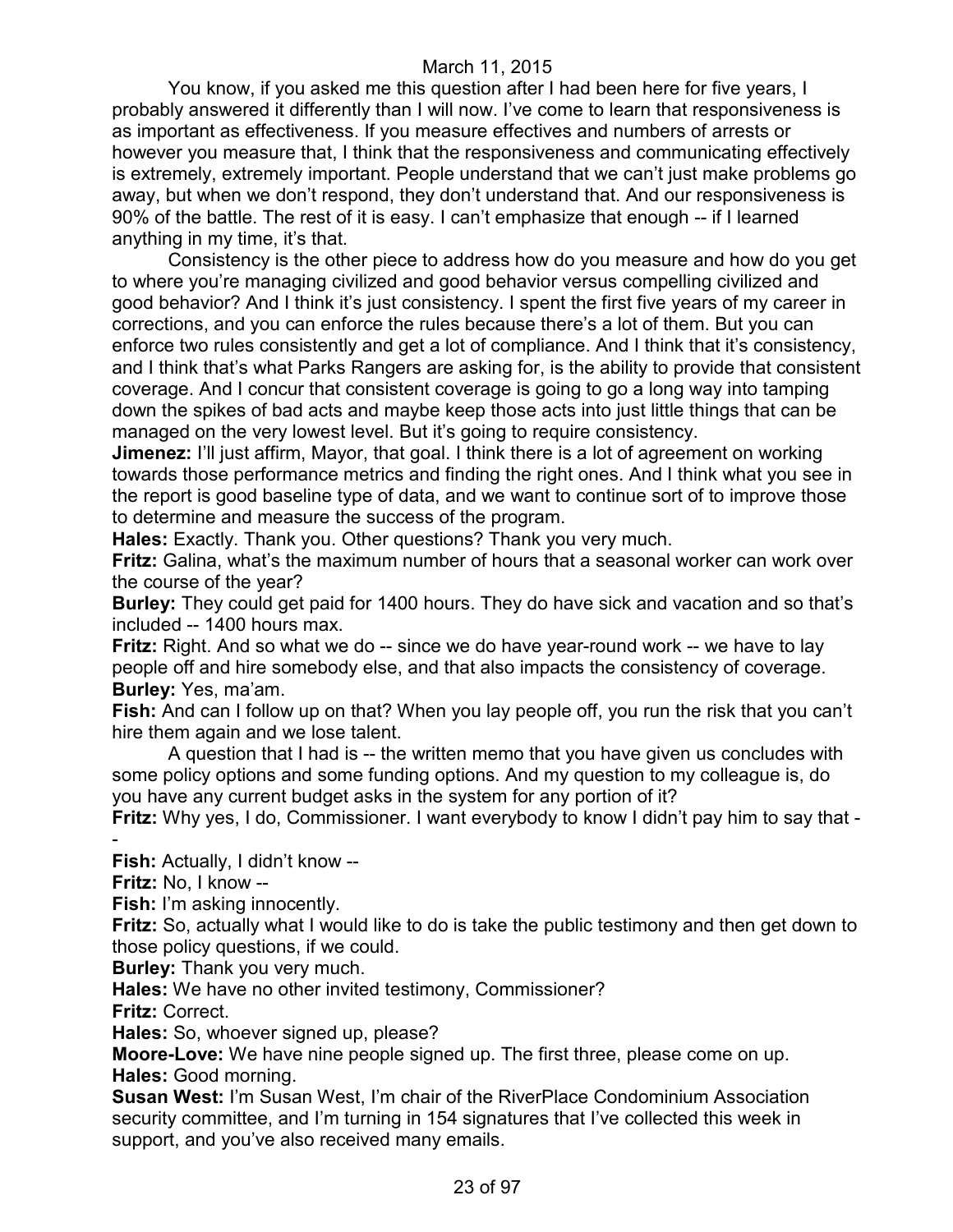You know, if you asked me this question after I had been here for five years, I probably answered it differently than I will now. I've come to learn that responsiveness is as important as effectiveness. If you measure effectives and numbers of arrests or however you measure that, I think that the responsiveness and communicating effectively is extremely, extremely important. People understand that we can't just make problems go away, but when we don't respond, they don't understand that. And our responsiveness is 90% of the battle. The rest of it is easy. I can't emphasize that enough -- if I learned anything in my time, it's that.

Consistency is the other piece to address how do you measure and how do you get to where you're managing civilized and good behavior versus compelling civilized and good behavior? And I think it's just consistency. I spent the first five years of my career in corrections, and you can enforce the rules because there's a lot of them. But you can enforce two rules consistently and get a lot of compliance. And I think that it's consistency, and I think that's what Parks Rangers are asking for, is the ability to provide that consistent coverage. And I concur that consistent coverage is going to go a long way into tamping down the spikes of bad acts and maybe keep those acts into just little things that can be managed on the very lowest level. But it's going to require consistency.

**Jimenez:** I'll just affirm, Mayor, that goal. I think there is a lot of agreement on working towards those performance metrics and finding the right ones. And I think what you see in the report is good baseline type of data, and we want to continue sort of to improve those to determine and measure the success of the program.

**Hales:** Exactly. Thank you. Other questions? Thank you very much.

**Fritz:** Galina, what's the maximum number of hours that a seasonal worker can work over the course of the year?

**Burley:** They could get paid for 1400 hours. They do have sick and vacation and so that's included -- 1400 hours max.

**Fritz:** Right. And so what we do -- since we do have year-round work -- we have to lay people off and hire somebody else, and that also impacts the consistency of coverage.

**Burley:** Yes, ma'am.

**Fish:** And can I follow up on that? When you lay people off, you run the risk that you can't hire them again and we lose talent.

A question that I had is -- the written memo that you have given us concludes with some policy options and some funding options. And my question to my colleague is, do you have any current budget asks in the system for any portion of it?

**Fritz:** Why yes, I do, Commissioner. I want everybody to know I didn't pay him to say that --

**Fish:** Actually, I didn't know --

**Fritz:** No, I know --

**Fish:** I'm asking innocently.

**Fritz:** So, actually what I would like to do is take the public testimony and then get down to those policy questions, if we could.

**Burley:** Thank you very much.

**Hales:** We have no other invited testimony, Commissioner?

**Fritz:** Correct.

**Hales:** So, whoever signed up, please?

**Moore-Love:** We have nine people signed up. The first three, please come on up.

**Hales:** Good morning.

**Susan West:** I'm Susan West, I'm chair of the RiverPlace Condominium Association security committee, and I'm turning in 154 signatures that I've collected this week in support, and you've also received many emails.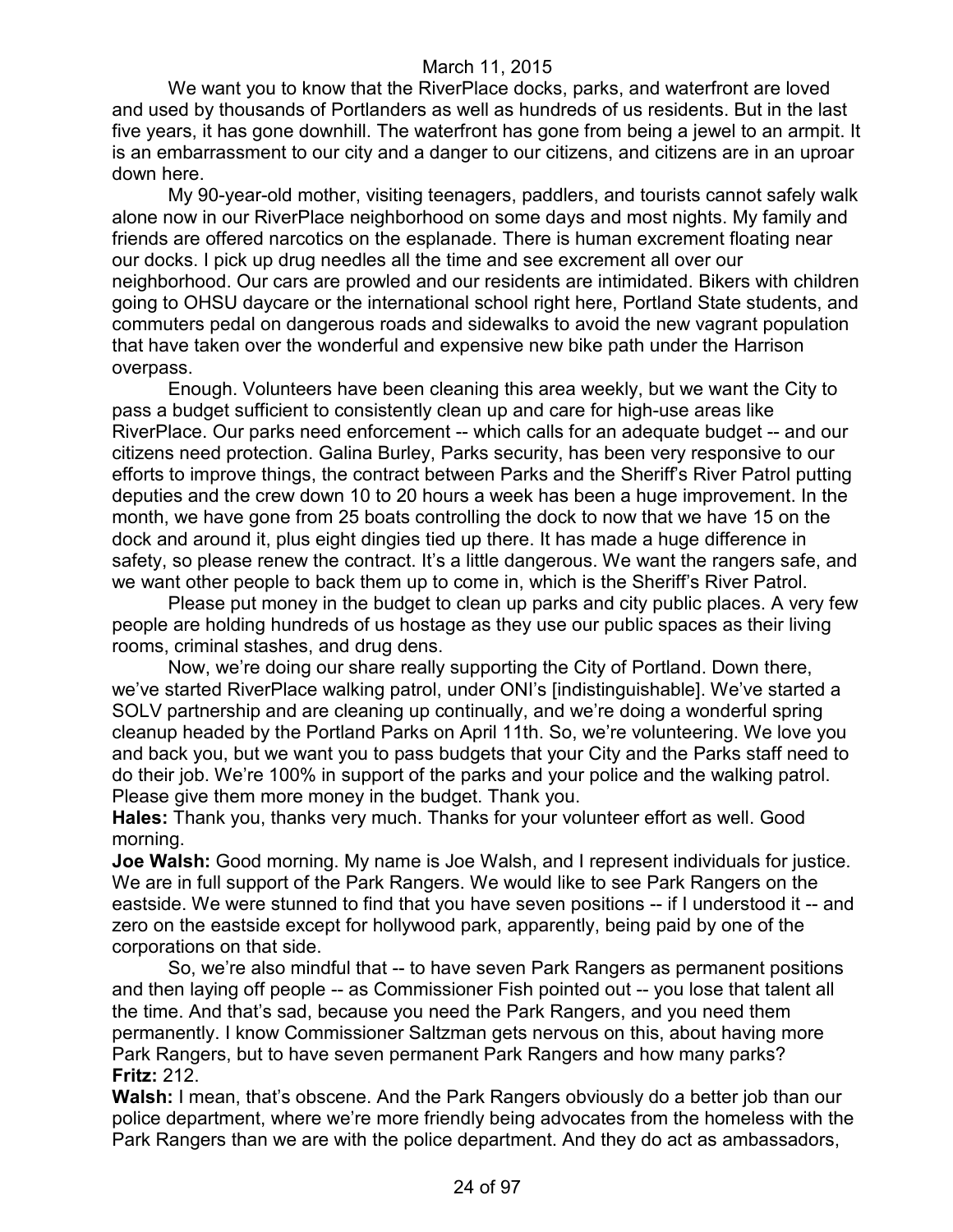We want you to know that the RiverPlace docks, parks, and waterfront are loved and used by thousands of Portlanders as well as hundreds of us residents. But in the last five years, it has gone downhill. The waterfront has gone from being a jewel to an armpit. It is an embarrassment to our city and a danger to our citizens, and citizens are in an uproar down here.

My 90-year-old mother, visiting teenagers, paddlers, and tourists cannot safely walk alone now in our RiverPlace neighborhood on some days and most nights. My family and friends are offered narcotics on the esplanade. There is human excrement floating near our docks. I pick up drug needles all the time and see excrement all over our neighborhood. Our cars are prowled and our residents are intimidated. Bikers with children going to OHSU daycare or the international school right here, Portland State students, and commuters pedal on dangerous roads and sidewalks to avoid the new vagrant population that have taken over the wonderful and expensive new bike path under the Harrison overpass.

Enough. Volunteers have been cleaning this area weekly, but we want the City to pass a budget sufficient to consistently clean up and care for high-use areas like RiverPlace. Our parks need enforcement -- which calls for an adequate budget -- and our citizens need protection. Galina Burley, Parks security, has been very responsive to our efforts to improve things, the contract between Parks and the Sheriff's River Patrol putting deputies and the crew down 10 to 20 hours a week has been a huge improvement. In the month, we have gone from 25 boats controlling the dock to now that we have 15 on the dock and around it, plus eight dingies tied up there. It has made a huge difference in safety, so please renew the contract. It's a little dangerous. We want the rangers safe, and we want other people to back them up to come in, which is the Sheriff's River Patrol.

Please put money in the budget to clean up parks and city public places. A very few people are holding hundreds of us hostage as they use our public spaces as their living rooms, criminal stashes, and drug dens.

Now, we're doing our share really supporting the City of Portland. Down there, we've started RiverPlace walking patrol, under ONI's [indistinguishable]. We've started a SOLV partnership and are cleaning up continually, and we're doing a wonderful spring cleanup headed by the Portland Parks on April 11th. So, we're volunteering. We love you and back you, but we want you to pass budgets that your City and the Parks staff need to do their job. We're 100% in support of the parks and your police and the walking patrol. Please give them more money in the budget. Thank you.

**Hales:** Thank you, thanks very much. Thanks for your volunteer effort as well. Good morning.

**Joe Walsh:** Good morning. My name is Joe Walsh, and I represent individuals for justice. We are in full support of the Park Rangers. We would like to see Park Rangers on the eastside. We were stunned to find that you have seven positions -- if I understood it -- and zero on the eastside except for hollywood park, apparently, being paid by one of the corporations on that side.

So, we're also mindful that -- to have seven Park Rangers as permanent positions and then laying off people -- as Commissioner Fish pointed out -- you lose that talent all the time. And that's sad, because you need the Park Rangers, and you need them permanently. I know Commissioner Saltzman gets nervous on this, about having more Park Rangers, but to have seven permanent Park Rangers and how many parks?

**Fritz:** 212.

**Walsh:** I mean, that's obscene. And the Park Rangers obviously do a better job than our police department, where we're more friendly being advocates from the homeless with the Park Rangers than we are with the police department. And they do act as ambassadors,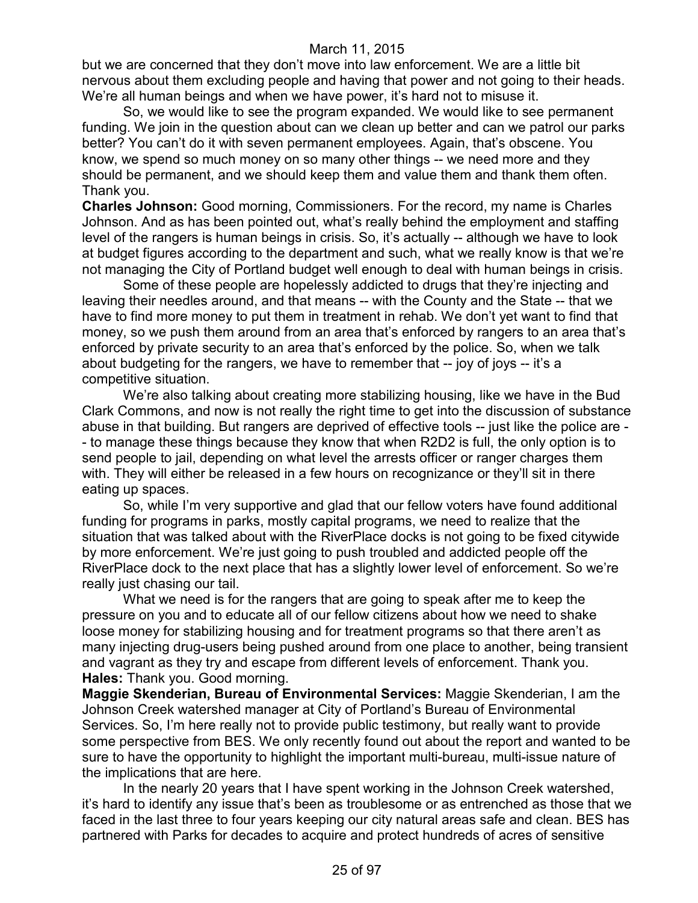but we are concerned that they don't move into law enforcement. We are a little bit nervous about them excluding people and having that power and not going to their heads. We're all human beings and when we have power, it's hard not to misuse it.

So, we would like to see the program expanded. We would like to see permanent funding. We join in the question about can we clean up better and can we patrol our parks better? You can't do it with seven permanent employees. Again, that's obscene. You know, we spend so much money on so many other things -- we need more and they should be permanent, and we should keep them and value them and thank them often. Thank you.

**Charles Johnson:** Good morning, Commissioners. For the record, my name is Charles Johnson. And as has been pointed out, what's really behind the employment and staffing level of the rangers is human beings in crisis. So, it's actually -- although we have to look at budget figures according to the department and such, what we really know is that we're not managing the City of Portland budget well enough to deal with human beings in crisis.

Some of these people are hopelessly addicted to drugs that they're injecting and leaving their needles around, and that means -- with the County and the State -- that we have to find more money to put them in treatment in rehab. We don't yet want to find that money, so we push them around from an area that's enforced by rangers to an area that's enforced by private security to an area that's enforced by the police. So, when we talk about budgeting for the rangers, we have to remember that -- joy of joys -- it's a competitive situation.

We're also talking about creating more stabilizing housing, like we have in the Bud Clark Commons, and now is not really the right time to get into the discussion of substance abuse in that building. But rangers are deprived of effective tools -- just like the police are -- to manage these things because they know that when R2D2 is full, the only option is to send people to jail, depending on what level the arrests officer or ranger charges them with. They will either be released in a few hours on recognizance or they'll sit in there eating up spaces.

So, while I'm very supportive and glad that our fellow voters have found additional funding for programs in parks, mostly capital programs, we need to realize that the situation that was talked about with the RiverPlace docks is not going to be fixed citywide by more enforcement. We're just going to push troubled and addicted people off the RiverPlace dock to the next place that has a slightly lower level of enforcement. So we're really just chasing our tail.

What we need is for the rangers that are going to speak after me to keep the pressure on you and to educate all of our fellow citizens about how we need to shake loose money for stabilizing housing and for treatment programs so that there aren't as many injecting drug-users being pushed around from one place to another, being transient and vagrant as they try and escape from different levels of enforcement. Thank you.

**Hales:** Thank you. Good morning.

**Maggie Skenderian, Bureau of Environmental Services:** Maggie Skenderian, I am the Johnson Creek watershed manager at City of Portland's Bureau of Environmental Services. So, I'm here really not to provide public testimony, but really want to provide some perspective from BES. We only recently found out about the report and wanted to be sure to have the opportunity to highlight the important multi-bureau, multi-issue nature of the implications that are here.

In the nearly 20 years that I have spent working in the Johnson Creek watershed, it's hard to identify any issue that's been as troublesome or as entrenched as those that we faced in the last three to four years keeping our city natural areas safe and clean. BES has partnered with Parks for decades to acquire and protect hundreds of acres of sensitive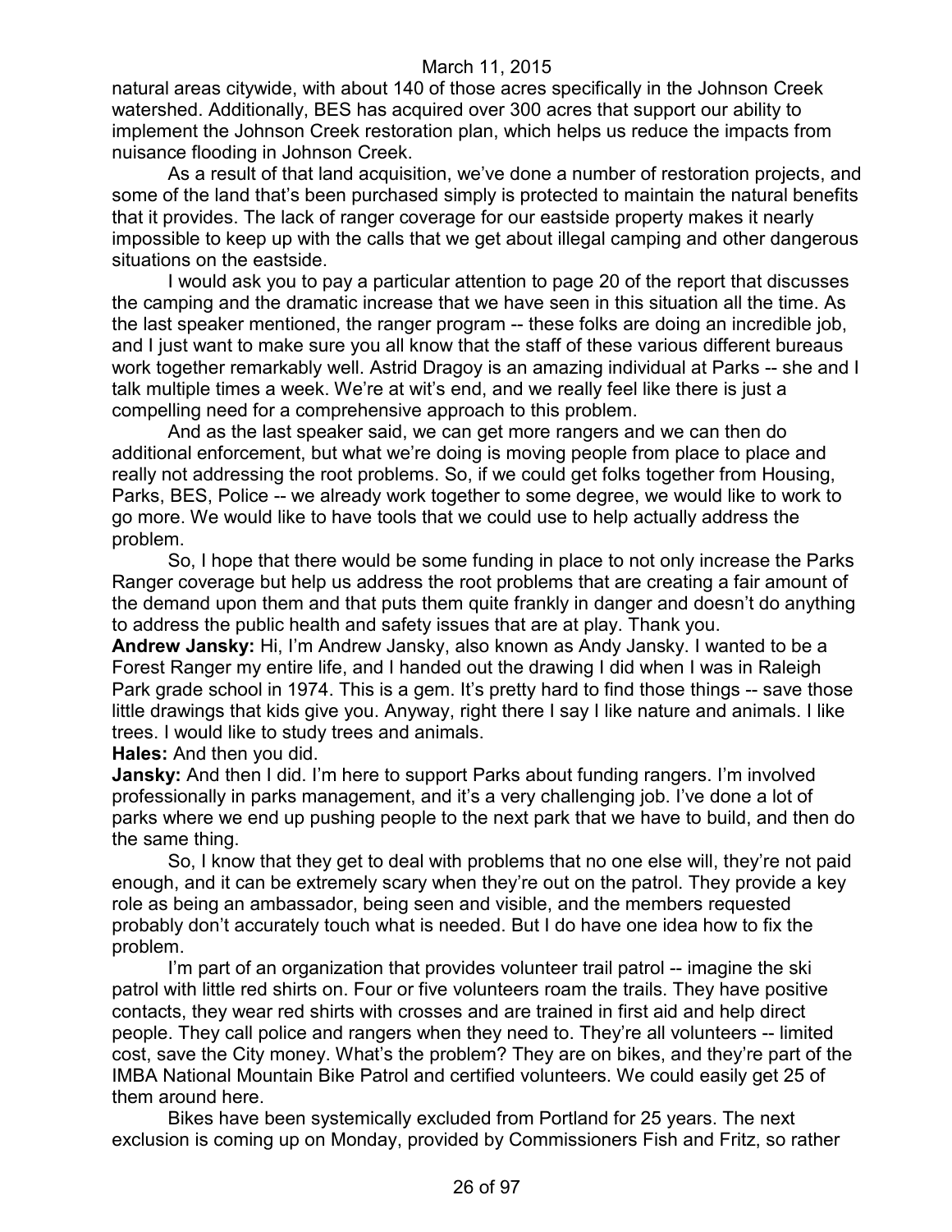natural areas citywide, with about 140 of those acres specifically in the Johnson Creek watershed. Additionally, BES has acquired over 300 acres that support our ability to implement the Johnson Creek restoration plan, which helps us reduce the impacts from nuisance flooding in Johnson Creek.

As a result of that land acquisition, we've done a number of restoration projects, and some of the land that's been purchased simply is protected to maintain the natural benefits that it provides. The lack of ranger coverage for our eastside property makes it nearly impossible to keep up with the calls that we get about illegal camping and other dangerous situations on the eastside.

I would ask you to pay a particular attention to page 20 of the report that discusses the camping and the dramatic increase that we have seen in this situation all the time. As the last speaker mentioned, the ranger program -- these folks are doing an incredible job, and I just want to make sure you all know that the staff of these various different bureaus work together remarkably well. Astrid Dragoy is an amazing individual at Parks -- she and I talk multiple times a week. We're at wit's end, and we really feel like there is just a compelling need for a comprehensive approach to this problem.

And as the last speaker said, we can get more rangers and we can then do additional enforcement, but what we're doing is moving people from place to place and really not addressing the root problems. So, if we could get folks together from Housing, Parks, BES, Police -- we already work together to some degree, we would like to work to go more. We would like to have tools that we could use to help actually address the problem.

So, I hope that there would be some funding in place to not only increase the Parks Ranger coverage but help us address the root problems that are creating a fair amount of the demand upon them and that puts them quite frankly in danger and doesn't do anything to address the public health and safety issues that are at play. Thank you.

**Andrew Jansky:** Hi, I'm Andrew Jansky, also known as Andy Jansky. I wanted to be a Forest Ranger my entire life, and I handed out the drawing I did when I was in Raleigh Park grade school in 1974. This is a gem. It's pretty hard to find those things -- save those little drawings that kids give you. Anyway, right there I say I like nature and animals. I like trees. I would like to study trees and animals.

**Hales:** And then you did.

**Jansky:** And then I did. I'm here to support Parks about funding rangers. I'm involved professionally in parks management, and it's a very challenging job. I've done a lot of parks where we end up pushing people to the next park that we have to build, and then do the same thing.

So, I know that they get to deal with problems that no one else will, they're not paid enough, and it can be extremely scary when they're out on the patrol. They provide a key role as being an ambassador, being seen and visible, and the members requested probably don't accurately touch what is needed. But I do have one idea how to fix the problem.

I'm part of an organization that provides volunteer trail patrol -- imagine the ski patrol with little red shirts on. Four or five volunteers roam the trails. They have positive contacts, they wear red shirts with crosses and are trained in first aid and help direct people. They call police and rangers when they need to. They're all volunteers -- limited cost, save the City money. What's the problem? They are on bikes, and they're part of the IMBA National Mountain Bike Patrol and certified volunteers. We could easily get 25 of them around here.

Bikes have been systemically excluded from Portland for 25 years. The next exclusion is coming up on Monday, provided by Commissioners Fish and Fritz, so rather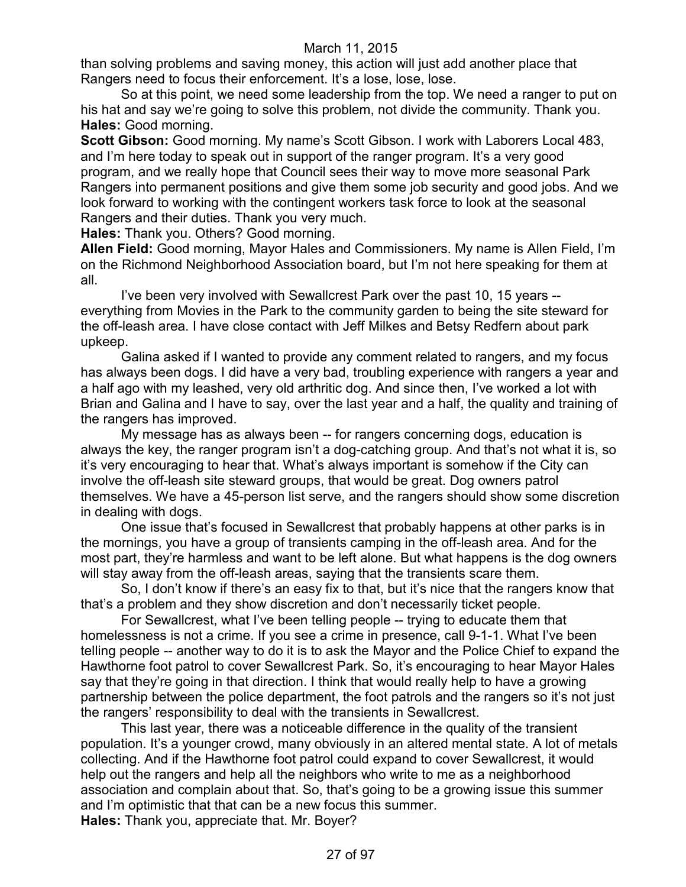than solving problems and saving money, this action will just add another place that Rangers need to focus their enforcement. It's a lose, lose, lose.

So at this point, we need some leadership from the top. We need a ranger to put on his hat and say we're going to solve this problem, not divide the community. Thank you.

**Hales:** Good morning.

**Scott Gibson:** Good morning. My name's Scott Gibson. I work with Laborers Local 483, and I'm here today to speak out in support of the ranger program. It's a very good program, and we really hope that Council sees their way to move more seasonal Park Rangers into permanent positions and give them some job security and good jobs. And we look forward to working with the contingent workers task force to look at the seasonal Rangers and their duties. Thank you very much.

**Hales:** Thank you. Others? Good morning.

**Allen Field:** Good morning, Mayor Hales and Commissioners. My name is Allen Field, I'm on the Richmond Neighborhood Association board, but I'm not here speaking for them at all.

I've been very involved with Sewallcrest Park over the past 10, 15 years -- everything from Movies in the Park to the community garden to being the site steward for the off-leash area. I have close contact with Jeff Milkes and Betsy Redfern about park upkeep.

Galina asked if I wanted to provide any comment related to rangers, and my focus has always been dogs. I did have a very bad, troubling experience with rangers a year and a half ago with my leashed, very old arthritic dog. And since then, I've worked a lot with Brian and Galina and I have to say, over the last year and a half, the quality and training of the rangers has improved.

My message has as always been -- for rangers concerning dogs, education is always the key, the ranger program isn't a dog-catching group. And that's not what it is, so it's very encouraging to hear that. What's always important is somehow if the City can involve the off-leash site steward groups, that would be great. Dog owners patrol themselves. We have a 45-person list serve, and the rangers should show some discretion in dealing with dogs.

One issue that's focused in Sewallcrest that probably happens at other parks is in the mornings, you have a group of transients camping in the off-leash area. And for the most part, they're harmless and want to be left alone. But what happens is the dog owners will stay away from the off-leash areas, saying that the transients scare them.

So, I don't know if there's an easy fix to that, but it's nice that the rangers know that that's a problem and they show discretion and don't necessarily ticket people.

For Sewallcrest, what I've been telling people -- trying to educate them that homelessness is not a crime. If you see a crime in presence, call 9-1-1. What I've been telling people -- another way to do it is to ask the Mayor and the Police Chief to expand the Hawthorne foot patrol to cover Sewallcrest Park. So, it's encouraging to hear Mayor Hales say that they're going in that direction. I think that would really help to have a growing partnership between the police department, the foot patrols and the rangers so it's not just the rangers' responsibility to deal with the transients in Sewallcrest.

This last year, there was a noticeable difference in the quality of the transient population. It's a younger crowd, many obviously in an altered mental state. A lot of metals collecting. And if the Hawthorne foot patrol could expand to cover Sewallcrest, it would help out the rangers and help all the neighbors who write to me as a neighborhood association and complain about that. So, that's going to be a growing issue this summer and I'm optimistic that that can be a new focus this summer.

**Hales:** Thank you, appreciate that. Mr. Boyer?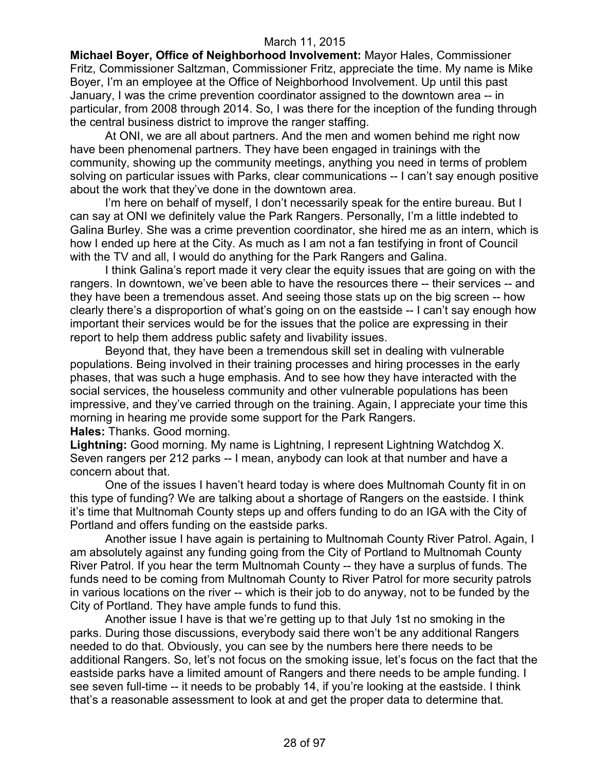**Michael Boyer, Office of Neighborhood Involvement:** Mayor Hales, Commissioner Fritz, Commissioner Saltzman, Commissioner Fritz, appreciate the time. My name is Mike Boyer, I'm an employee at the Office of Neighborhood Involvement. Up until this past January, I was the crime prevention coordinator assigned to the downtown area -- in particular, from 2008 through 2014. So, I was there for the inception of the funding through the central business district to improve the ranger staffing.

At ONI, we are all about partners. And the men and women behind me right now have been phenomenal partners. They have been engaged in trainings with the community, showing up the community meetings, anything you need in terms of problem solving on particular issues with Parks, clear communications -- I can't say enough positive about the work that they've done in the downtown area.

I'm here on behalf of myself, I don't necessarily speak for the entire bureau. But I can say at ONI we definitely value the Park Rangers. Personally, I'm a little indebted to Galina Burley. She was a crime prevention coordinator, she hired me as an intern, which is how I ended up here at the City. As much as I am not a fan testifying in front of Council with the TV and all, I would do anything for the Park Rangers and Galina.

I think Galina's report made it very clear the equity issues that are going on with the rangers. In downtown, we've been able to have the resources there -- their services -- and they have been a tremendous asset. And seeing those stats up on the big screen -- how clearly there's a disproportion of what's going on on the eastside -- I can't say enough how important their services would be for the issues that the police are expressing in their report to help them address public safety and livability issues.

Beyond that, they have been a tremendous skill set in dealing with vulnerable populations. Being involved in their training processes and hiring processes in the early phases, that was such a huge emphasis. And to see how they have interacted with the social services, the houseless community and other vulnerable populations has been impressive, and they've carried through on the training. Again, I appreciate your time this morning in hearing me provide some support for the Park Rangers.

**Hales:** Thanks. Good morning.

**Lightning:** Good morning. My name is Lightning, I represent Lightning Watchdog X. Seven rangers per 212 parks -- I mean, anybody can look at that number and have a concern about that.

One of the issues I haven't heard today is where does Multnomah County fit in on this type of funding? We are talking about a shortage of Rangers on the eastside. I think it's time that Multnomah County steps up and offers funding to do an IGA with the City of Portland and offers funding on the eastside parks.

Another issue I have again is pertaining to Multnomah County River Patrol. Again, I am absolutely against any funding going from the City of Portland to Multnomah County River Patrol. If you hear the term Multnomah County -- they have a surplus of funds. The funds need to be coming from Multnomah County to River Patrol for more security patrols in various locations on the river -- which is their job to do anyway, not to be funded by the City of Portland. They have ample funds to fund this.

Another issue I have is that we're getting up to that July 1st no smoking in the parks. During those discussions, everybody said there won't be any additional Rangers needed to do that. Obviously, you can see by the numbers here there needs to be additional Rangers. So, let's not focus on the smoking issue, let's focus on the fact that the eastside parks have a limited amount of Rangers and there needs to be ample funding. I see seven full-time -- it needs to be probably 14, if you're looking at the eastside. I think that's a reasonable assessment to look at and get the proper data to determine that.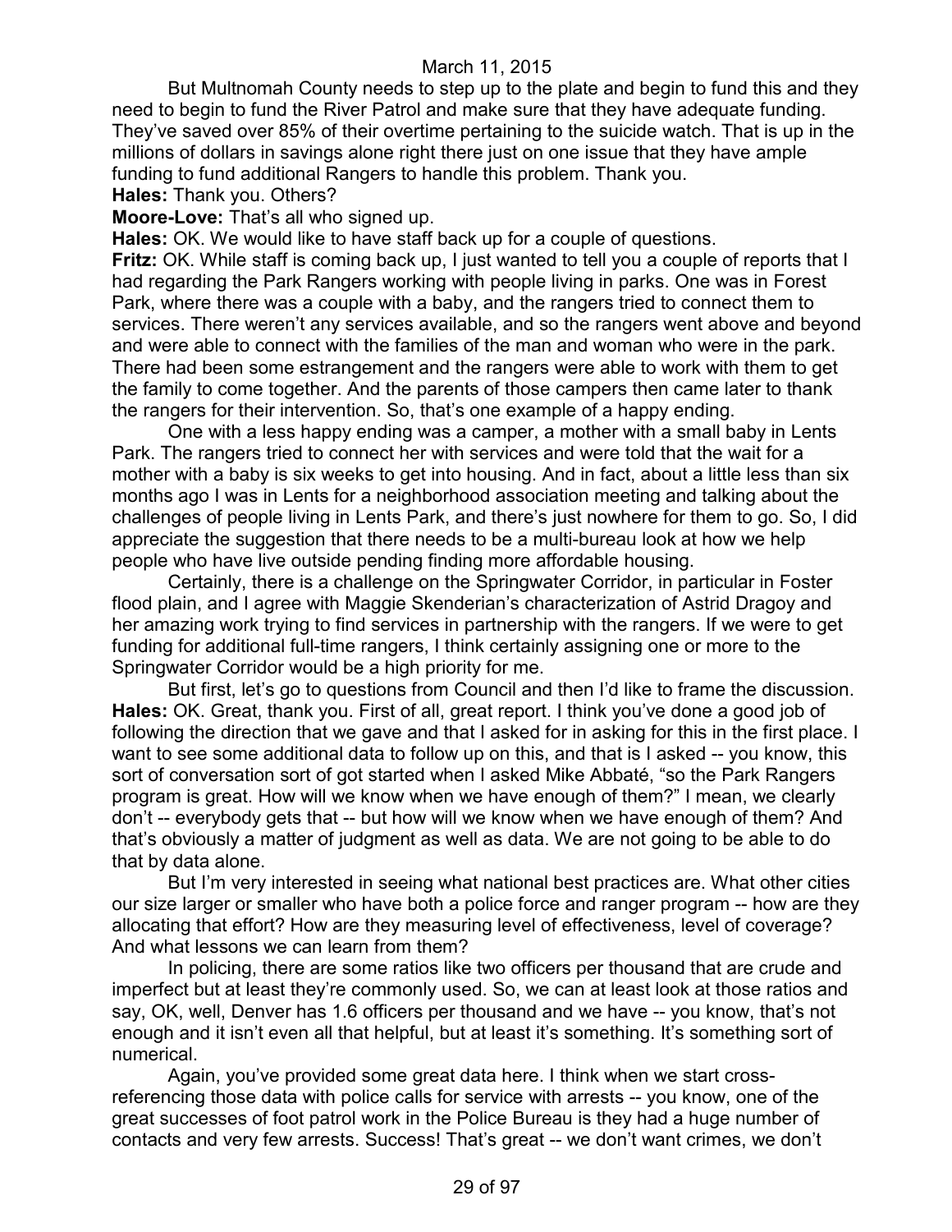But Multnomah County needs to step up to the plate and begin to fund this and they need to begin to fund the River Patrol and make sure that they have adequate funding. They've saved over 85% of their overtime pertaining to the suicide watch. That is up in the millions of dollars in savings alone right there just on one issue that they have ample funding to fund additional Rangers to handle this problem. Thank you.

**Hales:** Thank you. Others?

**Moore-Love:** That's all who signed up.

**Hales:** OK. We would like to have staff back up for a couple of questions.

**Fritz:** OK. While staff is coming back up, I just wanted to tell you a couple of reports that I had regarding the Park Rangers working with people living in parks. One was in Forest Park, where there was a couple with a baby, and the rangers tried to connect them to services. There weren't any services available, and so the rangers went above and beyond and were able to connect with the families of the man and woman who were in the park. There had been some estrangement and the rangers were able to work with them to get the family to come together. And the parents of those campers then came later to thank the rangers for their intervention. So, that's one example of a happy ending.

One with a less happy ending was a camper, a mother with a small baby in Lents Park. The rangers tried to connect her with services and were told that the wait for a mother with a baby is six weeks to get into housing. And in fact, about a little less than six months ago I was in Lents for a neighborhood association meeting and talking about the challenges of people living in Lents Park, and there's just nowhere for them to go. So, I did appreciate the suggestion that there needs to be a multi-bureau look at how we help people who have live outside pending finding more affordable housing.

Certainly, there is a challenge on the Springwater Corridor, in particular in Foster flood plain, and I agree with Maggie Skenderian's characterization of Astrid Dragoy and her amazing work trying to find services in partnership with the rangers. If we were to get funding for additional full-time rangers, I think certainly assigning one or more to the Springwater Corridor would be a high priority for me.

But first, let's go to questions from Council and then I'd like to frame the discussion.

**Hales:** OK. Great, thank you. First of all, great report. I think you've done a good job of following the direction that we gave and that I asked for in asking for this in the first place. I want to see some additional data to follow up on this, and that is I asked -- you know, this sort of conversation sort of got started when I asked Mike Abbaté, "so the Park Rangers program is great. How will we know when we have enough of them?" I mean, we clearly don't -- everybody gets that -- but how will we know when we have enough of them? And that's obviously a matter of judgment as well as data. We are not going to be able to do that by data alone.

But I'm very interested in seeing what national best practices are. What other cities our size larger or smaller who have both a police force and ranger program -- how are they allocating that effort? How are they measuring level of effectiveness, level of coverage? And what lessons we can learn from them?

In policing, there are some ratios like two officers per thousand that are crude and imperfect but at least they're commonly used. So, we can at least look at those ratios and say, OK, well, Denver has 1.6 officers per thousand and we have -- you know, that's not enough and it isn't even all that helpful, but at least it's something. It's something sort of numerical.

Again, you've provided some great data here. I think when we start cross-referencing those data with police calls for service with arrests -- you know, one of the great successes of foot patrol work in the Police Bureau is they had a huge number of contacts and very few arrests. Success! That's great -- we don't want crimes, we don't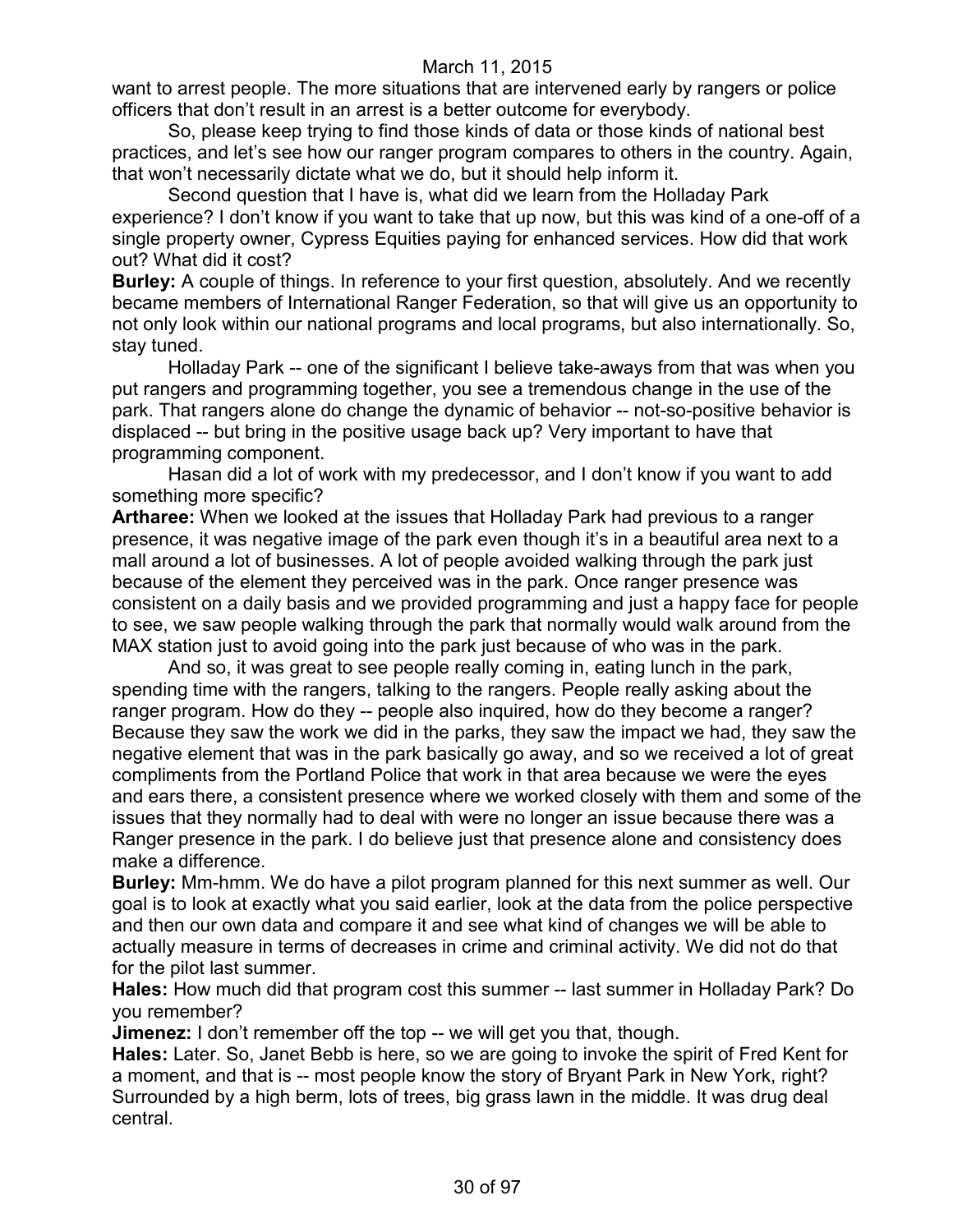want to arrest people. The more situations that are intervened early by rangers or police officers that don't result in an arrest is a better outcome for everybody.

So, please keep trying to find those kinds of data or those kinds of national best practices, and let's see how our ranger program compares to others in the country. Again, that won't necessarily dictate what we do, but it should help inform it.

Second question that I have is, what did we learn from the Holladay Park experience? I don't know if you want to take that up now, but this was kind of a one-off of a single property owner, Cypress Equities paying for enhanced services. How did that work out? What did it cost?

**Burley:** A couple of things. In reference to your first question, absolutely. And we recently became members of International Ranger Federation, so that will give us an opportunity to not only look within our national programs and local programs, but also internationally. So, stay tuned.

Holladay Park -- one of the significant I believe take-aways from that was when you put rangers and programming together, you see a tremendous change in the use of the park. That rangers alone do change the dynamic of behavior -- not-so-positive behavior is displaced -- but bring in the positive usage back up? Very important to have that programming component.

Hasan did a lot of work with my predecessor, and I don't know if you want to add something more specific?

**Arthareе:** When we looked at the issues that Holladay Park had previous to a ranger presence, it was negative image of the park even though it's in a beautiful area next to a mall around a lot of businesses. A lot of people avoided walking through the park just because of the element they perceived was in the park. Once ranger presence was consistent on a daily basis and we provided programming and just a happy face for people to see, we saw people walking through the park that normally would walk around from the MAX station just to avoid going into the park just because of who was in the park.

And so, it was great to see people really coming in, eating lunch in the park, spending time with the rangers, talking to the rangers. People really asking about the ranger program. How do they -- people also inquired, how do they become a ranger? Because they saw the work we did in the parks, they saw the impact we had, they saw the negative element that was in the park basically go away, and so we received a lot of great compliments from the Portland Police that work in that area because we were the eyes and ears there, a consistent presence where we worked closely with them and some of the issues that they normally had to deal with were no longer an issue because there was a Ranger presence in the park. I do believe just that presence alone and consistency does make a difference.

**Burley:** Mm-hmm. We do have a pilot program planned for this next summer as well. Our goal is to look at exactly what you said earlier, look at the data from the police perspective and then our own data and compare it and see what kind of changes we will be able to actually measure in terms of decreases in crime and criminal activity. We did not do that for the pilot last summer.

**Hales:** How much did that program cost this summer -- last summer in Holladay Park? Do you remember?

**Jimenez:** I don't remember off the top -- we will get you that, though.

**Hales:** Later. So, Janet Bebb is here, so we are going to invoke the spirit of Fred Kent for a moment, and that is -- most people know the story of Bryant Park in New York, right? Surrounded by a high berm, lots of trees, big grass lawn in the middle. It was drug deal central.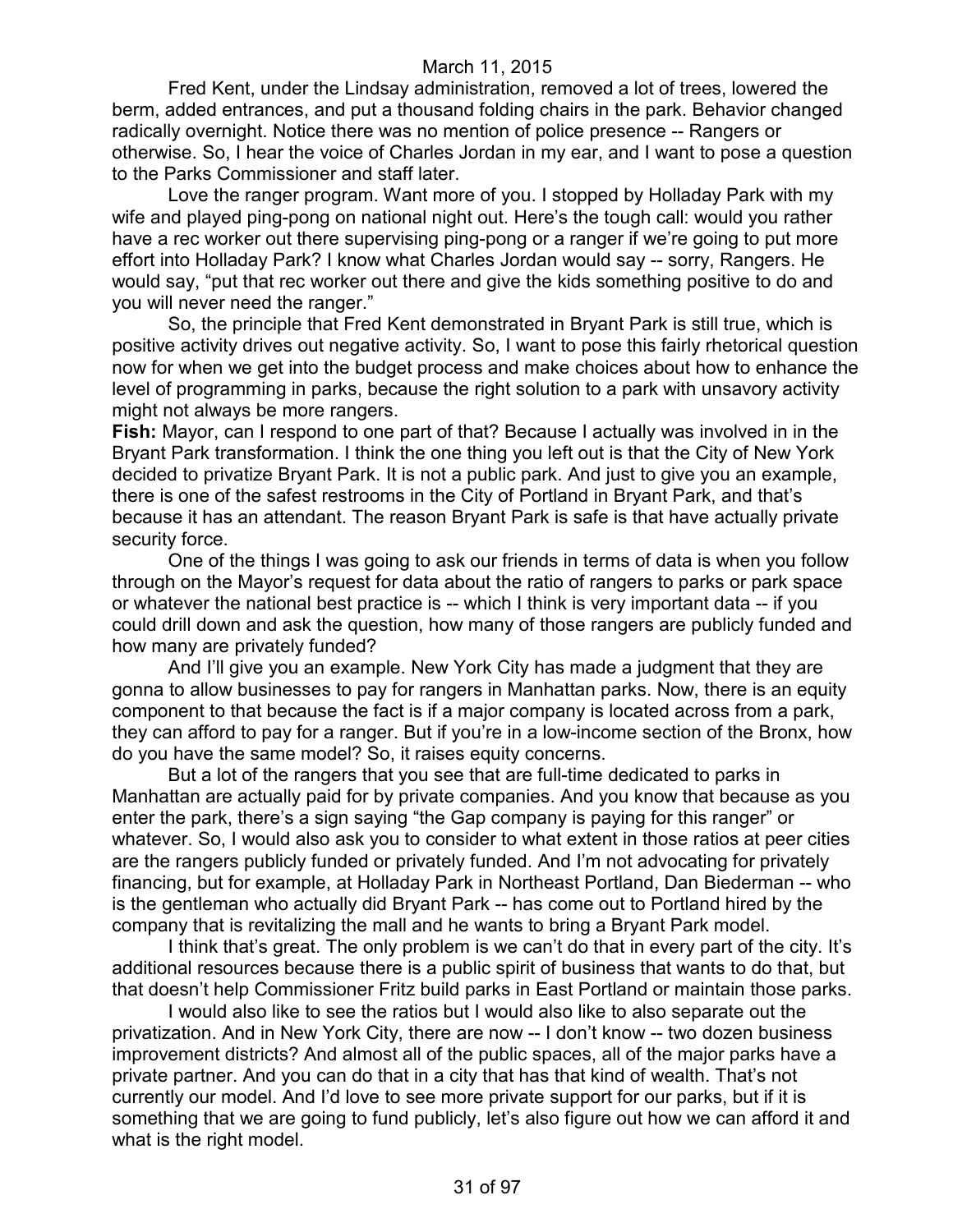Fred Kent, under the Lindsay administration, removed a lot of trees, lowered the berm, added entrances, and put a thousand folding chairs in the park. Behavior changed radically overnight. Notice there was no mention of police presence -- Rangers or otherwise. So, I hear the voice of Charles Jordan in my ear, and I want to pose a question to the Parks Commissioner and staff later.

Love the ranger program. Want more of you. I stopped by Holladay Park with my wife and played ping-pong on national night out. Here's the tough call: would you rather have a rec worker out there supervising ping-pong or a ranger if we're going to put more effort into Holladay Park? I know what Charles Jordan would say -- sorry, Rangers. He would say, "put that rec worker out there and give the kids something positive to do and you will never need the ranger."

So, the principle that Fred Kent demonstrated in Bryant Park is still true, which is positive activity drives out negative activity. So, I want to pose this fairly rhetorical question now for when we get into the budget process and make choices about how to enhance the level of programming in parks, because the right solution to a park with unsavory activity might not always be more rangers.

**Fish:** Mayor, can I respond to one part of that? Because I actually was involved in in the Bryant Park transformation. I think the one thing you left out is that the City of New York decided to privatize Bryant Park. It is not a public park. And just to give you an example, there is one of the safest restrooms in the City of Portland in Bryant Park, and that's because it has an attendant. The reason Bryant Park is safe is that have actually private security force.

One of the things I was going to ask our friends in terms of data is when you follow through on the Mayor's request for data about the ratio of rangers to parks or park space or whatever the national best practice is -- which I think is very important data -- if you could drill down and ask the question, how many of those rangers are publicly funded and how many are privately funded?

And I'll give you an example. New York City has made a judgment that they are gonna to allow businesses to pay for rangers in Manhattan parks. Now, there is an equity component to that because the fact is if a major company is located across from a park, they can afford to pay for a ranger. But if you're in a low-income section of the Bronx, how do you have the same model? So, it raises equity concerns.

But a lot of the rangers that you see that are full-time dedicated to parks in Manhattan are actually paid for by private companies. And you know that because as you enter the park, there's a sign saying "the Gap company is paying for this ranger" or whatever. So, I would also ask you to consider to what extent in those ratios at peer cities are the rangers publicly funded or privately funded. And I'm not advocating for privately financing, but for example, at Holladay Park in Northeast Portland, Dan Biederman -- who is the gentleman who actually did Bryant Park -- has come out to Portland hired by the company that is revitalizing the mall and he wants to bring a Bryant Park model.

I think that's great. The only problem is we can't do that in every part of the city. It's additional resources because there is a public spirit of business that wants to do that, but that doesn't help Commissioner Fritz build parks in East Portland or maintain those parks.

I would also like to see the ratios but I would also like to also separate out the privatization. And in New York City, there are now -- I don't know -- two dozen business improvement districts? And almost all of the public spaces, all of the major parks have a private partner. And you can do that in a city that has that kind of wealth. That's not currently our model. And I'd love to see more private support for our parks, but if it is something that we are going to fund publicly, let's also figure out how we can afford it and what is the right model.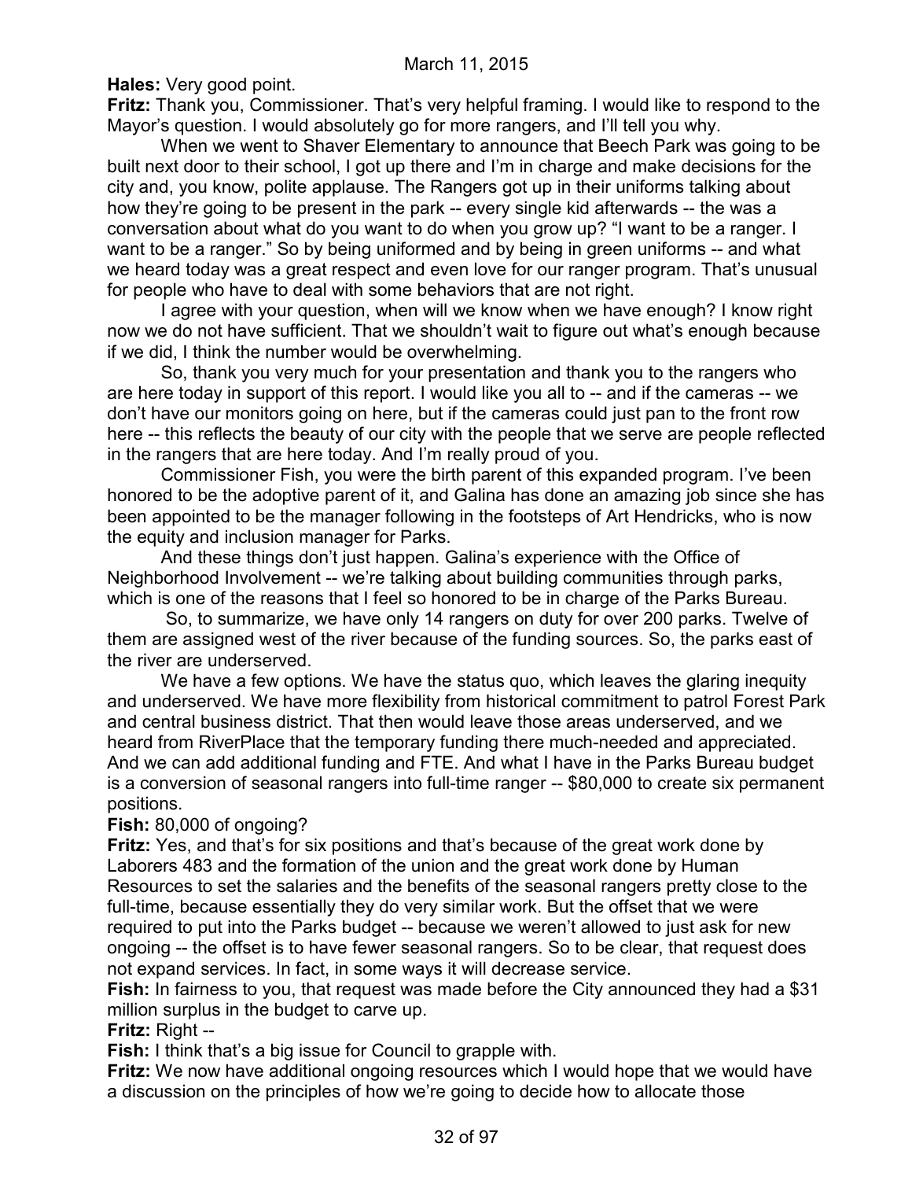**Hales:** Very good point.

**Fritz:** Thank you, Commissioner. That's very helpful framing. I would like to respond to the Mayor's question. I would absolutely go for more rangers, and I'll tell you why.

When we went to Shaver Elementary to announce that Beech Park was going to be built next door to their school, I got up there and I'm in charge and make decisions for the city and, you know, polite applause. The Rangers got up in their uniforms talking about how they're going to be present in the park -- every single kid afterwards -- the was a conversation about what do you want to do when you grow up? "I want to be a ranger. I want to be a ranger." So by being uniformed and by being in green uniforms -- and what we heard today was a great respect and even love for our ranger program. That's unusual for people who have to deal with some behaviors that are not right.

I agree with your question, when will we know when we have enough? I know right now we do not have sufficient. That we shouldn't wait to figure out what's enough because if we did, I think the number would be overwhelming.

So, thank you very much for your presentation and thank you to the rangers who are here today in support of this report. I would like you all to -- and if the cameras -- we don't have our monitors going on here, but if the cameras could just pan to the front row here -- this reflects the beauty of our city with the people that we serve are people reflected in the rangers that are here today. And I'm really proud of you.

Commissioner Fish, you were the birth parent of this expanded program. I've been honored to be the adoptive parent of it, and Galina has done an amazing job since she has been appointed to be the manager following in the footsteps of Art Hendricks, who is now the equity and inclusion manager for Parks.

And these things don't just happen. Galina's experience with the Office of Neighborhood Involvement -- we're talking about building communities through parks, which is one of the reasons that I feel so honored to be in charge of the Parks Bureau.

So, to summarize, we have only 14 rangers on duty for over 200 parks. Twelve of them are assigned west of the river because of the funding sources. So, the parks east of the river are underserved.

We have a few options. We have the status quo, which leaves the glaring inequity and underserved. We have more flexibility from historical commitment to patrol Forest Park and central business district. That then would leave those areas underserved, and we heard from RiverPlace that the temporary funding there much-needed and appreciated. And we can add additional funding and FTE. And what I have in the Parks Bureau budget is a conversion of seasonal rangers into full-time ranger -- $80,000 to create six permanent positions.

**Fish:** 80,000 of ongoing?

**Fritz:** Yes, and that's for six positions and that's because of the great work done by Laborers 483 and the formation of the union and the great work done by Human Resources to set the salaries and the benefits of the seasonal rangers pretty close to the full-time, because essentially they do very similar work. But the offset that we were required to put into the Parks budget -- because we weren't allowed to just ask for new ongoing -- the offset is to have fewer seasonal rangers. So to be clear, that request does not expand services. In fact, in some ways it will decrease service.

**Fish:** In fairness to you, that request was made before the City announced they had a $31 million surplus in the budget to carve up.

**Fritz:** Right --

**Fish:** I think that's a big issue for Council to grapple with.

**Fritz:** We now have additional ongoing resources which I would hope that we would have a discussion on the principles of how we're going to decide how to allocate those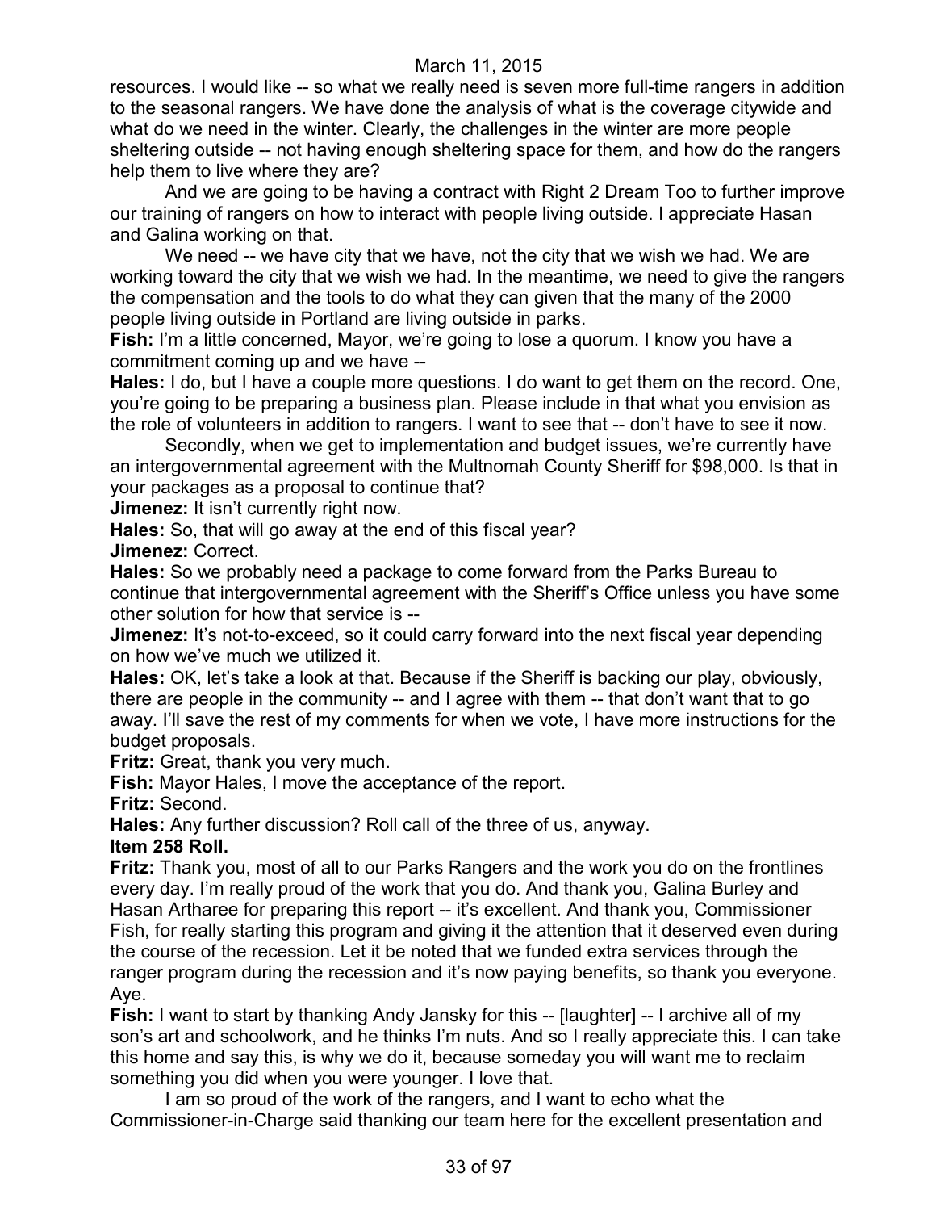resources. I would like -- so what we really need is seven more full-time rangers in addition to the seasonal rangers. We have done the analysis of what is the coverage citywide and what do we need in the winter. Clearly, the challenges in the winter are more people sheltering outside -- not having enough sheltering space for them, and how do the rangers help them to live where they are?

And we are going to be having a contract with Right 2 Dream Too to further improve our training of rangers on how to interact with people living outside. I appreciate Hasan and Galina working on that.

We need -- we have city that we have, not the city that we wish we had. We are working toward the city that we wish we had. In the meantime, we need to give the rangers the compensation and the tools to do what they can given that the many of the 2000 people living outside in Portland are living outside in parks.

**Fish:** I'm a little concerned, Mayor, we're going to lose a quorum. I know you have a commitment coming up and we have --

**Hales:** I do, but I have a couple more questions. I do want to get them on the record. One, you're going to be preparing a business plan. Please include in that what you envision as the role of volunteers in addition to rangers. I want to see that -- don't have to see it now.

Secondly, when we get to implementation and budget issues, we're currently have an intergovernmental agreement with the Multnomah County Sheriff for $98,000. Is that in your packages as a proposal to continue that?

**Jimenez:** It isn't currently right now.

**Hales:** So, that will go away at the end of this fiscal year?

**Jimenez:** Correct.

**Hales:** So we probably need a package to come forward from the Parks Bureau to continue that intergovernmental agreement with the Sheriff's Office unless you have some other solution for how that service is --

**Jimenez:** It's not-to-exceed, so it could carry forward into the next fiscal year depending on how we've much we utilized it.

**Hales:** OK, let's take a look at that. Because if the Sheriff is backing our play, obviously, there are people in the community -- and I agree with them -- that don't want that to go away. I'll save the rest of my comments for when we vote, I have more instructions for the budget proposals.

**Fritz:** Great, thank you very much.

**Fish:** Mayor Hales, I move the acceptance of the report.

**Fritz:** Second.

**Hales:** Any further discussion? Roll call of the three of us, anyway.

**Item 258 Roll.**

**Fritz:** Thank you, most of all to our Parks Rangers and the work you do on the frontlines every day. I'm really proud of the work that you do. And thank you, Galina Burley and Hasan Artharee for preparing this report -- it's excellent. And thank you, Commissioner Fish, for really starting this program and giving it the attention that it deserved even during the course of the recession. Let it be noted that we funded extra services through the ranger program during the recession and it's now paying benefits, so thank you everyone. Aye.

**Fish:** I want to start by thanking Andy Jansky for this -- [laughter] -- I archive all of my son's art and schoolwork, and he thinks I'm nuts. And so I really appreciate this. I can take this home and say this, is why we do it, because someday you will want me to reclaim something you did when you were younger. I love that.

I am so proud of the work of the rangers, and I want to echo what the Commissioner-in-Charge said thanking our team here for the excellent presentation and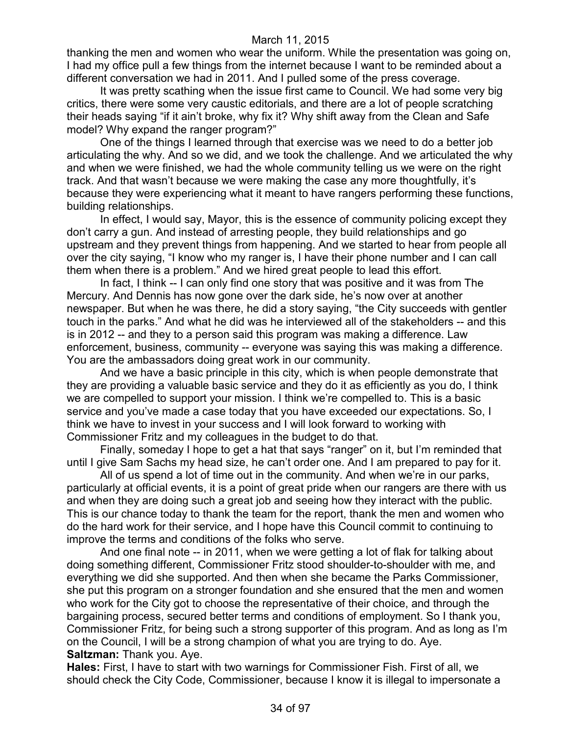thanking the men and women who wear the uniform. While the presentation was going on, I had my office pull a few things from the internet because I want to be reminded about a different conversation we had in 2011. And I pulled some of the press coverage.

It was pretty scathing when the issue first came to Council. We had some very big critics, there were some very caustic editorials, and there are a lot of people scratching their heads saying "if it ain't broke, why fix it? Why shift away from the Clean and Safe model? Why expand the ranger program?"

One of the things I learned through that exercise was we need to do a better job articulating the why. And so we did, and we took the challenge. And we articulated the why and when we were finished, we had the whole community telling us we were on the right track. And that wasn't because we were making the case any more thoughtfully, it's because they were experiencing what it meant to have rangers performing these functions, building relationships.

In effect, I would say, Mayor, this is the essence of community policing except they don't carry a gun. And instead of arresting people, they build relationships and go upstream and they prevent things from happening. And we started to hear from people all over the city saying, "I know who my ranger is, I have their phone number and I can call them when there is a problem." And we hired great people to lead this effort.

In fact, I think -- I can only find one story that was positive and it was from The Mercury. And Dennis has now gone over the dark side, he's now over at another newspaper. But when he was there, he did a story saying, "the City succeeds with gentler touch in the parks." And what he did was he interviewed all of the stakeholders -- and this is in 2012 -- and they to a person said this program was making a difference. Law enforcement, business, community -- everyone was saying this was making a difference. You are the ambassadors doing great work in our community.

And we have a basic principle in this city, which is when people demonstrate that they are providing a valuable basic service and they do it as efficiently as you do, I think we are compelled to support your mission. I think we're compelled to. This is a basic service and you've made a case today that you have exceeded our expectations. So, I think we have to invest in your success and I will look forward to working with Commissioner Fritz and my colleagues in the budget to do that.

Finally, someday I hope to get a hat that says "ranger" on it, but I'm reminded that until I give Sam Sachs my head size, he can't order one. And I am prepared to pay for it.

All of us spend a lot of time out in the community. And when we're in our parks, particularly at official events, it is a point of great pride when our rangers are there with us and when they are doing such a great job and seeing how they interact with the public. This is our chance today to thank the team for the report, thank the men and women who do the hard work for their service, and I hope have this Council commit to continuing to improve the terms and conditions of the folks who serve.

And one final note -- in 2011, when we were getting a lot of flak for talking about doing something different, Commissioner Fritz stood shoulder-to-shoulder with me, and everything we did she supported. And then when she became the Parks Commissioner, she put this program on a stronger foundation and she ensured that the men and women who work for the City got to choose the representative of their choice, and through the bargaining process, secured better terms and conditions of employment. So I thank you, Commissioner Fritz, for being such a strong supporter of this program. And as long as I'm on the Council, I will be a strong champion of what you are trying to do. Aye.

**Saltzman:** Thank you. Aye.

**Hales:** First, I have to start with two warnings for Commissioner Fish. First of all, we should check the City Code, Commissioner, because I know it is illegal to impersonate a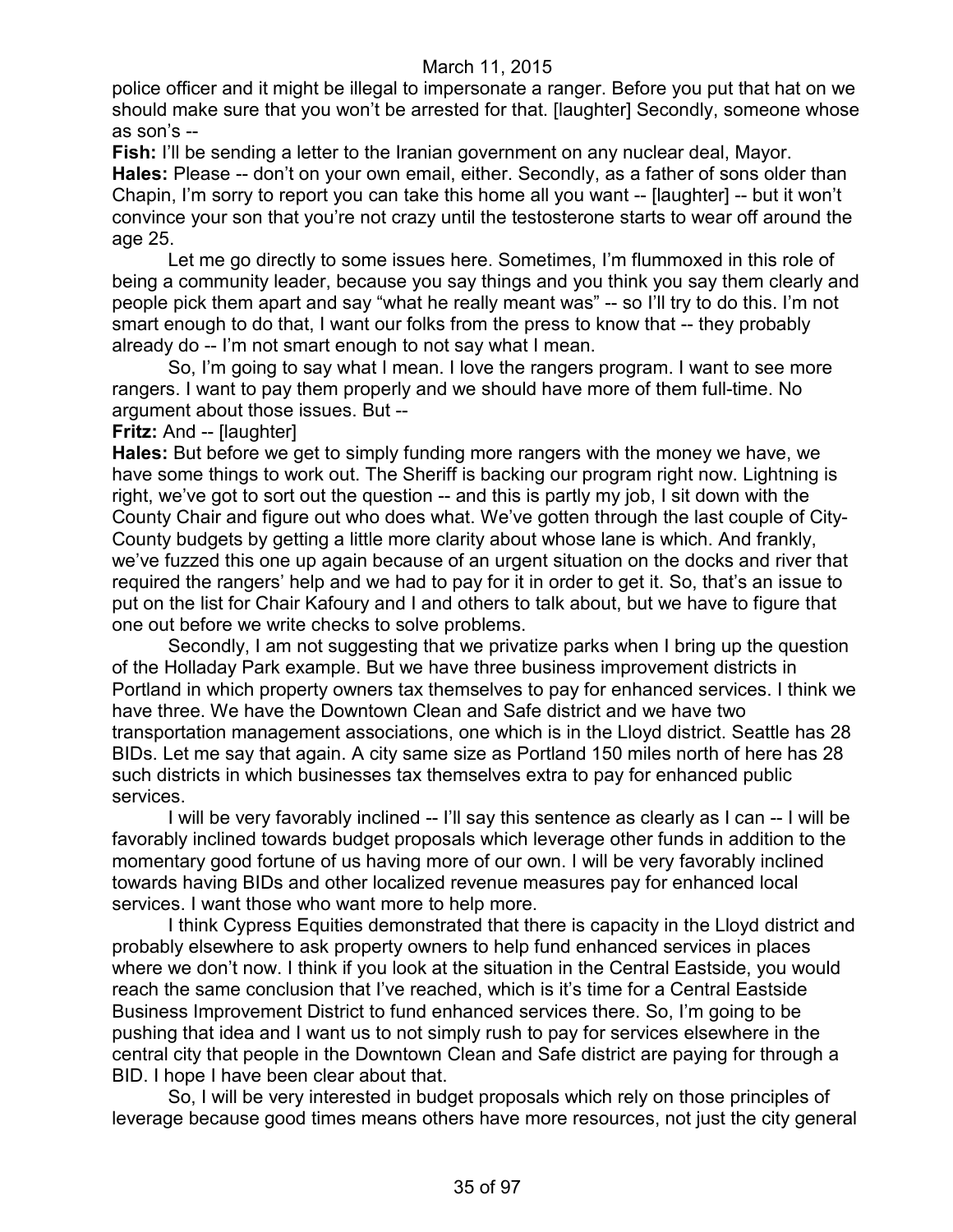police officer and it might be illegal to impersonate a ranger. Before you put that hat on we should make sure that you won't be arrested for that. [laughter] Secondly, someone whose as son's --

**Fish:** I'll be sending a letter to the Iranian government on any nuclear deal, Mayor.

**Hales:** Please -- don't on your own email, either. Secondly, as a father of sons older than Chapin, I'm sorry to report you can take this home all you want -- [laughter] -- but it won't convince your son that you're not crazy until the testosterone starts to wear off around the age 25.

Let me go directly to some issues here. Sometimes, I'm flummoxed in this role of being a community leader, because you say things and you think you say them clearly and people pick them apart and say "what he really meant was" -- so I'll try to do this. I'm not smart enough to do that, I want our folks from the press to know that -- they probably already do -- I'm not smart enough to not say what I mean.

So, I'm going to say what I mean. I love the rangers program. I want to see more rangers. I want to pay them properly and we should have more of them full-time. No argument about those issues. But --

**Fritz:** And -- [laughter]

**Hales:** But before we get to simply funding more rangers with the money we have, we have some things to work out. The Sheriff is backing our program right now. Lightning is right, we've got to sort out the question -- and this is partly my job, I sit down with the County Chair and figure out who does what. We've gotten through the last couple of City-County budgets by getting a little more clarity about whose lane is which. And frankly, we've fuzzed this one up again because of an urgent situation on the docks and river that required the rangers' help and we had to pay for it in order to get it. So, that's an issue to put on the list for Chair Kafoury and I and others to talk about, but we have to figure that one out before we write checks to solve problems.

Secondly, I am not suggesting that we privatize parks when I bring up the question of the Holladay Park example. But we have three business improvement districts in Portland in which property owners tax themselves to pay for enhanced services. I think we have three. We have the Downtown Clean and Safe district and we have two transportation management associations, one which is in the Lloyd district. Seattle has 28 BIDs. Let me say that again. A city same size as Portland 150 miles north of here has 28 such districts in which businesses tax themselves extra to pay for enhanced public services.

I will be very favorably inclined -- I'll say this sentence as clearly as I can -- I will be favorably inclined towards budget proposals which leverage other funds in addition to the momentary good fortune of us having more of our own. I will be very favorably inclined towards having BIDs and other localized revenue measures pay for enhanced local services. I want those who want more to help more.

I think Cypress Equities demonstrated that there is capacity in the Lloyd district and probably elsewhere to ask property owners to help fund enhanced services in places where we don't now. I think if you look at the situation in the Central Eastside, you would reach the same conclusion that I've reached, which is it's time for a Central Eastside Business Improvement District to fund enhanced services there. So, I'm going to be pushing that idea and I want us to not simply rush to pay for services elsewhere in the central city that people in the Downtown Clean and Safe district are paying for through a BID. I hope I have been clear about that.

So, I will be very interested in budget proposals which rely on those principles of leverage because good times means others have more resources, not just the city general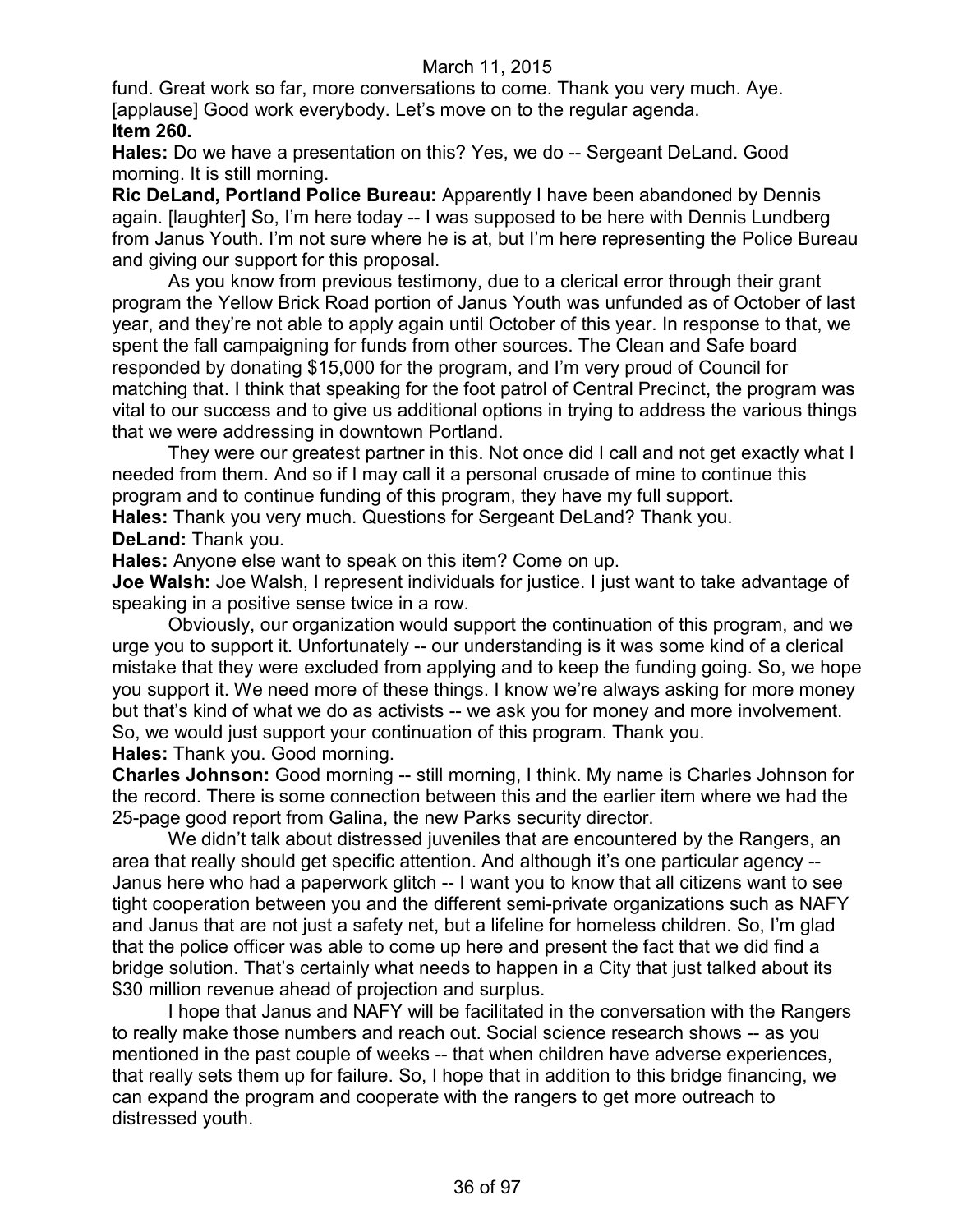fund. Great work so far, more conversations to come. Thank you very much. Aye. [applause] Good work everybody. Let's move on to the regular agenda.

**Item 260.**

**Hales:** Do we have a presentation on this? Yes, we do -- Sergeant DeLand. Good morning. It is still morning.

**Ric DeLand, Portland Police Bureau:** Apparently I have been abandoned by Dennis again. [laughter] So, I'm here today -- I was supposed to be here with Dennis Lundberg from Janus Youth. I'm not sure where he is at, but I'm here representing the Police Bureau and giving our support for this proposal.

As you know from previous testimony, due to a clerical error through their grant program the Yellow Brick Road portion of Janus Youth was unfunded as of October of last year, and they're not able to apply again until October of this year. In response to that, we spent the fall campaigning for funds from other sources. The Clean and Safe board responded by donating $15,000 for the program, and I'm very proud of Council for matching that. I think that speaking for the foot patrol of Central Precinct, the program was vital to our success and to give us additional options in trying to address the various things that we were addressing in downtown Portland.

They were our greatest partner in this. Not once did I call and not get exactly what I needed from them. And so if I may call it a personal crusade of mine to continue this program and to continue funding of this program, they have my full support.

**Hales:** Thank you very much. Questions for Sergeant DeLand? Thank you.

**DeLand:** Thank you.

**Hales:** Anyone else want to speak on this item? Come on up.

**Joe Walsh:** Joe Walsh, I represent individuals for justice. I just want to take advantage of speaking in a positive sense twice in a row.

Obviously, our organization would support the continuation of this program, and we urge you to support it. Unfortunately -- our understanding is it was some kind of a clerical mistake that they were excluded from applying and to keep the funding going. So, we hope you support it. We need more of these things. I know we're always asking for more money but that's kind of what we do as activists -- we ask you for money and more involvement. So, we would just support your continuation of this program. Thank you.

**Hales:** Thank you. Good morning.

**Charles Johnson:** Good morning -- still morning, I think. My name is Charles Johnson for the record. There is some connection between this and the earlier item where we had the 25-page good report from Galina, the new Parks security director.

We didn't talk about distressed juveniles that are encountered by the Rangers, an area that really should get specific attention. And although it's one particular agency -- Janus here who had a paperwork glitch -- I want you to know that all citizens want to see tight cooperation between you and the different semi-private organizations such as NAFY and Janus that are not just a safety net, but a lifeline for homeless children. So, I'm glad that the police officer was able to come up here and present the fact that we did find a bridge solution. That's certainly what needs to happen in a City that just talked about its $30 million revenue ahead of projection and surplus.

I hope that Janus and NAFY will be facilitated in the conversation with the Rangers to really make those numbers and reach out. Social science research shows -- as you mentioned in the past couple of weeks -- that when children have adverse experiences, that really sets them up for failure. So, I hope that in addition to this bridge financing, we can expand the program and cooperate with the rangers to get more outreach to distressed youth.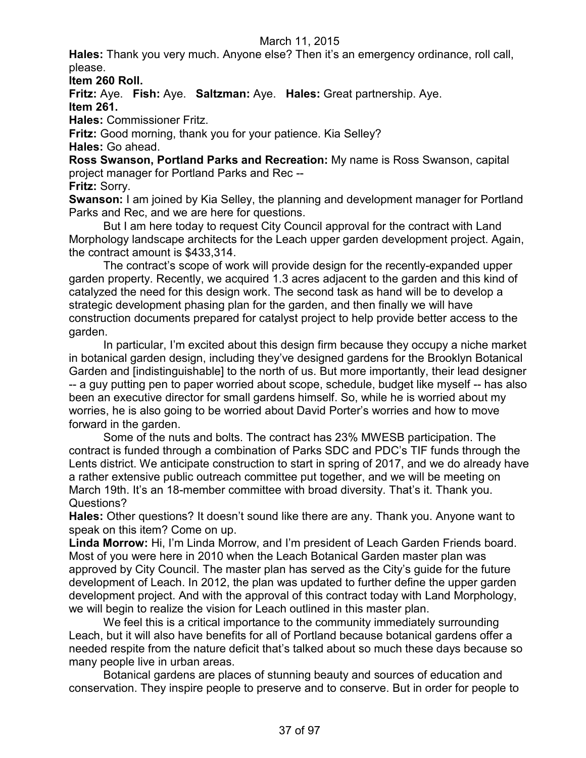**Hales:** Thank you very much. Anyone else? Then it's an emergency ordinance, roll call, please.

**Item 260 Roll.**

**Fritz:** Aye. **Fish:** Aye. **Saltzman:** Aye. **Hales:** Great partnership. Aye.

**Item 261.**

**Hales:** Commissioner Fritz.

**Fritz:** Good morning, thank you for your patience. Kia Selley?

**Hales:** Go ahead.

**Ross Swanson, Portland Parks and Recreation:** My name is Ross Swanson, capital project manager for Portland Parks and Rec --

**Fritz:** Sorry.

**Swanson:** I am joined by Kia Selley, the planning and development manager for Portland Parks and Rec, and we are here for questions.

But I am here today to request City Council approval for the contract with Land Morphology landscape architects for the Leach upper garden development project. Again, the contract amount is $433,314.

The contract's scope of work will provide design for the recently-expanded upper garden property. Recently, we acquired 1.3 acres adjacent to the garden and this kind of catalyzed the need for this design work. The second task as hand will be to develop a strategic development phasing plan for the garden, and then finally we will have construction documents prepared for catalyst project to help provide better access to the garden.

In particular, I'm excited about this design firm because they occupy a niche market in botanical garden design, including they've designed gardens for the Brooklyn Botanical Garden and [indistinguishable] to the north of us. But more importantly, their lead designer -- a guy putting pen to paper worried about scope, schedule, budget like myself -- has also been an executive director for small gardens himself. So, while he is worried about my worries, he is also going to be worried about David Porter's worries and how to move forward in the garden.

Some of the nuts and bolts. The contract has 23% MWESB participation. The contract is funded through a combination of Parks SDC and PDC's TIF funds through the Lents district. We anticipate construction to start in spring of 2017, and we do already have a rather extensive public outreach committee put together, and we will be meeting on March 19th. It's an 18-member committee with broad diversity. That's it. Thank you. Questions?

**Hales:** Other questions? It doesn't sound like there are any. Thank you. Anyone want to speak on this item? Come on up.

**Linda Morrow:** Hi, I'm Linda Morrow, and I'm president of Leach Garden Friends board. Most of you were here in 2010 when the Leach Botanical Garden master plan was approved by City Council. The master plan has served as the City's guide for the future development of Leach. In 2012, the plan was updated to further define the upper garden development project. And with the approval of this contract today with Land Morphology, we will begin to realize the vision for Leach outlined in this master plan.

We feel this is a critical importance to the community immediately surrounding Leach, but it will also have benefits for all of Portland because botanical gardens offer a needed respite from the nature deficit that's talked about so much these days because so many people live in urban areas.

Botanical gardens are places of stunning beauty and sources of education and conservation. They inspire people to preserve and to conserve. But in order for people to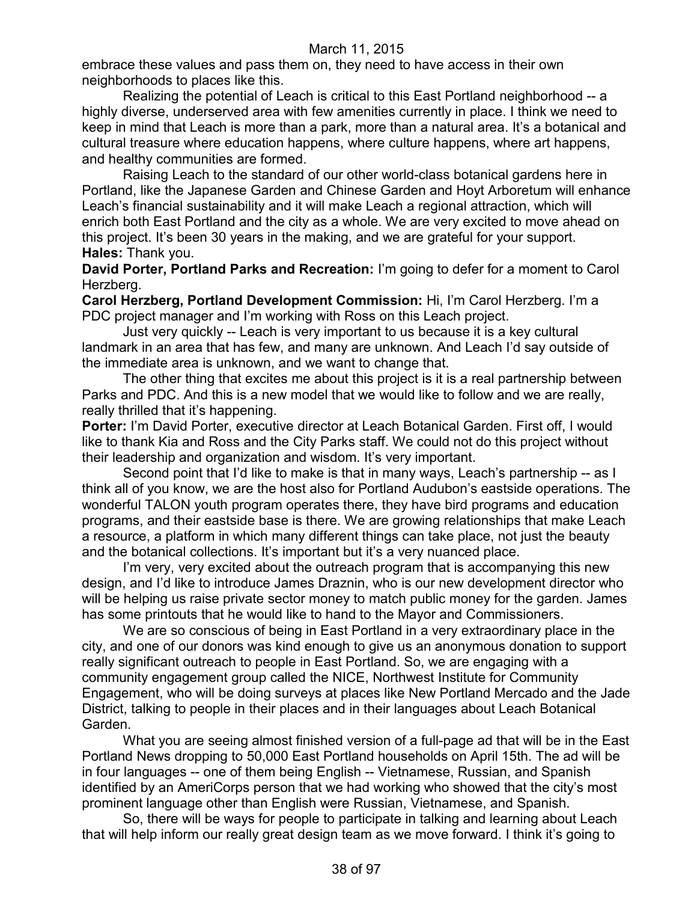embrace these values and pass them on, they need to have access in their own neighborhoods to places like this.

Realizing the potential of Leach is critical to this East Portland neighborhood -- a highly diverse, underserved area with few amenities currently in place. I think we need to keep in mind that Leach is more than a park, more than a natural area. It's a botanical and cultural treasure where education happens, where culture happens, where art happens, and healthy communities are formed.

Raising Leach to the standard of our other world-class botanical gardens here in Portland, like the Japanese Garden and Chinese Garden and Hoyt Arboretum will enhance Leach's financial sustainability and it will make Leach a regional attraction, which will enrich both East Portland and the city as a whole. We are very excited to move ahead on this project. It's been 30 years in the making, and we are grateful for your support.

**Hales:** Thank you.

**David Porter, Portland Parks and Recreation:** I'm going to defer for a moment to Carol Herzberg.

**Carol Herzberg, Portland Development Commission:** Hi, I'm Carol Herzberg. I'm a PDC project manager and I'm working with Ross on this Leach project.

Just very quickly -- Leach is very important to us because it is a key cultural landmark in an area that has few, and many are unknown. And Leach I'd say outside of the immediate area is unknown, and we want to change that.

The other thing that excites me about this project is it is a real partnership between Parks and PDC. And this is a new model that we would like to follow and we are really, really thrilled that it's happening.

**Porter:** I'm David Porter, executive director at Leach Botanical Garden. First off, I would like to thank Kia and Ross and the City Parks staff. We could not do this project without their leadership and organization and wisdom. It's very important.

Second point that I'd like to make is that in many ways, Leach's partnership -- as I think all of you know, we are the host also for Portland Audubon's eastside operations. The wonderful TALON youth program operates there, they have bird programs and education programs, and their eastside base is there. We are growing relationships that make Leach a resource, a platform in which many different things can take place, not just the beauty and the botanical collections. It's important but it's a very nuanced place.

I'm very, very excited about the outreach program that is accompanying this new design, and I'd like to introduce James Draznin, who is our new development director who will be helping us raise private sector money to match public money for the garden. James has some printouts that he would like to hand to the Mayor and Commissioners.

We are so conscious of being in East Portland in a very extraordinary place in the city, and one of our donors was kind enough to give us an anonymous donation to support really significant outreach to people in East Portland. So, we are engaging with a community engagement group called the NICE, Northwest Institute for Community Engagement, who will be doing surveys at places like New Portland Mercado and the Jade District, talking to people in their places and in their languages about Leach Botanical Garden.

What you are seeing almost finished version of a full-page ad that will be in the East Portland News dropping to 50,000 East Portland households on April 15th. The ad will be in four languages -- one of them being English -- Vietnamese, Russian, and Spanish identified by an AmeriCorps person that we had working who showed that the city's most prominent language other than English were Russian, Vietnamese, and Spanish.

So, there will be ways for people to participate in talking and learning about Leach that will help inform our really great design team as we move forward. I think it's going to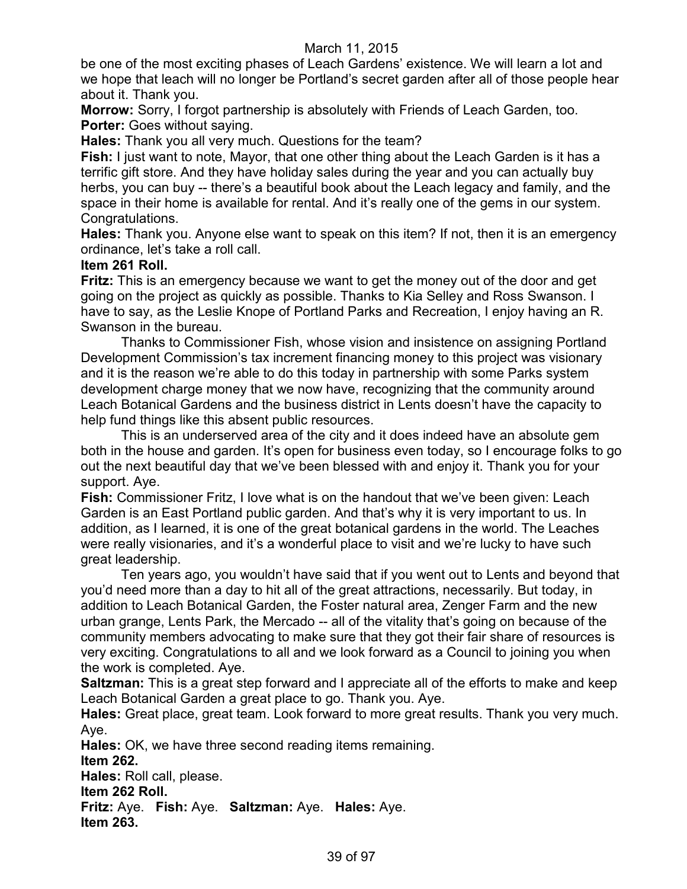be one of the most exciting phases of Leach Gardens' existence. We will learn a lot and we hope that leach will no longer be Portland's secret garden after all of those people hear about it. Thank you.

**Morrow:** Sorry, I forgot partnership is absolutely with Friends of Leach Garden, too.

**Porter:** Goes without saying.

**Hales:** Thank you all very much. Questions for the team?

**Fish:** I just want to note, Mayor, that one other thing about the Leach Garden is it has a terrific gift store. And they have holiday sales during the year and you can actually buy herbs, you can buy -- there's a beautiful book about the Leach legacy and family, and the space in their home is available for rental. And it's really one of the gems in our system. Congratulations.

**Hales:** Thank you. Anyone else want to speak on this item? If not, then it is an emergency ordinance, let's take a roll call.

**Item 261 Roll.**

**Fritz:** This is an emergency because we want to get the money out of the door and get going on the project as quickly as possible. Thanks to Kia Selley and Ross Swanson. I have to say, as the Leslie Knope of Portland Parks and Recreation, I enjoy having an R. Swanson in the bureau.

Thanks to Commissioner Fish, whose vision and insistence on assigning Portland Development Commission's tax increment financing money to this project was visionary and it is the reason we're able to do this today in partnership with some Parks system development charge money that we now have, recognizing that the community around Leach Botanical Gardens and the business district in Lents doesn't have the capacity to help fund things like this absent public resources.

This is an underserved area of the city and it does indeed have an absolute gem both in the house and garden. It's open for business even today, so I encourage folks to go out the next beautiful day that we've been blessed with and enjoy it. Thank you for your support. Aye.

**Fish:** Commissioner Fritz, I love what is on the handout that we've been given: Leach Garden is an East Portland public garden. And that's why it is very important to us. In addition, as I learned, it is one of the great botanical gardens in the world. The Leaches were really visionaries, and it's a wonderful place to visit and we're lucky to have such great leadership.

Ten years ago, you wouldn't have said that if you went out to Lents and beyond that you'd need more than a day to hit all of the great attractions, necessarily. But today, in addition to Leach Botanical Garden, the Foster natural area, Zenger Farm and the new urban grange, Lents Park, the Mercado -- all of the vitality that's going on because of the community members advocating to make sure that they got their fair share of resources is very exciting. Congratulations to all and we look forward as a Council to joining you when the work is completed. Aye.

**Saltzman:** This is a great step forward and I appreciate all of the efforts to make and keep Leach Botanical Garden a great place to go. Thank you. Aye.

**Hales:** Great place, great team. Look forward to more great results. Thank you very much. Aye.

**Hales:** OK, we have three second reading items remaining.

**Item 262.**

**Hales:** Roll call, please.

**Item 262 Roll.**

**Fritz:** Aye. **Fish:** Aye. **Saltzman:** Aye. **Hales:** Aye.

**Item 263.**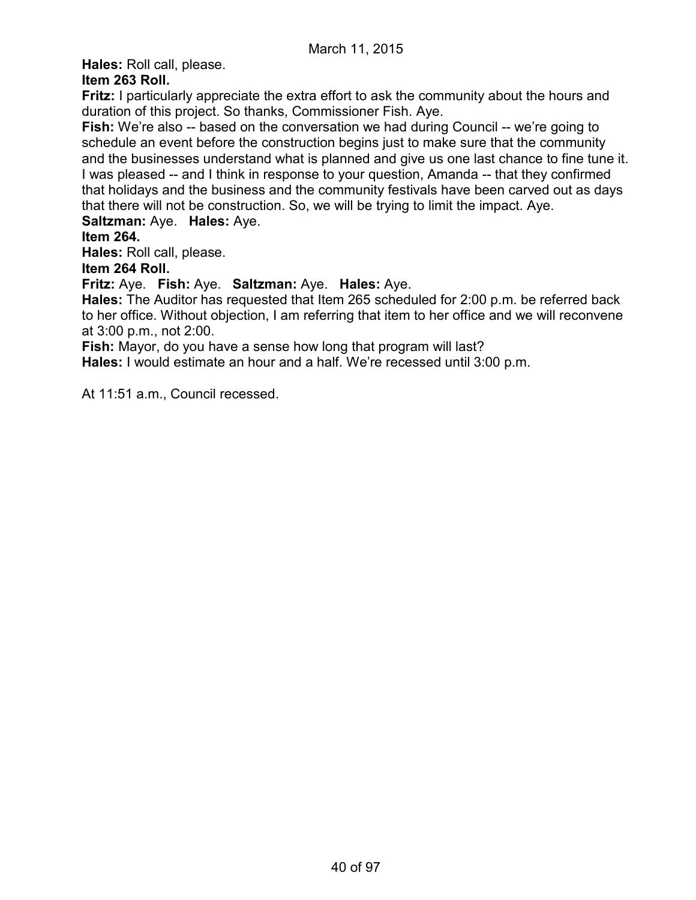**Hales:** Roll call, please.

**Item 263 Roll.**

**Fritz:** I particularly appreciate the extra effort to ask the community about the hours and duration of this project. So thanks, Commissioner Fish. Aye.

**Fish:** We're also -- based on the conversation we had during Council -- we're going to schedule an event before the construction begins just to make sure that the community and the businesses understand what is planned and give us one last chance to fine tune it. I was pleased -- and I think in response to your question, Amanda -- that they confirmed that holidays and the business and the community festivals have been carved out as days that there will not be construction. So, we will be trying to limit the impact. Aye.

**Saltzman:** Aye. **Hales:** Aye.

**Item 264.**

**Hales:** Roll call, please.

**Item 264 Roll.**

**Fritz:** Aye. **Fish:** Aye. **Saltzman:** Aye. **Hales:** Aye.

**Hales:** The Auditor has requested that Item 265 scheduled for 2:00 p.m. be referred back to her office. Without objection, I am referring that item to her office and we will reconvene at 3:00 p.m., not 2:00.

**Fish:** Mayor, do you have a sense how long that program will last?

**Hales:** I would estimate an hour and a half. We're recessed until 3:00 p.m.

At 11:51 a.m., Council recessed.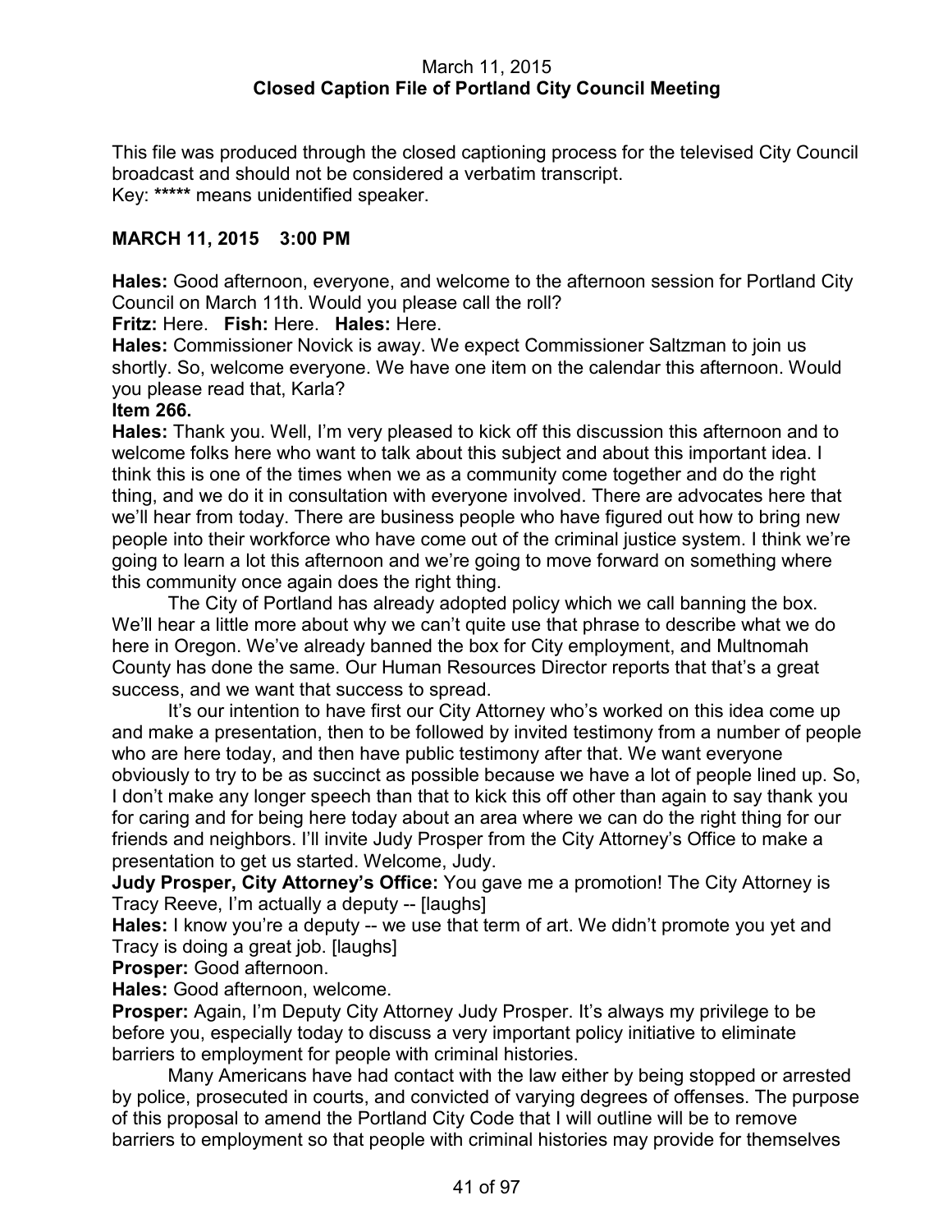March 11, 2015
**Closed Caption File of Portland City Council Meeting**

This file was produced through the closed captioning process for the televised City Council broadcast and should not be considered a verbatim transcript.
Key: ***** means unidentified speaker.

## MARCH 11, 2015 3:00 PM

**Hales:** Good afternoon, everyone, and welcome to the afternoon session for Portland City Council on March 11th. Would you please call the roll?

**Fritz:** Here. **Fish:** Here. **Hales:** Here.

**Hales:** Commissioner Novick is away. We expect Commissioner Saltzman to join us shortly. So, welcome everyone. We have one item on the calendar this afternoon. Would you please read that, Karla?

**Item 266.**

**Hales:** Thank you. Well, I'm very pleased to kick off this discussion this afternoon and to welcome folks here who want to talk about this subject and about this important idea. I think this is one of the times when we as a community come together and do the right thing, and we do it in consultation with everyone involved. There are advocates here that we'll hear from today. There are business people who have figured out how to bring new people into their workforce who have come out of the criminal justice system. I think we're going to learn a lot this afternoon and we're going to move forward on something where this community once again does the right thing.

The City of Portland has already adopted policy which we call banning the box. We'll hear a little more about why we can't quite use that phrase to describe what we do here in Oregon. We've already banned the box for City employment, and Multnomah County has done the same. Our Human Resources Director reports that that's a great success, and we want that success to spread.

It's our intention to have first our City Attorney who's worked on this idea come up and make a presentation, then to be followed by invited testimony from a number of people who are here today, and then have public testimony after that. We want everyone obviously to try to be as succinct as possible because we have a lot of people lined up. So, I don't make any longer speech than that to kick this off other than again to say thank you for caring and for being here today about an area where we can do the right thing for our friends and neighbors. I'll invite Judy Prosper from the City Attorney's Office to make a presentation to get us started. Welcome, Judy.

**Judy Prosper, City Attorney's Office:** You gave me a promotion! The City Attorney is Tracy Reeve, I'm actually a deputy -- [laughs]

**Hales:** I know you're a deputy -- we use that term of art. We didn't promote you yet and Tracy is doing a great job. [laughs]

**Prosper:** Good afternoon.

**Hales:** Good afternoon, welcome.

**Prosper:** Again, I'm Deputy City Attorney Judy Prosper. It's always my privilege to be before you, especially today to discuss a very important policy initiative to eliminate barriers to employment for people with criminal histories.

Many Americans have had contact with the law either by being stopped or arrested by police, prosecuted in courts, and convicted of varying degrees of offenses. The purpose of this proposal to amend the Portland City Code that I will outline will be to remove barriers to employment so that people with criminal histories may provide for themselves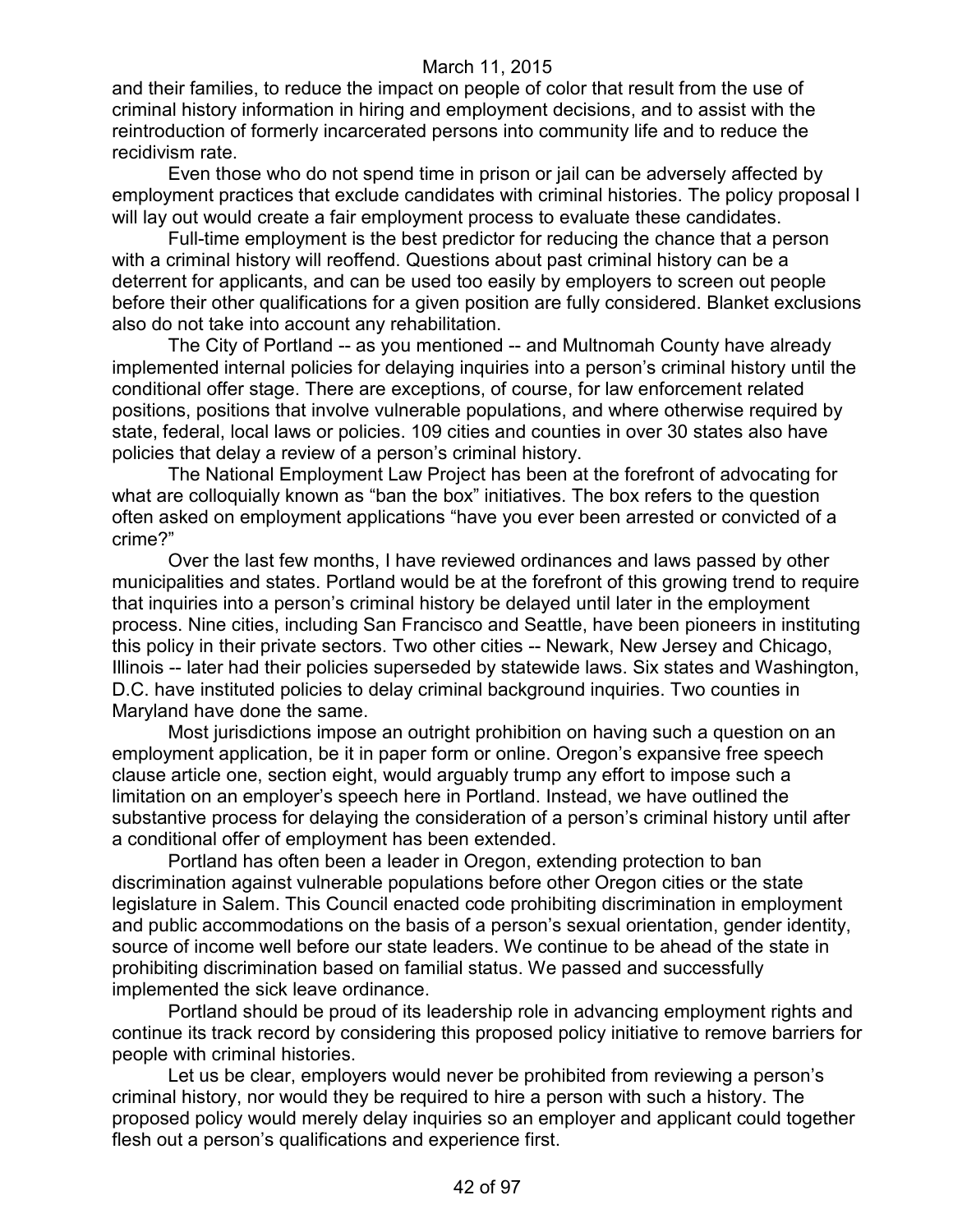and their families, to reduce the impact on people of color that result from the use of criminal history information in hiring and employment decisions, and to assist with the reintroduction of formerly incarcerated persons into community life and to reduce the recidivism rate.

Even those who do not spend time in prison or jail can be adversely affected by employment practices that exclude candidates with criminal histories. The policy proposal I will lay out would create a fair employment process to evaluate these candidates.

Full-time employment is the best predictor for reducing the chance that a person with a criminal history will reoffend. Questions about past criminal history can be a deterrent for applicants, and can be used too easily by employers to screen out people before their other qualifications for a given position are fully considered. Blanket exclusions also do not take into account any rehabilitation.

The City of Portland -- as you mentioned -- and Multnomah County have already implemented internal policies for delaying inquiries into a person's criminal history until the conditional offer stage. There are exceptions, of course, for law enforcement related positions, positions that involve vulnerable populations, and where otherwise required by state, federal, local laws or policies. 109 cities and counties in over 30 states also have policies that delay a review of a person's criminal history.

The National Employment Law Project has been at the forefront of advocating for what are colloquially known as "ban the box" initiatives. The box refers to the question often asked on employment applications "have you ever been arrested or convicted of a crime?"

Over the last few months, I have reviewed ordinances and laws passed by other municipalities and states. Portland would be at the forefront of this growing trend to require that inquiries into a person's criminal history be delayed until later in the employment process. Nine cities, including San Francisco and Seattle, have been pioneers in instituting this policy in their private sectors. Two other cities -- Newark, New Jersey and Chicago, Illinois -- later had their policies superseded by statewide laws. Six states and Washington, D.C. have instituted policies to delay criminal background inquiries. Two counties in Maryland have done the same.

Most jurisdictions impose an outright prohibition on having such a question on an employment application, be it in paper form or online. Oregon's expansive free speech clause article one, section eight, would arguably trump any effort to impose such a limitation on an employer's speech here in Portland. Instead, we have outlined the substantive process for delaying the consideration of a person's criminal history until after a conditional offer of employment has been extended.

Portland has often been a leader in Oregon, extending protection to ban discrimination against vulnerable populations before other Oregon cities or the state legislature in Salem. This Council enacted code prohibiting discrimination in employment and public accommodations on the basis of a person's sexual orientation, gender identity, source of income well before our state leaders. We continue to be ahead of the state in prohibiting discrimination based on familial status. We passed and successfully implemented the sick leave ordinance.

Portland should be proud of its leadership role in advancing employment rights and continue its track record by considering this proposed policy initiative to remove barriers for people with criminal histories.

Let us be clear, employers would never be prohibited from reviewing a person's criminal history, nor would they be required to hire a person with such a history. The proposed policy would merely delay inquiries so an employer and applicant could together flesh out a person's qualifications and experience first.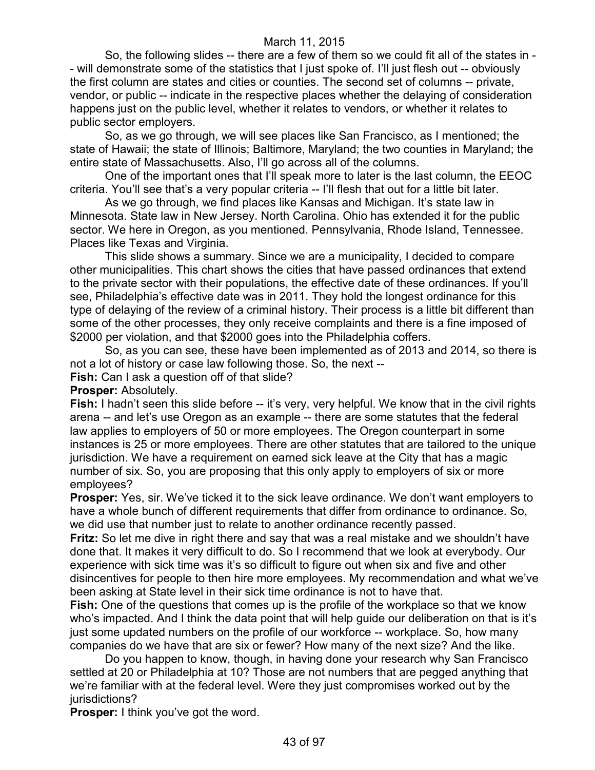So, the following slides -- there are a few of them so we could fit all of the states in -- will demonstrate some of the statistics that I just spoke of. I'll just flesh out -- obviously the first column are states and cities or counties. The second set of columns -- private, vendor, or public -- indicate in the respective places whether the delaying of consideration happens just on the public level, whether it relates to vendors, or whether it relates to public sector employers.

So, as we go through, we will see places like San Francisco, as I mentioned; the state of Hawaii; the state of Illinois; Baltimore, Maryland; the two counties in Maryland; the entire state of Massachusetts. Also, I'll go across all of the columns.

One of the important ones that I'll speak more to later is the last column, the EEOC criteria. You'll see that's a very popular criteria -- I'll flesh that out for a little bit later.

As we go through, we find places like Kansas and Michigan. It's state law in Minnesota. State law in New Jersey. North Carolina. Ohio has extended it for the public sector. We here in Oregon, as you mentioned. Pennsylvania, Rhode Island, Tennessee. Places like Texas and Virginia.

This slide shows a summary. Since we are a municipality, I decided to compare other municipalities. This chart shows the cities that have passed ordinances that extend to the private sector with their populations, the effective date of these ordinances. If you'll see, Philadelphia's effective date was in 2011. They hold the longest ordinance for this type of delaying of the review of a criminal history. Their process is a little bit different than some of the other processes, they only receive complaints and there is a fine imposed of $2000 per violation, and that $2000 goes into the Philadelphia coffers.

So, as you can see, these have been implemented as of 2013 and 2014, so there is not a lot of history or case law following those. So, the next --

**Fish:** Can I ask a question off of that slide?

**Prosper:** Absolutely.

**Fish:** I hadn't seen this slide before -- it's very, very helpful. We know that in the civil rights arena -- and let's use Oregon as an example -- there are some statutes that the federal law applies to employers of 50 or more employees. The Oregon counterpart in some instances is 25 or more employees. There are other statutes that are tailored to the unique jurisdiction. We have a requirement on earned sick leave at the City that has a magic number of six. So, you are proposing that this only apply to employers of six or more employees?

**Prosper:** Yes, sir. We've ticked it to the sick leave ordinance. We don't want employers to have a whole bunch of different requirements that differ from ordinance to ordinance. So, we did use that number just to relate to another ordinance recently passed.

**Fritz:** So let me dive in right there and say that was a real mistake and we shouldn't have done that. It makes it very difficult to do. So I recommend that we look at everybody. Our experience with sick time was it's so difficult to figure out when six and five and other disincentives for people to then hire more employees. My recommendation and what we've been asking at State level in their sick time ordinance is not to have that.

**Fish:** One of the questions that comes up is the profile of the workplace so that we know who's impacted. And I think the data point that will help guide our deliberation on that is it's just some updated numbers on the profile of our workforce -- workplace. So, how many companies do we have that are six or fewer? How many of the next size? And the like.

Do you happen to know, though, in having done your research why San Francisco settled at 20 or Philadelphia at 10? Those are not numbers that are pegged anything that we're familiar with at the federal level. Were they just compromises worked out by the jurisdictions?

**Prosper:** I think you've got the word.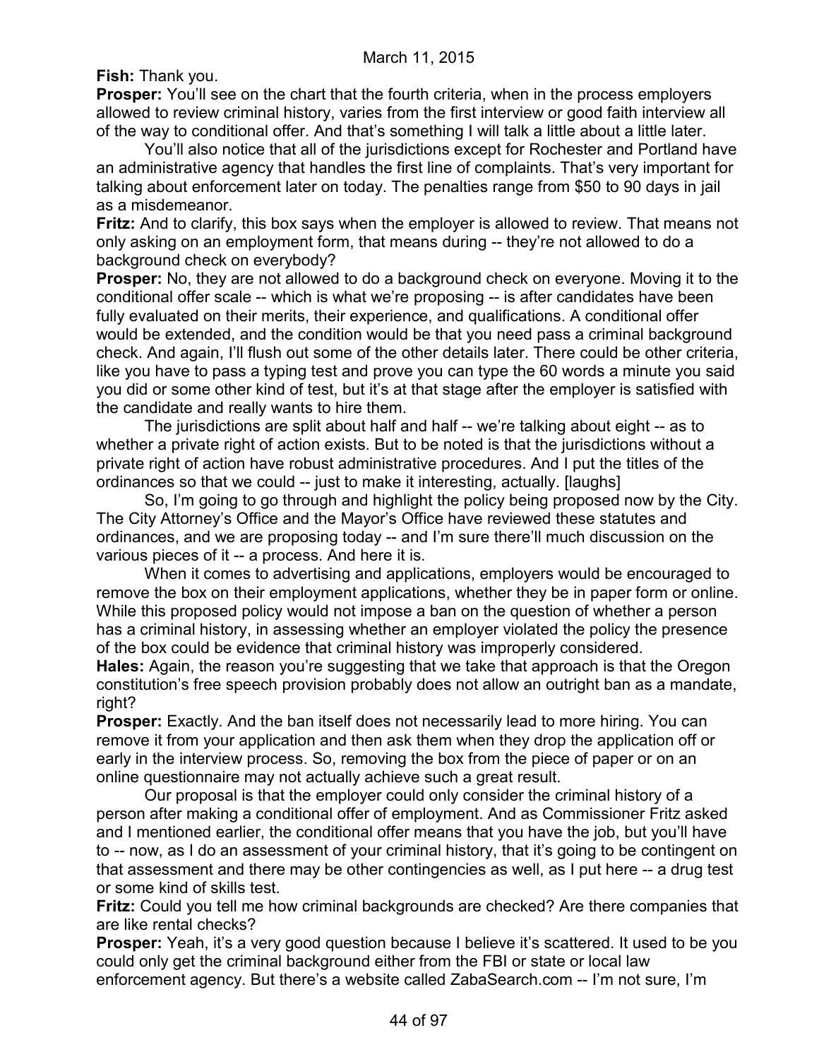**Fish:** Thank you.

**Prosper:** You'll see on the chart that the fourth criteria, when in the process employers allowed to review criminal history, varies from the first interview or good faith interview all of the way to conditional offer. And that's something I will talk a little about a little later.

You'll also notice that all of the jurisdictions except for Rochester and Portland have an administrative agency that handles the first line of complaints. That's very important for talking about enforcement later on today. The penalties range from $50 to 90 days in jail as a misdemeanor.

**Fritz:** And to clarify, this box says when the employer is allowed to review. That means not only asking on an employment form, that means during -- they're not allowed to do a background check on everybody?

**Prosper:** No, they are not allowed to do a background check on everyone. Moving it to the conditional offer scale -- which is what we're proposing -- is after candidates have been fully evaluated on their merits, their experience, and qualifications. A conditional offer would be extended, and the condition would be that you need pass a criminal background check. And again, I'll flush out some of the other details later. There could be other criteria, like you have to pass a typing test and prove you can type the 60 words a minute you said you did or some other kind of test, but it's at that stage after the employer is satisfied with the candidate and really wants to hire them.

The jurisdictions are split about half and half -- we're talking about eight -- as to whether a private right of action exists. But to be noted is that the jurisdictions without a private right of action have robust administrative procedures. And I put the titles of the ordinances so that we could -- just to make it interesting, actually. [laughs]

So, I'm going to go through and highlight the policy being proposed now by the City. The City Attorney's Office and the Mayor's Office have reviewed these statutes and ordinances, and we are proposing today -- and I'm sure there'll much discussion on the various pieces of it -- a process. And here it is.

When it comes to advertising and applications, employers would be encouraged to remove the box on their employment applications, whether they be in paper form or online. While this proposed policy would not impose a ban on the question of whether a person has a criminal history, in assessing whether an employer violated the policy the presence of the box could be evidence that criminal history was improperly considered.

**Hales:** Again, the reason you're suggesting that we take that approach is that the Oregon constitution's free speech provision probably does not allow an outright ban as a mandate, right?

**Prosper:** Exactly. And the ban itself does not necessarily lead to more hiring. You can remove it from your application and then ask them when they drop the application off or early in the interview process. So, removing the box from the piece of paper or on an online questionnaire may not actually achieve such a great result.

Our proposal is that the employer could only consider the criminal history of a person after making a conditional offer of employment. And as Commissioner Fritz asked and I mentioned earlier, the conditional offer means that you have the job, but you'll have to -- now, as I do an assessment of your criminal history, that it's going to be contingent on that assessment and there may be other contingencies as well, as I put here -- a drug test or some kind of skills test.

**Fritz:** Could you tell me how criminal backgrounds are checked? Are there companies that are like rental checks?

**Prosper:** Yeah, it's a very good question because I believe it's scattered. It used to be you could only get the criminal background either from the FBI or state or local law enforcement agency. But there's a website called ZabaSearch.com -- I'm not sure, I'm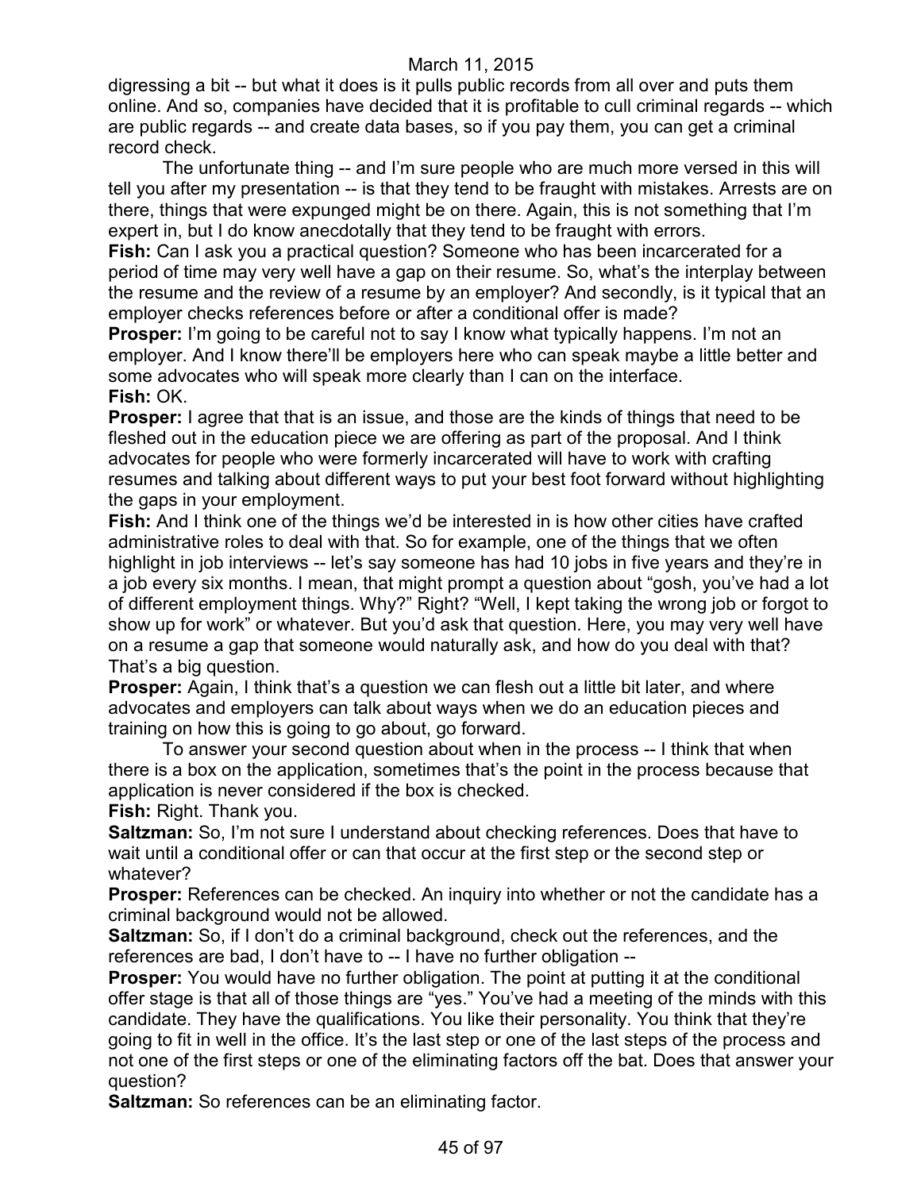digressing a bit -- but what it does is it pulls public records from all over and puts them online. And so, companies have decided that it is profitable to cull criminal regards -- which are public regards -- and create data bases, so if you pay them, you can get a criminal record check.

The unfortunate thing -- and I'm sure people who are much more versed in this will tell you after my presentation -- is that they tend to be fraught with mistakes. Arrests are on there, things that were expunged might be on there. Again, this is not something that I'm expert in, but I do know anecdotally that they tend to be fraught with errors.

**Fish:** Can I ask you a practical question? Someone who has been incarcerated for a period of time may very well have a gap on their resume. So, what's the interplay between the resume and the review of a resume by an employer? And secondly, is it typical that an employer checks references before or after a conditional offer is made?

**Prosper:** I'm going to be careful not to say I know what typically happens. I'm not an employer. And I know there'll be employers here who can speak maybe a little better and some advocates who will speak more clearly than I can on the interface.

**Fish:** OK.

**Prosper:** I agree that that is an issue, and those are the kinds of things that need to be fleshed out in the education piece we are offering as part of the proposal. And I think advocates for people who were formerly incarcerated will have to work with crafting resumes and talking about different ways to put your best foot forward without highlighting the gaps in your employment.

**Fish:** And I think one of the things we'd be interested in is how other cities have crafted administrative roles to deal with that. So for example, one of the things that we often highlight in job interviews -- let's say someone has had 10 jobs in five years and they're in a job every six months. I mean, that might prompt a question about "gosh, you've had a lot of different employment things. Why?" Right? "Well, I kept taking the wrong job or forgot to show up for work" or whatever. But you'd ask that question. Here, you may very well have on a resume a gap that someone would naturally ask, and how do you deal with that? That's a big question.

**Prosper:** Again, I think that's a question we can flesh out a little bit later, and where advocates and employers can talk about ways when we do an education pieces and training on how this is going to go about, go forward.

To answer your second question about when in the process -- I think that when there is a box on the application, sometimes that's the point in the process because that application is never considered if the box is checked.

**Fish:** Right. Thank you.

**Saltzman:** So, I'm not sure I understand about checking references. Does that have to wait until a conditional offer or can that occur at the first step or the second step or whatever?

**Prosper:** References can be checked. An inquiry into whether or not the candidate has a criminal background would not be allowed.

**Saltzman:** So, if I don't do a criminal background, check out the references, and the references are bad, I don't have to -- I have no further obligation --

**Prosper:** You would have no further obligation. The point at putting it at the conditional offer stage is that all of those things are "yes." You've had a meeting of the minds with this candidate. They have the qualifications. You like their personality. You think that they're going to fit in well in the office. It's the last step or one of the last steps of the process and not one of the first steps or one of the eliminating factors off the bat. Does that answer your question?

**Saltzman:** So references can be an eliminating factor.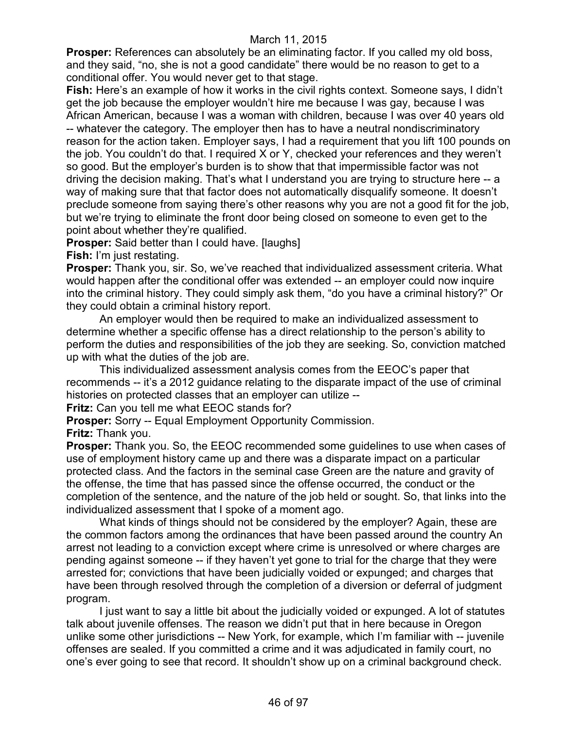**Prosper:** References can absolutely be an eliminating factor. If you called my old boss, and they said, "no, she is not a good candidate" there would be no reason to get to a conditional offer. You would never get to that stage.

**Fish:** Here's an example of how it works in the civil rights context. Someone says, I didn't get the job because the employer wouldn't hire me because I was gay, because I was African American, because I was a woman with children, because I was over 40 years old -- whatever the category. The employer then has to have a neutral nondiscriminatory reason for the action taken. Employer says, I had a requirement that you lift 100 pounds on the job. You couldn't do that. I required X or Y, checked your references and they weren't so good. But the employer's burden is to show that that impermissible factor was not driving the decision making. That's what I understand you are trying to structure here -- a way of making sure that that factor does not automatically disqualify someone. It doesn't preclude someone from saying there's other reasons why you are not a good fit for the job, but we're trying to eliminate the front door being closed on someone to even get to the point about whether they're qualified.

**Prosper:** Said better than I could have. [laughs]

**Fish:** I'm just restating.

**Prosper:** Thank you, sir. So, we've reached that individualized assessment criteria. What would happen after the conditional offer was extended -- an employer could now inquire into the criminal history. They could simply ask them, "do you have a criminal history?" Or they could obtain a criminal history report.

An employer would then be required to make an individualized assessment to determine whether a specific offense has a direct relationship to the person's ability to perform the duties and responsibilities of the job they are seeking. So, conviction matched up with what the duties of the job are.

This individualized assessment analysis comes from the EEOC's paper that recommends -- it's a 2012 guidance relating to the disparate impact of the use of criminal histories on protected classes that an employer can utilize --

**Fritz:** Can you tell me what EEOC stands for?

**Prosper:** Sorry -- Equal Employment Opportunity Commission.

**Fritz:** Thank you.

**Prosper:** Thank you. So, the EEOC recommended some guidelines to use when cases of use of employment history came up and there was a disparate impact on a particular protected class. And the factors in the seminal case Green are the nature and gravity of the offense, the time that has passed since the offense occurred, the conduct or the completion of the sentence, and the nature of the job held or sought. So, that links into the individualized assessment that I spoke of a moment ago.

What kinds of things should not be considered by the employer? Again, these are the common factors among the ordinances that have been passed around the country An arrest not leading to a conviction except where crime is unresolved or where charges are pending against someone -- if they haven't yet gone to trial for the charge that they were arrested for; convictions that have been judicially voided or expunged; and charges that have been through resolved through the completion of a diversion or deferral of judgment program.

I just want to say a little bit about the judicially voided or expunged. A lot of statutes talk about juvenile offenses. The reason we didn't put that in here because in Oregon unlike some other jurisdictions -- New York, for example, which I'm familiar with -- juvenile offenses are sealed. If you committed a crime and it was adjudicated in family court, no one's ever going to see that record. It shouldn't show up on a criminal background check.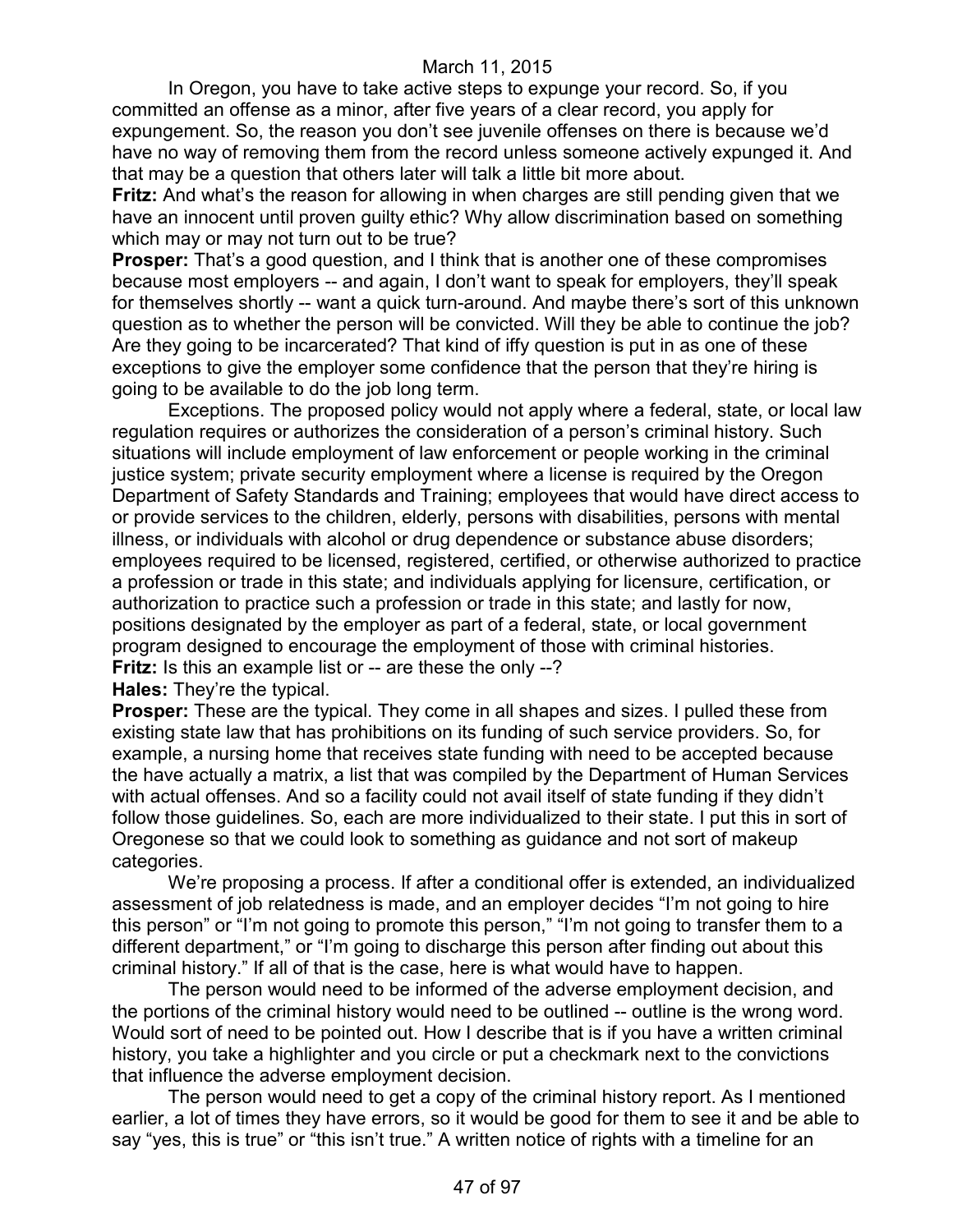In Oregon, you have to take active steps to expunge your record. So, if you committed an offense as a minor, after five years of a clear record, you apply for expungement. So, the reason you don't see juvenile offenses on there is because we'd have no way of removing them from the record unless someone actively expunged it. And that may be a question that others later will talk a little bit more about.

**Fritz:** And what's the reason for allowing in when charges are still pending given that we have an innocent until proven guilty ethic? Why allow discrimination based on something which may or may not turn out to be true?

**Prosper:** That's a good question, and I think that is another one of these compromises because most employers -- and again, I don't want to speak for employers, they'll speak for themselves shortly -- want a quick turn-around. And maybe there's sort of this unknown question as to whether the person will be convicted. Will they be able to continue the job? Are they going to be incarcerated? That kind of iffy question is put in as one of these exceptions to give the employer some confidence that the person that they're hiring is going to be available to do the job long term.

Exceptions. The proposed policy would not apply where a federal, state, or local law regulation requires or authorizes the consideration of a person's criminal history. Such situations will include employment of law enforcement or people working in the criminal justice system; private security employment where a license is required by the Oregon Department of Safety Standards and Training; employees that would have direct access to or provide services to the children, elderly, persons with disabilities, persons with mental illness, or individuals with alcohol or drug dependence or substance abuse disorders; employees required to be licensed, registered, certified, or otherwise authorized to practice a profession or trade in this state; and individuals applying for licensure, certification, or authorization to practice such a profession or trade in this state; and lastly for now, positions designated by the employer as part of a federal, state, or local government program designed to encourage the employment of those with criminal histories.

**Fritz:** Is this an example list or -- are these the only --?

**Hales:** They're the typical.

**Prosper:** These are the typical. They come in all shapes and sizes. I pulled these from existing state law that has prohibitions on its funding of such service providers. So, for example, a nursing home that receives state funding with need to be accepted because the have actually a matrix, a list that was compiled by the Department of Human Services with actual offenses. And so a facility could not avail itself of state funding if they didn't follow those guidelines. So, each are more individualized to their state. I put this in sort of Oregonese so that we could look to something as guidance and not sort of makeup categories.

We're proposing a process. If after a conditional offer is extended, an individualized assessment of job relatedness is made, and an employer decides "I'm not going to hire this person" or "I'm not going to promote this person," "I'm not going to transfer them to a different department," or "I'm going to discharge this person after finding out about this criminal history." If all of that is the case, here is what would have to happen.

The person would need to be informed of the adverse employment decision, and the portions of the criminal history would need to be outlined -- outline is the wrong word. Would sort of need to be pointed out. How I describe that is if you have a written criminal history, you take a highlighter and you circle or put a checkmark next to the convictions that influence the adverse employment decision.

The person would need to get a copy of the criminal history report. As I mentioned earlier, a lot of times they have errors, so it would be good for them to see it and be able to say "yes, this is true" or "this isn't true." A written notice of rights with a timeline for an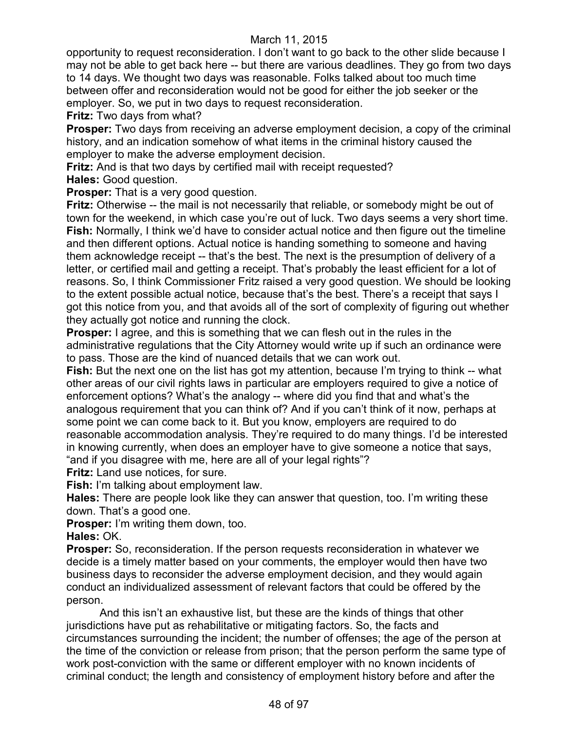opportunity to request reconsideration. I don't want to go back to the other slide because I may not be able to get back here -- but there are various deadlines. They go from two days to 14 days. We thought two days was reasonable. Folks talked about too much time between offer and reconsideration would not be good for either the job seeker or the employer. So, we put in two days to request reconsideration.

**Fritz:** Two days from what?

**Prosper:** Two days from receiving an adverse employment decision, a copy of the criminal history, and an indication somehow of what items in the criminal history caused the employer to make the adverse employment decision.

**Fritz:** And is that two days by certified mail with receipt requested?

**Hales:** Good question.

**Prosper:** That is a very good question.

**Fritz:** Otherwise -- the mail is not necessarily that reliable, or somebody might be out of town for the weekend, in which case you're out of luck. Two days seems a very short time.

**Fish:** Normally, I think we'd have to consider actual notice and then figure out the timeline and then different options. Actual notice is handing something to someone and having them acknowledge receipt -- that's the best. The next is the presumption of delivery of a letter, or certified mail and getting a receipt. That's probably the least efficient for a lot of reasons. So, I think Commissioner Fritz raised a very good question. We should be looking to the extent possible actual notice, because that's the best. There's a receipt that says I got this notice from you, and that avoids all of the sort of complexity of figuring out whether they actually got notice and running the clock.

**Prosper:** I agree, and this is something that we can flesh out in the rules in the administrative regulations that the City Attorney would write up if such an ordinance were to pass. Those are the kind of nuanced details that we can work out.

**Fish:** But the next one on the list has got my attention, because I'm trying to think -- what other areas of our civil rights laws in particular are employers required to give a notice of enforcement options? What's the analogy -- where did you find that and what's the analogous requirement that you can think of? And if you can't think of it now, perhaps at some point we can come back to it. But you know, employers are required to do reasonable accommodation analysis. They're required to do many things. I'd be interested in knowing currently, when does an employer have to give someone a notice that says, "and if you disagree with me, here are all of your legal rights"?

**Fritz:** Land use notices, for sure.

**Fish:** I'm talking about employment law.

**Hales:** There are people look like they can answer that question, too. I'm writing these down. That's a good one.

**Prosper:** I'm writing them down, too.

**Hales:** OK.

**Prosper:** So, reconsideration. If the person requests reconsideration in whatever we decide is a timely matter based on your comments, the employer would then have two business days to reconsider the adverse employment decision, and they would again conduct an individualized assessment of relevant factors that could be offered by the person.

And this isn't an exhaustive list, but these are the kinds of things that other jurisdictions have put as rehabilitative or mitigating factors. So, the facts and circumstances surrounding the incident; the number of offenses; the age of the person at the time of the conviction or release from prison; that the person perform the same type of work post-conviction with the same or different employer with no known incidents of criminal conduct; the length and consistency of employment history before and after the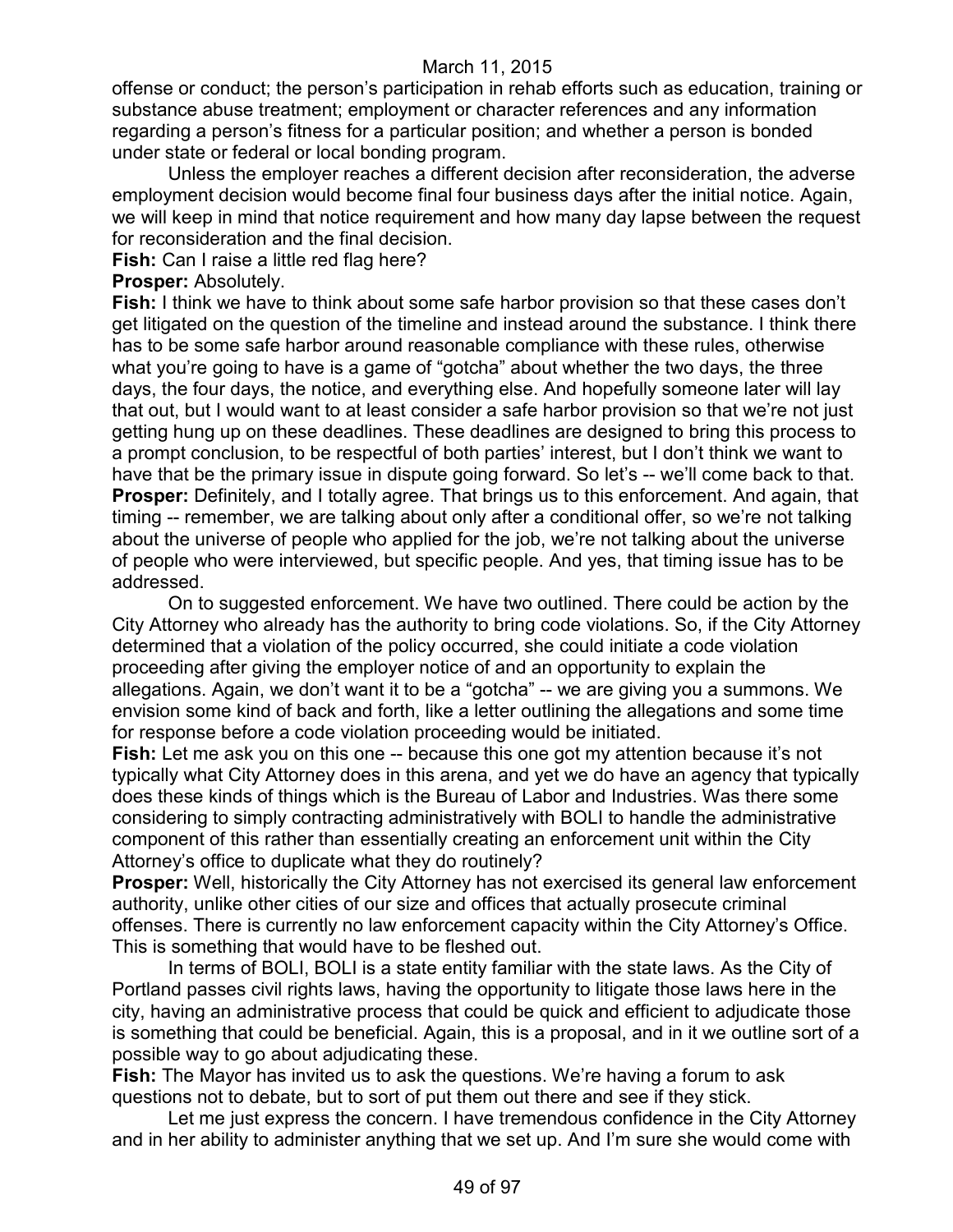offense or conduct; the person's participation in rehab efforts such as education, training or substance abuse treatment; employment or character references and any information regarding a person's fitness for a particular position; and whether a person is bonded under state or federal or local bonding program.

Unless the employer reaches a different decision after reconsideration, the adverse employment decision would become final four business days after the initial notice. Again, we will keep in mind that notice requirement and how many day lapse between the request for reconsideration and the final decision.

**Fish:** Can I raise a little red flag here?

**Prosper:** Absolutely.

**Fish:** I think we have to think about some safe harbor provision so that these cases don't get litigated on the question of the timeline and instead around the substance. I think there has to be some safe harbor around reasonable compliance with these rules, otherwise what you're going to have is a game of "gotcha" about whether the two days, the three days, the four days, the notice, and everything else. And hopefully someone later will lay that out, but I would want to at least consider a safe harbor provision so that we're not just getting hung up on these deadlines. These deadlines are designed to bring this process to a prompt conclusion, to be respectful of both parties' interest, but I don't think we want to have that be the primary issue in dispute going forward. So let's -- we'll come back to that.

**Prosper:** Definitely, and I totally agree. That brings us to this enforcement. And again, that timing -- remember, we are talking about only after a conditional offer, so we're not talking about the universe of people who applied for the job, we're not talking about the universe of people who were interviewed, but specific people. And yes, that timing issue has to be addressed.

On to suggested enforcement. We have two outlined. There could be action by the City Attorney who already has the authority to bring code violations. So, if the City Attorney determined that a violation of the policy occurred, she could initiate a code violation proceeding after giving the employer notice of and an opportunity to explain the allegations. Again, we don't want it to be a "gotcha" -- we are giving you a summons. We envision some kind of back and forth, like a letter outlining the allegations and some time for response before a code violation proceeding would be initiated.

**Fish:** Let me ask you on this one -- because this one got my attention because it's not typically what City Attorney does in this arena, and yet we do have an agency that typically does these kinds of things which is the Bureau of Labor and Industries. Was there some considering to simply contracting administratively with BOLI to handle the administrative component of this rather than essentially creating an enforcement unit within the City Attorney's office to duplicate what they do routinely?

**Prosper:** Well, historically the City Attorney has not exercised its general law enforcement authority, unlike other cities of our size and offices that actually prosecute criminal offenses. There is currently no law enforcement capacity within the City Attorney's Office. This is something that would have to be fleshed out.

In terms of BOLI, BOLI is a state entity familiar with the state laws. As the City of Portland passes civil rights laws, having the opportunity to litigate those laws here in the city, having an administrative process that could be quick and efficient to adjudicate those is something that could be beneficial. Again, this is a proposal, and in it we outline sort of a possible way to go about adjudicating these.

**Fish:** The Mayor has invited us to ask the questions. We're having a forum to ask questions not to debate, but to sort of put them out there and see if they stick.

Let me just express the concern. I have tremendous confidence in the City Attorney and in her ability to administer anything that we set up. And I'm sure she would come with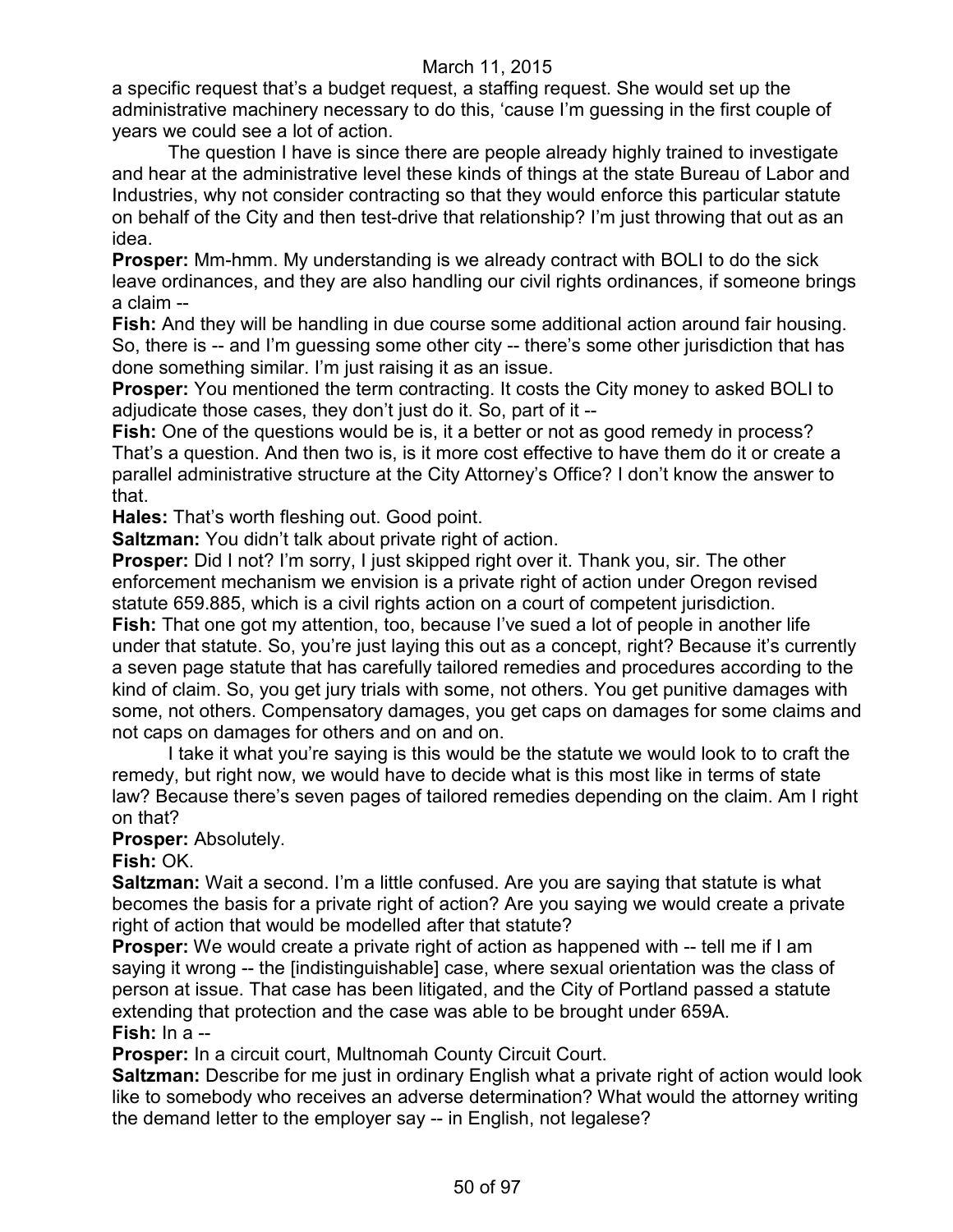a specific request that's a budget request, a staffing request. She would set up the administrative machinery necessary to do this, 'cause I'm guessing in the first couple of years we could see a lot of action.

The question I have is since there are people already highly trained to investigate and hear at the administrative level these kinds of things at the state Bureau of Labor and Industries, why not consider contracting so that they would enforce this particular statute on behalf of the City and then test-drive that relationship? I'm just throwing that out as an idea.

**Prosper:** Mm-hmm. My understanding is we already contract with BOLI to do the sick leave ordinances, and they are also handling our civil rights ordinances, if someone brings a claim --

**Fish:** And they will be handling in due course some additional action around fair housing. So, there is -- and I'm guessing some other city -- there's some other jurisdiction that has done something similar. I'm just raising it as an issue.

**Prosper:** You mentioned the term contracting. It costs the City money to asked BOLI to adjudicate those cases, they don't just do it. So, part of it --

**Fish:** One of the questions would be is, it a better or not as good remedy in process? That's a question. And then two is, is it more cost effective to have them do it or create a parallel administrative structure at the City Attorney's Office? I don't know the answer to that.

**Hales:** That's worth fleshing out. Good point.

**Saltzman:** You didn't talk about private right of action.

**Prosper:** Did I not? I'm sorry, I just skipped right over it. Thank you, sir. The other enforcement mechanism we envision is a private right of action under Oregon revised statute 659.885, which is a civil rights action on a court of competent jurisdiction.

**Fish:** That one got my attention, too, because I've sued a lot of people in another life under that statute. So, you're just laying this out as a concept, right? Because it's currently a seven page statute that has carefully tailored remedies and procedures according to the kind of claim. So, you get jury trials with some, not others. You get punitive damages with some, not others. Compensatory damages, you get caps on damages for some claims and not caps on damages for others and on and on.

I take it what you're saying is this would be the statute we would look to to craft the remedy, but right now, we would have to decide what is this most like in terms of state law? Because there's seven pages of tailored remedies depending on the claim. Am I right on that?

**Prosper:** Absolutely.

**Fish:** OK.

**Saltzman:** Wait a second. I'm a little confused. Are you are saying that statute is what becomes the basis for a private right of action? Are you saying we would create a private right of action that would be modelled after that statute?

**Prosper:** We would create a private right of action as happened with -- tell me if I am saying it wrong -- the [indistinguishable] case, where sexual orientation was the class of person at issue. That case has been litigated, and the City of Portland passed a statute extending that protection and the case was able to be brought under 659A.

**Fish:** In a --

**Prosper:** In a circuit court, Multnomah County Circuit Court.

**Saltzman:** Describe for me just in ordinary English what a private right of action would look like to somebody who receives an adverse determination? What would the attorney writing the demand letter to the employer say -- in English, not legalese?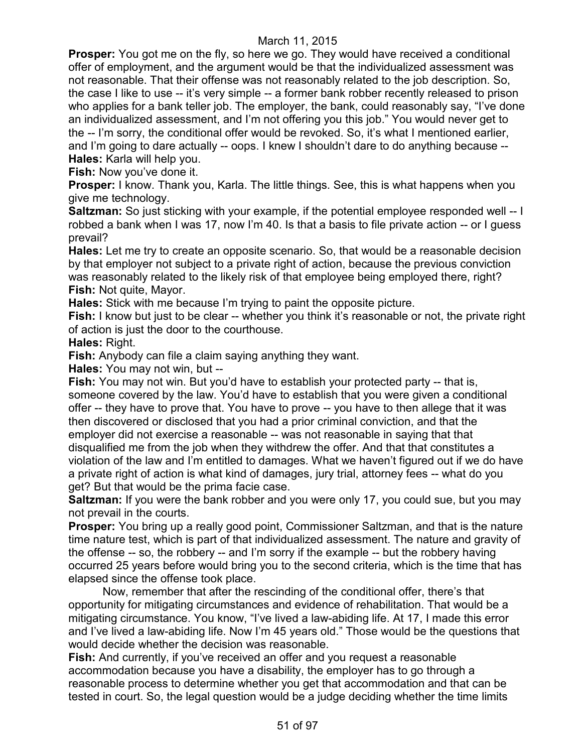**Prosper:** You got me on the fly, so here we go. They would have received a conditional offer of employment, and the argument would be that the individualized assessment was not reasonable. That their offense was not reasonably related to the job description. So, the case I like to use -- it's very simple -- a former bank robber recently released to prison who applies for a bank teller job. The employer, the bank, could reasonably say, "I've done an individualized assessment, and I'm not offering you this job." You would never get to the -- I'm sorry, the conditional offer would be revoked. So, it's what I mentioned earlier, and I'm going to dare actually -- oops. I knew I shouldn't dare to do anything because --

**Hales:** Karla will help you.

**Fish:** Now you've done it.

**Prosper:** I know. Thank you, Karla. The little things. See, this is what happens when you give me technology.

**Saltzman:** So just sticking with your example, if the potential employee responded well -- I robbed a bank when I was 17, now I'm 40. Is that a basis to file private action -- or I guess prevail?

**Hales:** Let me try to create an opposite scenario. So, that would be a reasonable decision by that employer not subject to a private right of action, because the previous conviction was reasonably related to the likely risk of that employee being employed there, right?

**Fish:** Not quite, Mayor.

**Hales:** Stick with me because I'm trying to paint the opposite picture.

**Fish:** I know but just to be clear -- whether you think it's reasonable or not, the private right of action is just the door to the courthouse.

**Hales:** Right.

**Fish:** Anybody can file a claim saying anything they want.

**Hales:** You may not win, but --

**Fish:** You may not win. But you'd have to establish your protected party -- that is, someone covered by the law. You'd have to establish that you were given a conditional offer -- they have to prove that. You have to prove -- you have to then allege that it was then discovered or disclosed that you had a prior criminal conviction, and that the employer did not exercise a reasonable -- was not reasonable in saying that that disqualified me from the job when they withdrew the offer. And that that constitutes a violation of the law and I'm entitled to damages. What we haven't figured out if we do have a private right of action is what kind of damages, jury trial, attorney fees -- what do you get? But that would be the prima facie case.

**Saltzman:** If you were the bank robber and you were only 17, you could sue, but you may not prevail in the courts.

**Prosper:** You bring up a really good point, Commissioner Saltzman, and that is the nature time nature test, which is part of that individualized assessment. The nature and gravity of the offense -- so, the robbery -- and I'm sorry if the example -- but the robbery having occurred 25 years before would bring you to the second criteria, which is the time that has elapsed since the offense took place.

Now, remember that after the rescinding of the conditional offer, there's that opportunity for mitigating circumstances and evidence of rehabilitation. That would be a mitigating circumstance. You know, "I've lived a law-abiding life. At 17, I made this error and I've lived a law-abiding life. Now I'm 45 years old." Those would be the questions that would decide whether the decision was reasonable.

**Fish:** And currently, if you've received an offer and you request a reasonable accommodation because you have a disability, the employer has to go through a reasonable process to determine whether you get that accommodation and that can be tested in court. So, the legal question would be a judge deciding whether the time limits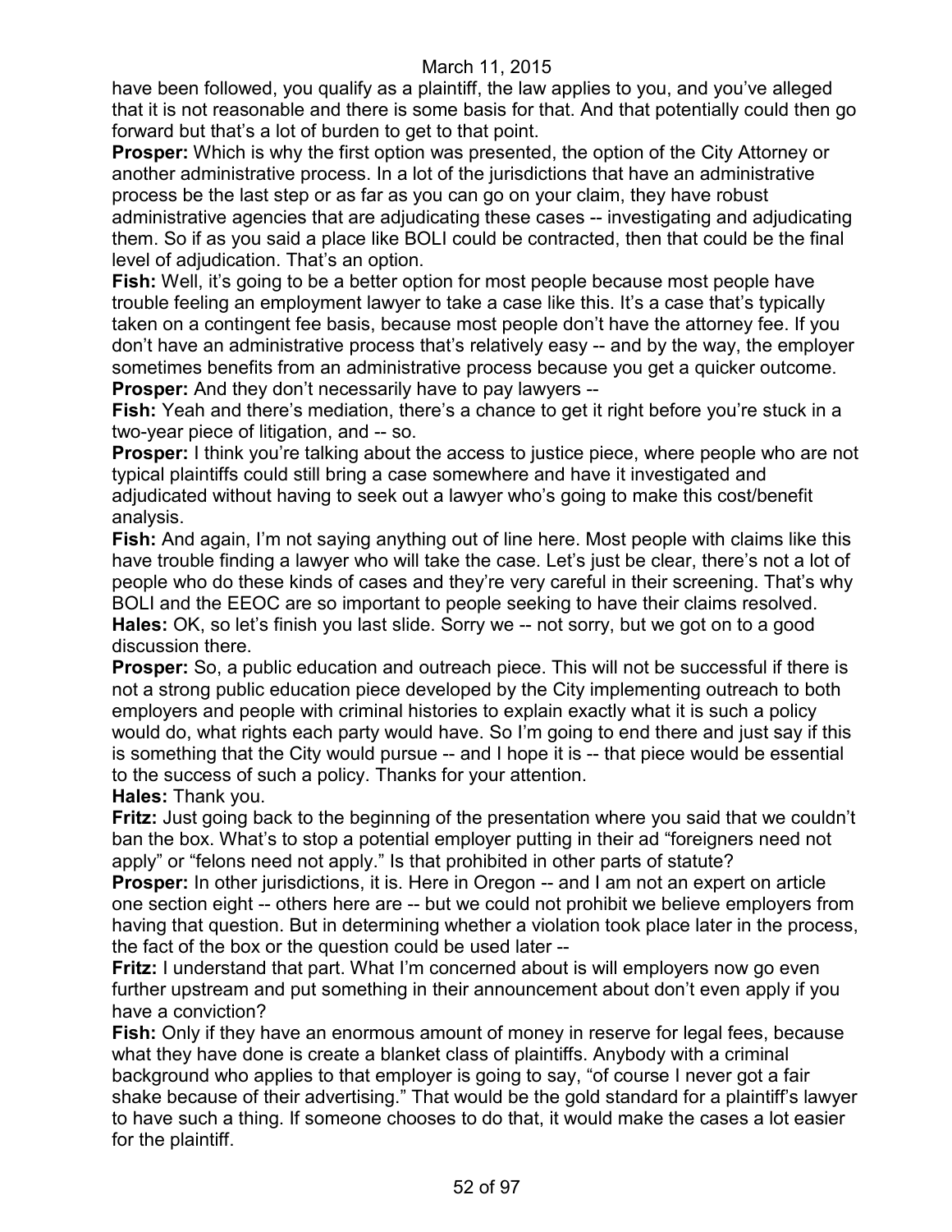have been followed, you qualify as a plaintiff, the law applies to you, and you've alleged that it is not reasonable and there is some basis for that. And that potentially could then go forward but that's a lot of burden to get to that point.

**Prosper:** Which is why the first option was presented, the option of the City Attorney or another administrative process. In a lot of the jurisdictions that have an administrative process be the last step or as far as you can go on your claim, they have robust administrative agencies that are adjudicating these cases -- investigating and adjudicating them. So if as you said a place like BOLI could be contracted, then that could be the final level of adjudication. That's an option.

**Fish:** Well, it's going to be a better option for most people because most people have trouble feeling an employment lawyer to take a case like this. It's a case that's typically taken on a contingent fee basis, because most people don't have the attorney fee. If you don't have an administrative process that's relatively easy -- and by the way, the employer sometimes benefits from an administrative process because you get a quicker outcome.

**Prosper:** And they don't necessarily have to pay lawyers --

**Fish:** Yeah and there's mediation, there's a chance to get it right before you're stuck in a two-year piece of litigation, and -- so.

**Prosper:** I think you're talking about the access to justice piece, where people who are not typical plaintiffs could still bring a case somewhere and have it investigated and adjudicated without having to seek out a lawyer who's going to make this cost/benefit analysis.

**Fish:** And again, I'm not saying anything out of line here. Most people with claims like this have trouble finding a lawyer who will take the case. Let's just be clear, there's not a lot of people who do these kinds of cases and they're very careful in their screening. That's why BOLI and the EEOC are so important to people seeking to have their claims resolved.

**Hales:** OK, so let's finish you last slide. Sorry we -- not sorry, but we got on to a good discussion there.

**Prosper:** So, a public education and outreach piece. This will not be successful if there is not a strong public education piece developed by the City implementing outreach to both employers and people with criminal histories to explain exactly what it is such a policy would do, what rights each party would have. So I'm going to end there and just say if this is something that the City would pursue -- and I hope it is -- that piece would be essential to the success of such a policy. Thanks for your attention.

**Hales:** Thank you.

**Fritz:** Just going back to the beginning of the presentation where you said that we couldn't ban the box. What's to stop a potential employer putting in their ad "foreigners need not apply" or "felons need not apply." Is that prohibited in other parts of statute?

**Prosper:** In other jurisdictions, it is. Here in Oregon -- and I am not an expert on article one section eight -- others here are -- but we could not prohibit we believe employers from having that question. But in determining whether a violation took place later in the process, the fact of the box or the question could be used later --

**Fritz:** I understand that part. What I'm concerned about is will employers now go even further upstream and put something in their announcement about don't even apply if you have a conviction?

**Fish:** Only if they have an enormous amount of money in reserve for legal fees, because what they have done is create a blanket class of plaintiffs. Anybody with a criminal background who applies to that employer is going to say, "of course I never got a fair shake because of their advertising." That would be the gold standard for a plaintiff's lawyer to have such a thing. If someone chooses to do that, it would make the cases a lot easier for the plaintiff.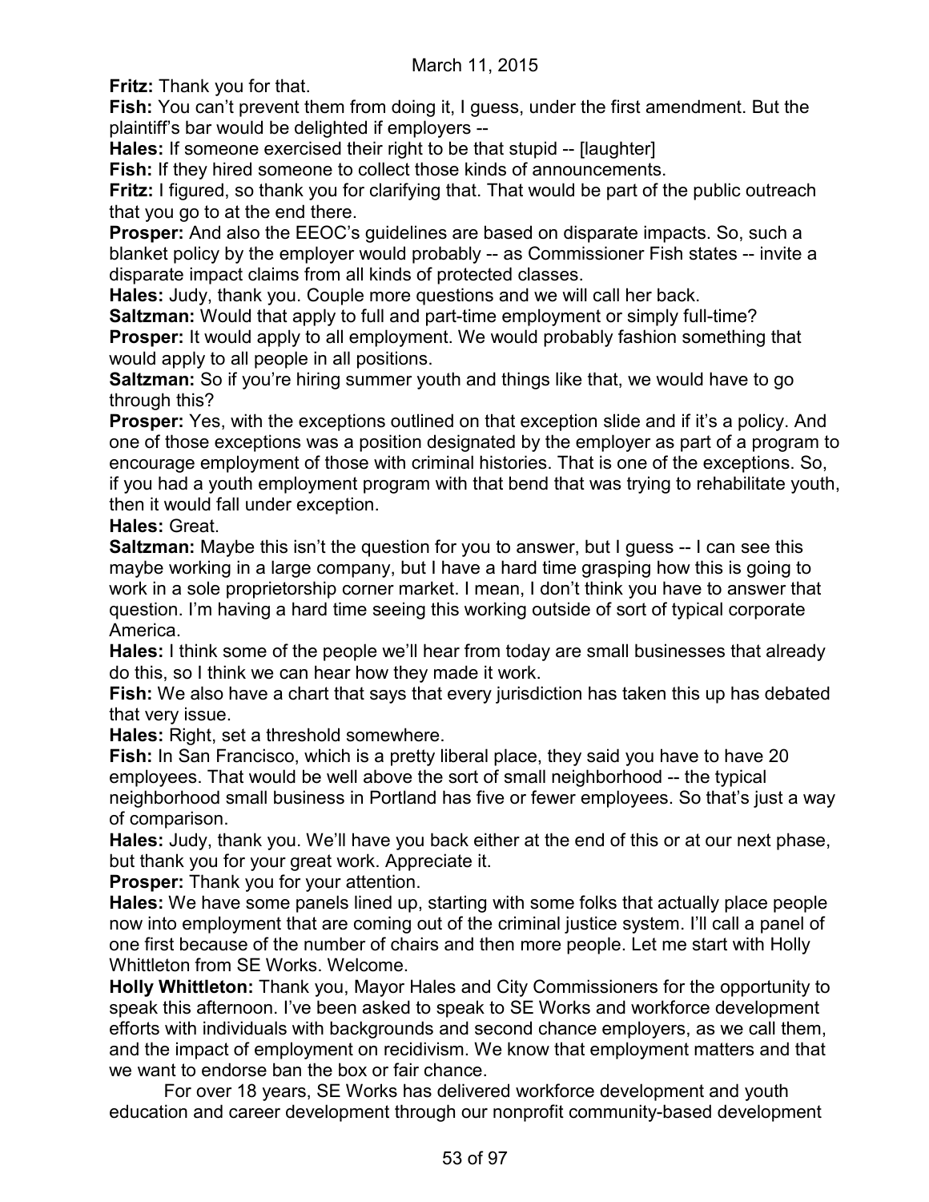**Fritz:** Thank you for that.

**Fish:** You can't prevent them from doing it, I guess, under the first amendment. But the plaintiff's bar would be delighted if employers --

**Hales:** If someone exercised their right to be that stupid -- [laughter]

**Fish:** If they hired someone to collect those kinds of announcements.

**Fritz:** I figured, so thank you for clarifying that. That would be part of the public outreach that you go to at the end there.

**Prosper:** And also the EEOC's guidelines are based on disparate impacts. So, such a blanket policy by the employer would probably -- as Commissioner Fish states -- invite a disparate impact claims from all kinds of protected classes.

**Hales:** Judy, thank you. Couple more questions and we will call her back.

**Saltzman:** Would that apply to full and part-time employment or simply full-time?

**Prosper:** It would apply to all employment. We would probably fashion something that would apply to all people in all positions.

**Saltzman:** So if you're hiring summer youth and things like that, we would have to go through this?

**Prosper:** Yes, with the exceptions outlined on that exception slide and if it's a policy. And one of those exceptions was a position designated by the employer as part of a program to encourage employment of those with criminal histories. That is one of the exceptions. So, if you had a youth employment program with that bend that was trying to rehabilitate youth, then it would fall under exception.

**Hales:** Great.

**Saltzman:** Maybe this isn't the question for you to answer, but I guess -- I can see this maybe working in a large company, but I have a hard time grasping how this is going to work in a sole proprietorship corner market. I mean, I don't think you have to answer that question. I'm having a hard time seeing this working outside of sort of typical corporate America.

**Hales:** I think some of the people we'll hear from today are small businesses that already do this, so I think we can hear how they made it work.

**Fish:** We also have a chart that says that every jurisdiction has taken this up has debated that very issue.

**Hales:** Right, set a threshold somewhere.

**Fish:** In San Francisco, which is a pretty liberal place, they said you have to have 20 employees. That would be well above the sort of small neighborhood -- the typical neighborhood small business in Portland has five or fewer employees. So that's just a way of comparison.

**Hales:** Judy, thank you. We'll have you back either at the end of this or at our next phase, but thank you for your great work. Appreciate it.

**Prosper:** Thank you for your attention.

**Hales:** We have some panels lined up, starting with some folks that actually place people now into employment that are coming out of the criminal justice system. I'll call a panel of one first because of the number of chairs and then more people. Let me start with Holly Whittleton from SE Works. Welcome.

**Holly Whittleton:** Thank you, Mayor Hales and City Commissioners for the opportunity to speak this afternoon. I've been asked to speak to SE Works and workforce development efforts with individuals with backgrounds and second chance employers, as we call them, and the impact of employment on recidivism. We know that employment matters and that we want to endorse ban the box or fair chance.

For over 18 years, SE Works has delivered workforce development and youth education and career development through our nonprofit community-based development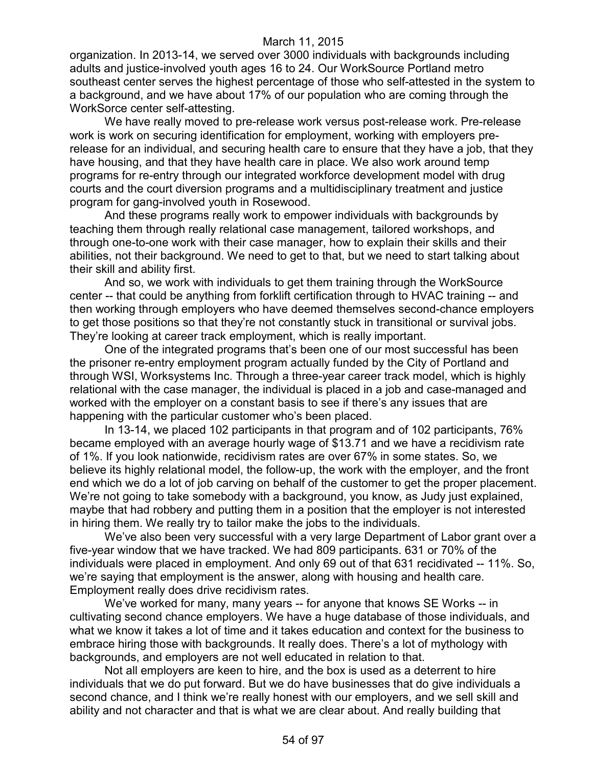organization. In 2013-14, we served over 3000 individuals with backgrounds including adults and justice-involved youth ages 16 to 24. Our WorkSource Portland metro southeast center serves the highest percentage of those who self-attested in the system to a background, and we have about 17% of our population who are coming through the WorkSorce center self-attesting.

We have really moved to pre-release work versus post-release work. Pre-release work is work on securing identification for employment, working with employers pre-release for an individual, and securing health care to ensure that they have a job, that they have housing, and that they have health care in place. We also work around temp programs for re-entry through our integrated workforce development model with drug courts and the court diversion programs and a multidisciplinary treatment and justice program for gang-involved youth in Rosewood.

And these programs really work to empower individuals with backgrounds by teaching them through really relational case management, tailored workshops, and through one-to-one work with their case manager, how to explain their skills and their abilities, not their background. We need to get to that, but we need to start talking about their skill and ability first.

And so, we work with individuals to get them training through the WorkSource center -- that could be anything from forklift certification through to HVAC training -- and then working through employers who have deemed themselves second-chance employers to get those positions so that they're not constantly stuck in transitional or survival jobs. They're looking at career track employment, which is really important.

One of the integrated programs that's been one of our most successful has been the prisoner re-entry employment program actually funded by the City of Portland and through WSI, Worksystems Inc. Through a three-year career track model, which is highly relational with the case manager, the individual is placed in a job and case-managed and worked with the employer on a constant basis to see if there's any issues that are happening with the particular customer who's been placed.

In 13-14, we placed 102 participants in that program and of 102 participants, 76% became employed with an average hourly wage of $13.71 and we have a recidivism rate of 1%. If you look nationwide, recidivism rates are over 67% in some states. So, we believe its highly relational model, the follow-up, the work with the employer, and the front end which we do a lot of job carving on behalf of the customer to get the proper placement. We're not going to take somebody with a background, you know, as Judy just explained, maybe that had robbery and putting them in a position that the employer is not interested in hiring them. We really try to tailor make the jobs to the individuals.

We've also been very successful with a very large Department of Labor grant over a five-year window that we have tracked. We had 809 participants. 631 or 70% of the individuals were placed in employment. And only 69 out of that 631 recidivated -- 11%. So, we're saying that employment is the answer, along with housing and health care. Employment really does drive recidivism rates.

We've worked for many, many years -- for anyone that knows SE Works -- in cultivating second chance employers. We have a huge database of those individuals, and what we know it takes a lot of time and it takes education and context for the business to embrace hiring those with backgrounds. It really does. There's a lot of mythology with backgrounds, and employers are not well educated in relation to that.

Not all employers are keen to hire, and the box is used as a deterrent to hire individuals that we do put forward. But we do have businesses that do give individuals a second chance, and I think we're really honest with our employers, and we sell skill and ability and not character and that is what we are clear about. And really building that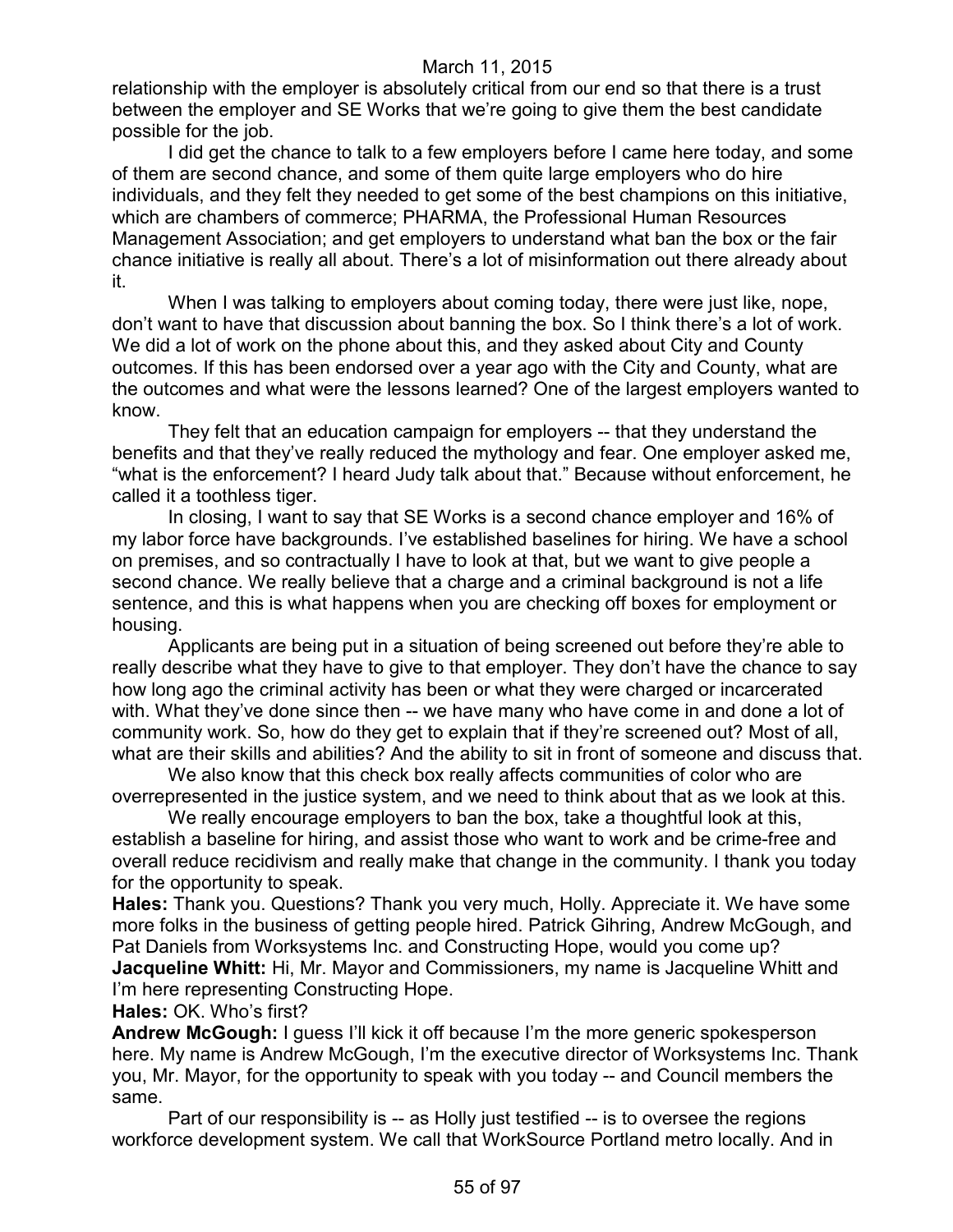relationship with the employer is absolutely critical from our end so that there is a trust between the employer and SE Works that we're going to give them the best candidate possible for the job.

I did get the chance to talk to a few employers before I came here today, and some of them are second chance, and some of them quite large employers who do hire individuals, and they felt they needed to get some of the best champions on this initiative, which are chambers of commerce; PHARMA, the Professional Human Resources Management Association; and get employers to understand what ban the box or the fair chance initiative is really all about. There's a lot of misinformation out there already about it.

When I was talking to employers about coming today, there were just like, nope, don't want to have that discussion about banning the box. So I think there's a lot of work. We did a lot of work on the phone about this, and they asked about City and County outcomes. If this has been endorsed over a year ago with the City and County, what are the outcomes and what were the lessons learned? One of the largest employers wanted to know.

They felt that an education campaign for employers -- that they understand the benefits and that they've really reduced the mythology and fear. One employer asked me, "what is the enforcement? I heard Judy talk about that." Because without enforcement, he called it a toothless tiger.

In closing, I want to say that SE Works is a second chance employer and 16% of my labor force have backgrounds. I've established baselines for hiring. We have a school on premises, and so contractually I have to look at that, but we want to give people a second chance. We really believe that a charge and a criminal background is not a life sentence, and this is what happens when you are checking off boxes for employment or housing.

Applicants are being put in a situation of being screened out before they're able to really describe what they have to give to that employer. They don't have the chance to say how long ago the criminal activity has been or what they were charged or incarcerated with. What they've done since then -- we have many who have come in and done a lot of community work. So, how do they get to explain that if they're screened out? Most of all, what are their skills and abilities? And the ability to sit in front of someone and discuss that.

We also know that this check box really affects communities of color who are overrepresented in the justice system, and we need to think about that as we look at this.

We really encourage employers to ban the box, take a thoughtful look at this, establish a baseline for hiring, and assist those who want to work and be crime-free and overall reduce recidivism and really make that change in the community. I thank you today for the opportunity to speak.

**Hales:** Thank you. Questions? Thank you very much, Holly. Appreciate it. We have some more folks in the business of getting people hired. Patrick Gihring, Andrew McGough, and Pat Daniels from Worksystems Inc. and Constructing Hope, would you come up?

**Jacqueline Whitt:** Hi, Mr. Mayor and Commissioners, my name is Jacqueline Whitt and I'm here representing Constructing Hope.

**Hales:** OK. Who's first?

**Andrew McGough:** I guess I'll kick it off because I'm the more generic spokesperson here. My name is Andrew McGough, I'm the executive director of Worksystems Inc. Thank you, Mr. Mayor, for the opportunity to speak with you today -- and Council members the same.

Part of our responsibility is -- as Holly just testified -- is to oversee the regions workforce development system. We call that WorkSource Portland metro locally. And in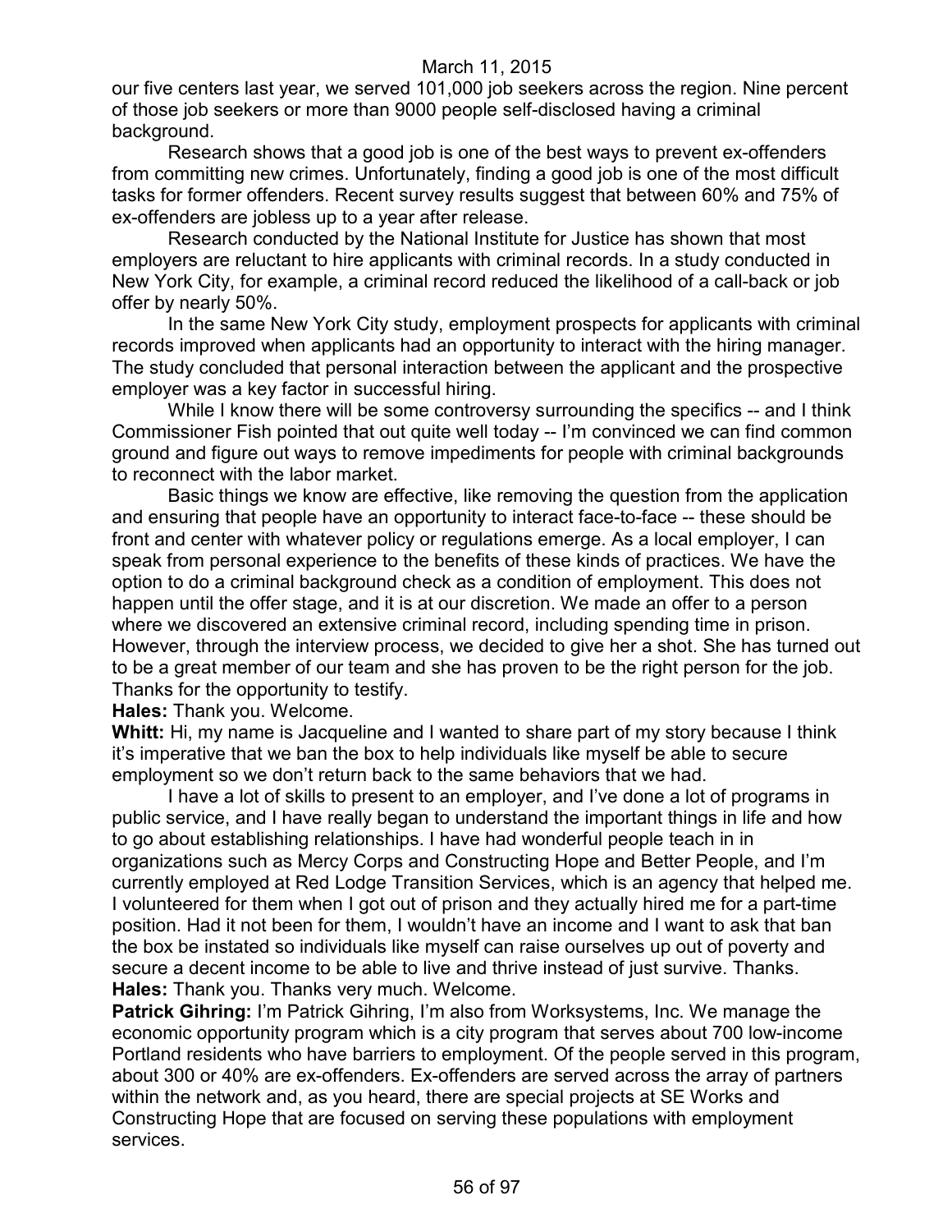our five centers last year, we served 101,000 job seekers across the region. Nine percent of those job seekers or more than 9000 people self-disclosed having a criminal background.

Research shows that a good job is one of the best ways to prevent ex-offenders from committing new crimes. Unfortunately, finding a good job is one of the most difficult tasks for former offenders. Recent survey results suggest that between 60% and 75% of ex-offenders are jobless up to a year after release.

Research conducted by the National Institute for Justice has shown that most employers are reluctant to hire applicants with criminal records. In a study conducted in New York City, for example, a criminal record reduced the likelihood of a call-back or job offer by nearly 50%.

In the same New York City study, employment prospects for applicants with criminal records improved when applicants had an opportunity to interact with the hiring manager. The study concluded that personal interaction between the applicant and the prospective employer was a key factor in successful hiring.

While I know there will be some controversy surrounding the specifics -- and I think Commissioner Fish pointed that out quite well today -- I'm convinced we can find common ground and figure out ways to remove impediments for people with criminal backgrounds to reconnect with the labor market.

Basic things we know are effective, like removing the question from the application and ensuring that people have an opportunity to interact face-to-face -- these should be front and center with whatever policy or regulations emerge. As a local employer, I can speak from personal experience to the benefits of these kinds of practices. We have the option to do a criminal background check as a condition of employment. This does not happen until the offer stage, and it is at our discretion. We made an offer to a person where we discovered an extensive criminal record, including spending time in prison. However, through the interview process, we decided to give her a shot. She has turned out to be a great member of our team and she has proven to be the right person for the job. Thanks for the opportunity to testify.

**Hales:** Thank you. Welcome.

**Whitt:** Hi, my name is Jacqueline and I wanted to share part of my story because I think it's imperative that we ban the box to help individuals like myself be able to secure employment so we don't return back to the same behaviors that we had.

I have a lot of skills to present to an employer, and I've done a lot of programs in public service, and I have really began to understand the important things in life and how to go about establishing relationships. I have had wonderful people teach in in organizations such as Mercy Corps and Constructing Hope and Better People, and I'm currently employed at Red Lodge Transition Services, which is an agency that helped me. I volunteered for them when I got out of prison and they actually hired me for a part-time position. Had it not been for them, I wouldn't have an income and I want to ask that ban the box be instated so individuals like myself can raise ourselves up out of poverty and secure a decent income to be able to live and thrive instead of just survive. Thanks.

**Hales:** Thank you. Thanks very much. Welcome.

**Patrick Gihring:** I'm Patrick Gihring, I'm also from Worksystems, Inc. We manage the economic opportunity program which is a city program that serves about 700 low-income Portland residents who have barriers to employment. Of the people served in this program, about 300 or 40% are ex-offenders. Ex-offenders are served across the array of partners within the network and, as you heard, there are special projects at SE Works and Constructing Hope that are focused on serving these populations with employment services.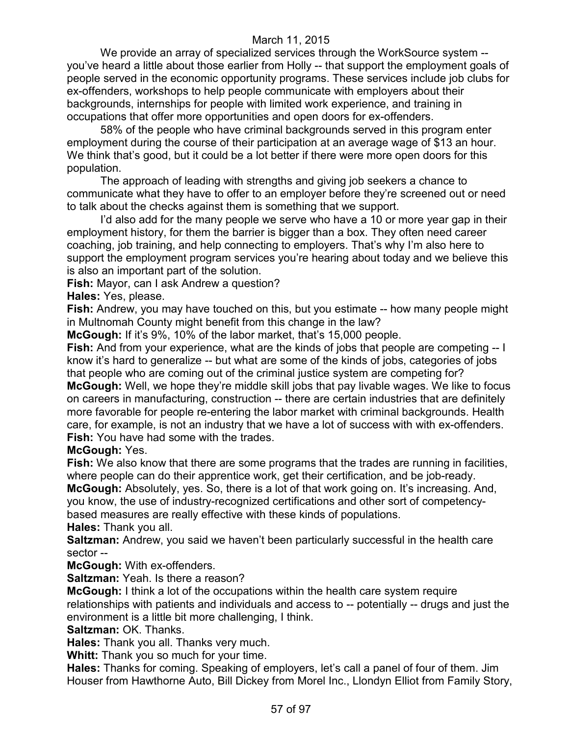We provide an array of specialized services through the WorkSource system -- you've heard a little about those earlier from Holly -- that support the employment goals of people served in the economic opportunity programs. These services include job clubs for ex-offenders, workshops to help people communicate with employers about their backgrounds, internships for people with limited work experience, and training in occupations that offer more opportunities and open doors for ex-offenders.

58% of the people who have criminal backgrounds served in this program enter employment during the course of their participation at an average wage of $13 an hour. We think that's good, but it could be a lot better if there were more open doors for this population.

The approach of leading with strengths and giving job seekers a chance to communicate what they have to offer to an employer before they're screened out or need to talk about the checks against them is something that we support.

I'd also add for the many people we serve who have a 10 or more year gap in their employment history, for them the barrier is bigger than a box. They often need career coaching, job training, and help connecting to employers. That's why I'm also here to support the employment program services you're hearing about today and we believe this is also an important part of the solution.

**Fish:** Mayor, can I ask Andrew a question?

**Hales:** Yes, please.

**Fish:** Andrew, you may have touched on this, but you estimate -- how many people might in Multnomah County might benefit from this change in the law?

**McGough:** If it's 9%, 10% of the labor market, that's 15,000 people.

**Fish:** And from your experience, what are the kinds of jobs that people are competing -- I know it's hard to generalize -- but what are some of the kinds of jobs, categories of jobs that people who are coming out of the criminal justice system are competing for?

**McGough:** Well, we hope they're middle skill jobs that pay livable wages. We like to focus on careers in manufacturing, construction -- there are certain industries that are definitely more favorable for people re-entering the labor market with criminal backgrounds. Health care, for example, is not an industry that we have a lot of success with with ex-offenders.

**Fish:** You have had some with the trades.

**McGough:** Yes.

**Fish:** We also know that there are some programs that the trades are running in facilities, where people can do their apprentice work, get their certification, and be job-ready.

**McGough:** Absolutely, yes. So, there is a lot of that work going on. It's increasing. And, you know, the use of industry-recognized certifications and other sort of competency-based measures are really effective with these kinds of populations.

**Hales:** Thank you all.

**Saltzman:** Andrew, you said we haven't been particularly successful in the health care sector --

**McGough:** With ex-offenders.

**Saltzman:** Yeah. Is there a reason?

**McGough:** I think a lot of the occupations within the health care system require relationships with patients and individuals and access to -- potentially -- drugs and just the environment is a little bit more challenging, I think.

**Saltzman:** OK. Thanks.

**Hales:** Thank you all. Thanks very much.

**Whitt:** Thank you so much for your time.

**Hales:** Thanks for coming. Speaking of employers, let's call a panel of four of them. Jim Houser from Hawthorne Auto, Bill Dickey from Morel Inc., Llondyn Elliot from Family Story,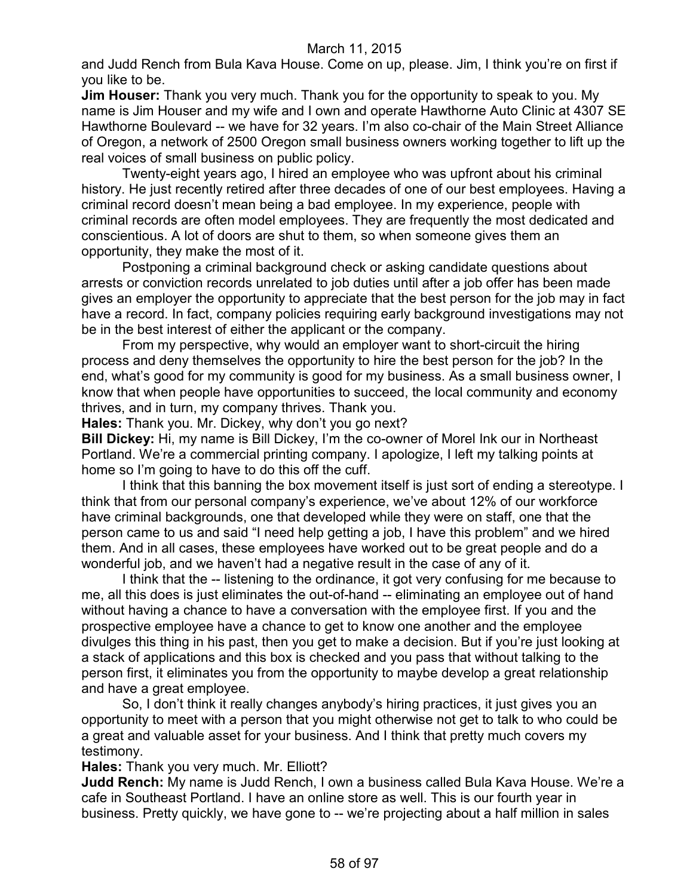and Judd Rench from Bula Kava House. Come on up, please. Jim, I think you're on first if you like to be.

**Jim Houser:** Thank you very much. Thank you for the opportunity to speak to you. My name is Jim Houser and my wife and I own and operate Hawthorne Auto Clinic at 4307 SE Hawthorne Boulevard -- we have for 32 years. I'm also co-chair of the Main Street Alliance of Oregon, a network of 2500 Oregon small business owners working together to lift up the real voices of small business on public policy.

Twenty-eight years ago, I hired an employee who was upfront about his criminal history. He just recently retired after three decades of one of our best employees. Having a criminal record doesn't mean being a bad employee. In my experience, people with criminal records are often model employees. They are frequently the most dedicated and conscientious. A lot of doors are shut to them, so when someone gives them an opportunity, they make the most of it.

Postponing a criminal background check or asking candidate questions about arrests or conviction records unrelated to job duties until after a job offer has been made gives an employer the opportunity to appreciate that the best person for the job may in fact have a record. In fact, company policies requiring early background investigations may not be in the best interest of either the applicant or the company.

From my perspective, why would an employer want to short-circuit the hiring process and deny themselves the opportunity to hire the best person for the job? In the end, what's good for my community is good for my business. As a small business owner, I know that when people have opportunities to succeed, the local community and economy thrives, and in turn, my company thrives. Thank you.

**Hales:** Thank you. Mr. Dickey, why don't you go next?

**Bill Dickey:** Hi, my name is Bill Dickey, I'm the co-owner of Morel Ink our in Northeast Portland. We're a commercial printing company. I apologize, I left my talking points at home so I'm going to have to do this off the cuff.

I think that this banning the box movement itself is just sort of ending a stereotype. I think that from our personal company's experience, we've about 12% of our workforce have criminal backgrounds, one that developed while they were on staff, one that the person came to us and said "I need help getting a job, I have this problem" and we hired them. And in all cases, these employees have worked out to be great people and do a wonderful job, and we haven't had a negative result in the case of any of it.

I think that the -- listening to the ordinance, it got very confusing for me because to me, all this does is just eliminates the out-of-hand -- eliminating an employee out of hand without having a chance to have a conversation with the employee first. If you and the prospective employee have a chance to get to know one another and the employee divulges this thing in his past, then you get to make a decision. But if you're just looking at a stack of applications and this box is checked and you pass that without talking to the person first, it eliminates you from the opportunity to maybe develop a great relationship and have a great employee.

So, I don't think it really changes anybody's hiring practices, it just gives you an opportunity to meet with a person that you might otherwise not get to talk to who could be a great and valuable asset for your business. And I think that pretty much covers my testimony.

**Hales:** Thank you very much. Mr. Elliott?

**Judd Rench:** My name is Judd Rench, I own a business called Bula Kava House. We're a cafe in Southeast Portland. I have an online store as well. This is our fourth year in business. Pretty quickly, we have gone to -- we're projecting about a half million in sales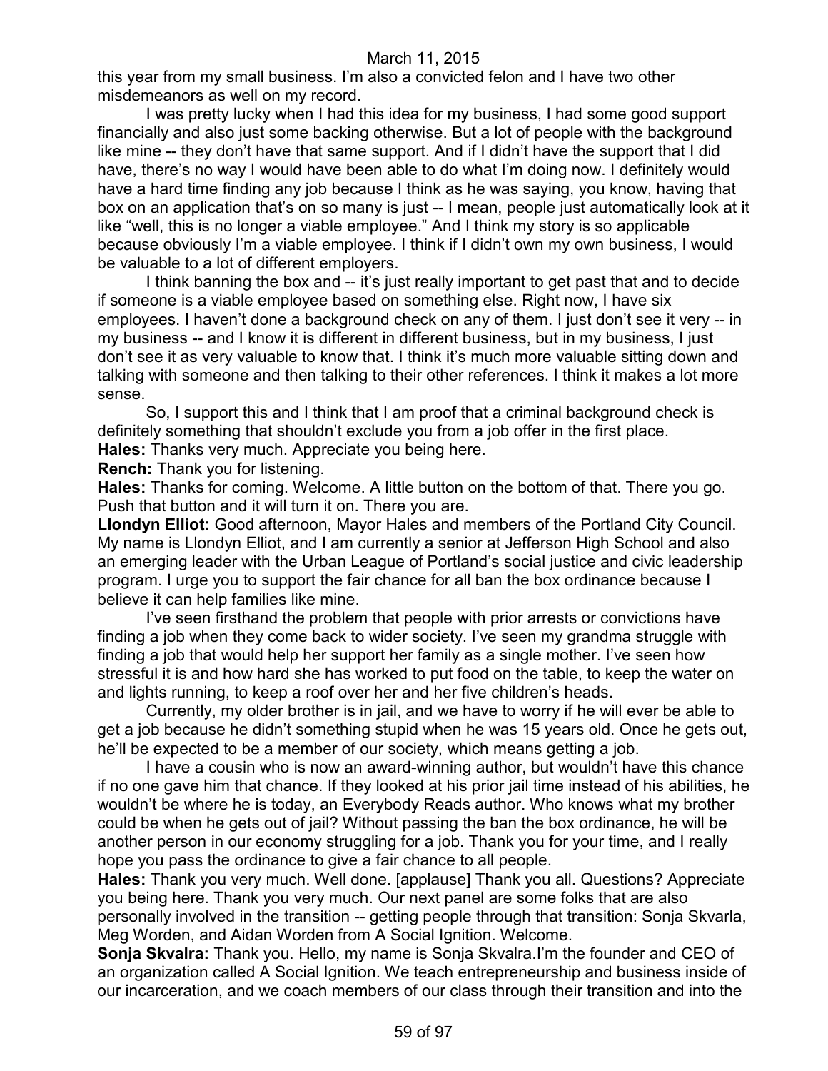this year from my small business. I'm also a convicted felon and I have two other misdemeanors as well on my record.

I was pretty lucky when I had this idea for my business, I had some good support financially and also just some backing otherwise. But a lot of people with the background like mine -- they don't have that same support. And if I didn't have the support that I did have, there's no way I would have been able to do what I'm doing now. I definitely would have a hard time finding any job because I think as he was saying, you know, having that box on an application that's on so many is just -- I mean, people just automatically look at it like "well, this is no longer a viable employee." And I think my story is so applicable because obviously I'm a viable employee. I think if I didn't own my own business, I would be valuable to a lot of different employers.

I think banning the box and -- it's just really important to get past that and to decide if someone is a viable employee based on something else. Right now, I have six employees. I haven't done a background check on any of them. I just don't see it very -- in my business -- and I know it is different in different business, but in my business, I just don't see it as very valuable to know that. I think it's much more valuable sitting down and talking with someone and then talking to their other references. I think it makes a lot more sense.

So, I support this and I think that I am proof that a criminal background check is definitely something that shouldn't exclude you from a job offer in the first place.

**Hales:** Thanks very much. Appreciate you being here.

**Rench:** Thank you for listening.

**Hales:** Thanks for coming. Welcome. A little button on the bottom of that. There you go. Push that button and it will turn it on. There you are.

**Llondyn Elliot:** Good afternoon, Mayor Hales and members of the Portland City Council. My name is Llondyn Elliot, and I am currently a senior at Jefferson High School and also an emerging leader with the Urban League of Portland's social justice and civic leadership program. I urge you to support the fair chance for all ban the box ordinance because I believe it can help families like mine.

I've seen firsthand the problem that people with prior arrests or convictions have finding a job when they come back to wider society. I've seen my grandma struggle with finding a job that would help her support her family as a single mother. I've seen how stressful it is and how hard she has worked to put food on the table, to keep the water on and lights running, to keep a roof over her and her five children's heads.

Currently, my older brother is in jail, and we have to worry if he will ever be able to get a job because he didn't something stupid when he was 15 years old. Once he gets out, he'll be expected to be a member of our society, which means getting a job.

I have a cousin who is now an award-winning author, but wouldn't have this chance if no one gave him that chance. If they looked at his prior jail time instead of his abilities, he wouldn't be where he is today, an Everybody Reads author. Who knows what my brother could be when he gets out of jail? Without passing the ban the box ordinance, he will be another person in our economy struggling for a job. Thank you for your time, and I really hope you pass the ordinance to give a fair chance to all people.

**Hales:** Thank you very much. Well done. [applause] Thank you all. Questions? Appreciate you being here. Thank you very much. Our next panel are some folks that are also personally involved in the transition -- getting people through that transition: Sonja Skvarla, Meg Worden, and Aidan Worden from A Social Ignition. Welcome.

**Sonja Skvalra:** Thank you. Hello, my name is Sonja Skvalra.I'm the founder and CEO of an organization called A Social Ignition. We teach entrepreneurship and business inside of our incarceration, and we coach members of our class through their transition and into the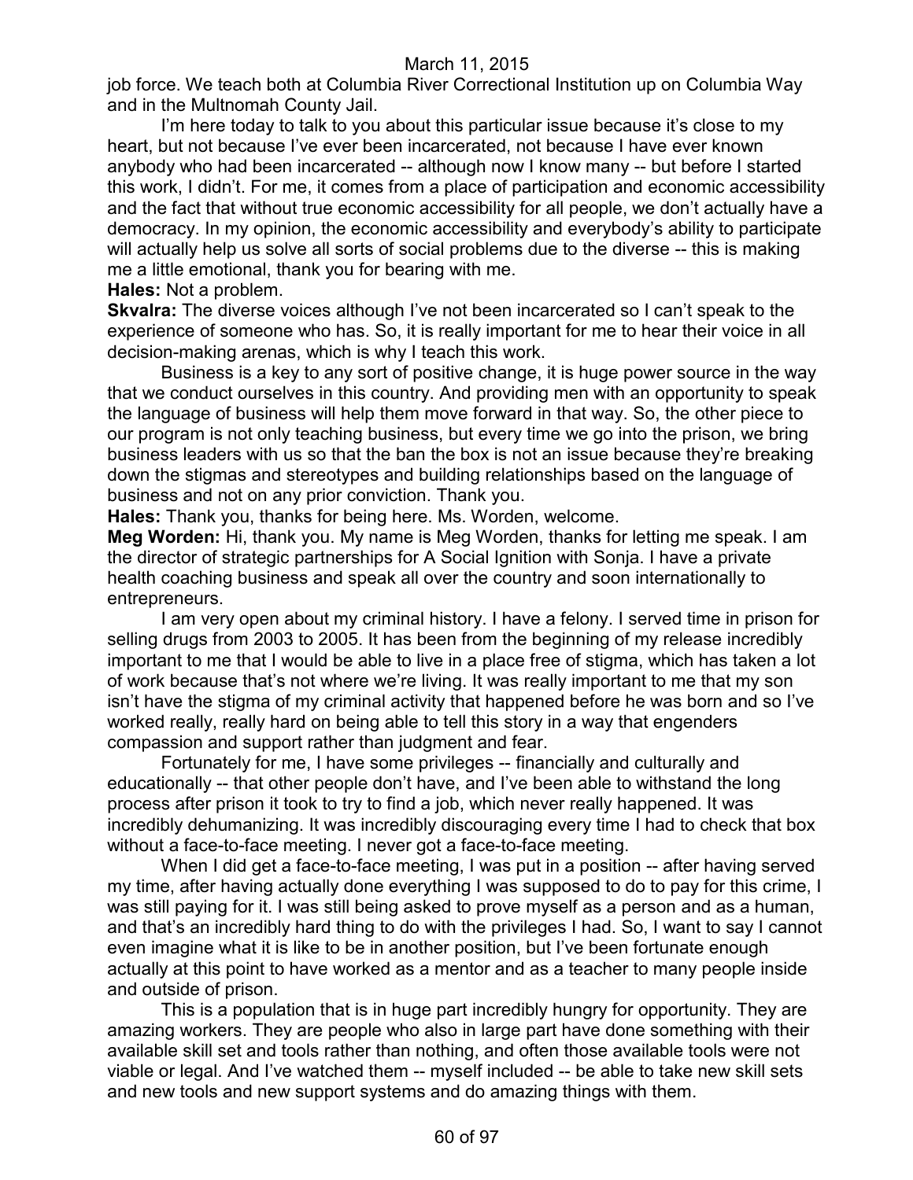job force. We teach both at Columbia River Correctional Institution up on Columbia Way and in the Multnomah County Jail.

I'm here today to talk to you about this particular issue because it's close to my heart, but not because I've ever been incarcerated, not because I have ever known anybody who had been incarcerated -- although now I know many -- but before I started this work, I didn't. For me, it comes from a place of participation and economic accessibility and the fact that without true economic accessibility for all people, we don't actually have a democracy. In my opinion, the economic accessibility and everybody's ability to participate will actually help us solve all sorts of social problems due to the diverse -- this is making me a little emotional, thank you for bearing with me.

**Hales:** Not a problem.

**Skvalra:** The diverse voices although I've not been incarcerated so I can't speak to the experience of someone who has. So, it is really important for me to hear their voice in all decision-making arenas, which is why I teach this work.

Business is a key to any sort of positive change, it is huge power source in the way that we conduct ourselves in this country. And providing men with an opportunity to speak the language of business will help them move forward in that way. So, the other piece to our program is not only teaching business, but every time we go into the prison, we bring business leaders with us so that the ban the box is not an issue because they're breaking down the stigmas and stereotypes and building relationships based on the language of business and not on any prior conviction. Thank you.

**Hales:** Thank you, thanks for being here. Ms. Worden, welcome.

**Meg Worden:** Hi, thank you. My name is Meg Worden, thanks for letting me speak. I am the director of strategic partnerships for A Social Ignition with Sonja. I have a private health coaching business and speak all over the country and soon internationally to entrepreneurs.

I am very open about my criminal history. I have a felony. I served time in prison for selling drugs from 2003 to 2005. It has been from the beginning of my release incredibly important to me that I would be able to live in a place free of stigma, which has taken a lot of work because that's not where we're living. It was really important to me that my son isn't have the stigma of my criminal activity that happened before he was born and so I've worked really, really hard on being able to tell this story in a way that engenders compassion and support rather than judgment and fear.

Fortunately for me, I have some privileges -- financially and culturally and educationally -- that other people don't have, and I've been able to withstand the long process after prison it took to try to find a job, which never really happened. It was incredibly dehumanizing. It was incredibly discouraging every time I had to check that box without a face-to-face meeting. I never got a face-to-face meeting.

When I did get a face-to-face meeting, I was put in a position -- after having served my time, after having actually done everything I was supposed to do to pay for this crime, I was still paying for it. I was still being asked to prove myself as a person and as a human, and that's an incredibly hard thing to do with the privileges I had. So, I want to say I cannot even imagine what it is like to be in another position, but I've been fortunate enough actually at this point to have worked as a mentor and as a teacher to many people inside and outside of prison.

This is a population that is in huge part incredibly hungry for opportunity. They are amazing workers. They are people who also in large part have done something with their available skill set and tools rather than nothing, and often those available tools were not viable or legal. And I've watched them -- myself included -- be able to take new skill sets and new tools and new support systems and do amazing things with them.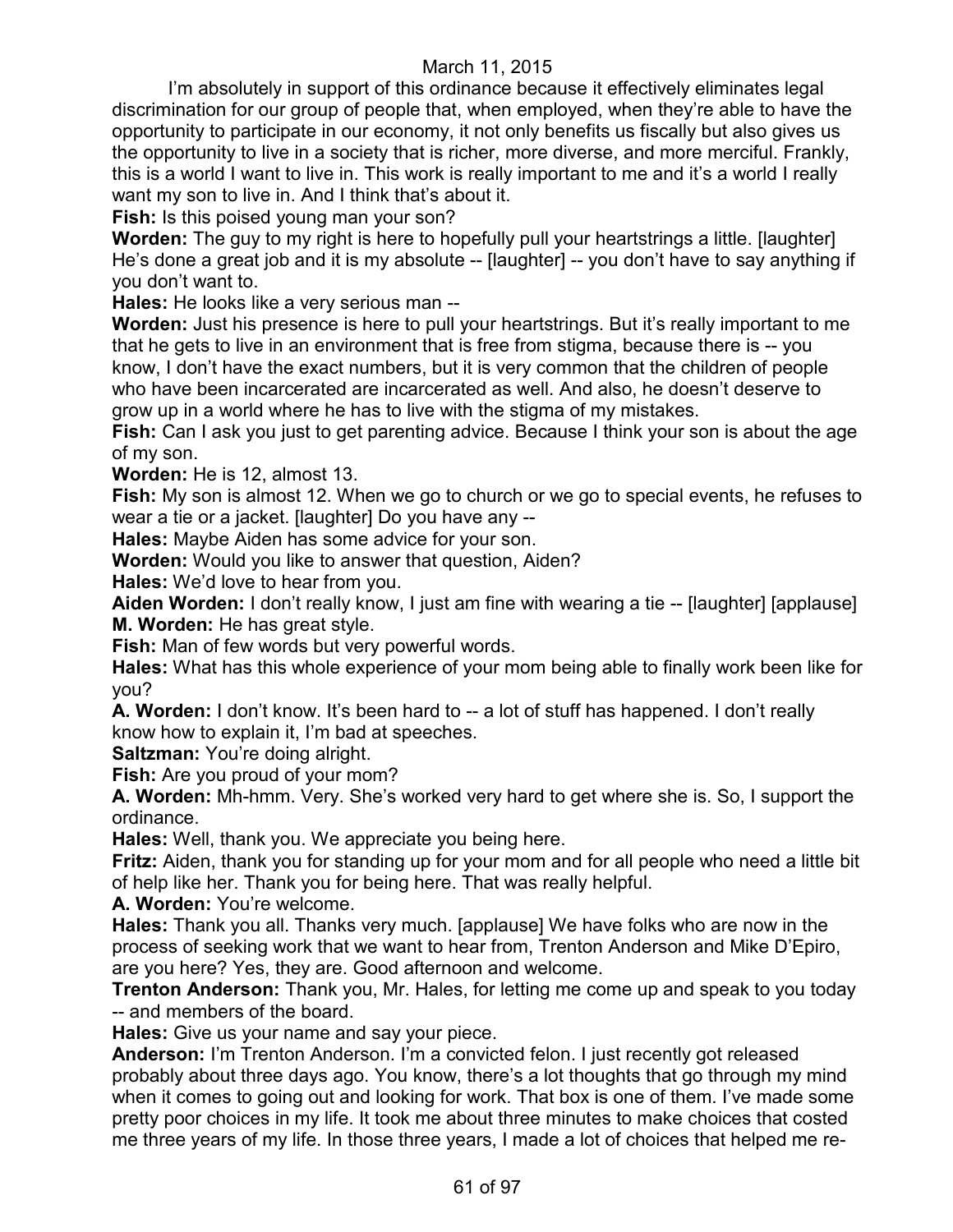I'm absolutely in support of this ordinance because it effectively eliminates legal discrimination for our group of people that, when employed, when they're able to have the opportunity to participate in our economy, it not only benefits us fiscally but also gives us the opportunity to live in a society that is richer, more diverse, and more merciful. Frankly, this is a world I want to live in. This work is really important to me and it's a world I really want my son to live in. And I think that's about it.

**Fish:** Is this poised young man your son?

**Worden:** The guy to my right is here to hopefully pull your heartstrings a little. [laughter] He's done a great job and it is my absolute -- [laughter] -- you don't have to say anything if you don't want to.

**Hales:** He looks like a very serious man --

**Worden:** Just his presence is here to pull your heartstrings. But it's really important to me that he gets to live in an environment that is free from stigma, because there is -- you know, I don't have the exact numbers, but it is very common that the children of people who have been incarcerated are incarcerated as well. And also, he doesn't deserve to grow up in a world where he has to live with the stigma of my mistakes.

**Fish:** Can I ask you just to get parenting advice. Because I think your son is about the age of my son.

**Worden:** He is 12, almost 13.

**Fish:** My son is almost 12. When we go to church or we go to special events, he refuses to wear a tie or a jacket. [laughter] Do you have any --

**Hales:** Maybe Aiden has some advice for your son.

**Worden:** Would you like to answer that question, Aiden?

**Hales:** We'd love to hear from you.

**Aiden Worden:** I don't really know, I just am fine with wearing a tie -- [laughter] [applause]

**M. Worden:** He has great style.

**Fish:** Man of few words but very powerful words.

**Hales:** What has this whole experience of your mom being able to finally work been like for you?

**A. Worden:** I don't know. It's been hard to -- a lot of stuff has happened. I don't really know how to explain it, I'm bad at speeches.

**Saltzman:** You're doing alright.

**Fish:** Are you proud of your mom?

**A. Worden:** Mh-hmm. Very. She's worked very hard to get where she is. So, I support the ordinance.

**Hales:** Well, thank you. We appreciate you being here.

**Fritz:** Aiden, thank you for standing up for your mom and for all people who need a little bit of help like her. Thank you for being here. That was really helpful.

**A. Worden:** You're welcome.

**Hales:** Thank you all. Thanks very much. [applause] We have folks who are now in the process of seeking work that we want to hear from, Trenton Anderson and Mike D'Epiro, are you here? Yes, they are. Good afternoon and welcome.

**Trenton Anderson:** Thank you, Mr. Hales, for letting me come up and speak to you today -- and members of the board.

**Hales:** Give us your name and say your piece.

**Anderson:** I'm Trenton Anderson. I'm a convicted felon. I just recently got released probably about three days ago. You know, there's a lot thoughts that go through my mind when it comes to going out and looking for work. That box is one of them. I've made some pretty poor choices in my life. It took me about three minutes to make choices that costed me three years of my life. In those three years, I made a lot of choices that helped me re-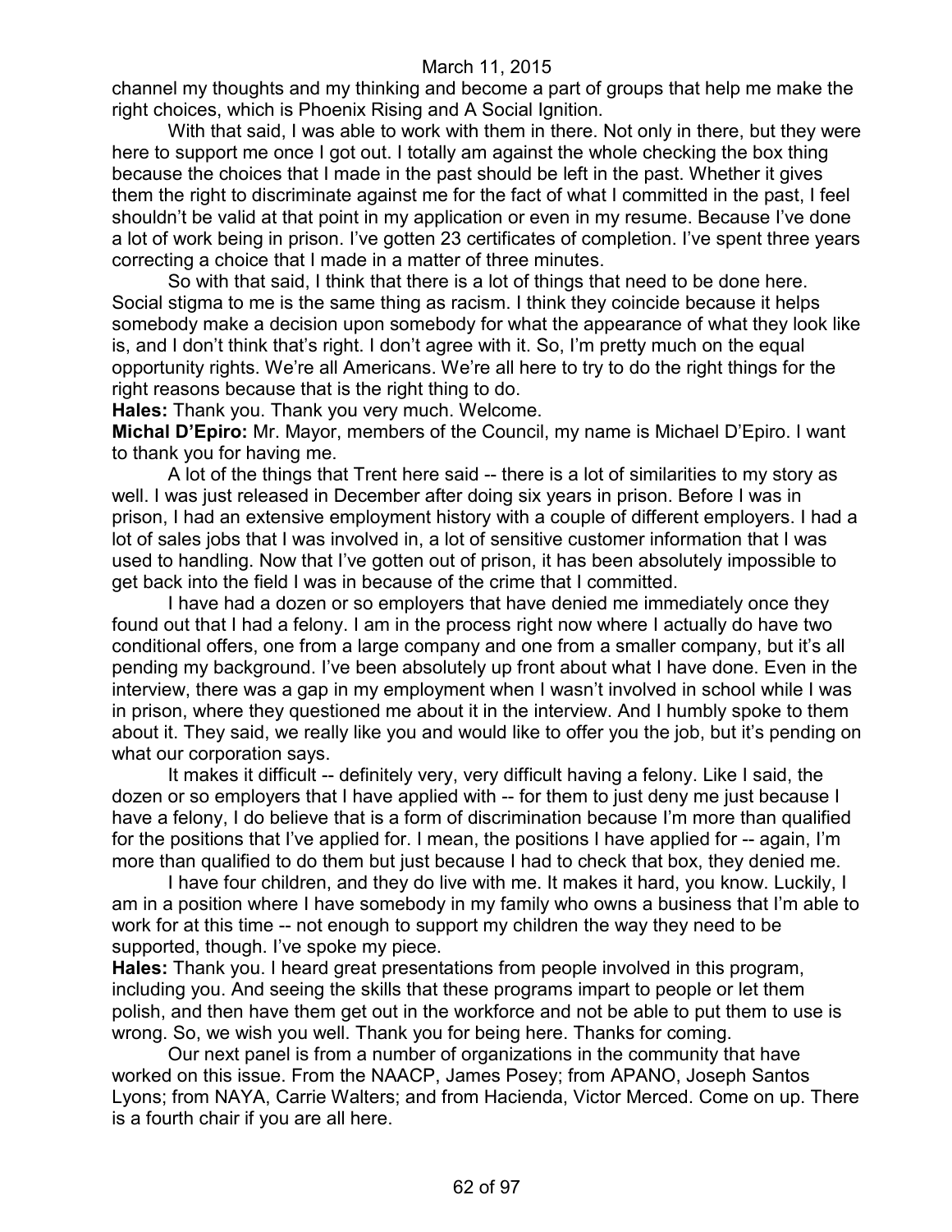channel my thoughts and my thinking and become a part of groups that help me make the right choices, which is Phoenix Rising and A Social Ignition.

With that said, I was able to work with them in there. Not only in there, but they were here to support me once I got out. I totally am against the whole checking the box thing because the choices that I made in the past should be left in the past. Whether it gives them the right to discriminate against me for the fact of what I committed in the past, I feel shouldn't be valid at that point in my application or even in my resume. Because I've done a lot of work being in prison. I've gotten 23 certificates of completion. I've spent three years correcting a choice that I made in a matter of three minutes.

So with that said, I think that there is a lot of things that need to be done here. Social stigma to me is the same thing as racism. I think they coincide because it helps somebody make a decision upon somebody for what the appearance of what they look like is, and I don't think that's right. I don't agree with it. So, I'm pretty much on the equal opportunity rights. We're all Americans. We're all here to try to do the right things for the right reasons because that is the right thing to do.

**Hales:** Thank you. Thank you very much. Welcome.

**Michal D'Epiro:** Mr. Mayor, members of the Council, my name is Michael D'Epiro. I want to thank you for having me.

A lot of the things that Trent here said -- there is a lot of similarities to my story as well. I was just released in December after doing six years in prison. Before I was in prison, I had an extensive employment history with a couple of different employers. I had a lot of sales jobs that I was involved in, a lot of sensitive customer information that I was used to handling. Now that I've gotten out of prison, it has been absolutely impossible to get back into the field I was in because of the crime that I committed.

I have had a dozen or so employers that have denied me immediately once they found out that I had a felony. I am in the process right now where I actually do have two conditional offers, one from a large company and one from a smaller company, but it's all pending my background. I've been absolutely up front about what I have done. Even in the interview, there was a gap in my employment when I wasn't involved in school while I was in prison, where they questioned me about it in the interview. And I humbly spoke to them about it. They said, we really like you and would like to offer you the job, but it's pending on what our corporation says.

It makes it difficult -- definitely very, very difficult having a felony. Like I said, the dozen or so employers that I have applied with -- for them to just deny me just because I have a felony, I do believe that is a form of discrimination because I'm more than qualified for the positions that I've applied for. I mean, the positions I have applied for -- again, I'm more than qualified to do them but just because I had to check that box, they denied me.

I have four children, and they do live with me. It makes it hard, you know. Luckily, I am in a position where I have somebody in my family who owns a business that I'm able to work for at this time -- not enough to support my children the way they need to be supported, though. I've spoke my piece.

**Hales:** Thank you. I heard great presentations from people involved in this program, including you. And seeing the skills that these programs impart to people or let them polish, and then have them get out in the workforce and not be able to put them to use is wrong. So, we wish you well. Thank you for being here. Thanks for coming.

Our next panel is from a number of organizations in the community that have worked on this issue. From the NAACP, James Posey; from APANO, Joseph Santos Lyons; from NAYA, Carrie Walters; and from Hacienda, Victor Merced. Come on up. There is a fourth chair if you are all here.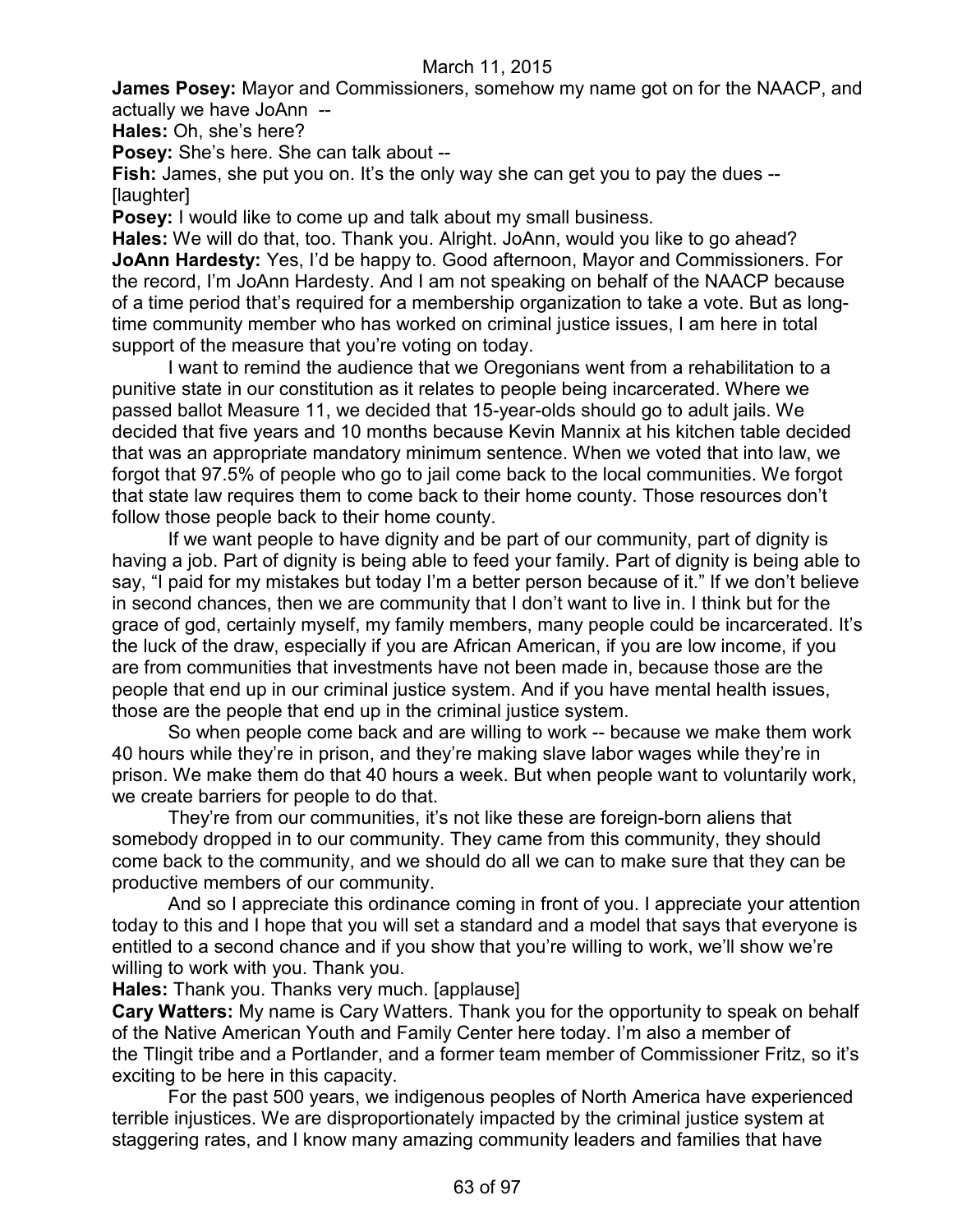**James Posey:** Mayor and Commissioners, somehow my name got on for the NAACP, and actually we have JoAnn --

**Hales:** Oh, she's here?

**Posey:** She's here. She can talk about --

**Fish:** James, she put you on. It's the only way she can get you to pay the dues -- [laughter]

**Posey:** I would like to come up and talk about my small business.

**Hales:** We will do that, too. Thank you. Alright. JoAnn, would you like to go ahead?

**JoAnn Hardesty:** Yes, I'd be happy to. Good afternoon, Mayor and Commissioners. For the record, I'm JoAnn Hardesty. And I am not speaking on behalf of the NAACP because of a time period that's required for a membership organization to take a vote. But as long-time community member who has worked on criminal justice issues, I am here in total support of the measure that you're voting on today.

I want to remind the audience that we Oregonians went from a rehabilitation to a punitive state in our constitution as it relates to people being incarcerated. Where we passed ballot Measure 11, we decided that 15-year-olds should go to adult jails. We decided that five years and 10 months because Kevin Mannix at his kitchen table decided that was an appropriate mandatory minimum sentence. When we voted that into law, we forgot that 97.5% of people who go to jail come back to the local communities. We forgot that state law requires them to come back to their home county. Those resources don't follow those people back to their home county.

If we want people to have dignity and be part of our community, part of dignity is having a job. Part of dignity is being able to feed your family. Part of dignity is being able to say, "I paid for my mistakes but today I'm a better person because of it." If we don't believe in second chances, then we are community that I don't want to live in. I think but for the grace of god, certainly myself, my family members, many people could be incarcerated. It's the luck of the draw, especially if you are African American, if you are low income, if you are from communities that investments have not been made in, because those are the people that end up in our criminal justice system. And if you have mental health issues, those are the people that end up in the criminal justice system.

So when people come back and are willing to work -- because we make them work 40 hours while they're in prison, and they're making slave labor wages while they're in prison. We make them do that 40 hours a week. But when people want to voluntarily work, we create barriers for people to do that.

They're from our communities, it's not like these are foreign-born aliens that somebody dropped in to our community. They came from this community, they should come back to the community, and we should do all we can to make sure that they can be productive members of our community.

And so I appreciate this ordinance coming in front of you. I appreciate your attention today to this and I hope that you will set a standard and a model that says that everyone is entitled to a second chance and if you show that you're willing to work, we'll show we're willing to work with you. Thank you.

**Hales:** Thank you. Thanks very much. [applause]

**Cary Watters:** My name is Cary Watters. Thank you for the opportunity to speak on behalf of the Native American Youth and Family Center here today. I'm also a member of the Tlingit tribe and a Portlander, and a former team member of Commissioner Fritz, so it's exciting to be here in this capacity.

For the past 500 years, we indigenous peoples of North America have experienced terrible injustices. We are disproportionately impacted by the criminal justice system at staggering rates, and I know many amazing community leaders and families that have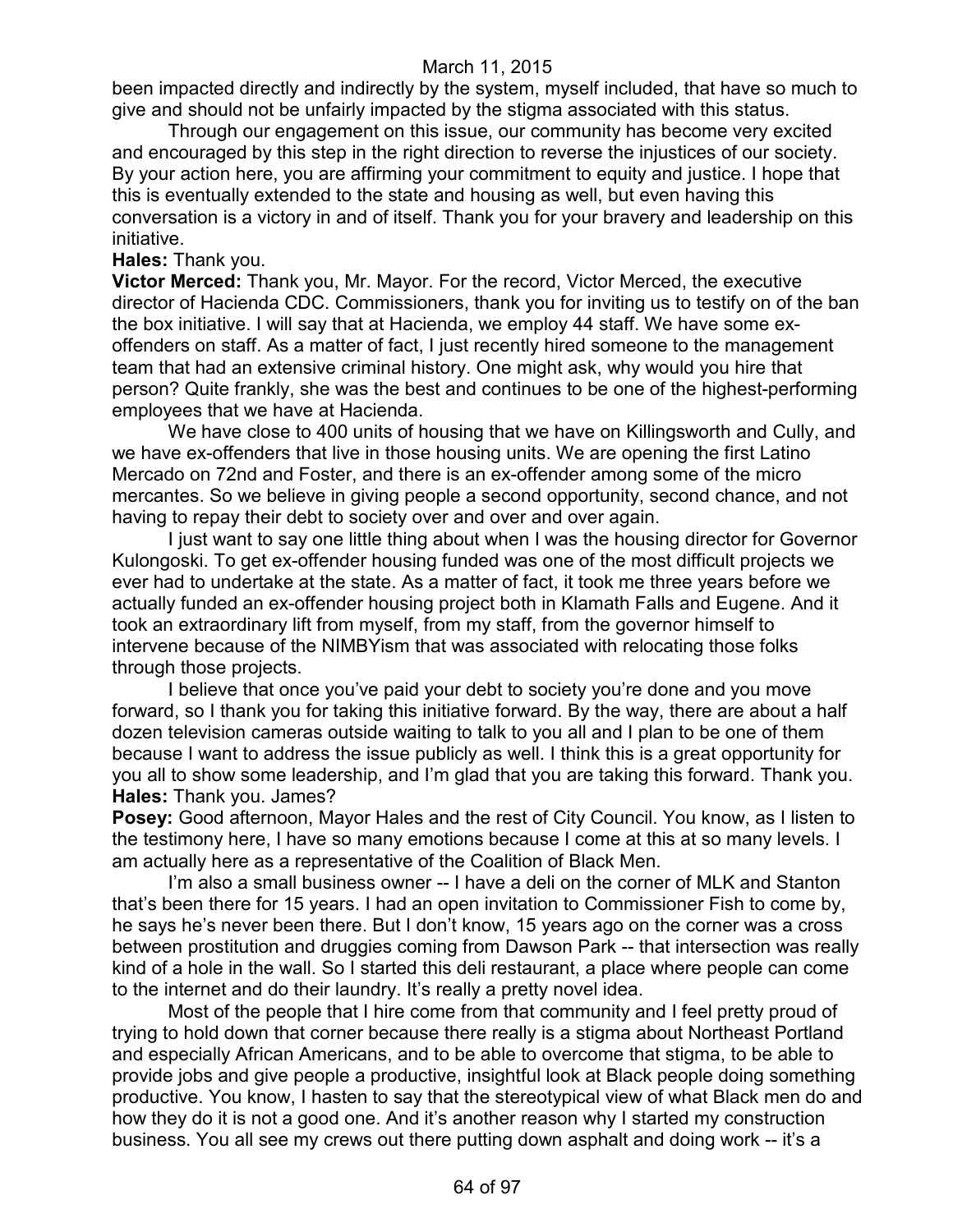been impacted directly and indirectly by the system, myself included, that have so much to give and should not be unfairly impacted by the stigma associated with this status.

Through our engagement on this issue, our community has become very excited and encouraged by this step in the right direction to reverse the injustices of our society. By your action here, you are affirming your commitment to equity and justice. I hope that this is eventually extended to the state and housing as well, but even having this conversation is a victory in and of itself. Thank you for your bravery and leadership on this initiative.

**Hales:** Thank you.

**Victor Merced:** Thank you, Mr. Mayor. For the record, Victor Merced, the executive director of Hacienda CDC. Commissioners, thank you for inviting us to testify on of the ban the box initiative. I will say that at Hacienda, we employ 44 staff. We have some ex-offenders on staff. As a matter of fact, I just recently hired someone to the management team that had an extensive criminal history. One might ask, why would you hire that person? Quite frankly, she was the best and continues to be one of the highest-performing employees that we have at Hacienda.

We have close to 400 units of housing that we have on Killingsworth and Cully, and we have ex-offenders that live in those housing units. We are opening the first Latino Mercado on 72nd and Foster, and there is an ex-offender among some of the micro mercantes. So we believe in giving people a second opportunity, second chance, and not having to repay their debt to society over and over and over again.

I just want to say one little thing about when I was the housing director for Governor Kulongoski. To get ex-offender housing funded was one of the most difficult projects we ever had to undertake at the state. As a matter of fact, it took me three years before we actually funded an ex-offender housing project both in Klamath Falls and Eugene. And it took an extraordinary lift from myself, from my staff, from the governor himself to intervene because of the NIMBYism that was associated with relocating those folks through those projects.

I believe that once you've paid your debt to society you're done and you move forward, so I thank you for taking this initiative forward. By the way, there are about a half dozen television cameras outside waiting to talk to you all and I plan to be one of them because I want to address the issue publicly as well. I think this is a great opportunity for you all to show some leadership, and I'm glad that you are taking this forward. Thank you.

**Hales:** Thank you. James?

**Posey:** Good afternoon, Mayor Hales and the rest of City Council. You know, as I listen to the testimony here, I have so many emotions because I come at this at so many levels. I am actually here as a representative of the Coalition of Black Men.

I'm also a small business owner -- I have a deli on the corner of MLK and Stanton that's been there for 15 years. I had an open invitation to Commissioner Fish to come by, he says he's never been there. But I don't know, 15 years ago on the corner was a cross between prostitution and druggies coming from Dawson Park -- that intersection was really kind of a hole in the wall. So I started this deli restaurant, a place where people can come to the internet and do their laundry. It's really a pretty novel idea.

Most of the people that I hire come from that community and I feel pretty proud of trying to hold down that corner because there really is a stigma about Northeast Portland and especially African Americans, and to be able to overcome that stigma, to be able to provide jobs and give people a productive, insightful look at Black people doing something productive. You know, I hasten to say that the stereotypical view of what Black men do and how they do it is not a good one. And it's another reason why I started my construction business. You all see my crews out there putting down asphalt and doing work -- it's a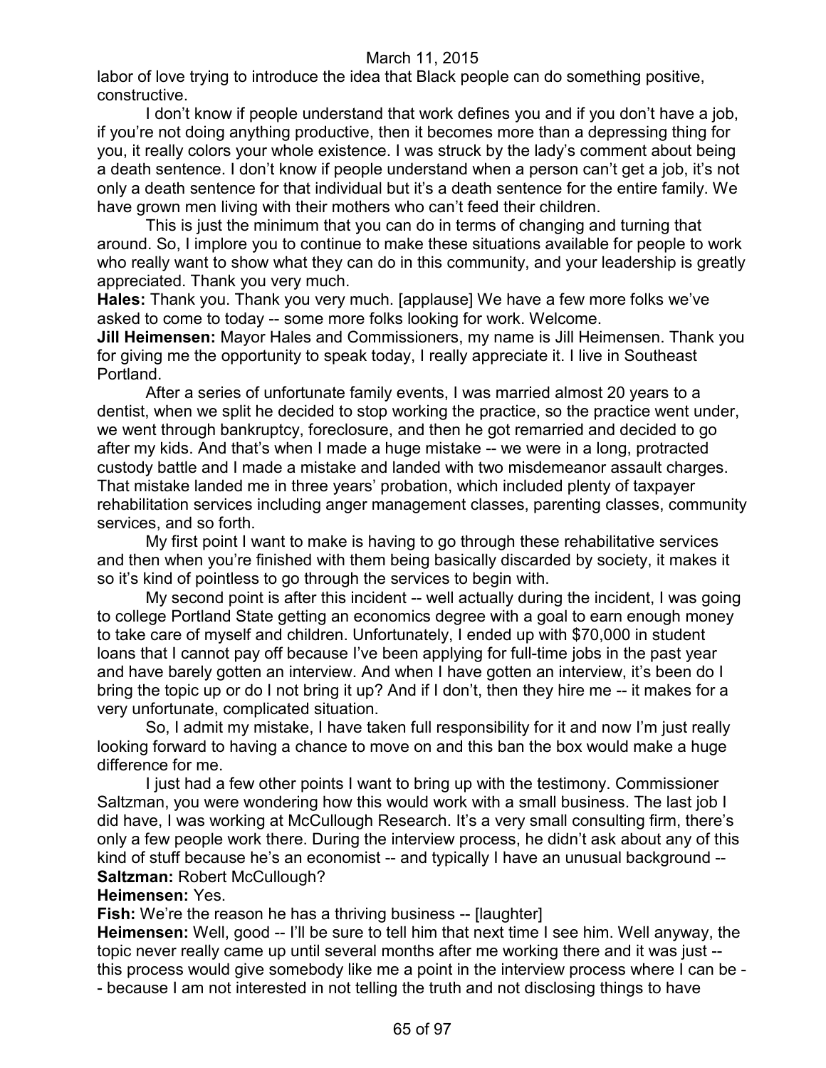labor of love trying to introduce the idea that Black people can do something positive, constructive.

I don't know if people understand that work defines you and if you don't have a job, if you're not doing anything productive, then it becomes more than a depressing thing for you, it really colors your whole existence. I was struck by the lady's comment about being a death sentence. I don't know if people understand when a person can't get a job, it's not only a death sentence for that individual but it's a death sentence for the entire family. We have grown men living with their mothers who can't feed their children.

This is just the minimum that you can do in terms of changing and turning that around. So, I implore you to continue to make these situations available for people to work who really want to show what they can do in this community, and your leadership is greatly appreciated. Thank you very much.

**Hales:** Thank you. Thank you very much. [applause] We have a few more folks we've asked to come to today -- some more folks looking for work. Welcome.

**Jill Heimensen:** Mayor Hales and Commissioners, my name is Jill Heimensen. Thank you for giving me the opportunity to speak today, I really appreciate it. I live in Southeast Portland.

After a series of unfortunate family events, I was married almost 20 years to a dentist, when we split he decided to stop working the practice, so the practice went under, we went through bankruptcy, foreclosure, and then he got remarried and decided to go after my kids. And that's when I made a huge mistake -- we were in a long, protracted custody battle and I made a mistake and landed with two misdemeanor assault charges. That mistake landed me in three years' probation, which included plenty of taxpayer rehabilitation services including anger management classes, parenting classes, community services, and so forth.

My first point I want to make is having to go through these rehabilitative services and then when you're finished with them being basically discarded by society, it makes it so it's kind of pointless to go through the services to begin with.

My second point is after this incident -- well actually during the incident, I was going to college Portland State getting an economics degree with a goal to earn enough money to take care of myself and children. Unfortunately, I ended up with $70,000 in student loans that I cannot pay off because I've been applying for full-time jobs in the past year and have barely gotten an interview. And when I have gotten an interview, it's been do I bring the topic up or do I not bring it up? And if I don't, then they hire me -- it makes for a very unfortunate, complicated situation.

So, I admit my mistake, I have taken full responsibility for it and now I'm just really looking forward to having a chance to move on and this ban the box would make a huge difference for me.

I just had a few other points I want to bring up with the testimony. Commissioner Saltzman, you were wondering how this would work with a small business. The last job I did have, I was working at McCullough Research. It's a very small consulting firm, there's only a few people work there. During the interview process, he didn't ask about any of this kind of stuff because he's an economist -- and typically I have an unusual background --

**Saltzman:** Robert McCullough?

**Heimensen:** Yes.

**Fish:** We're the reason he has a thriving business -- [laughter]

**Heimensen:** Well, good -- I'll be sure to tell him that next time I see him. Well anyway, the topic never really came up until several months after me working there and it was just -- this process would give somebody like me a point in the interview process where I can be -- because I am not interested in not telling the truth and not disclosing things to have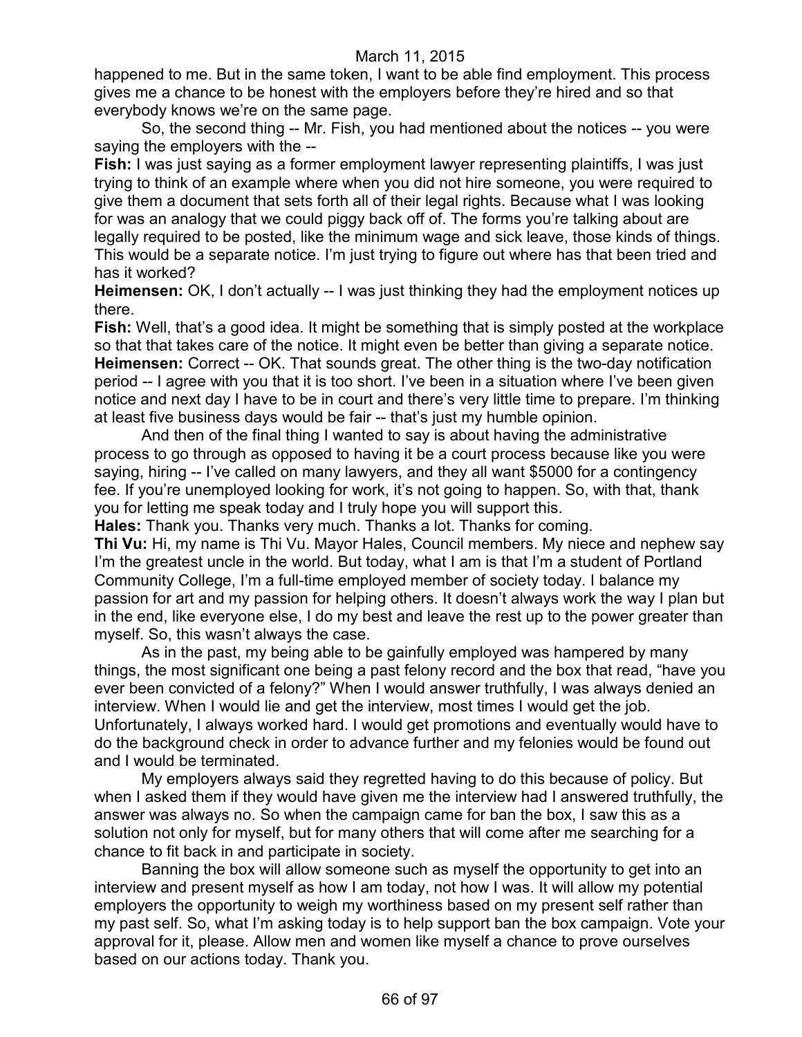happened to me. But in the same token, I want to be able find employment. This process gives me a chance to be honest with the employers before they're hired and so that everybody knows we're on the same page.

So, the second thing -- Mr. Fish, you had mentioned about the notices -- you were saying the employers with the --

**Fish:** I was just saying as a former employment lawyer representing plaintiffs, I was just trying to think of an example where when you did not hire someone, you were required to give them a document that sets forth all of their legal rights. Because what I was looking for was an analogy that we could piggy back off of. The forms you're talking about are legally required to be posted, like the minimum wage and sick leave, those kinds of things. This would be a separate notice. I'm just trying to figure out where has that been tried and has it worked?

**Heimensen:** OK, I don't actually -- I was just thinking they had the employment notices up there.

**Fish:** Well, that's a good idea. It might be something that is simply posted at the workplace so that that takes care of the notice. It might even be better than giving a separate notice.

**Heimensen:** Correct -- OK. That sounds great. The other thing is the two-day notification period -- I agree with you that it is too short. I've been in a situation where I've been given notice and next day I have to be in court and there's very little time to prepare. I'm thinking at least five business days would be fair -- that's just my humble opinion.

And then of the final thing I wanted to say is about having the administrative process to go through as opposed to having it be a court process because like you were saying, hiring -- I've called on many lawyers, and they all want $5000 for a contingency fee. If you're unemployed looking for work, it's not going to happen. So, with that, thank you for letting me speak today and I truly hope you will support this.

**Hales:** Thank you. Thanks very much. Thanks a lot. Thanks for coming.

**Thi Vu:** Hi, my name is Thi Vu. Mayor Hales, Council members. My niece and nephew say I'm the greatest uncle in the world. But today, what I am is that I'm a student of Portland Community College, I'm a full-time employed member of society today. I balance my passion for art and my passion for helping others. It doesn't always work the way I plan but in the end, like everyone else, I do my best and leave the rest up to the power greater than myself. So, this wasn't always the case.

As in the past, my being able to be gainfully employed was hampered by many things, the most significant one being a past felony record and the box that read, "have you ever been convicted of a felony?" When I would answer truthfully, I was always denied an interview. When I would lie and get the interview, most times I would get the job. Unfortunately, I always worked hard. I would get promotions and eventually would have to do the background check in order to advance further and my felonies would be found out and I would be terminated.

My employers always said they regretted having to do this because of policy. But when I asked them if they would have given me the interview had I answered truthfully, the answer was always no. So when the campaign came for ban the box, I saw this as a solution not only for myself, but for many others that will come after me searching for a chance to fit back in and participate in society.

Banning the box will allow someone such as myself the opportunity to get into an interview and present myself as how I am today, not how I was. It will allow my potential employers the opportunity to weigh my worthiness based on my present self rather than my past self. So, what I'm asking today is to help support ban the box campaign. Vote your approval for it, please. Allow men and women like myself a chance to prove ourselves based on our actions today. Thank you.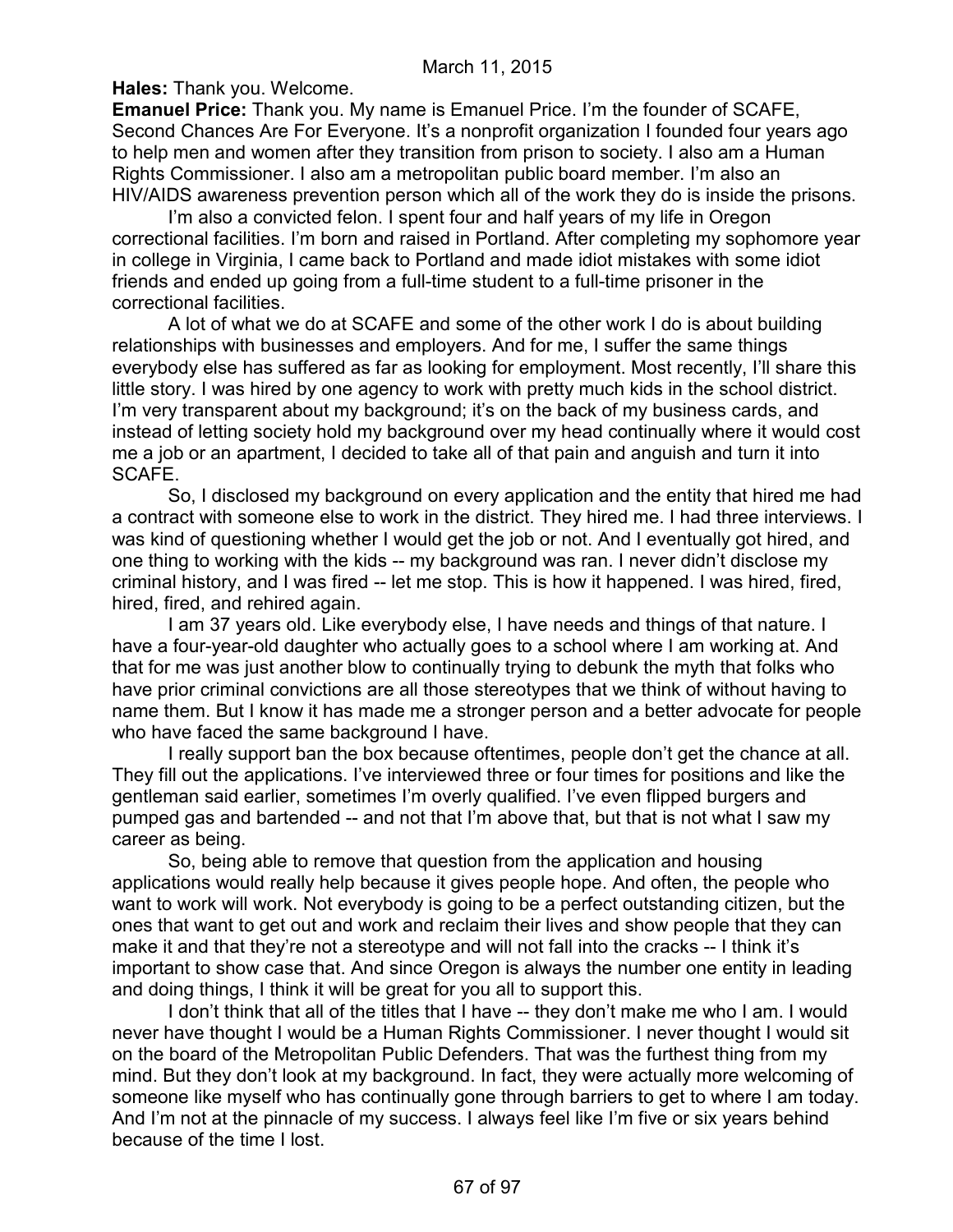**Hales:** Thank you. Welcome.

**Emanuel Price:** Thank you. My name is Emanuel Price. I'm the founder of SCAFE, Second Chances Are For Everyone. It's a nonprofit organization I founded four years ago to help men and women after they transition from prison to society. I also am a Human Rights Commissioner. I also am a metropolitan public board member. I'm also an HIV/AIDS awareness prevention person which all of the work they do is inside the prisons.

I'm also a convicted felon. I spent four and half years of my life in Oregon correctional facilities. I'm born and raised in Portland. After completing my sophomore year in college in Virginia, I came back to Portland and made idiot mistakes with some idiot friends and ended up going from a full-time student to a full-time prisoner in the correctional facilities.

A lot of what we do at SCAFE and some of the other work I do is about building relationships with businesses and employers. And for me, I suffer the same things everybody else has suffered as far as looking for employment. Most recently, I'll share this little story. I was hired by one agency to work with pretty much kids in the school district. I'm very transparent about my background; it's on the back of my business cards, and instead of letting society hold my background over my head continually where it would cost me a job or an apartment, I decided to take all of that pain and anguish and turn it into SCAFE.

So, I disclosed my background on every application and the entity that hired me had a contract with someone else to work in the district. They hired me. I had three interviews. I was kind of questioning whether I would get the job or not. And I eventually got hired, and one thing to working with the kids -- my background was ran. I never didn't disclose my criminal history, and I was fired -- let me stop. This is how it happened. I was hired, fired, hired, fired, and rehired again.

I am 37 years old. Like everybody else, I have needs and things of that nature. I have a four-year-old daughter who actually goes to a school where I am working at. And that for me was just another blow to continually trying to debunk the myth that folks who have prior criminal convictions are all those stereotypes that we think of without having to name them. But I know it has made me a stronger person and a better advocate for people who have faced the same background I have.

I really support ban the box because oftentimes, people don't get the chance at all. They fill out the applications. I've interviewed three or four times for positions and like the gentleman said earlier, sometimes I'm overly qualified. I've even flipped burgers and pumped gas and bartended -- and not that I'm above that, but that is not what I saw my career as being.

So, being able to remove that question from the application and housing applications would really help because it gives people hope. And often, the people who want to work will work. Not everybody is going to be a perfect outstanding citizen, but the ones that want to get out and work and reclaim their lives and show people that they can make it and that they're not a stereotype and will not fall into the cracks -- I think it's important to show case that. And since Oregon is always the number one entity in leading and doing things, I think it will be great for you all to support this.

I don't think that all of the titles that I have -- they don't make me who I am. I would never have thought I would be a Human Rights Commissioner. I never thought I would sit on the board of the Metropolitan Public Defenders. That was the furthest thing from my mind. But they don't look at my background. In fact, they were actually more welcoming of someone like myself who has continually gone through barriers to get to where I am today. And I'm not at the pinnacle of my success. I always feel like I'm five or six years behind because of the time I lost.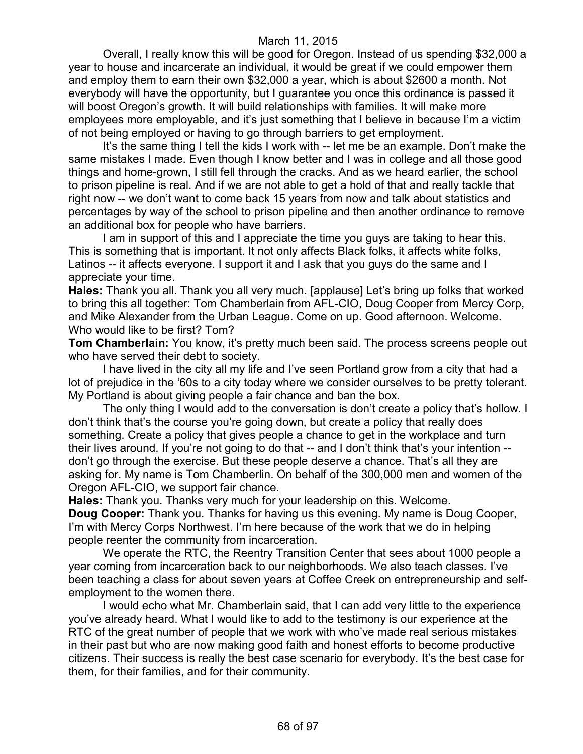Overall, I really know this will be good for Oregon. Instead of us spending $32,000 a year to house and incarcerate an individual, it would be great if we could empower them and employ them to earn their own $32,000 a year, which is about $2600 a month. Not everybody will have the opportunity, but I guarantee you once this ordinance is passed it will boost Oregon's growth. It will build relationships with families. It will make more employees more employable, and it's just something that I believe in because I'm a victim of not being employed or having to go through barriers to get employment.

It's the same thing I tell the kids I work with -- let me be an example. Don't make the same mistakes I made. Even though I know better and I was in college and all those good things and home-grown, I still fell through the cracks. And as we heard earlier, the school to prison pipeline is real. And if we are not able to get a hold of that and really tackle that right now -- we don't want to come back 15 years from now and talk about statistics and percentages by way of the school to prison pipeline and then another ordinance to remove an additional box for people who have barriers.

I am in support of this and I appreciate the time you guys are taking to hear this. This is something that is important. It not only affects Black folks, it affects white folks, Latinos -- it affects everyone. I support it and I ask that you guys do the same and I appreciate your time.

**Hales:** Thank you all. Thank you all very much. [applause] Let's bring up folks that worked to bring this all together: Tom Chamberlain from AFL-CIO, Doug Cooper from Mercy Corp, and Mike Alexander from the Urban League. Come on up. Good afternoon. Welcome. Who would like to be first? Tom?

**Tom Chamberlain:** You know, it's pretty much been said. The process screens people out who have served their debt to society.

I have lived in the city all my life and I've seen Portland grow from a city that had a lot of prejudice in the '60s to a city today where we consider ourselves to be pretty tolerant. My Portland is about giving people a fair chance and ban the box.

The only thing I would add to the conversation is don't create a policy that's hollow. I don't think that's the course you're going down, but create a policy that really does something. Create a policy that gives people a chance to get in the workplace and turn their lives around. If you're not going to do that -- and I don't think that's your intention -- don't go through the exercise. But these people deserve a chance. That's all they are asking for. My name is Tom Chamberlin. On behalf of the 300,000 men and women of the Oregon AFL-CIO, we support fair chance.

**Hales:** Thank you. Thanks very much for your leadership on this. Welcome.

**Doug Cooper:** Thank you. Thanks for having us this evening. My name is Doug Cooper, I'm with Mercy Corps Northwest. I'm here because of the work that we do in helping people reenter the community from incarceration.

We operate the RTC, the Reentry Transition Center that sees about 1000 people a year coming from incarceration back to our neighborhoods. We also teach classes. I've been teaching a class for about seven years at Coffee Creek on entrepreneurship and self-employment to the women there.

I would echo what Mr. Chamberlain said, that I can add very little to the experience you've already heard. What I would like to add to the testimony is our experience at the RTC of the great number of people that we work with who've made real serious mistakes in their past but who are now making good faith and honest efforts to become productive citizens. Their success is really the best case scenario for everybody. It's the best case for them, for their families, and for their community.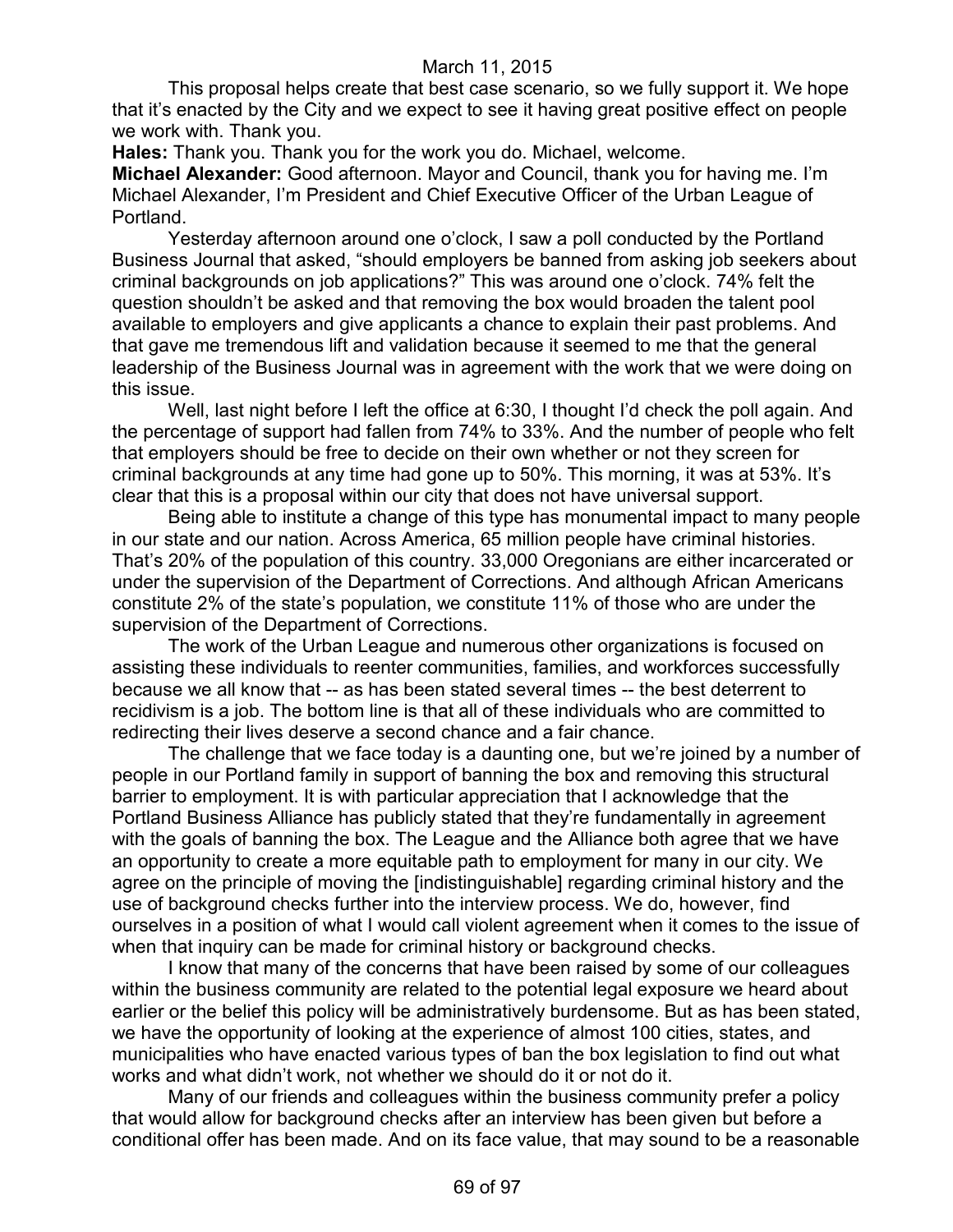This proposal helps create that best case scenario, so we fully support it. We hope that it's enacted by the City and we expect to see it having great positive effect on people we work with. Thank you.

**Hales:** Thank you. Thank you for the work you do. Michael, welcome.

**Michael Alexander:** Good afternoon. Mayor and Council, thank you for having me. I'm Michael Alexander, I'm President and Chief Executive Officer of the Urban League of Portland.

Yesterday afternoon around one o'clock, I saw a poll conducted by the Portland Business Journal that asked, "should employers be banned from asking job seekers about criminal backgrounds on job applications?" This was around one o'clock. 74% felt the question shouldn't be asked and that removing the box would broaden the talent pool available to employers and give applicants a chance to explain their past problems. And that gave me tremendous lift and validation because it seemed to me that the general leadership of the Business Journal was in agreement with the work that we were doing on this issue.

Well, last night before I left the office at 6:30, I thought I'd check the poll again. And the percentage of support had fallen from 74% to 33%. And the number of people who felt that employers should be free to decide on their own whether or not they screen for criminal backgrounds at any time had gone up to 50%. This morning, it was at 53%. It's clear that this is a proposal within our city that does not have universal support.

Being able to institute a change of this type has monumental impact to many people in our state and our nation. Across America, 65 million people have criminal histories. That's 20% of the population of this country. 33,000 Oregonians are either incarcerated or under the supervision of the Department of Corrections. And although African Americans constitute 2% of the state's population, we constitute 11% of those who are under the supervision of the Department of Corrections.

The work of the Urban League and numerous other organizations is focused on assisting these individuals to reenter communities, families, and workforces successfully because we all know that -- as has been stated several times -- the best deterrent to recidivism is a job. The bottom line is that all of these individuals who are committed to redirecting their lives deserve a second chance and a fair chance.

The challenge that we face today is a daunting one, but we're joined by a number of people in our Portland family in support of banning the box and removing this structural barrier to employment. It is with particular appreciation that I acknowledge that the Portland Business Alliance has publicly stated that they're fundamentally in agreement with the goals of banning the box. The League and the Alliance both agree that we have an opportunity to create a more equitable path to employment for many in our city. We agree on the principle of moving the [indistinguishable] regarding criminal history and the use of background checks further into the interview process. We do, however, find ourselves in a position of what I would call violent agreement when it comes to the issue of when that inquiry can be made for criminal history or background checks.

I know that many of the concerns that have been raised by some of our colleagues within the business community are related to the potential legal exposure we heard about earlier or the belief this policy will be administratively burdensome. But as has been stated, we have the opportunity of looking at the experience of almost 100 cities, states, and municipalities who have enacted various types of ban the box legislation to find out what works and what didn't work, not whether we should do it or not do it.

Many of our friends and colleagues within the business community prefer a policy that would allow for background checks after an interview has been given but before a conditional offer has been made. And on its face value, that may sound to be a reasonable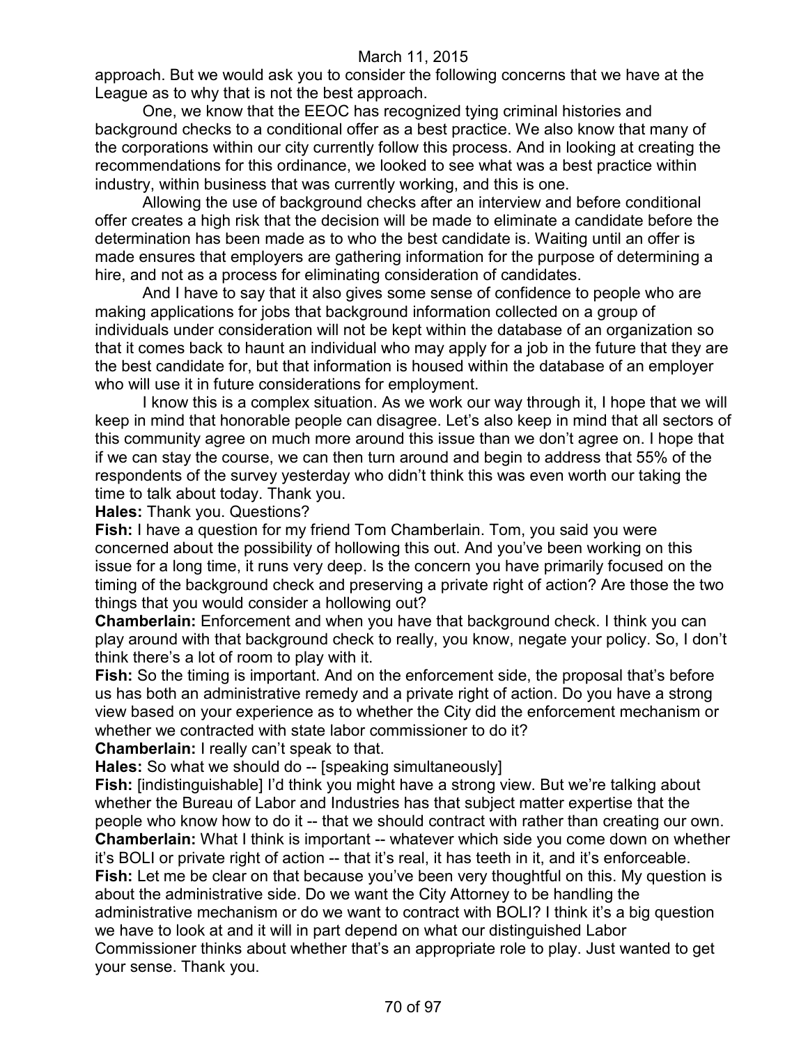approach. But we would ask you to consider the following concerns that we have at the League as to why that is not the best approach.

One, we know that the EEOC has recognized tying criminal histories and background checks to a conditional offer as a best practice. We also know that many of the corporations within our city currently follow this process. And in looking at creating the recommendations for this ordinance, we looked to see what was a best practice within industry, within business that was currently working, and this is one.

Allowing the use of background checks after an interview and before conditional offer creates a high risk that the decision will be made to eliminate a candidate before the determination has been made as to who the best candidate is. Waiting until an offer is made ensures that employers are gathering information for the purpose of determining a hire, and not as a process for eliminating consideration of candidates.

And I have to say that it also gives some sense of confidence to people who are making applications for jobs that background information collected on a group of individuals under consideration will not be kept within the database of an organization so that it comes back to haunt an individual who may apply for a job in the future that they are the best candidate for, but that information is housed within the database of an employer who will use it in future considerations for employment.

I know this is a complex situation. As we work our way through it, I hope that we will keep in mind that honorable people can disagree. Let's also keep in mind that all sectors of this community agree on much more around this issue than we don't agree on. I hope that if we can stay the course, we can then turn around and begin to address that 55% of the respondents of the survey yesterday who didn't think this was even worth our taking the time to talk about today. Thank you.

**Hales:** Thank you. Questions?

**Fish:** I have a question for my friend Tom Chamberlain. Tom, you said you were concerned about the possibility of hollowing this out. And you've been working on this issue for a long time, it runs very deep. Is the concern you have primarily focused on the timing of the background check and preserving a private right of action? Are those the two things that you would consider a hollowing out?

**Chamberlain:** Enforcement and when you have that background check. I think you can play around with that background check to really, you know, negate your policy. So, I don't think there's a lot of room to play with it.

**Fish:** So the timing is important. And on the enforcement side, the proposal that's before us has both an administrative remedy and a private right of action. Do you have a strong view based on your experience as to whether the City did the enforcement mechanism or whether we contracted with state labor commissioner to do it?

**Chamberlain:** I really can't speak to that.

**Hales:** So what we should do -- [speaking simultaneously]

**Fish:** [indistinguishable] I'd think you might have a strong view. But we're talking about whether the Bureau of Labor and Industries has that subject matter expertise that the people who know how to do it -- that we should contract with rather than creating our own.

**Chamberlain:** What I think is important -- whatever which side you come down on whether it's BOLI or private right of action -- that it's real, it has teeth in it, and it's enforceable.

**Fish:** Let me be clear on that because you've been very thoughtful on this. My question is about the administrative side. Do we want the City Attorney to be handling the administrative mechanism or do we want to contract with BOLI? I think it's a big question we have to look at and it will in part depend on what our distinguished Labor Commissioner thinks about whether that's an appropriate role to play. Just wanted to get your sense. Thank you.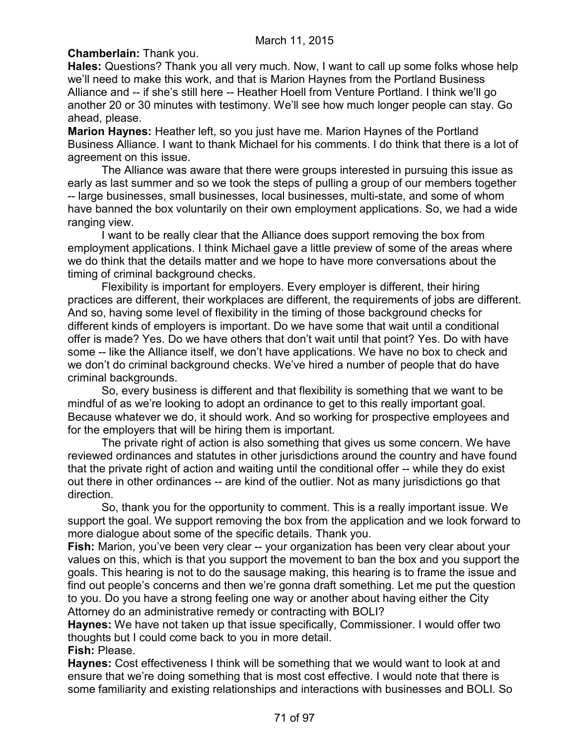**Chamberlain:** Thank you.

**Hales:** Questions? Thank you all very much. Now, I want to call up some folks whose help we'll need to make this work, and that is Marion Haynes from the Portland Business Alliance and -- if she's still here -- Heather Hoell from Venture Portland. I think we'll go another 20 or 30 minutes with testimony. We'll see how much longer people can stay. Go ahead, please.

**Marion Haynes:** Heather left, so you just have me. Marion Haynes of the Portland Business Alliance. I want to thank Michael for his comments. I do think that there is a lot of agreement on this issue.

The Alliance was aware that there were groups interested in pursuing this issue as early as last summer and so we took the steps of pulling a group of our members together -- large businesses, small businesses, local businesses, multi-state, and some of whom have banned the box voluntarily on their own employment applications. So, we had a wide ranging view.

I want to be really clear that the Alliance does support removing the box from employment applications. I think Michael gave a little preview of some of the areas where we do think that the details matter and we hope to have more conversations about the timing of criminal background checks.

Flexibility is important for employers. Every employer is different, their hiring practices are different, their workplaces are different, the requirements of jobs are different. And so, having some level of flexibility in the timing of those background checks for different kinds of employers is important. Do we have some that wait until a conditional offer is made? Yes. Do we have others that don't wait until that point? Yes. Do with have some -- like the Alliance itself, we don't have applications. We have no box to check and we don't do criminal background checks. We've hired a number of people that do have criminal backgrounds.

So, every business is different and that flexibility is something that we want to be mindful of as we're looking to adopt an ordinance to get to this really important goal. Because whatever we do, it should work. And so working for prospective employees and for the employers that will be hiring them is important.

The private right of action is also something that gives us some concern. We have reviewed ordinances and statutes in other jurisdictions around the country and have found that the private right of action and waiting until the conditional offer -- while they do exist out there in other ordinances -- are kind of the outlier. Not as many jurisdictions go that direction.

So, thank you for the opportunity to comment. This is a really important issue. We support the goal. We support removing the box from the application and we look forward to more dialogue about some of the specific details. Thank you.

**Fish:** Marion, you've been very clear -- your organization has been very clear about your values on this, which is that you support the movement to ban the box and you support the goals. This hearing is not to do the sausage making, this hearing is to frame the issue and find out people's concerns and then we're gonna draft something. Let me put the question to you. Do you have a strong feeling one way or another about having either the City Attorney do an administrative remedy or contracting with BOLI?

**Haynes:** We have not taken up that issue specifically, Commissioner. I would offer two thoughts but I could come back to you in more detail.

**Fish:** Please.

**Haynes:** Cost effectiveness I think will be something that we would want to look at and ensure that we're doing something that is most cost effective. I would note that there is some familiarity and existing relationships and interactions with businesses and BOLI. So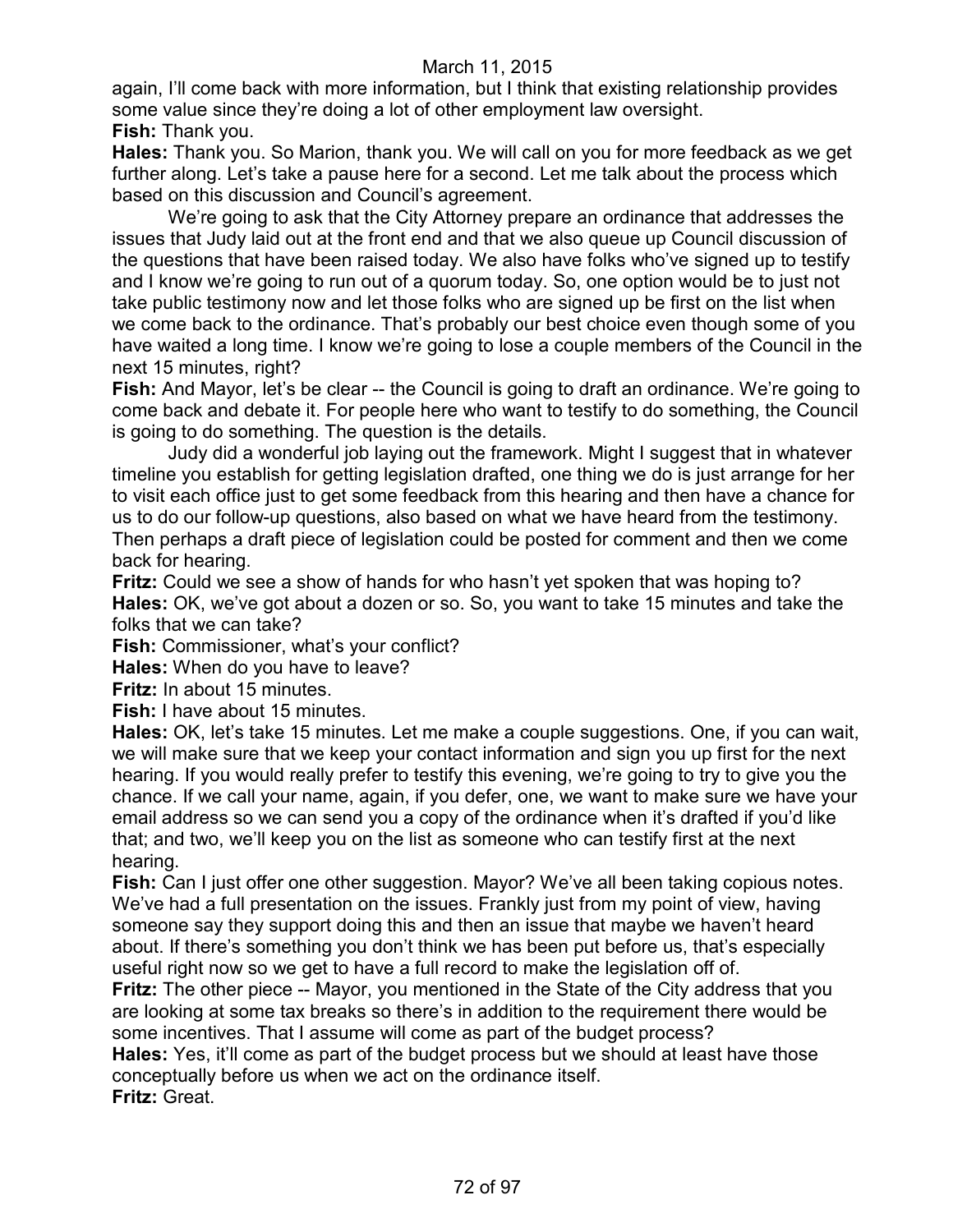again, I'll come back with more information, but I think that existing relationship provides some value since they're doing a lot of other employment law oversight.

**Fish:** Thank you.

**Hales:** Thank you. So Marion, thank you. We will call on you for more feedback as we get further along. Let's take a pause here for a second. Let me talk about the process which based on this discussion and Council's agreement.

We're going to ask that the City Attorney prepare an ordinance that addresses the issues that Judy laid out at the front end and that we also queue up Council discussion of the questions that have been raised today. We also have folks who've signed up to testify and I know we're going to run out of a quorum today. So, one option would be to just not take public testimony now and let those folks who are signed up be first on the list when we come back to the ordinance. That's probably our best choice even though some of you have waited a long time. I know we're going to lose a couple members of the Council in the next 15 minutes, right?

**Fish:** And Mayor, let's be clear -- the Council is going to draft an ordinance. We're going to come back and debate it. For people here who want to testify to do something, the Council is going to do something. The question is the details.

Judy did a wonderful job laying out the framework. Might I suggest that in whatever timeline you establish for getting legislation drafted, one thing we do is just arrange for her to visit each office just to get some feedback from this hearing and then have a chance for us to do our follow-up questions, also based on what we have heard from the testimony. Then perhaps a draft piece of legislation could be posted for comment and then we come back for hearing.

**Fritz:** Could we see a show of hands for who hasn't yet spoken that was hoping to?

**Hales:** OK, we've got about a dozen or so. So, you want to take 15 minutes and take the folks that we can take?

**Fish:** Commissioner, what's your conflict?

**Hales:** When do you have to leave?

**Fritz:** In about 15 minutes.

**Fish:** I have about 15 minutes.

**Hales:** OK, let's take 15 minutes. Let me make a couple suggestions. One, if you can wait, we will make sure that we keep your contact information and sign you up first for the next hearing. If you would really prefer to testify this evening, we're going to try to give you the chance. If we call your name, again, if you defer, one, we want to make sure we have your email address so we can send you a copy of the ordinance when it's drafted if you'd like that; and two, we'll keep you on the list as someone who can testify first at the next hearing.

**Fish:** Can I just offer one other suggestion. Mayor? We've all been taking copious notes. We've had a full presentation on the issues. Frankly just from my point of view, having someone say they support doing this and then an issue that maybe we haven't heard about. If there's something you don't think we has been put before us, that's especially useful right now so we get to have a full record to make the legislation off of.

**Fritz:** The other piece -- Mayor, you mentioned in the State of the City address that you are looking at some tax breaks so there's in addition to the requirement there would be some incentives. That I assume will come as part of the budget process?

**Hales:** Yes, it'll come as part of the budget process but we should at least have those conceptually before us when we act on the ordinance itself.

**Fritz:** Great.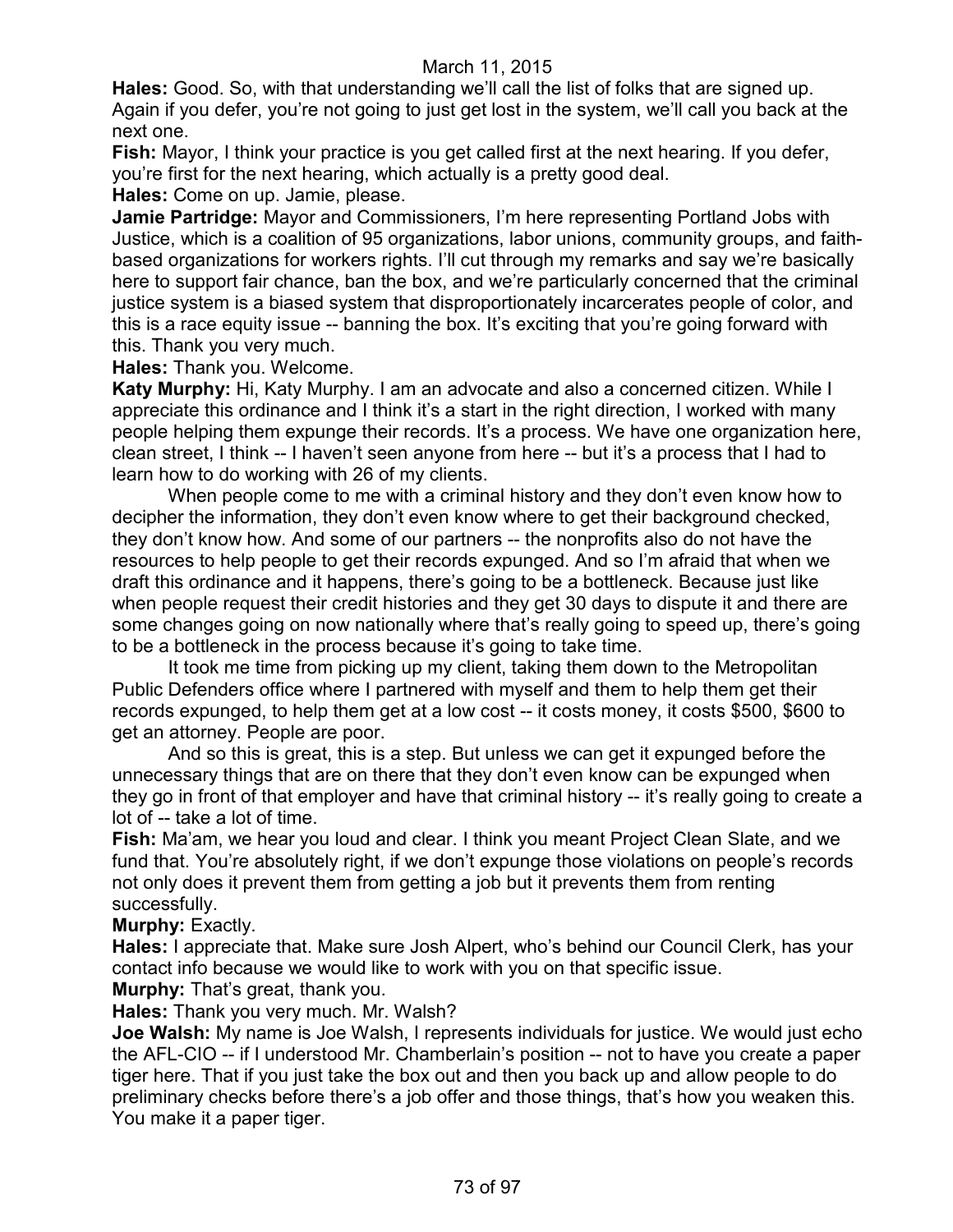**Hales:** Good. So, with that understanding we'll call the list of folks that are signed up. Again if you defer, you're not going to just get lost in the system, we'll call you back at the next one.

**Fish:** Mayor, I think your practice is you get called first at the next hearing. If you defer, you're first for the next hearing, which actually is a pretty good deal.

**Hales:** Come on up. Jamie, please.

**Jamie Partridge:** Mayor and Commissioners, I'm here representing Portland Jobs with Justice, which is a coalition of 95 organizations, labor unions, community groups, and faith-based organizations for workers rights. I'll cut through my remarks and say we're basically here to support fair chance, ban the box, and we're particularly concerned that the criminal justice system is a biased system that disproportionately incarcerates people of color, and this is a race equity issue -- banning the box. It's exciting that you're going forward with this. Thank you very much.

**Hales:** Thank you. Welcome.

**Katy Murphy:** Hi, Katy Murphy. I am an advocate and also a concerned citizen. While I appreciate this ordinance and I think it's a start in the right direction, I worked with many people helping them expunge their records. It's a process. We have one organization here, clean street, I think -- I haven't seen anyone from here -- but it's a process that I had to learn how to do working with 26 of my clients.

When people come to me with a criminal history and they don't even know how to decipher the information, they don't even know where to get their background checked, they don't know how. And some of our partners -- the nonprofits also do not have the resources to help people to get their records expunged. And so I'm afraid that when we draft this ordinance and it happens, there's going to be a bottleneck. Because just like when people request their credit histories and they get 30 days to dispute it and there are some changes going on now nationally where that's really going to speed up, there's going to be a bottleneck in the process because it's going to take time.

It took me time from picking up my client, taking them down to the Metropolitan Public Defenders office where I partnered with myself and them to help them get their records expunged, to help them get at a low cost -- it costs money, it costs $500, $600 to get an attorney. People are poor.

And so this is great, this is a step. But unless we can get it expunged before the unnecessary things that are on there that they don't even know can be expunged when they go in front of that employer and have that criminal history -- it's really going to create a lot of -- take a lot of time.

**Fish:** Ma'am, we hear you loud and clear. I think you meant Project Clean Slate, and we fund that. You're absolutely right, if we don't expunge those violations on people's records not only does it prevent them from getting a job but it prevents them from renting successfully.

**Murphy:** Exactly.

**Hales:** I appreciate that. Make sure Josh Alpert, who's behind our Council Clerk, has your contact info because we would like to work with you on that specific issue.

**Murphy:** That's great, thank you.

**Hales:** Thank you very much. Mr. Walsh?

**Joe Walsh:** My name is Joe Walsh, I represents individuals for justice. We would just echo the AFL-CIO -- if I understood Mr. Chamberlain's position -- not to have you create a paper tiger here. That if you just take the box out and then you back up and allow people to do preliminary checks before there's a job offer and those things, that's how you weaken this. You make it a paper tiger.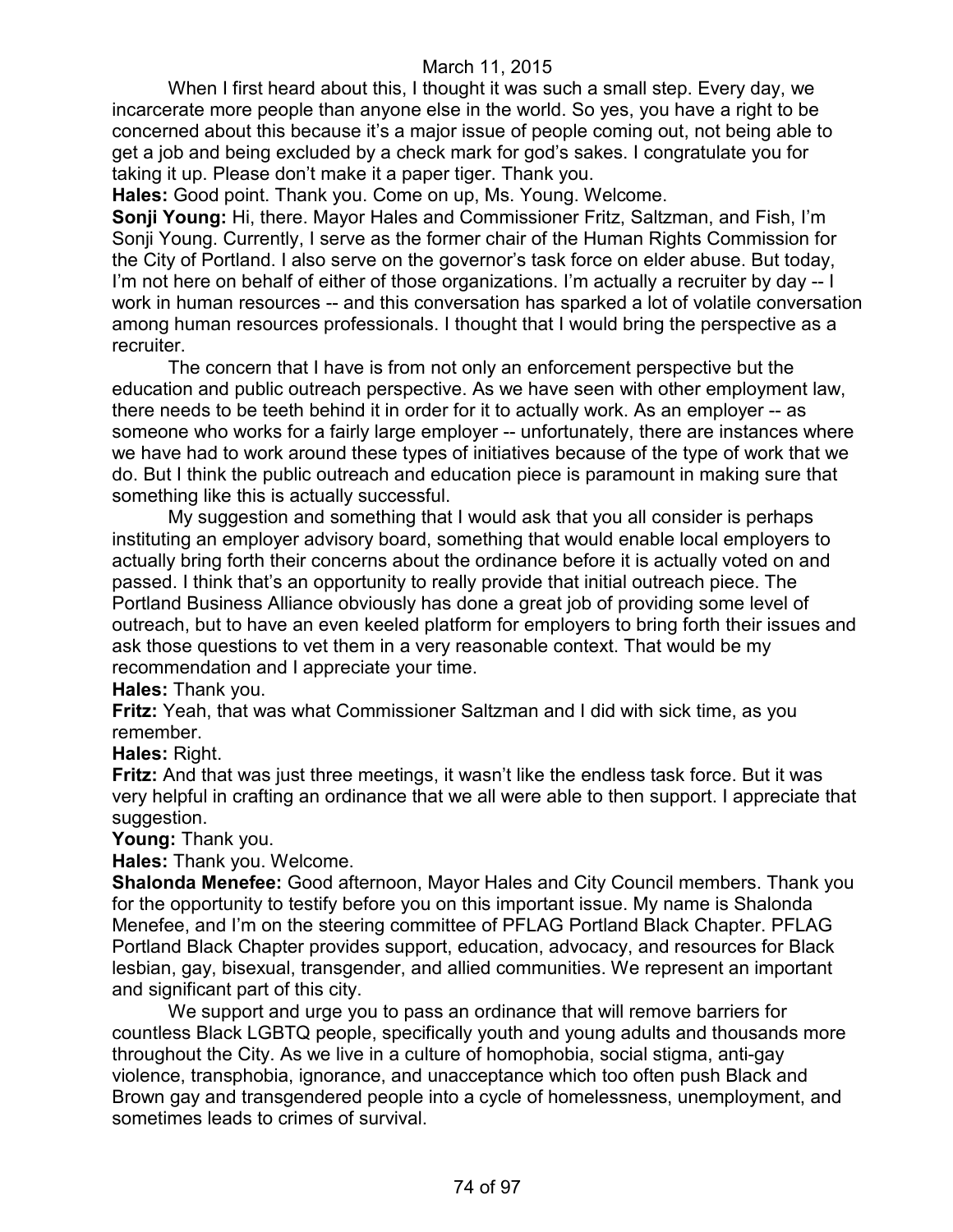When I first heard about this, I thought it was such a small step. Every day, we incarcerate more people than anyone else in the world. So yes, you have a right to be concerned about this because it's a major issue of people coming out, not being able to get a job and being excluded by a check mark for god's sakes. I congratulate you for taking it up. Please don't make it a paper tiger. Thank you.

**Hales:** Good point. Thank you. Come on up, Ms. Young. Welcome.

**Sonji Young:** Hi, there. Mayor Hales and Commissioner Fritz, Saltzman, and Fish, I'm Sonji Young. Currently, I serve as the former chair of the Human Rights Commission for the City of Portland. I also serve on the governor's task force on elder abuse. But today, I'm not here on behalf of either of those organizations. I'm actually a recruiter by day -- I work in human resources -- and this conversation has sparked a lot of volatile conversation among human resources professionals. I thought that I would bring the perspective as a recruiter.

The concern that I have is from not only an enforcement perspective but the education and public outreach perspective. As we have seen with other employment law, there needs to be teeth behind it in order for it to actually work. As an employer -- as someone who works for a fairly large employer -- unfortunately, there are instances where we have had to work around these types of initiatives because of the type of work that we do. But I think the public outreach and education piece is paramount in making sure that something like this is actually successful.

My suggestion and something that I would ask that you all consider is perhaps instituting an employer advisory board, something that would enable local employers to actually bring forth their concerns about the ordinance before it is actually voted on and passed. I think that's an opportunity to really provide that initial outreach piece. The Portland Business Alliance obviously has done a great job of providing some level of outreach, but to have an even keeled platform for employers to bring forth their issues and ask those questions to vet them in a very reasonable context. That would be my recommendation and I appreciate your time.

**Hales:** Thank you.

**Fritz:** Yeah, that was what Commissioner Saltzman and I did with sick time, as you remember.

**Hales:** Right.

**Fritz:** And that was just three meetings, it wasn't like the endless task force. But it was very helpful in crafting an ordinance that we all were able to then support. I appreciate that suggestion.

**Young:** Thank you.

**Hales:** Thank you. Welcome.

**Shalonda Menefee:** Good afternoon, Mayor Hales and City Council members. Thank you for the opportunity to testify before you on this important issue. My name is Shalonda Menefee, and I'm on the steering committee of PFLAG Portland Black Chapter. PFLAG Portland Black Chapter provides support, education, advocacy, and resources for Black lesbian, gay, bisexual, transgender, and allied communities. We represent an important and significant part of this city.

We support and urge you to pass an ordinance that will remove barriers for countless Black LGBTQ people, specifically youth and young adults and thousands more throughout the City. As we live in a culture of homophobia, social stigma, anti-gay violence, transphobia, ignorance, and unacceptance which too often push Black and Brown gay and transgendered people into a cycle of homelessness, unemployment, and sometimes leads to crimes of survival.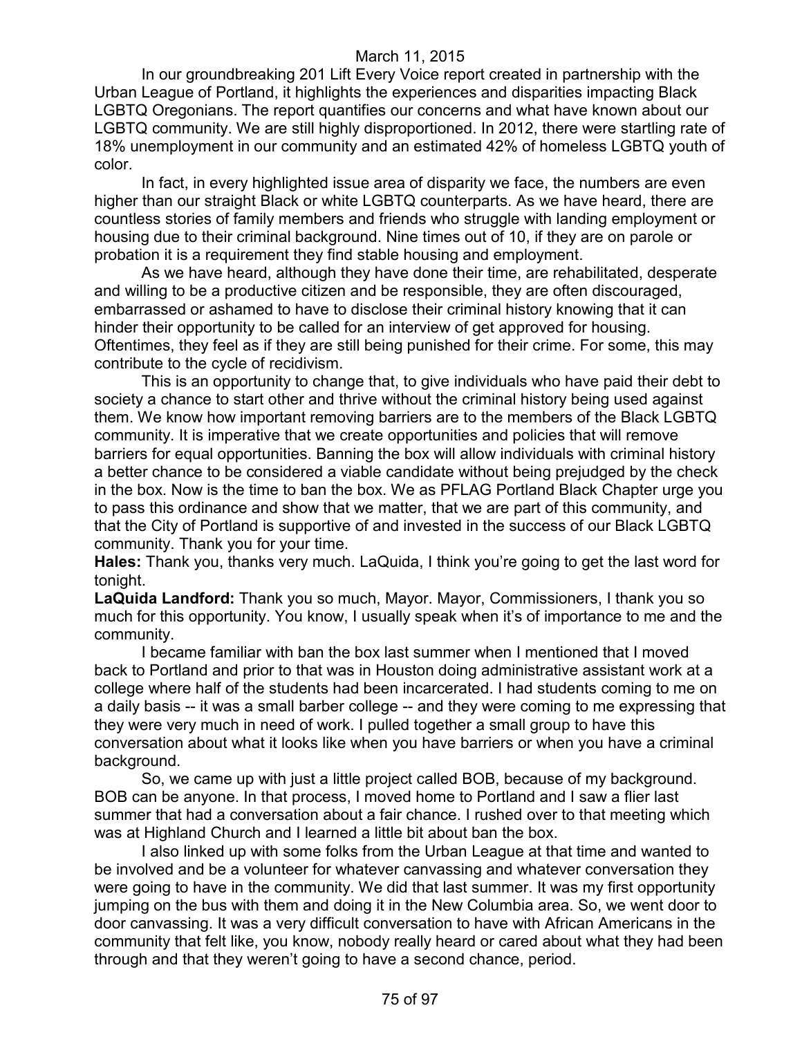In our groundbreaking 201 Lift Every Voice report created in partnership with the Urban League of Portland, it highlights the experiences and disparities impacting Black LGBTQ Oregonians. The report quantifies our concerns and what have known about our LGBTQ community. We are still highly disproportioned. In 2012, there were startling rate of 18% unemployment in our community and an estimated 42% of homeless LGBTQ youth of color.

In fact, in every highlighted issue area of disparity we face, the numbers are even higher than our straight Black or white LGBTQ counterparts. As we have heard, there are countless stories of family members and friends who struggle with landing employment or housing due to their criminal background. Nine times out of 10, if they are on parole or probation it is a requirement they find stable housing and employment.

As we have heard, although they have done their time, are rehabilitated, desperate and willing to be a productive citizen and be responsible, they are often discouraged, embarrassed or ashamed to have to disclose their criminal history knowing that it can hinder their opportunity to be called for an interview of get approved for housing. Oftentimes, they feel as if they are still being punished for their crime. For some, this may contribute to the cycle of recidivism.

This is an opportunity to change that, to give individuals who have paid their debt to society a chance to start other and thrive without the criminal history being used against them. We know how important removing barriers are to the members of the Black LGBTQ community. It is imperative that we create opportunities and policies that will remove barriers for equal opportunities. Banning the box will allow individuals with criminal history a better chance to be considered a viable candidate without being prejudged by the check in the box. Now is the time to ban the box. We as PFLAG Portland Black Chapter urge you to pass this ordinance and show that we matter, that we are part of this community, and that the City of Portland is supportive of and invested in the success of our Black LGBTQ community. Thank you for your time.

**Hales:** Thank you, thanks very much. LaQuida, I think you're going to get the last word for tonight.

**LaQuida Landford:** Thank you so much, Mayor. Mayor, Commissioners, I thank you so much for this opportunity. You know, I usually speak when it's of importance to me and the community.

I became familiar with ban the box last summer when I mentioned that I moved back to Portland and prior to that was in Houston doing administrative assistant work at a college where half of the students had been incarcerated. I had students coming to me on a daily basis -- it was a small barber college -- and they were coming to me expressing that they were very much in need of work. I pulled together a small group to have this conversation about what it looks like when you have barriers or when you have a criminal background.

So, we came up with just a little project called BOB, because of my background. BOB can be anyone. In that process, I moved home to Portland and I saw a flier last summer that had a conversation about a fair chance. I rushed over to that meeting which was at Highland Church and I learned a little bit about ban the box.

I also linked up with some folks from the Urban League at that time and wanted to be involved and be a volunteer for whatever canvassing and whatever conversation they were going to have in the community. We did that last summer. It was my first opportunity jumping on the bus with them and doing it in the New Columbia area. So, we went door to door canvassing. It was a very difficult conversation to have with African Americans in the community that felt like, you know, nobody really heard or cared about what they had been through and that they weren't going to have a second chance, period.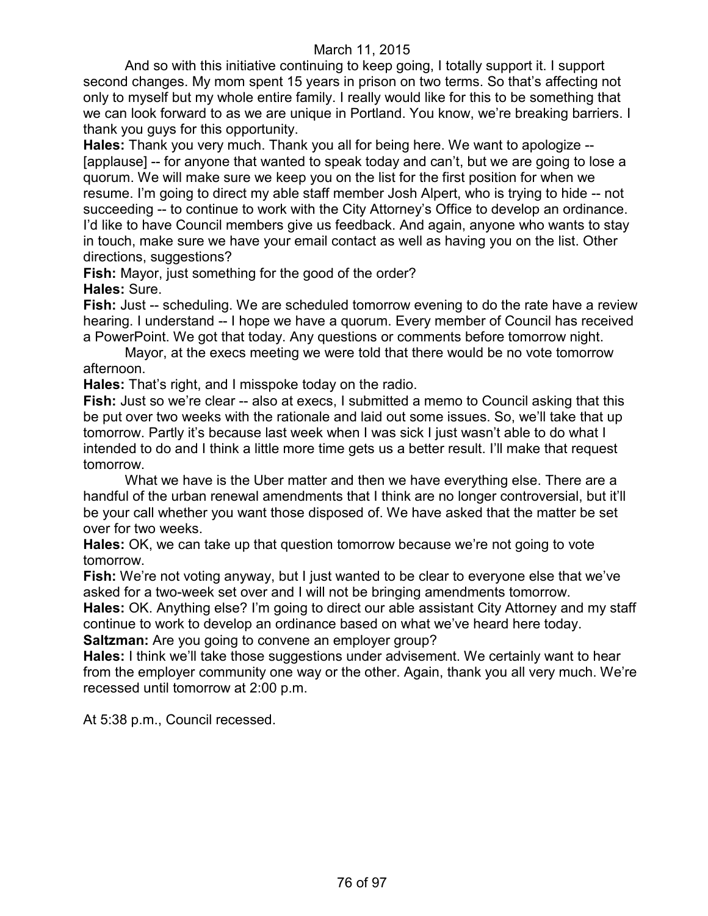And so with this initiative continuing to keep going, I totally support it. I support second changes. My mom spent 15 years in prison on two terms. So that's affecting not only to myself but my whole entire family. I really would like for this to be something that we can look forward to as we are unique in Portland. You know, we're breaking barriers. I thank you guys for this opportunity.

**Hales:** Thank you very much. Thank you all for being here. We want to apologize -- [applause] -- for anyone that wanted to speak today and can't, but we are going to lose a quorum. We will make sure we keep you on the list for the first position for when we resume. I'm going to direct my able staff member Josh Alpert, who is trying to hide -- not succeeding -- to continue to work with the City Attorney's Office to develop an ordinance. I'd like to have Council members give us feedback. And again, anyone who wants to stay in touch, make sure we have your email contact as well as having you on the list. Other directions, suggestions?

**Fish:** Mayor, just something for the good of the order?

**Hales:** Sure.

**Fish:** Just -- scheduling. We are scheduled tomorrow evening to do the rate have a review hearing. I understand -- I hope we have a quorum. Every member of Council has received a PowerPoint. We got that today. Any questions or comments before tomorrow night.

Mayor, at the execs meeting we were told that there would be no vote tomorrow afternoon.

**Hales:** That's right, and I misspoke today on the radio.

**Fish:** Just so we're clear -- also at execs, I submitted a memo to Council asking that this be put over two weeks with the rationale and laid out some issues. So, we'll take that up tomorrow. Partly it's because last week when I was sick I just wasn't able to do what I intended to do and I think a little more time gets us a better result. I'll make that request tomorrow.

What we have is the Uber matter and then we have everything else. There are a handful of the urban renewal amendments that I think are no longer controversial, but it'll be your call whether you want those disposed of. We have asked that the matter be set over for two weeks.

**Hales:** OK, we can take up that question tomorrow because we're not going to vote tomorrow.

**Fish:** We're not voting anyway, but I just wanted to be clear to everyone else that we've asked for a two-week set over and I will not be bringing amendments tomorrow.

**Hales:** OK. Anything else? I'm going to direct our able assistant City Attorney and my staff continue to work to develop an ordinance based on what we've heard here today.

**Saltzman:** Are you going to convene an employer group?

**Hales:** I think we'll take those suggestions under advisement. We certainly want to hear from the employer community one way or the other. Again, thank you all very much. We're recessed until tomorrow at 2:00 p.m.

At 5:38 p.m., Council recessed.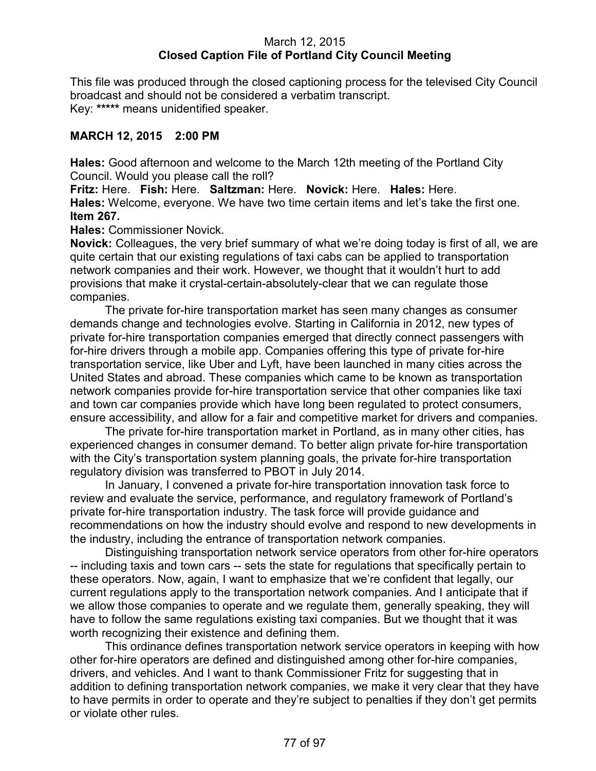March 12, 2015
**Closed Caption File of Portland City Council Meeting**

This file was produced through the closed captioning process for the televised City Council broadcast and should not be considered a verbatim transcript.
Key: ***** means unidentified speaker.

**MARCH 12, 2015 2:00 PM**

**Hales:** Good afternoon and welcome to the March 12th meeting of the Portland City Council. Would you please call the roll?
**Fritz:** Here. **Fish:** Here. **Saltzman:** Here. **Novick:** Here. **Hales:** Here.
**Hales:** Welcome, everyone. We have two time certain items and let's take the first one.
**Item 267.**
**Hales:** Commissioner Novick.
**Novick:** Colleagues, the very brief summary of what we're doing today is first of all, we are quite certain that our existing regulations of taxi cabs can be applied to transportation network companies and their work. However, we thought that it wouldn't hurt to add provisions that make it crystal-certain-absolutely-clear that we can regulate those companies.

The private for-hire transportation market has seen many changes as consumer demands change and technologies evolve. Starting in California in 2012, new types of private for-hire transportation companies emerged that directly connect passengers with for-hire drivers through a mobile app. Companies offering this type of private for-hire transportation service, like Uber and Lyft, have been launched in many cities across the United States and abroad. These companies which came to be known as transportation network companies provide for-hire transportation service that other companies like taxi and town car companies provide which have long been regulated to protect consumers, ensure accessibility, and allow for a fair and competitive market for drivers and companies.

The private for-hire transportation market in Portland, as in many other cities, has experienced changes in consumer demand. To better align private for-hire transportation with the City's transportation system planning goals, the private for-hire transportation regulatory division was transferred to PBOT in July 2014.

In January, I convened a private for-hire transportation innovation task force to review and evaluate the service, performance, and regulatory framework of Portland's private for-hire transportation industry. The task force will provide guidance and recommendations on how the industry should evolve and respond to new developments in the industry, including the entrance of transportation network companies.

Distinguishing transportation network service operators from other for-hire operators -- including taxis and town cars -- sets the state for regulations that specifically pertain to these operators. Now, again, I want to emphasize that we're confident that legally, our current regulations apply to the transportation network companies. And I anticipate that if we allow those companies to operate and we regulate them, generally speaking, they will have to follow the same regulations existing taxi companies. But we thought that it was worth recognizing their existence and defining them.

This ordinance defines transportation network service operators in keeping with how other for-hire operators are defined and distinguished among other for-hire companies, drivers, and vehicles. And I want to thank Commissioner Fritz for suggesting that in addition to defining transportation network companies, we make it very clear that they have to have permits in order to operate and they're subject to penalties if they don't get permits or violate other rules.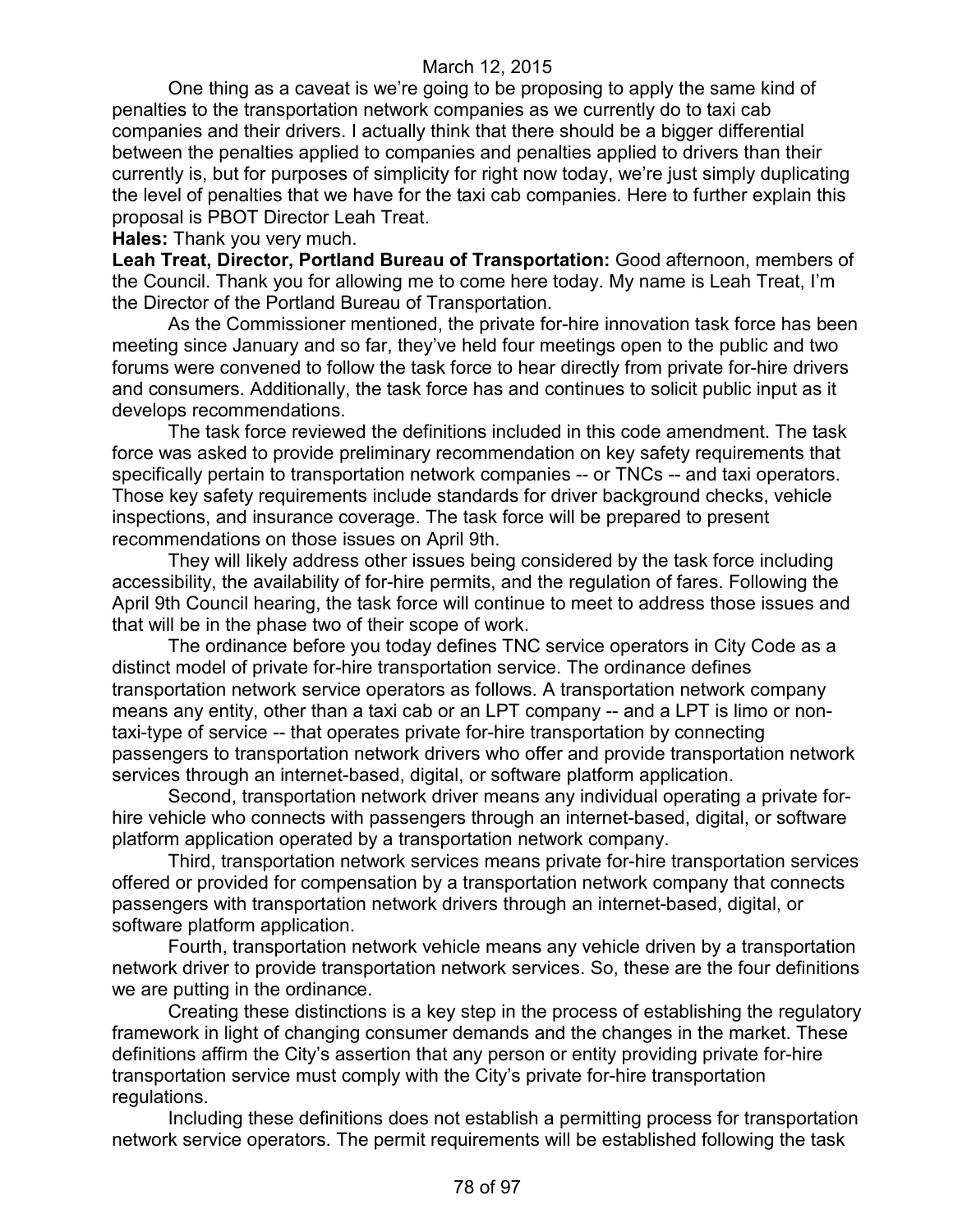One thing as a caveat is we're going to be proposing to apply the same kind of penalties to the transportation network companies as we currently do to taxi cab companies and their drivers. I actually think that there should be a bigger differential between the penalties applied to companies and penalties applied to drivers than their currently is, but for purposes of simplicity for right now today, we're just simply duplicating the level of penalties that we have for the taxi cab companies. Here to further explain this proposal is PBOT Director Leah Treat.

**Hales:** Thank you very much.

**Leah Treat, Director, Portland Bureau of Transportation:** Good afternoon, members of the Council. Thank you for allowing me to come here today. My name is Leah Treat, I'm the Director of the Portland Bureau of Transportation.

As the Commissioner mentioned, the private for-hire innovation task force has been meeting since January and so far, they've held four meetings open to the public and two forums were convened to follow the task force to hear directly from private for-hire drivers and consumers. Additionally, the task force has and continues to solicit public input as it develops recommendations.

The task force reviewed the definitions included in this code amendment. The task force was asked to provide preliminary recommendation on key safety requirements that specifically pertain to transportation network companies -- or TNCs -- and taxi operators. Those key safety requirements include standards for driver background checks, vehicle inspections, and insurance coverage. The task force will be prepared to present recommendations on those issues on April 9th.

They will likely address other issues being considered by the task force including accessibility, the availability of for-hire permits, and the regulation of fares. Following the April 9th Council hearing, the task force will continue to meet to address those issues and that will be in the phase two of their scope of work.

The ordinance before you today defines TNC service operators in City Code as a distinct model of private for-hire transportation service. The ordinance defines transportation network service operators as follows. A transportation network company means any entity, other than a taxi cab or an LPT company -- and a LPT is limo or non-taxi-type of service -- that operates private for-hire transportation by connecting passengers to transportation network drivers who offer and provide transportation network services through an internet-based, digital, or software platform application.

Second, transportation network driver means any individual operating a private for-hire vehicle who connects with passengers through an internet-based, digital, or software platform application operated by a transportation network company.

Third, transportation network services means private for-hire transportation services offered or provided for compensation by a transportation network company that connects passengers with transportation network drivers through an internet-based, digital, or software platform application.

Fourth, transportation network vehicle means any vehicle driven by a transportation network driver to provide transportation network services. So, these are the four definitions we are putting in the ordinance.

Creating these distinctions is a key step in the process of establishing the regulatory framework in light of changing consumer demands and the changes in the market. These definitions affirm the City's assertion that any person or entity providing private for-hire transportation service must comply with the City's private for-hire transportation regulations.

Including these definitions does not establish a permitting process for transportation network service operators. The permit requirements will be established following the task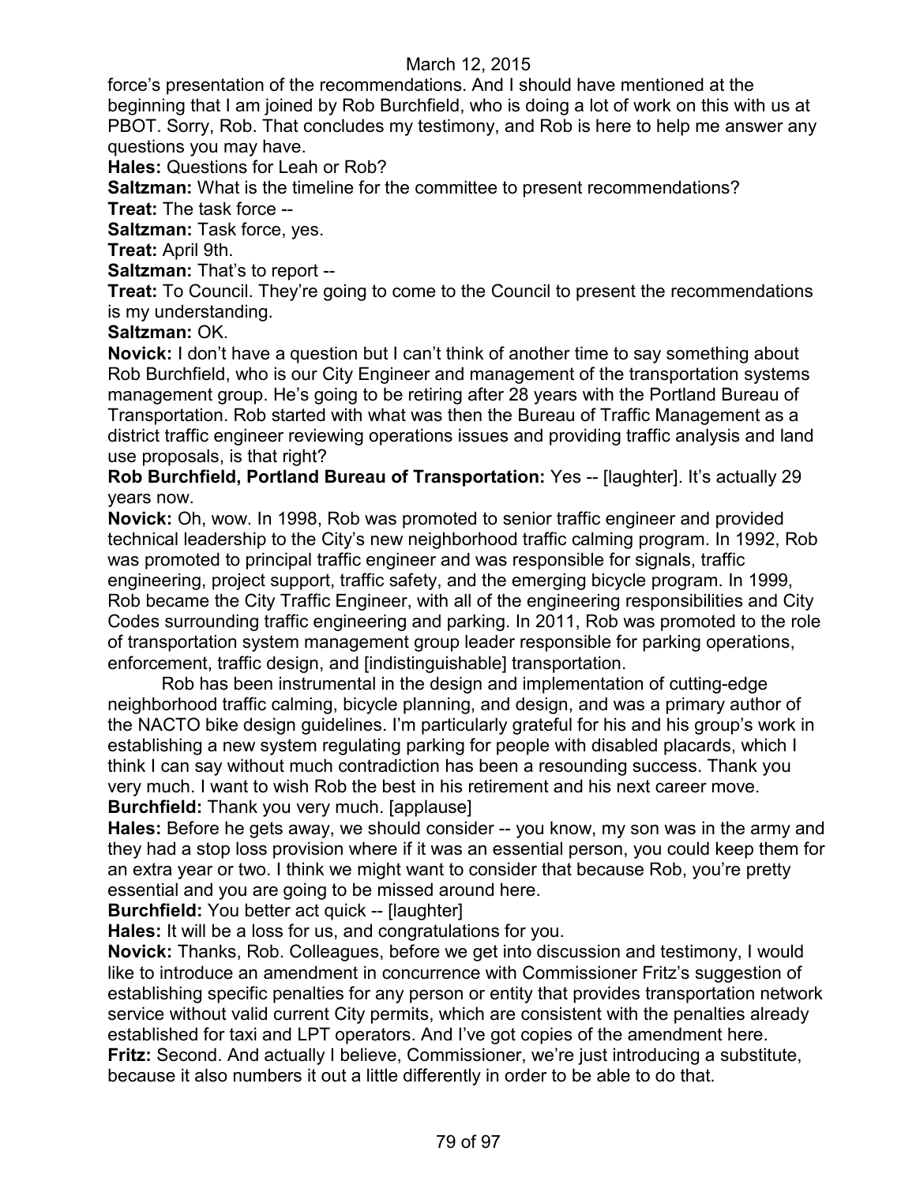force's presentation of the recommendations. And I should have mentioned at the beginning that I am joined by Rob Burchfield, who is doing a lot of work on this with us at PBOT. Sorry, Rob. That concludes my testimony, and Rob is here to help me answer any questions you may have.

**Hales:** Questions for Leah or Rob?

**Saltzman:** What is the timeline for the committee to present recommendations?

**Treat:** The task force --

**Saltzman:** Task force, yes.

**Treat:** April 9th.

**Saltzman:** That's to report --

**Treat:** To Council. They're going to come to the Council to present the recommendations is my understanding.

**Saltzman:** OK.

**Novick:** I don't have a question but I can't think of another time to say something about Rob Burchfield, who is our City Engineer and management of the transportation systems management group. He's going to be retiring after 28 years with the Portland Bureau of Transportation. Rob started with what was then the Bureau of Traffic Management as a district traffic engineer reviewing operations issues and providing traffic analysis and land use proposals, is that right?

**Rob Burchfield, Portland Bureau of Transportation:** Yes -- [laughter]. It's actually 29 years now.

**Novick:** Oh, wow. In 1998, Rob was promoted to senior traffic engineer and provided technical leadership to the City's new neighborhood traffic calming program. In 1992, Rob was promoted to principal traffic engineer and was responsible for signals, traffic engineering, project support, traffic safety, and the emerging bicycle program. In 1999, Rob became the City Traffic Engineer, with all of the engineering responsibilities and City Codes surrounding traffic engineering and parking. In 2011, Rob was promoted to the role of transportation system management group leader responsible for parking operations, enforcement, traffic design, and [indistinguishable] transportation.

Rob has been instrumental in the design and implementation of cutting-edge neighborhood traffic calming, bicycle planning, and design, and was a primary author of the NACTO bike design guidelines. I'm particularly grateful for his and his group's work in establishing a new system regulating parking for people with disabled placards, which I think I can say without much contradiction has been a resounding success. Thank you very much. I want to wish Rob the best in his retirement and his next career move.

**Burchfield:** Thank you very much. [applause]

**Hales:** Before he gets away, we should consider -- you know, my son was in the army and they had a stop loss provision where if it was an essential person, you could keep them for an extra year or two. I think we might want to consider that because Rob, you're pretty essential and you are going to be missed around here.

**Burchfield:** You better act quick -- [laughter]

**Hales:** It will be a loss for us, and congratulations for you.

**Novick:** Thanks, Rob. Colleagues, before we get into discussion and testimony, I would like to introduce an amendment in concurrence with Commissioner Fritz's suggestion of establishing specific penalties for any person or entity that provides transportation network service without valid current City permits, which are consistent with the penalties already established for taxi and LPT operators. And I've got copies of the amendment here.

**Fritz:** Second. And actually I believe, Commissioner, we're just introducing a substitute, because it also numbers it out a little differently in order to be able to do that.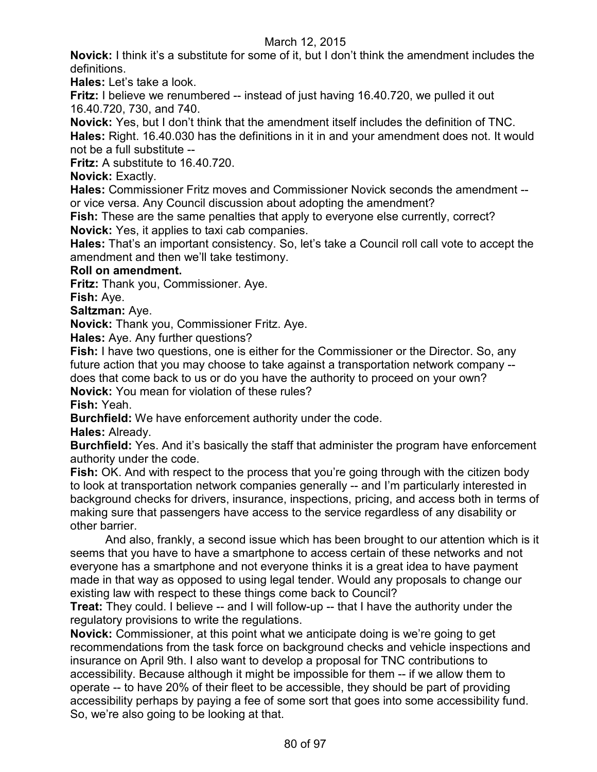**Novick:** I think it's a substitute for some of it, but I don't think the amendment includes the definitions.

**Hales:** Let's take a look.

**Fritz:** I believe we renumbered -- instead of just having 16.40.720, we pulled it out 16.40.720, 730, and 740.

**Novick:** Yes, but I don't think that the amendment itself includes the definition of TNC.

**Hales:** Right. 16.40.030 has the definitions in it in and your amendment does not. It would not be a full substitute --

**Fritz:** A substitute to 16.40.720.

**Novick:** Exactly.

**Hales:** Commissioner Fritz moves and Commissioner Novick seconds the amendment -- or vice versa. Any Council discussion about adopting the amendment?

**Fish:** These are the same penalties that apply to everyone else currently, correct?

**Novick:** Yes, it applies to taxi cab companies.

**Hales:** That's an important consistency. So, let's take a Council roll call vote to accept the amendment and then we'll take testimony.

**Roll on amendment.**

**Fritz:** Thank you, Commissioner. Aye.

**Fish:** Aye.

**Saltzman:** Aye.

**Novick:** Thank you, Commissioner Fritz. Aye.

**Hales:** Aye. Any further questions?

**Fish:** I have two questions, one is either for the Commissioner or the Director. So, any future action that you may choose to take against a transportation network company -- does that come back to us or do you have the authority to proceed on your own?

**Novick:** You mean for violation of these rules?

**Fish:** Yeah.

**Burchfield:** We have enforcement authority under the code.

**Hales:** Already.

**Burchfield:** Yes. And it's basically the staff that administer the program have enforcement authority under the code.

**Fish:** OK. And with respect to the process that you're going through with the citizen body to look at transportation network companies generally -- and I'm particularly interested in background checks for drivers, insurance, inspections, pricing, and access both in terms of making sure that passengers have access to the service regardless of any disability or other barrier.

And also, frankly, a second issue which has been brought to our attention which is it seems that you have to have a smartphone to access certain of these networks and not everyone has a smartphone and not everyone thinks it is a great idea to have payment made in that way as opposed to using legal tender. Would any proposals to change our existing law with respect to these things come back to Council?

**Treat:** They could. I believe -- and I will follow-up -- that I have the authority under the regulatory provisions to write the regulations.

**Novick:** Commissioner, at this point what we anticipate doing is we're going to get recommendations from the task force on background checks and vehicle inspections and insurance on April 9th. I also want to develop a proposal for TNC contributions to accessibility. Because although it might be impossible for them -- if we allow them to operate -- to have 20% of their fleet to be accessible, they should be part of providing accessibility perhaps by paying a fee of some sort that goes into some accessibility fund. So, we're also going to be looking at that.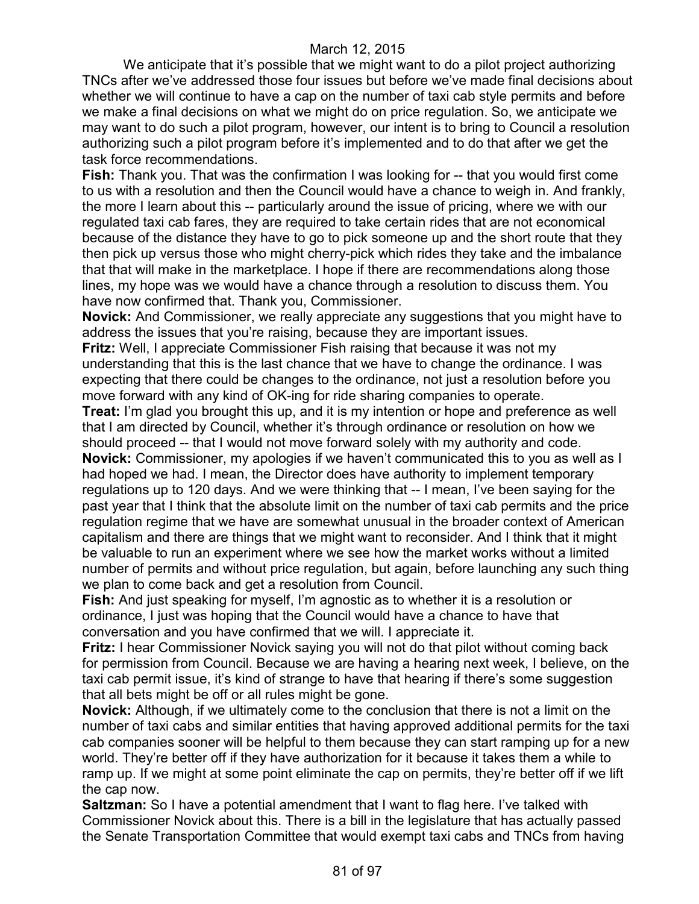We anticipate that it's possible that we might want to do a pilot project authorizing TNCs after we've addressed those four issues but before we've made final decisions about whether we will continue to have a cap on the number of taxi cab style permits and before we make a final decisions on what we might do on price regulation. So, we anticipate we may want to do such a pilot program, however, our intent is to bring to Council a resolution authorizing such a pilot program before it's implemented and to do that after we get the task force recommendations.

**Fish:** Thank you. That was the confirmation I was looking for -- that you would first come to us with a resolution and then the Council would have a chance to weigh in. And frankly, the more I learn about this -- particularly around the issue of pricing, where we with our regulated taxi cab fares, they are required to take certain rides that are not economical because of the distance they have to go to pick someone up and the short route that they then pick up versus those who might cherry-pick which rides they take and the imbalance that that will make in the marketplace. I hope if there are recommendations along those lines, my hope was we would have a chance through a resolution to discuss them. You have now confirmed that. Thank you, Commissioner.

**Novick:** And Commissioner, we really appreciate any suggestions that you might have to address the issues that you're raising, because they are important issues.

**Fritz:** Well, I appreciate Commissioner Fish raising that because it was not my understanding that this is the last chance that we have to change the ordinance. I was expecting that there could be changes to the ordinance, not just a resolution before you move forward with any kind of OK-ing for ride sharing companies to operate.

**Treat:** I'm glad you brought this up, and it is my intention or hope and preference as well that I am directed by Council, whether it's through ordinance or resolution on how we should proceed -- that I would not move forward solely with my authority and code.

**Novick:** Commissioner, my apologies if we haven't communicated this to you as well as I had hoped we had. I mean, the Director does have authority to implement temporary regulations up to 120 days. And we were thinking that -- I mean, I've been saying for the past year that I think that the absolute limit on the number of taxi cab permits and the price regulation regime that we have are somewhat unusual in the broader context of American capitalism and there are things that we might want to reconsider. And I think that it might be valuable to run an experiment where we see how the market works without a limited number of permits and without price regulation, but again, before launching any such thing we plan to come back and get a resolution from Council.

**Fish:** And just speaking for myself, I'm agnostic as to whether it is a resolution or ordinance, I just was hoping that the Council would have a chance to have that conversation and you have confirmed that we will. I appreciate it.

**Fritz:** I hear Commissioner Novick saying you will not do that pilot without coming back for permission from Council. Because we are having a hearing next week, I believe, on the taxi cab permit issue, it's kind of strange to have that hearing if there's some suggestion that all bets might be off or all rules might be gone.

**Novick:** Although, if we ultimately come to the conclusion that there is not a limit on the number of taxi cabs and similar entities that having approved additional permits for the taxi cab companies sooner will be helpful to them because they can start ramping up for a new world. They're better off if they have authorization for it because it takes them a while to ramp up. If we might at some point eliminate the cap on permits, they're better off if we lift the cap now.

**Saltzman:** So I have a potential amendment that I want to flag here. I've talked with Commissioner Novick about this. There is a bill in the legislature that has actually passed the Senate Transportation Committee that would exempt taxi cabs and TNCs from having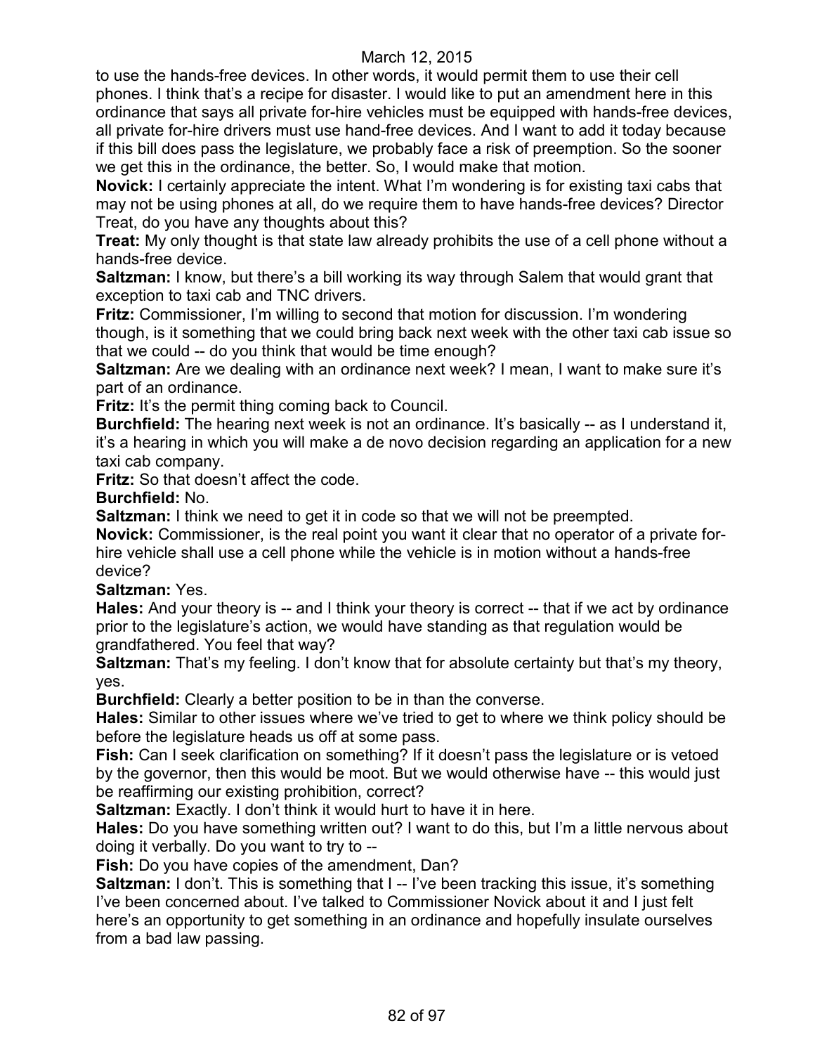to use the hands-free devices. In other words, it would permit them to use their cell phones. I think that's a recipe for disaster. I would like to put an amendment here in this ordinance that says all private for-hire vehicles must be equipped with hands-free devices, all private for-hire drivers must use hand-free devices. And I want to add it today because if this bill does pass the legislature, we probably face a risk of preemption. So the sooner we get this in the ordinance, the better. So, I would make that motion.

**Novick:** I certainly appreciate the intent. What I'm wondering is for existing taxi cabs that may not be using phones at all, do we require them to have hands-free devices? Director Treat, do you have any thoughts about this?

**Treat:** My only thought is that state law already prohibits the use of a cell phone without a hands-free device.

**Saltzman:** I know, but there's a bill working its way through Salem that would grant that exception to taxi cab and TNC drivers.

**Fritz:** Commissioner, I'm willing to second that motion for discussion. I'm wondering though, is it something that we could bring back next week with the other taxi cab issue so that we could -- do you think that would be time enough?

**Saltzman:** Are we dealing with an ordinance next week? I mean, I want to make sure it's part of an ordinance.

**Fritz:** It's the permit thing coming back to Council.

**Burchfield:** The hearing next week is not an ordinance. It's basically -- as I understand it, it's a hearing in which you will make a de novo decision regarding an application for a new taxi cab company.

**Fritz:** So that doesn't affect the code.

**Burchfield:** No.

**Saltzman:** I think we need to get it in code so that we will not be preempted.

**Novick:** Commissioner, is the real point you want it clear that no operator of a private for-hire vehicle shall use a cell phone while the vehicle is in motion without a hands-free device?

**Saltzman:** Yes.

**Hales:** And your theory is -- and I think your theory is correct -- that if we act by ordinance prior to the legislature's action, we would have standing as that regulation would be grandfathered. You feel that way?

**Saltzman:** That's my feeling. I don't know that for absolute certainty but that's my theory, yes.

**Burchfield:** Clearly a better position to be in than the converse.

**Hales:** Similar to other issues where we've tried to get to where we think policy should be before the legislature heads us off at some pass.

**Fish:** Can I seek clarification on something? If it doesn't pass the legislature or is vetoed by the governor, then this would be moot. But we would otherwise have -- this would just be reaffirming our existing prohibition, correct?

**Saltzman:** Exactly. I don't think it would hurt to have it in here.

**Hales:** Do you have something written out? I want to do this, but I'm a little nervous about doing it verbally. Do you want to try to --

**Fish:** Do you have copies of the amendment, Dan?

**Saltzman:** I don't. This is something that I -- I've been tracking this issue, it's something I've been concerned about. I've talked to Commissioner Novick about it and I just felt here's an opportunity to get something in an ordinance and hopefully insulate ourselves from a bad law passing.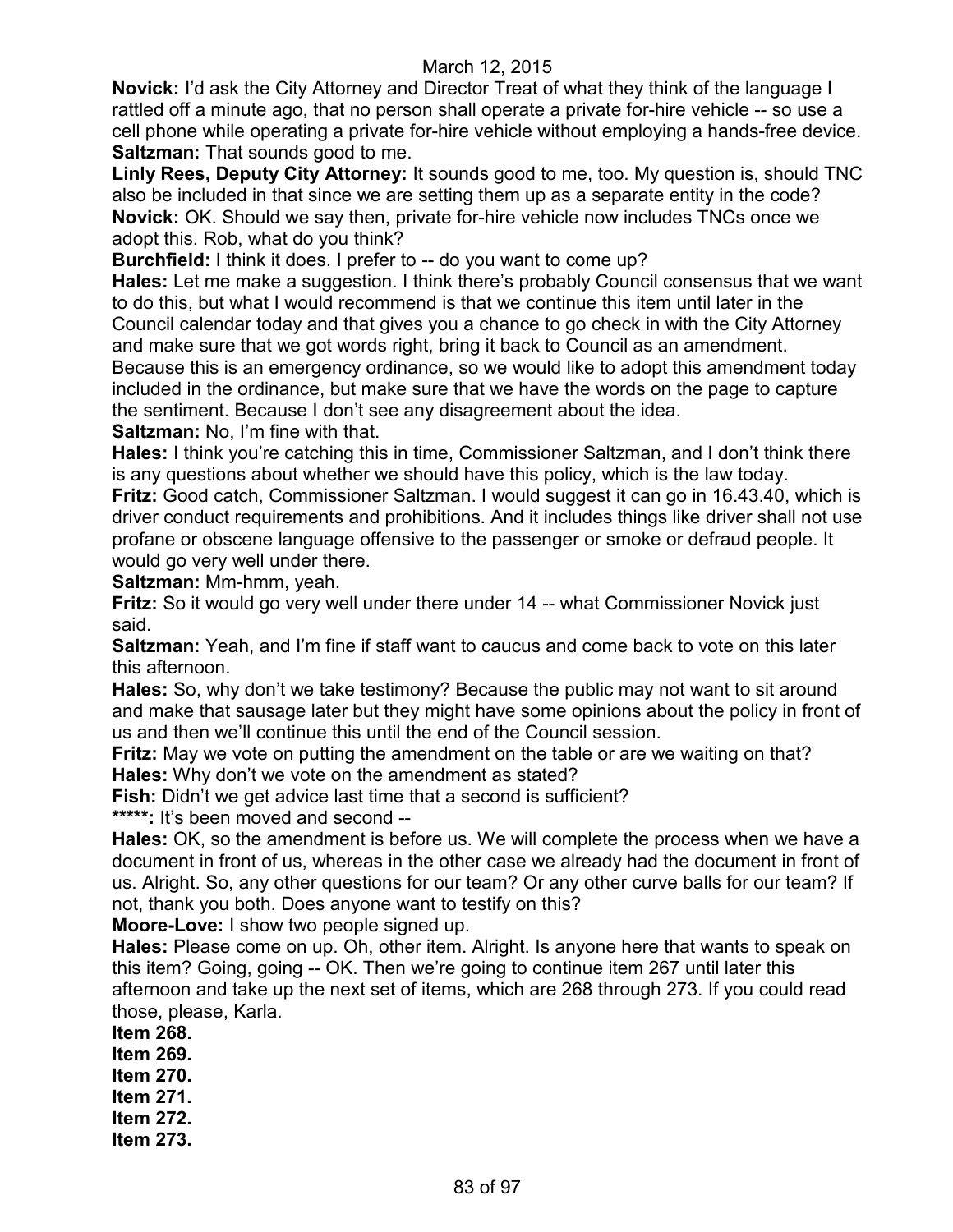March 12, 2015

**Novick:** I'd ask the City Attorney and Director Treat of what they think of the language I rattled off a minute ago, that no person shall operate a private for-hire vehicle -- so use a cell phone while operating a private for-hire vehicle without employing a hands-free device.

**Saltzman:** That sounds good to me.

**Linly Rees, Deputy City Attorney:** It sounds good to me, too. My question is, should TNC also be included in that since we are setting them up as a separate entity in the code?

**Novick:** OK. Should we say then, private for-hire vehicle now includes TNCs once we adopt this. Rob, what do you think?

**Burchfield:** I think it does. I prefer to -- do you want to come up?

**Hales:** Let me make a suggestion. I think there's probably Council consensus that we want to do this, but what I would recommend is that we continue this item until later in the Council calendar today and that gives you a chance to go check in with the City Attorney and make sure that we got words right, bring it back to Council as an amendment. Because this is an emergency ordinance, so we would like to adopt this amendment today included in the ordinance, but make sure that we have the words on the page to capture the sentiment. Because I don't see any disagreement about the idea.

**Saltzman:** No, I'm fine with that.

**Hales:** I think you're catching this in time, Commissioner Saltzman, and I don't think there is any questions about whether we should have this policy, which is the law today.

**Fritz:** Good catch, Commissioner Saltzman. I would suggest it can go in 16.43.40, which is driver conduct requirements and prohibitions. And it includes things like driver shall not use profane or obscene language offensive to the passenger or smoke or defraud people. It would go very well under there.

**Saltzman:** Mm-hmm, yeah.

**Fritz:** So it would go very well under there under 14 -- what Commissioner Novick just said.

**Saltzman:** Yeah, and I'm fine if staff want to caucus and come back to vote on this later this afternoon.

**Hales:** So, why don't we take testimony? Because the public may not want to sit around and make that sausage later but they might have some opinions about the policy in front of us and then we'll continue this until the end of the Council session.

**Fritz:** May we vote on putting the amendment on the table or are we waiting on that?

**Hales:** Why don't we vote on the amendment as stated?

**Fish:** Didn't we get advice last time that a second is sufficient?

**\*\*\*\*\*:** It's been moved and second --

**Hales:** OK, so the amendment is before us. We will complete the process when we have a document in front of us, whereas in the other case we already had the document in front of us. Alright. So, any other questions for our team? Or any other curve balls for our team? If not, thank you both. Does anyone want to testify on this?

**Moore-Love:** I show two people signed up.

**Hales:** Please come on up. Oh, other item. Alright. Is anyone here that wants to speak on this item? Going, going -- OK. Then we're going to continue item 267 until later this afternoon and take up the next set of items, which are 268 through 273. If you could read those, please, Karla.

**Item 268.**

**Item 269.**

**Item 270.**

**Item 271.**

**Item 272.**

**Item 273.**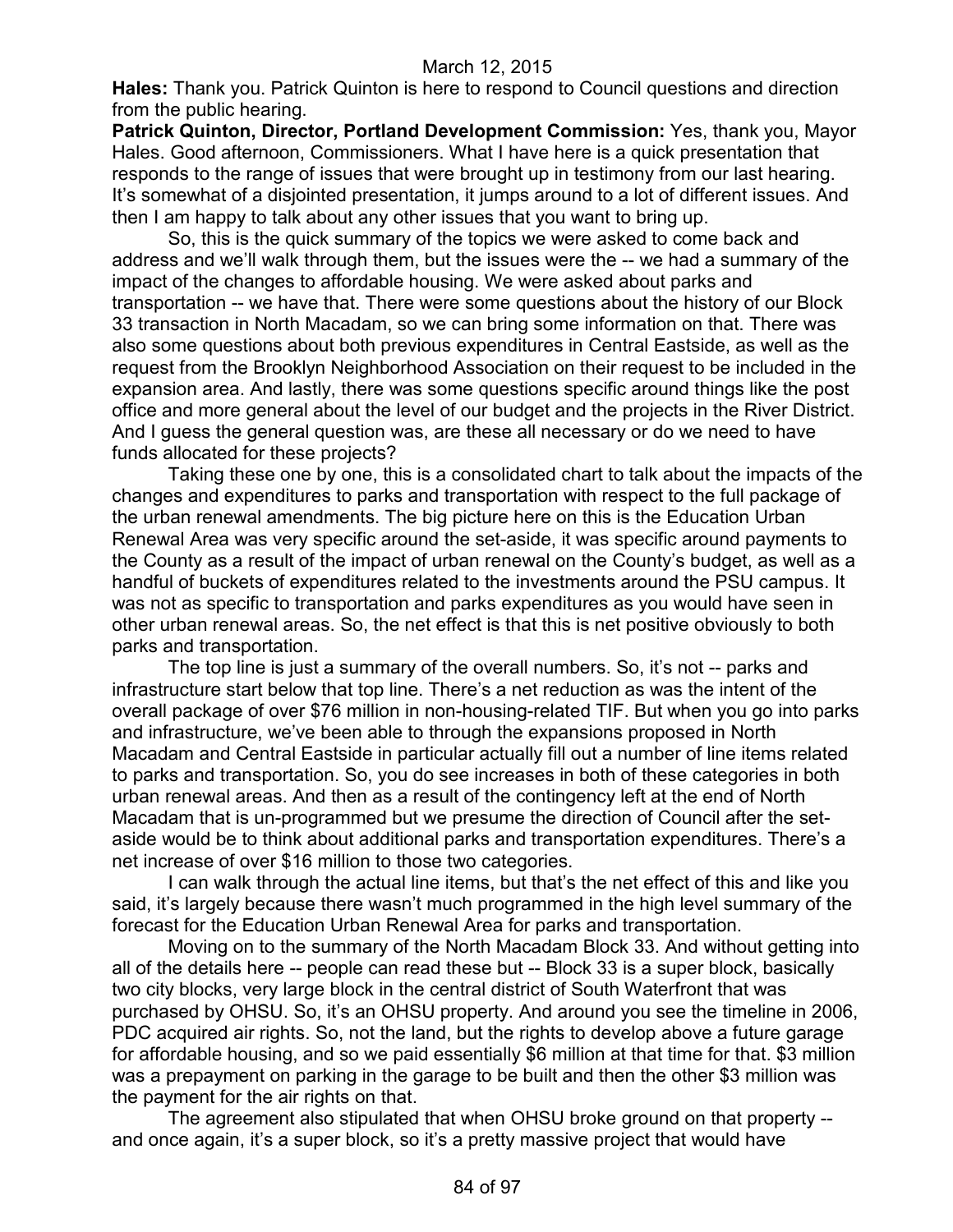**Hales:** Thank you. Patrick Quinton is here to respond to Council questions and direction from the public hearing.

**Patrick Quinton, Director, Portland Development Commission:** Yes, thank you, Mayor Hales. Good afternoon, Commissioners. What I have here is a quick presentation that responds to the range of issues that were brought up in testimony from our last hearing. It's somewhat of a disjointed presentation, it jumps around to a lot of different issues. And then I am happy to talk about any other issues that you want to bring up.

So, this is the quick summary of the topics we were asked to come back and address and we'll walk through them, but the issues were the -- we had a summary of the impact of the changes to affordable housing. We were asked about parks and transportation -- we have that. There were some questions about the history of our Block 33 transaction in North Macadam, so we can bring some information on that. There was also some questions about both previous expenditures in Central Eastside, as well as the request from the Brooklyn Neighborhood Association on their request to be included in the expansion area. And lastly, there was some questions specific around things like the post office and more general about the level of our budget and the projects in the River District. And I guess the general question was, are these all necessary or do we need to have funds allocated for these projects?

Taking these one by one, this is a consolidated chart to talk about the impacts of the changes and expenditures to parks and transportation with respect to the full package of the urban renewal amendments. The big picture here on this is the Education Urban Renewal Area was very specific around the set-aside, it was specific around payments to the County as a result of the impact of urban renewal on the County's budget, as well as a handful of buckets of expenditures related to the investments around the PSU campus. It was not as specific to transportation and parks expenditures as you would have seen in other urban renewal areas. So, the net effect is that this is net positive obviously to both parks and transportation.

The top line is just a summary of the overall numbers. So, it's not -- parks and infrastructure start below that top line. There's a net reduction as was the intent of the overall package of over $76 million in non-housing-related TIF. But when you go into parks and infrastructure, we've been able to through the expansions proposed in North Macadam and Central Eastside in particular actually fill out a number of line items related to parks and transportation. So, you do see increases in both of these categories in both urban renewal areas. And then as a result of the contingency left at the end of North Macadam that is un-programmed but we presume the direction of Council after the set-aside would be to think about additional parks and transportation expenditures. There's a net increase of over $16 million to those two categories.

I can walk through the actual line items, but that's the net effect of this and like you said, it's largely because there wasn't much programmed in the high level summary of the forecast for the Education Urban Renewal Area for parks and transportation.

Moving on to the summary of the North Macadam Block 33. And without getting into all of the details here -- people can read these but -- Block 33 is a super block, basically two city blocks, very large block in the central district of South Waterfront that was purchased by OHSU. So, it's an OHSU property. And around you see the timeline in 2006, PDC acquired air rights. So, not the land, but the rights to develop above a future garage for affordable housing, and so we paid essentially $6 million at that time for that. $3 million was a prepayment on parking in the garage to be built and then the other $3 million was the payment for the air rights on that.

The agreement also stipulated that when OHSU broke ground on that property -- and once again, it's a super block, so it's a pretty massive project that would have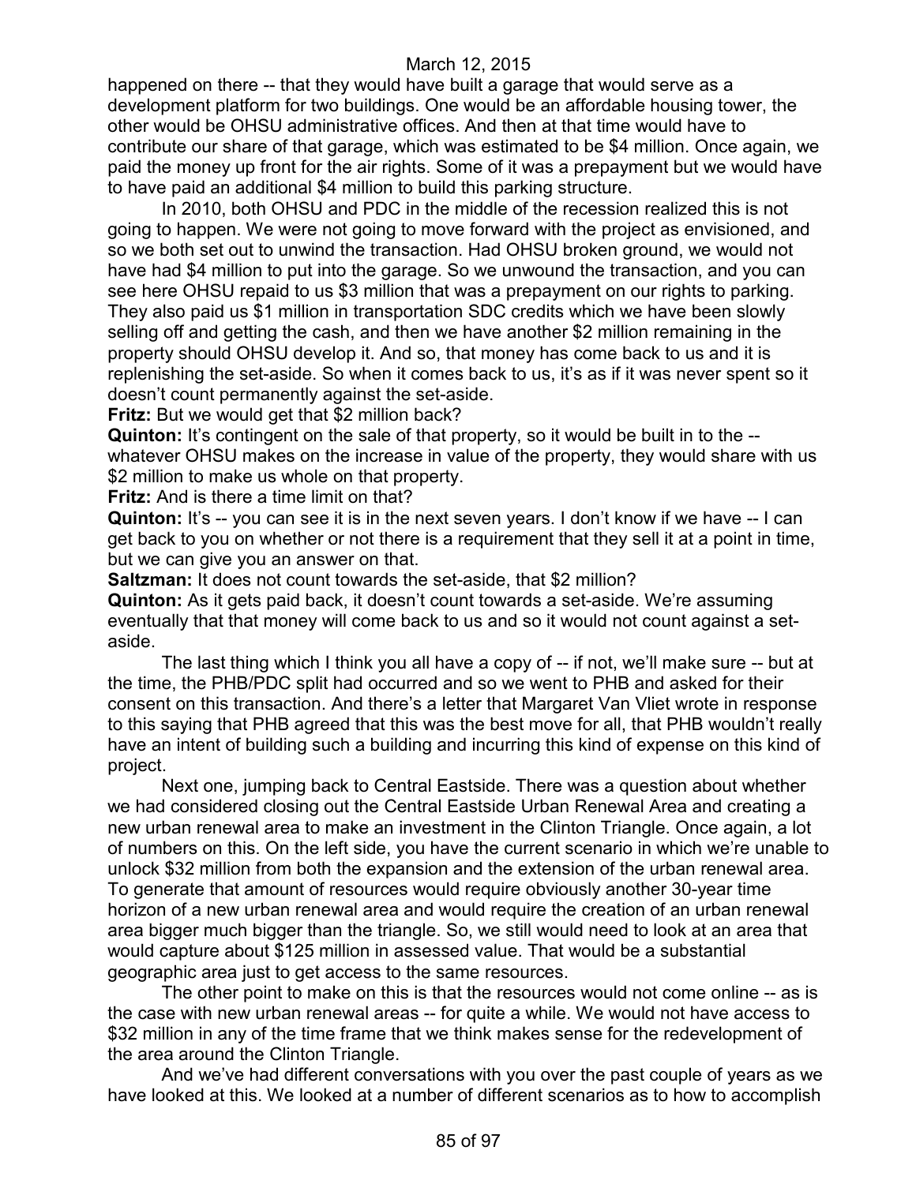happened on there -- that they would have built a garage that would serve as a development platform for two buildings. One would be an affordable housing tower, the other would be OHSU administrative offices. And then at that time would have to contribute our share of that garage, which was estimated to be $4 million. Once again, we paid the money up front for the air rights. Some of it was a prepayment but we would have to have paid an additional $4 million to build this parking structure.

In 2010, both OHSU and PDC in the middle of the recession realized this is not going to happen. We were not going to move forward with the project as envisioned, and so we both set out to unwind the transaction. Had OHSU broken ground, we would not have had $4 million to put into the garage. So we unwound the transaction, and you can see here OHSU repaid to us $3 million that was a prepayment on our rights to parking. They also paid us $1 million in transportation SDC credits which we have been slowly selling off and getting the cash, and then we have another $2 million remaining in the property should OHSU develop it. And so, that money has come back to us and it is replenishing the set-aside. So when it comes back to us, it's as if it was never spent so it doesn't count permanently against the set-aside.

**Fritz:** But we would get that $2 million back?

**Quinton:** It's contingent on the sale of that property, so it would be built in to the -- whatever OHSU makes on the increase in value of the property, they would share with us $2 million to make us whole on that property.

**Fritz:** And is there a time limit on that?

**Quinton:** It's -- you can see it is in the next seven years. I don't know if we have -- I can get back to you on whether or not there is a requirement that they sell it at a point in time, but we can give you an answer on that.

**Saltzman:** It does not count towards the set-aside, that $2 million?

**Quinton:** As it gets paid back, it doesn't count towards a set-aside. We're assuming eventually that that money will come back to us and so it would not count against a set-aside.

The last thing which I think you all have a copy of -- if not, we'll make sure -- but at the time, the PHB/PDC split had occurred and so we went to PHB and asked for their consent on this transaction. And there's a letter that Margaret Van Vliet wrote in response to this saying that PHB agreed that this was the best move for all, that PHB wouldn't really have an intent of building such a building and incurring this kind of expense on this kind of project.

Next one, jumping back to Central Eastside. There was a question about whether we had considered closing out the Central Eastside Urban Renewal Area and creating a new urban renewal area to make an investment in the Clinton Triangle. Once again, a lot of numbers on this. On the left side, you have the current scenario in which we're unable to unlock $32 million from both the expansion and the extension of the urban renewal area. To generate that amount of resources would require obviously another 30-year time horizon of a new urban renewal area and would require the creation of an urban renewal area bigger much bigger than the triangle. So, we still would need to look at an area that would capture about $125 million in assessed value. That would be a substantial geographic area just to get access to the same resources.

The other point to make on this is that the resources would not come online -- as is the case with new urban renewal areas -- for quite a while. We would not have access to $32 million in any of the time frame that we think makes sense for the redevelopment of the area around the Clinton Triangle.

And we've had different conversations with you over the past couple of years as we have looked at this. We looked at a number of different scenarios as to how to accomplish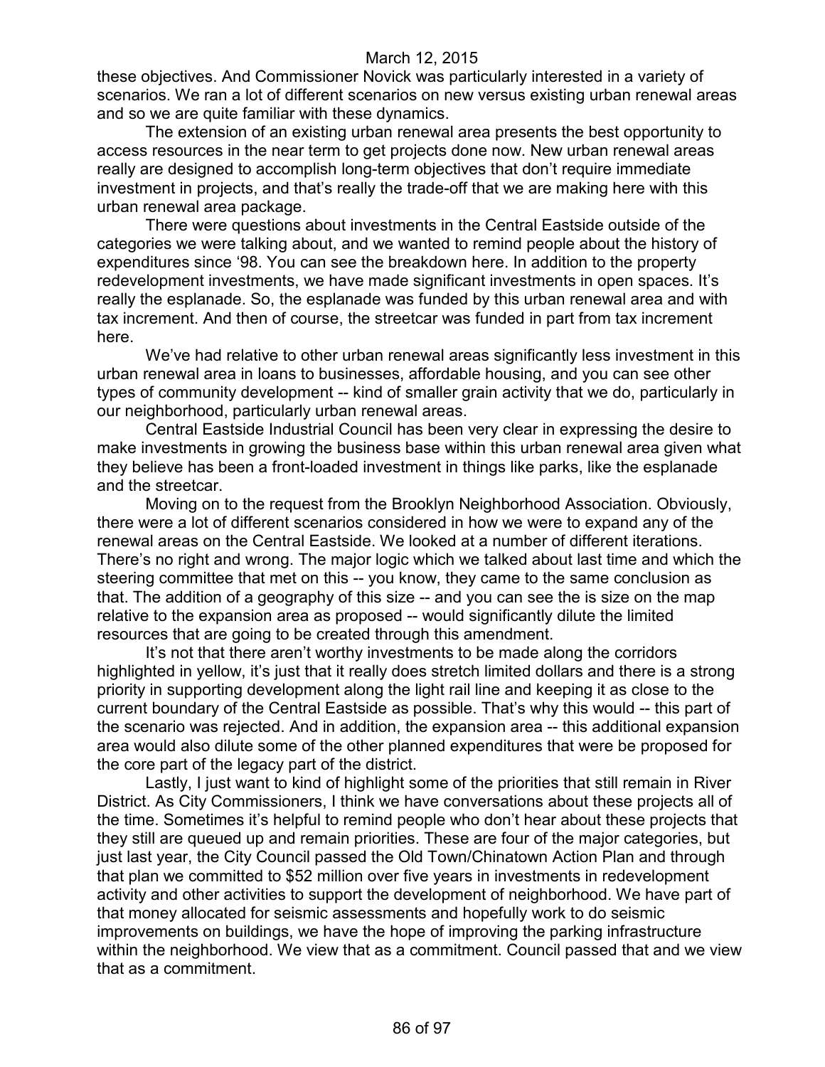these objectives. And Commissioner Novick was particularly interested in a variety of scenarios. We ran a lot of different scenarios on new versus existing urban renewal areas and so we are quite familiar with these dynamics.

The extension of an existing urban renewal area presents the best opportunity to access resources in the near term to get projects done now. New urban renewal areas really are designed to accomplish long-term objectives that don't require immediate investment in projects, and that's really the trade-off that we are making here with this urban renewal area package.

There were questions about investments in the Central Eastside outside of the categories we were talking about, and we wanted to remind people about the history of expenditures since '98. You can see the breakdown here. In addition to the property redevelopment investments, we have made significant investments in open spaces. It's really the esplanade. So, the esplanade was funded by this urban renewal area and with tax increment. And then of course, the streetcar was funded in part from tax increment here.

We've had relative to other urban renewal areas significantly less investment in this urban renewal area in loans to businesses, affordable housing, and you can see other types of community development -- kind of smaller grain activity that we do, particularly in our neighborhood, particularly urban renewal areas.

Central Eastside Industrial Council has been very clear in expressing the desire to make investments in growing the business base within this urban renewal area given what they believe has been a front-loaded investment in things like parks, like the esplanade and the streetcar.

Moving on to the request from the Brooklyn Neighborhood Association. Obviously, there were a lot of different scenarios considered in how we were to expand any of the renewal areas on the Central Eastside. We looked at a number of different iterations. There's no right and wrong. The major logic which we talked about last time and which the steering committee that met on this -- you know, they came to the same conclusion as that. The addition of a geography of this size -- and you can see the is size on the map relative to the expansion area as proposed -- would significantly dilute the limited resources that are going to be created through this amendment.

It's not that there aren't worthy investments to be made along the corridors highlighted in yellow, it's just that it really does stretch limited dollars and there is a strong priority in supporting development along the light rail line and keeping it as close to the current boundary of the Central Eastside as possible. That's why this would -- this part of the scenario was rejected. And in addition, the expansion area -- this additional expansion area would also dilute some of the other planned expenditures that were be proposed for the core part of the legacy part of the district.

Lastly, I just want to kind of highlight some of the priorities that still remain in River District. As City Commissioners, I think we have conversations about these projects all of the time. Sometimes it's helpful to remind people who don't hear about these projects that they still are queued up and remain priorities. These are four of the major categories, but just last year, the City Council passed the Old Town/Chinatown Action Plan and through that plan we committed to $52 million over five years in investments in redevelopment activity and other activities to support the development of neighborhood. We have part of that money allocated for seismic assessments and hopefully work to do seismic improvements on buildings, we have the hope of improving the parking infrastructure within the neighborhood. We view that as a commitment. Council passed that and we view that as a commitment.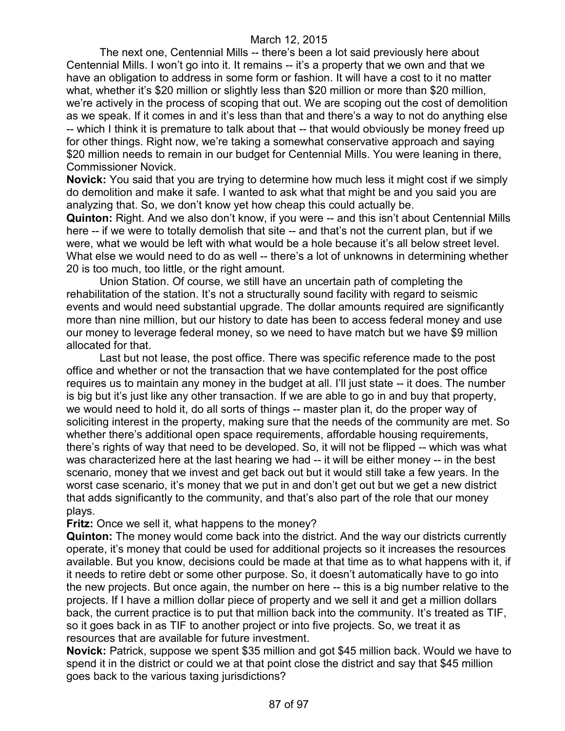The next one, Centennial Mills -- there's been a lot said previously here about Centennial Mills. I won't go into it. It remains -- it's a property that we own and that we have an obligation to address in some form or fashion. It will have a cost to it no matter what, whether it's $20 million or slightly less than $20 million or more than $20 million, we're actively in the process of scoping that out. We are scoping out the cost of demolition as we speak. If it comes in and it's less than that and there's a way to not do anything else -- which I think it is premature to talk about that -- that would obviously be money freed up for other things. Right now, we're taking a somewhat conservative approach and saying $20 million needs to remain in our budget for Centennial Mills. You were leaning in there, Commissioner Novick.

**Novick:** You said that you are trying to determine how much less it might cost if we simply do demolition and make it safe. I wanted to ask what that might be and you said you are analyzing that. So, we don't know yet how cheap this could actually be.

**Quinton:** Right. And we also don't know, if you were -- and this isn't about Centennial Mills here -- if we were to totally demolish that site -- and that's not the current plan, but if we were, what we would be left with what would be a hole because it's all below street level. What else we would need to do as well -- there's a lot of unknowns in determining whether 20 is too much, too little, or the right amount.

Union Station. Of course, we still have an uncertain path of completing the rehabilitation of the station. It's not a structurally sound facility with regard to seismic events and would need substantial upgrade. The dollar amounts required are significantly more than nine million, but our history to date has been to access federal money and use our money to leverage federal money, so we need to have match but we have $9 million allocated for that.

Last but not lease, the post office. There was specific reference made to the post office and whether or not the transaction that we have contemplated for the post office requires us to maintain any money in the budget at all. I'll just state -- it does. The number is big but it's just like any other transaction. If we are able to go in and buy that property, we would need to hold it, do all sorts of things -- master plan it, do the proper way of soliciting interest in the property, making sure that the needs of the community are met. So whether there's additional open space requirements, affordable housing requirements, there's rights of way that need to be developed. So, it will not be flipped -- which was what was characterized here at the last hearing we had -- it will be either money -- in the best scenario, money that we invest and get back out but it would still take a few years. In the worst case scenario, it's money that we put in and don't get out but we get a new district that adds significantly to the community, and that's also part of the role that our money plays.

**Fritz:** Once we sell it, what happens to the money?

**Quinton:** The money would come back into the district. And the way our districts currently operate, it's money that could be used for additional projects so it increases the resources available. But you know, decisions could be made at that time as to what happens with it, if it needs to retire debt or some other purpose. So, it doesn't automatically have to go into the new projects. But once again, the number on here -- this is a big number relative to the projects. If I have a million dollar piece of property and we sell it and get a million dollars back, the current practice is to put that million back into the community. It's treated as TIF, so it goes back in as TIF to another project or into five projects. So, we treat it as resources that are available for future investment.

**Novick:** Patrick, suppose we spent $35 million and got $45 million back. Would we have to spend it in the district or could we at that point close the district and say that $45 million goes back to the various taxing jurisdictions?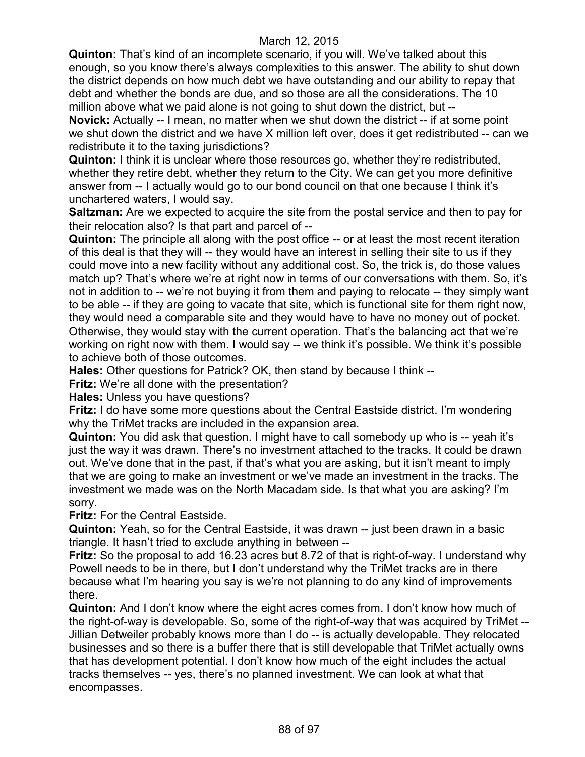**Quinton:** That's kind of an incomplete scenario, if you will. We've talked about this enough, so you know there's always complexities to this answer. The ability to shut down the district depends on how much debt we have outstanding and our ability to repay that debt and whether the bonds are due, and so those are all the considerations. The 10 million above what we paid alone is not going to shut down the district, but --

**Novick:** Actually -- I mean, no matter when we shut down the district -- if at some point we shut down the district and we have X million left over, does it get redistributed -- can we redistribute it to the taxing jurisdictions?

**Quinton:** I think it is unclear where those resources go, whether they're redistributed, whether they retire debt, whether they return to the City. We can get you more definitive answer from -- I actually would go to our bond council on that one because I think it's unchartered waters, I would say.

**Saltzman:** Are we expected to acquire the site from the postal service and then to pay for their relocation also? Is that part and parcel of --

**Quinton:** The principle all along with the post office -- or at least the most recent iteration of this deal is that they will -- they would have an interest in selling their site to us if they could move into a new facility without any additional cost. So, the trick is, do those values match up? That's where we're at right now in terms of our conversations with them. So, it's not in addition to -- we're not buying it from them and paying to relocate -- they simply want to be able -- if they are going to vacate that site, which is functional site for them right now, they would need a comparable site and they would have to have no money out of pocket. Otherwise, they would stay with the current operation. That's the balancing act that we're working on right now with them. I would say -- we think it's possible. We think it's possible to achieve both of those outcomes.

**Hales:** Other questions for Patrick? OK, then stand by because I think --

**Fritz:** We're all done with the presentation?

**Hales:** Unless you have questions?

**Fritz:** I do have some more questions about the Central Eastside district. I'm wondering why the TriMet tracks are included in the expansion area.

**Quinton:** You did ask that question. I might have to call somebody up who is -- yeah it's just the way it was drawn. There's no investment attached to the tracks. It could be drawn out. We've done that in the past, if that's what you are asking, but it isn't meant to imply that we are going to make an investment or we've made an investment in the tracks. The investment we made was on the North Macadam side. Is that what you are asking? I'm sorry.

**Fritz:** For the Central Eastside.

**Quinton:** Yeah, so for the Central Eastside, it was drawn -- just been drawn in a basic triangle. It hasn't tried to exclude anything in between --

**Fritz:** So the proposal to add 16.23 acres but 8.72 of that is right-of-way. I understand why Powell needs to be in there, but I don't understand why the TriMet tracks are in there because what I'm hearing you say is we're not planning to do any kind of improvements there.

**Quinton:** And I don't know where the eight acres comes from. I don't know how much of the right-of-way is developable. So, some of the right-of-way that was acquired by TriMet -- Jillian Detweiler probably knows more than I do -- is actually developable. They relocated businesses and so there is a buffer there that is still developable that TriMet actually owns that has development potential. I don't know how much of the eight includes the actual tracks themselves -- yes, there's no planned investment. We can look at what that encompasses.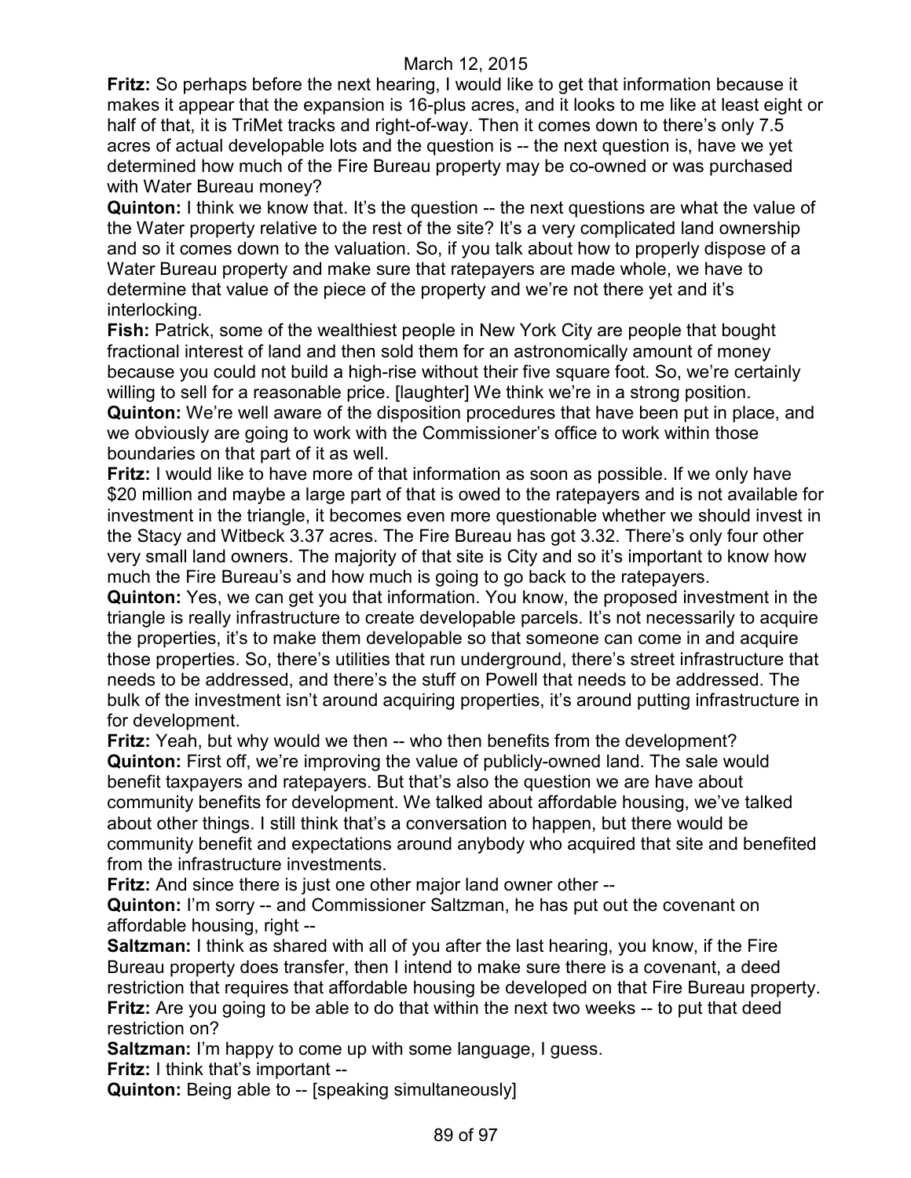**Fritz:** So perhaps before the next hearing, I would like to get that information because it makes it appear that the expansion is 16-plus acres, and it looks to me like at least eight or half of that, it is TriMet tracks and right-of-way. Then it comes down to there's only 7.5 acres of actual developable lots and the question is -- the next question is, have we yet determined how much of the Fire Bureau property may be co-owned or was purchased with Water Bureau money?

**Quinton:** I think we know that. It's the question -- the next questions are what the value of the Water property relative to the rest of the site? It's a very complicated land ownership and so it comes down to the valuation. So, if you talk about how to properly dispose of a Water Bureau property and make sure that ratepayers are made whole, we have to determine that value of the piece of the property and we're not there yet and it's interlocking.

**Fish:** Patrick, some of the wealthiest people in New York City are people that bought fractional interest of land and then sold them for an astronomically amount of money because you could not build a high-rise without their five square foot. So, we're certainly willing to sell for a reasonable price. [laughter] We think we're in a strong position.

**Quinton:** We're well aware of the disposition procedures that have been put in place, and we obviously are going to work with the Commissioner's office to work within those boundaries on that part of it as well.

**Fritz:** I would like to have more of that information as soon as possible. If we only have $20 million and maybe a large part of that is owed to the ratepayers and is not available for investment in the triangle, it becomes even more questionable whether we should invest in the Stacy and Witbeck 3.37 acres. The Fire Bureau has got 3.32. There's only four other very small land owners. The majority of that site is City and so it's important to know how much the Fire Bureau's and how much is going to go back to the ratepayers.

**Quinton:** Yes, we can get you that information. You know, the proposed investment in the triangle is really infrastructure to create developable parcels. It's not necessarily to acquire the properties, it's to make them developable so that someone can come in and acquire those properties. So, there's utilities that run underground, there's street infrastructure that needs to be addressed, and there's the stuff on Powell that needs to be addressed. The bulk of the investment isn't around acquiring properties, it's around putting infrastructure in for development.

**Fritz:** Yeah, but why would we then -- who then benefits from the development?

**Quinton:** First off, we're improving the value of publicly-owned land. The sale would benefit taxpayers and ratepayers. But that's also the question we are have about community benefits for development. We talked about affordable housing, we've talked about other things. I still think that's a conversation to happen, but there would be community benefit and expectations around anybody who acquired that site and benefited from the infrastructure investments.

**Fritz:** And since there is just one other major land owner other --

**Quinton:** I'm sorry -- and Commissioner Saltzman, he has put out the covenant on affordable housing, right --

**Saltzman:** I think as shared with all of you after the last hearing, you know, if the Fire Bureau property does transfer, then I intend to make sure there is a covenant, a deed restriction that requires that affordable housing be developed on that Fire Bureau property.

**Fritz:** Are you going to be able to do that within the next two weeks -- to put that deed restriction on?

**Saltzman:** I'm happy to come up with some language, I guess.

**Fritz:** I think that's important --

**Quinton:** Being able to -- [speaking simultaneously]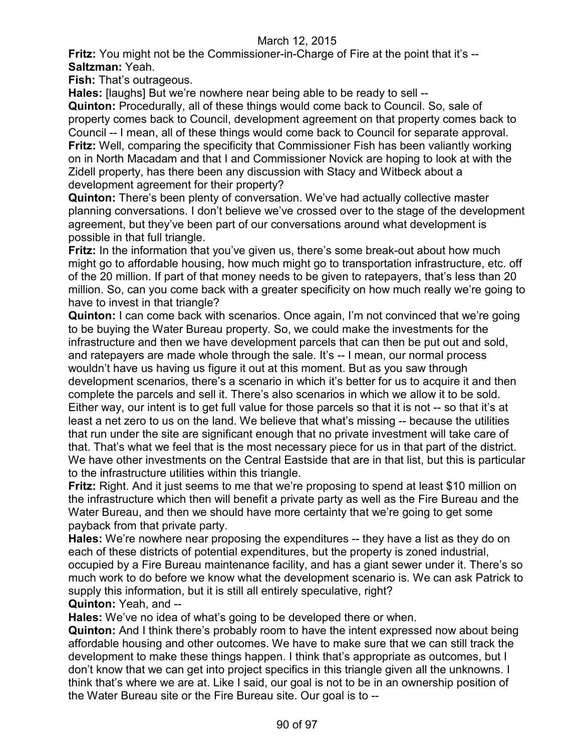**Fritz:** You might not be the Commissioner-in-Charge of Fire at the point that it's --
**Saltzman:** Yeah.
**Fish:** That's outrageous.
**Hales:** [laughs] But we're nowhere near being able to be ready to sell --
**Quinton:** Procedurally, all of these things would come back to Council. So, sale of property comes back to Council, development agreement on that property comes back to Council -- I mean, all of these things would come back to Council for separate approval.
**Fritz:** Well, comparing the specificity that Commissioner Fish has been valiantly working on in North Macadam and that I and Commissioner Novick are hoping to look at with the Zidell property, has there been any discussion with Stacy and Witbeck about a development agreement for their property?
**Quinton:** There's been plenty of conversation. We've had actually collective master planning conversations. I don't believe we've crossed over to the stage of the development agreement, but they've been part of our conversations around what development is possible in that full triangle.
**Fritz:** In the information that you've given us, there's some break-out about how much might go to affordable housing, how much might go to transportation infrastructure, etc. off of the 20 million. If part of that money needs to be given to ratepayers, that's less than 20 million. So, can you come back with a greater specificity on how much really we're going to have to invest in that triangle?
**Quinton:** I can come back with scenarios. Once again, I'm not convinced that we're going to be buying the Water Bureau property. So, we could make the investments for the infrastructure and then we have development parcels that can then be put out and sold, and ratepayers are made whole through the sale. It's -- I mean, our normal process wouldn't have us having us figure it out at this moment. But as you saw through development scenarios, there's a scenario in which it's better for us to acquire it and then complete the parcels and sell it. There's also scenarios in which we allow it to be sold. Either way, our intent is to get full value for those parcels so that it is not -- so that it's at least a net zero to us on the land. We believe that what's missing -- because the utilities that run under the site are significant enough that no private investment will take care of that. That's what we feel that is the most necessary piece for us in that part of the district. We have other investments on the Central Eastside that are in that list, but this is particular to the infrastructure utilities within this triangle.
**Fritz:** Right. And it just seems to me that we're proposing to spend at least $10 million on the infrastructure which then will benefit a private party as well as the Fire Bureau and the Water Bureau, and then we should have more certainty that we're going to get some payback from that private party.
**Hales:** We're nowhere near proposing the expenditures -- they have a list as they do on each of these districts of potential expenditures, but the property is zoned industrial, occupied by a Fire Bureau maintenance facility, and has a giant sewer under it. There's so much work to do before we know what the development scenario is. We can ask Patrick to supply this information, but it is still all entirely speculative, right?
**Quinton:** Yeah, and --
**Hales:** We've no idea of what's going to be developed there or when.
**Quinton:** And I think there's probably room to have the intent expressed now about being affordable housing and other outcomes. We have to make sure that we can still track the development to make these things happen. I think that's appropriate as outcomes, but I don't know that we can get into project specifics in this triangle given all the unknowns. I think that's where we are at. Like I said, our goal is not to be in an ownership position of the Water Bureau site or the Fire Bureau site. Our goal is to --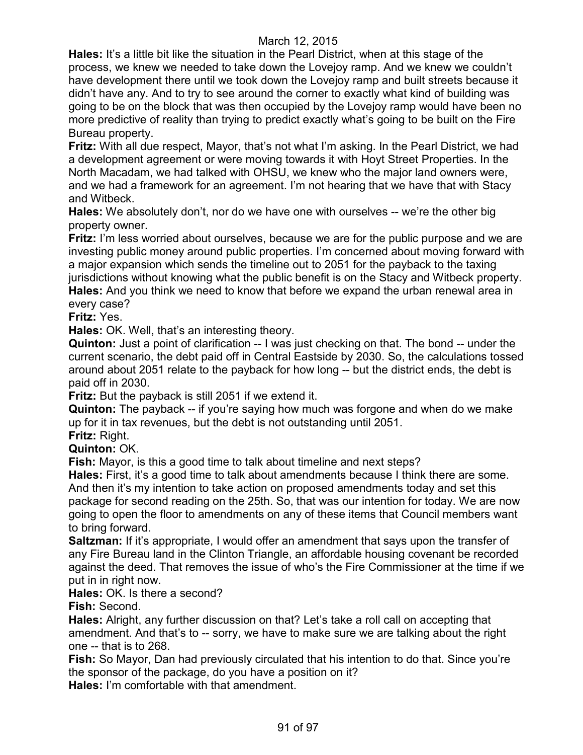**Hales:** It's a little bit like the situation in the Pearl District, when at this stage of the process, we knew we needed to take down the Lovejoy ramp. And we knew we couldn't have development there until we took down the Lovejoy ramp and built streets because it didn't have any. And to try to see around the corner to exactly what kind of building was going to be on the block that was then occupied by the Lovejoy ramp would have been no more predictive of reality than trying to predict exactly what's going to be built on the Fire Bureau property.

**Fritz:** With all due respect, Mayor, that's not what I'm asking. In the Pearl District, we had a development agreement or were moving towards it with Hoyt Street Properties. In the North Macadam, we had talked with OHSU, we knew who the major land owners were, and we had a framework for an agreement. I'm not hearing that we have that with Stacy and Witbeck.

**Hales:** We absolutely don't, nor do we have one with ourselves -- we're the other big property owner.

**Fritz:** I'm less worried about ourselves, because we are for the public purpose and we are investing public money around public properties. I'm concerned about moving forward with a major expansion which sends the timeline out to 2051 for the payback to the taxing jurisdictions without knowing what the public benefit is on the Stacy and Witbeck property.

**Hales:** And you think we need to know that before we expand the urban renewal area in every case?

**Fritz:** Yes.

**Hales:** OK. Well, that's an interesting theory.

**Quinton:** Just a point of clarification -- I was just checking on that. The bond -- under the current scenario, the debt paid off in Central Eastside by 2030. So, the calculations tossed around about 2051 relate to the payback for how long -- but the district ends, the debt is paid off in 2030.

**Fritz:** But the payback is still 2051 if we extend it.

**Quinton:** The payback -- if you're saying how much was forgone and when do we make up for it in tax revenues, but the debt is not outstanding until 2051.

**Fritz:** Right.

**Quinton:** OK.

**Fish:** Mayor, is this a good time to talk about timeline and next steps?

**Hales:** First, it's a good time to talk about amendments because I think there are some. And then it's my intention to take action on proposed amendments today and set this package for second reading on the 25th. So, that was our intention for today. We are now going to open the floor to amendments on any of these items that Council members want to bring forward.

**Saltzman:** If it's appropriate, I would offer an amendment that says upon the transfer of any Fire Bureau land in the Clinton Triangle, an affordable housing covenant be recorded against the deed. That removes the issue of who's the Fire Commissioner at the time if we put in in right now.

**Hales:** OK. Is there a second?

**Fish:** Second.

**Hales:** Alright, any further discussion on that? Let's take a roll call on accepting that amendment. And that's to -- sorry, we have to make sure we are talking about the right one -- that is to 268.

**Fish:** So Mayor, Dan had previously circulated that his intention to do that. Since you're the sponsor of the package, do you have a position on it?

**Hales:** I'm comfortable with that amendment.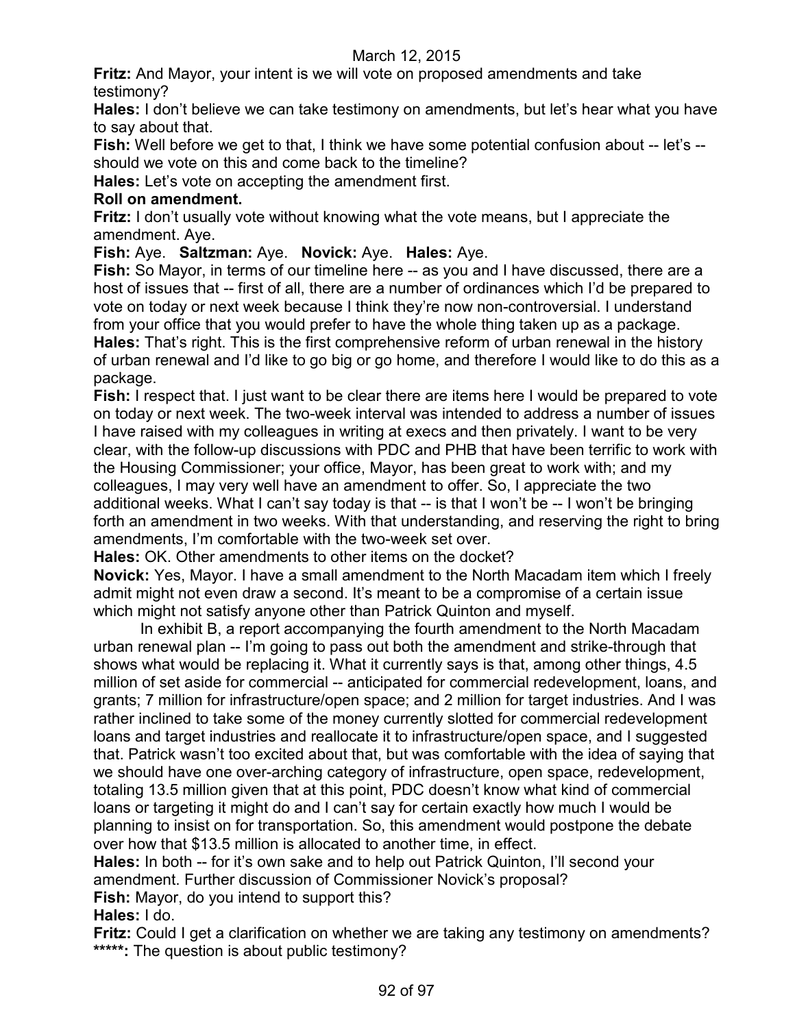**Fritz:** And Mayor, your intent is we will vote on proposed amendments and take testimony?

**Hales:** I don't believe we can take testimony on amendments, but let's hear what you have to say about that.

**Fish:** Well before we get to that, I think we have some potential confusion about -- let's -- should we vote on this and come back to the timeline?

**Hales:** Let's vote on accepting the amendment first.

**Roll on amendment.**

**Fritz:** I don't usually vote without knowing what the vote means, but I appreciate the amendment. Aye.

**Fish:** Aye. **Saltzman:** Aye. **Novick:** Aye. **Hales:** Aye.

**Fish:** So Mayor, in terms of our timeline here -- as you and I have discussed, there are a host of issues that -- first of all, there are a number of ordinances which I'd be prepared to vote on today or next week because I think they're now non-controversial. I understand from your office that you would prefer to have the whole thing taken up as a package.

**Hales:** That's right. This is the first comprehensive reform of urban renewal in the history of urban renewal and I'd like to go big or go home, and therefore I would like to do this as a package.

**Fish:** I respect that. I just want to be clear there are items here I would be prepared to vote on today or next week. The two-week interval was intended to address a number of issues I have raised with my colleagues in writing at execs and then privately. I want to be very clear, with the follow-up discussions with PDC and PHB that have been terrific to work with the Housing Commissioner; your office, Mayor, has been great to work with; and my colleagues, I may very well have an amendment to offer. So, I appreciate the two additional weeks. What I can't say today is that -- is that I won't be -- I won't be bringing forth an amendment in two weeks. With that understanding, and reserving the right to bring amendments, I'm comfortable with the two-week set over.

**Hales:** OK. Other amendments to other items on the docket?

**Novick:** Yes, Mayor. I have a small amendment to the North Macadam item which I freely admit might not even draw a second. It's meant to be a compromise of a certain issue which might not satisfy anyone other than Patrick Quinton and myself.

In exhibit B, a report accompanying the fourth amendment to the North Macadam urban renewal plan -- I'm going to pass out both the amendment and strike-through that shows what would be replacing it. What it currently says is that, among other things, 4.5 million of set aside for commercial -- anticipated for commercial redevelopment, loans, and grants; 7 million for infrastructure/open space; and 2 million for target industries. And I was rather inclined to take some of the money currently slotted for commercial redevelopment loans and target industries and reallocate it to infrastructure/open space, and I suggested that. Patrick wasn't too excited about that, but was comfortable with the idea of saying that we should have one over-arching category of infrastructure, open space, redevelopment, totaling 13.5 million given that at this point, PDC doesn't know what kind of commercial loans or targeting it might do and I can't say for certain exactly how much I would be planning to insist on for transportation. So, this amendment would postpone the debate over how that $13.5 million is allocated to another time, in effect.

**Hales:** In both -- for it's own sake and to help out Patrick Quinton, I'll second your amendment. Further discussion of Commissioner Novick's proposal?

**Fish:** Mayor, do you intend to support this?

**Hales:** I do.

**Fritz:** Could I get a clarification on whether we are taking any testimony on amendments?

*****: The question is about public testimony?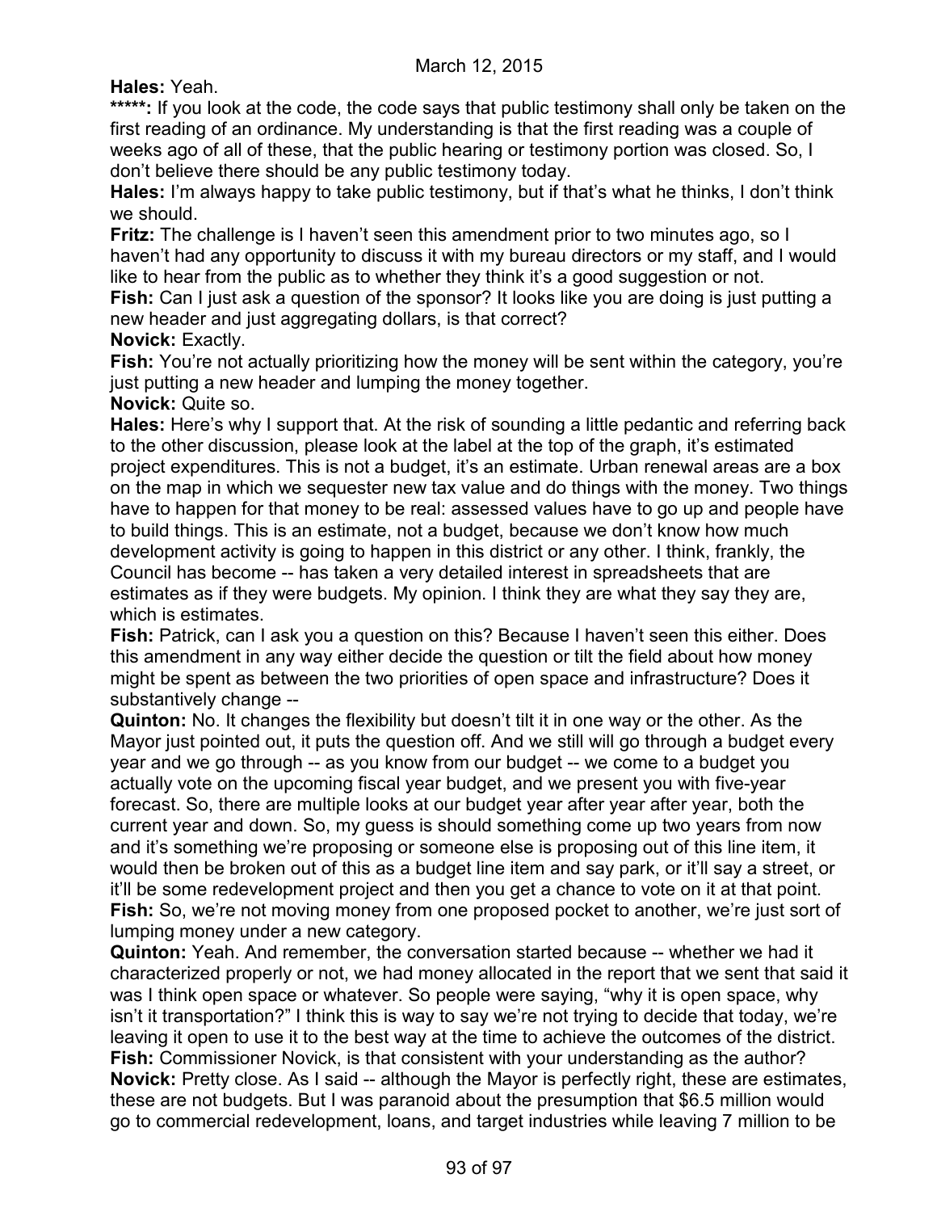**Hales:** Yeah.

**\*\*\*\*\*:** If you look at the code, the code says that public testimony shall only be taken on the first reading of an ordinance. My understanding is that the first reading was a couple of weeks ago of all of these, that the public hearing or testimony portion was closed. So, I don't believe there should be any public testimony today.

**Hales:** I'm always happy to take public testimony, but if that's what he thinks, I don't think we should.

**Fritz:** The challenge is I haven't seen this amendment prior to two minutes ago, so I haven't had any opportunity to discuss it with my bureau directors or my staff, and I would like to hear from the public as to whether they think it's a good suggestion or not.

**Fish:** Can I just ask a question of the sponsor? It looks like you are doing is just putting a new header and just aggregating dollars, is that correct?

**Novick:** Exactly.

**Fish:** You're not actually prioritizing how the money will be sent within the category, you're just putting a new header and lumping the money together.

**Novick:** Quite so.

**Hales:** Here's why I support that. At the risk of sounding a little pedantic and referring back to the other discussion, please look at the label at the top of the graph, it's estimated project expenditures. This is not a budget, it's an estimate. Urban renewal areas are a box on the map in which we sequester new tax value and do things with the money. Two things have to happen for that money to be real: assessed values have to go up and people have to build things. This is an estimate, not a budget, because we don't know how much development activity is going to happen in this district or any other. I think, frankly, the Council has become -- has taken a very detailed interest in spreadsheets that are estimates as if they were budgets. My opinion. I think they are what they say they are, which is estimates.

**Fish:** Patrick, can I ask you a question on this? Because I haven't seen this either. Does this amendment in any way either decide the question or tilt the field about how money might be spent as between the two priorities of open space and infrastructure? Does it substantively change --

**Quinton:** No. It changes the flexibility but doesn't tilt it in one way or the other. As the Mayor just pointed out, it puts the question off. And we still will go through a budget every year and we go through -- as you know from our budget -- we come to a budget you actually vote on the upcoming fiscal year budget, and we present you with five-year forecast. So, there are multiple looks at our budget year after year after year, both the current year and down. So, my guess is should something come up two years from now and it's something we're proposing or someone else is proposing out of this line item, it would then be broken out of this as a budget line item and say park, or it'll say a street, or it'll be some redevelopment project and then you get a chance to vote on it at that point.

**Fish:** So, we're not moving money from one proposed pocket to another, we're just sort of lumping money under a new category.

**Quinton:** Yeah. And remember, the conversation started because -- whether we had it characterized properly or not, we had money allocated in the report that we sent that said it was I think open space or whatever. So people were saying, "why it is open space, why isn't it transportation?" I think this is way to say we're not trying to decide that today, we're leaving it open to use it to the best way at the time to achieve the outcomes of the district.

**Fish:** Commissioner Novick, is that consistent with your understanding as the author?

**Novick:** Pretty close. As I said -- although the Mayor is perfectly right, these are estimates, these are not budgets. But I was paranoid about the presumption that $6.5 million would go to commercial redevelopment, loans, and target industries while leaving 7 million to be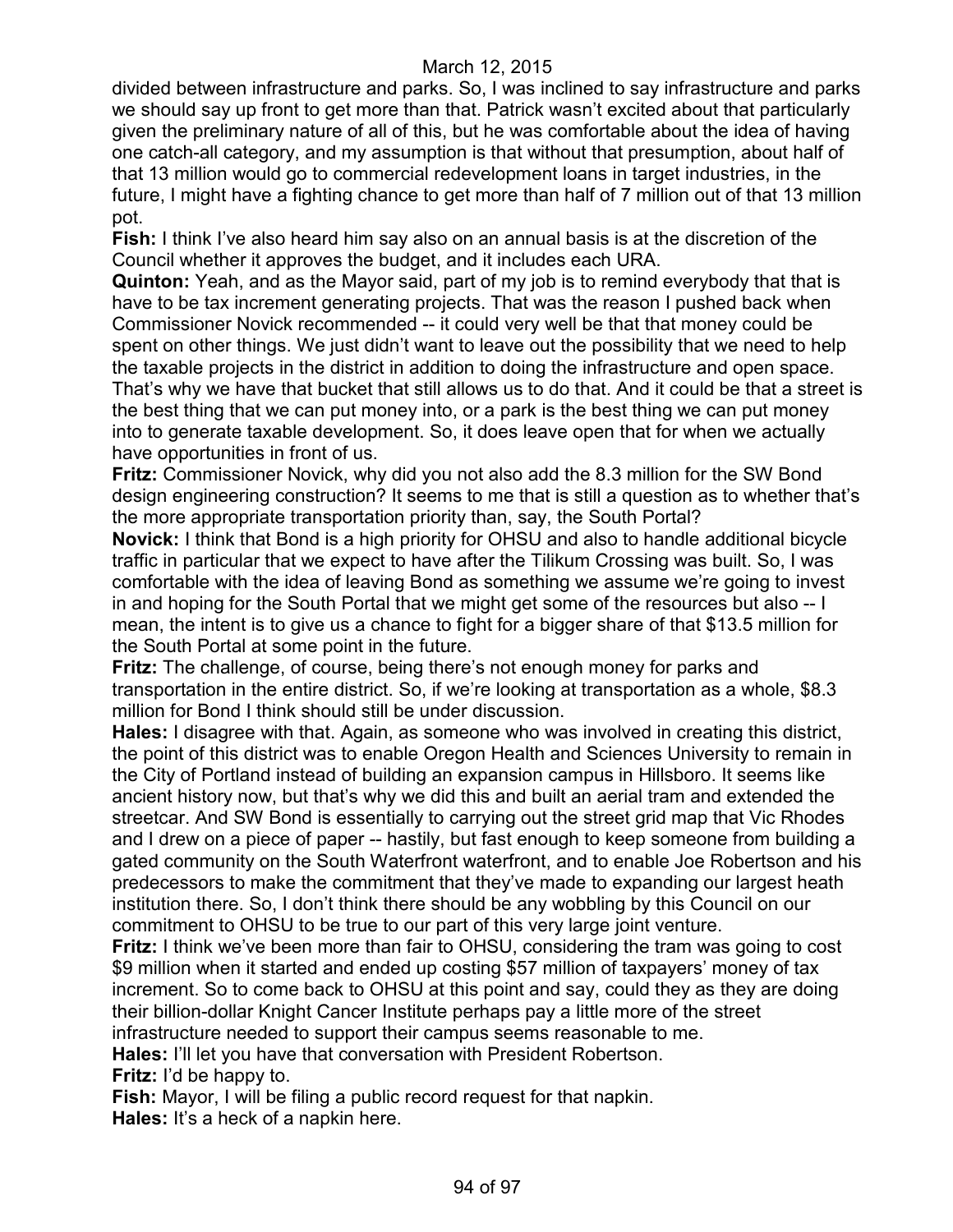divided between infrastructure and parks. So, I was inclined to say infrastructure and parks we should say up front to get more than that. Patrick wasn't excited about that particularly given the preliminary nature of all of this, but he was comfortable about the idea of having one catch-all category, and my assumption is that without that presumption, about half of that 13 million would go to commercial redevelopment loans in target industries, in the future, I might have a fighting chance to get more than half of 7 million out of that 13 million pot.

**Fish:** I think I've also heard him say also on an annual basis is at the discretion of the Council whether it approves the budget, and it includes each URA.

**Quinton:** Yeah, and as the Mayor said, part of my job is to remind everybody that that is have to be tax increment generating projects. That was the reason I pushed back when Commissioner Novick recommended -- it could very well be that that money could be spent on other things. We just didn't want to leave out the possibility that we need to help the taxable projects in the district in addition to doing the infrastructure and open space. That's why we have that bucket that still allows us to do that. And it could be that a street is the best thing that we can put money into, or a park is the best thing we can put money into to generate taxable development. So, it does leave open that for when we actually have opportunities in front of us.

**Fritz:** Commissioner Novick, why did you not also add the 8.3 million for the SW Bond design engineering construction? It seems to me that is still a question as to whether that's the more appropriate transportation priority than, say, the South Portal?

**Novick:** I think that Bond is a high priority for OHSU and also to handle additional bicycle traffic in particular that we expect to have after the Tilikum Crossing was built. So, I was comfortable with the idea of leaving Bond as something we assume we're going to invest in and hoping for the South Portal that we might get some of the resources but also -- I mean, the intent is to give us a chance to fight for a bigger share of that $13.5 million for the South Portal at some point in the future.

**Fritz:** The challenge, of course, being there's not enough money for parks and transportation in the entire district. So, if we're looking at transportation as a whole, $8.3 million for Bond I think should still be under discussion.

**Hales:** I disagree with that. Again, as someone who was involved in creating this district, the point of this district was to enable Oregon Health and Sciences University to remain in the City of Portland instead of building an expansion campus in Hillsboro. It seems like ancient history now, but that's why we did this and built an aerial tram and extended the streetcar. And SW Bond is essentially to carrying out the street grid map that Vic Rhodes and I drew on a piece of paper -- hastily, but fast enough to keep someone from building a gated community on the South Waterfront waterfront, and to enable Joe Robertson and his predecessors to make the commitment that they've made to expanding our largest heath institution there. So, I don't think there should be any wobbling by this Council on our commitment to OHSU to be true to our part of this very large joint venture.

**Fritz:** I think we've been more than fair to OHSU, considering the tram was going to cost $9 million when it started and ended up costing $57 million of taxpayers' money of tax increment. So to come back to OHSU at this point and say, could they as they are doing their billion-dollar Knight Cancer Institute perhaps pay a little more of the street infrastructure needed to support their campus seems reasonable to me.

**Hales:** I'll let you have that conversation with President Robertson.

**Fritz:** I'd be happy to.

**Fish:** Mayor, I will be filing a public record request for that napkin.

**Hales:** It's a heck of a napkin here.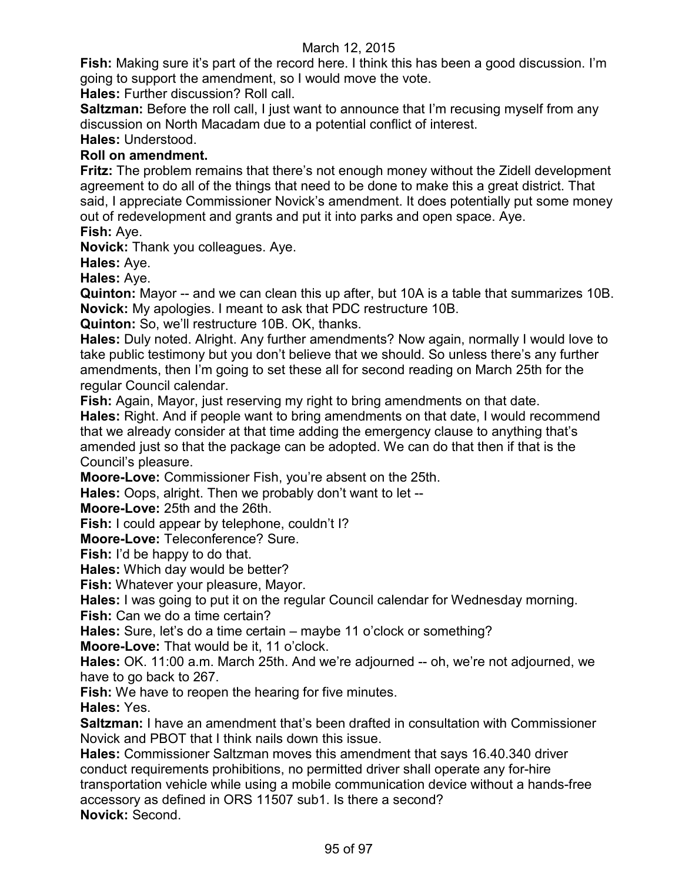March 12, 2015

**Fish:** Making sure it's part of the record here. I think this has been a good discussion. I'm going to support the amendment, so I would move the vote.

**Hales:** Further discussion? Roll call.

**Saltzman:** Before the roll call, I just want to announce that I'm recusing myself from any discussion on North Macadam due to a potential conflict of interest.

**Hales:** Understood.

**Roll on amendment.**

**Fritz:** The problem remains that there's not enough money without the Zidell development agreement to do all of the things that need to be done to make this a great district. That said, I appreciate Commissioner Novick's amendment. It does potentially put some money out of redevelopment and grants and put it into parks and open space. Aye.

**Fish:** Aye.

**Novick:** Thank you colleagues. Aye.

**Hales:** Aye.

**Hales:** Aye.

**Quinton:** Mayor -- and we can clean this up after, but 10A is a table that summarizes 10B.

**Novick:** My apologies. I meant to ask that PDC restructure 10B.

**Quinton:** So, we'll restructure 10B. OK, thanks.

**Hales:** Duly noted. Alright. Any further amendments? Now again, normally I would love to take public testimony but you don't believe that we should. So unless there's any further amendments, then I'm going to set these all for second reading on March 25th for the regular Council calendar.

**Fish:** Again, Mayor, just reserving my right to bring amendments on that date.

**Hales:** Right. And if people want to bring amendments on that date, I would recommend that we already consider at that time adding the emergency clause to anything that's amended just so that the package can be adopted. We can do that then if that is the Council's pleasure.

**Moore-Love:** Commissioner Fish, you're absent on the 25th.

**Hales:** Oops, alright. Then we probably don't want to let --

**Moore-Love:** 25th and the 26th.

**Fish:** I could appear by telephone, couldn't I?

**Moore-Love:** Teleconference? Sure.

**Fish:** I'd be happy to do that.

**Hales:** Which day would be better?

**Fish:** Whatever your pleasure, Mayor.

**Hales:** I was going to put it on the regular Council calendar for Wednesday morning.

**Fish:** Can we do a time certain?

**Hales:** Sure, let's do a time certain – maybe 11 o'clock or something?

**Moore-Love:** That would be it, 11 o'clock.

**Hales:** OK. 11:00 a.m. March 25th. And we're adjourned -- oh, we're not adjourned, we have to go back to 267.

**Fish:** We have to reopen the hearing for five minutes.

**Hales:** Yes.

**Saltzman:** I have an amendment that's been drafted in consultation with Commissioner Novick and PBOT that I think nails down this issue.

**Hales:** Commissioner Saltzman moves this amendment that says 16.40.340 driver conduct requirements prohibitions, no permitted driver shall operate any for-hire transportation vehicle while using a mobile communication device without a hands-free accessory as defined in ORS 11507 sub1. Is there a second?

**Novick:** Second.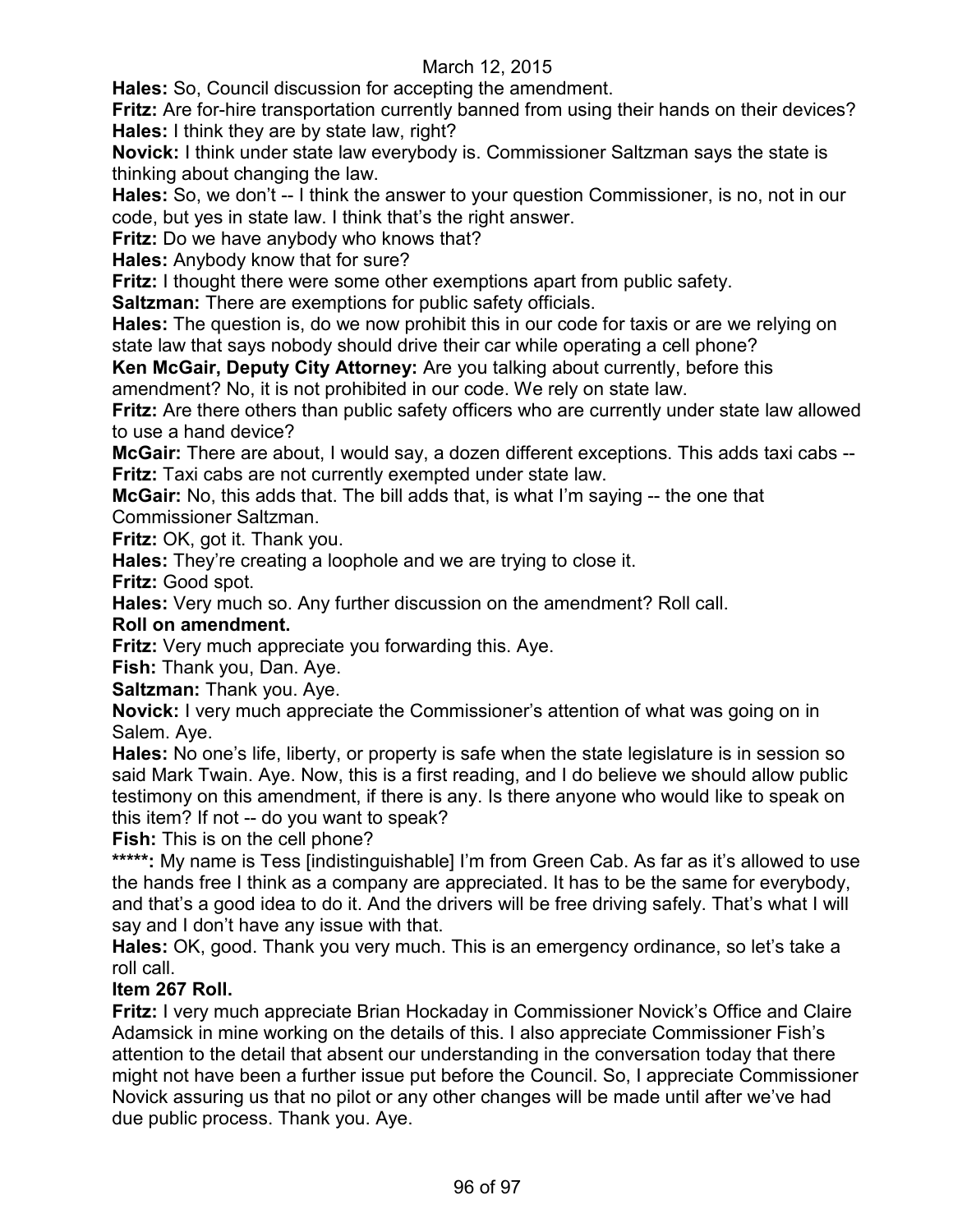**Hales:** So, Council discussion for accepting the amendment.

**Fritz:** Are for-hire transportation currently banned from using their hands on their devices?

**Hales:** I think they are by state law, right?

**Novick:** I think under state law everybody is. Commissioner Saltzman says the state is thinking about changing the law.

**Hales:** So, we don't -- I think the answer to your question Commissioner, is no, not in our code, but yes in state law. I think that's the right answer.

**Fritz:** Do we have anybody who knows that?

**Hales:** Anybody know that for sure?

**Fritz:** I thought there were some other exemptions apart from public safety.

**Saltzman:** There are exemptions for public safety officials.

**Hales:** The question is, do we now prohibit this in our code for taxis or are we relying on state law that says nobody should drive their car while operating a cell phone?

**Ken McGair, Deputy City Attorney:** Are you talking about currently, before this amendment? No, it is not prohibited in our code. We rely on state law.

**Fritz:** Are there others than public safety officers who are currently under state law allowed to use a hand device?

**McGair:** There are about, I would say, a dozen different exceptions. This adds taxi cabs --

**Fritz:** Taxi cabs are not currently exempted under state law.

**McGair:** No, this adds that. The bill adds that, is what I'm saying -- the one that Commissioner Saltzman.

**Fritz:** OK, got it. Thank you.

**Hales:** They're creating a loophole and we are trying to close it.

**Fritz:** Good spot.

**Hales:** Very much so. Any further discussion on the amendment? Roll call.

**Roll on amendment.**

**Fritz:** Very much appreciate you forwarding this. Aye.

**Fish:** Thank you, Dan. Aye.

**Saltzman:** Thank you. Aye.

**Novick:** I very much appreciate the Commissioner's attention of what was going on in Salem. Aye.

**Hales:** No one's life, liberty, or property is safe when the state legislature is in session so said Mark Twain. Aye. Now, this is a first reading, and I do believe we should allow public testimony on this amendment, if there is any. Is there anyone who would like to speak on this item? If not -- do you want to speak?

**Fish:** This is on the cell phone?

**\*\*\*\*\*:** My name is Tess [indistinguishable] I'm from Green Cab. As far as it's allowed to use the hands free I think as a company are appreciated. It has to be the same for everybody, and that's a good idea to do it. And the drivers will be free driving safely. That's what I will say and I don't have any issue with that.

**Hales:** OK, good. Thank you very much. This is an emergency ordinance, so let's take a roll call.

**Item 267 Roll.**

**Fritz:** I very much appreciate Brian Hockaday in Commissioner Novick's Office and Claire Adamsick in mine working on the details of this. I also appreciate Commissioner Fish's attention to the detail that absent our understanding in the conversation today that there might not have been a further issue put before the Council. So, I appreciate Commissioner Novick assuring us that no pilot or any other changes will be made until after we've had due public process. Thank you. Aye.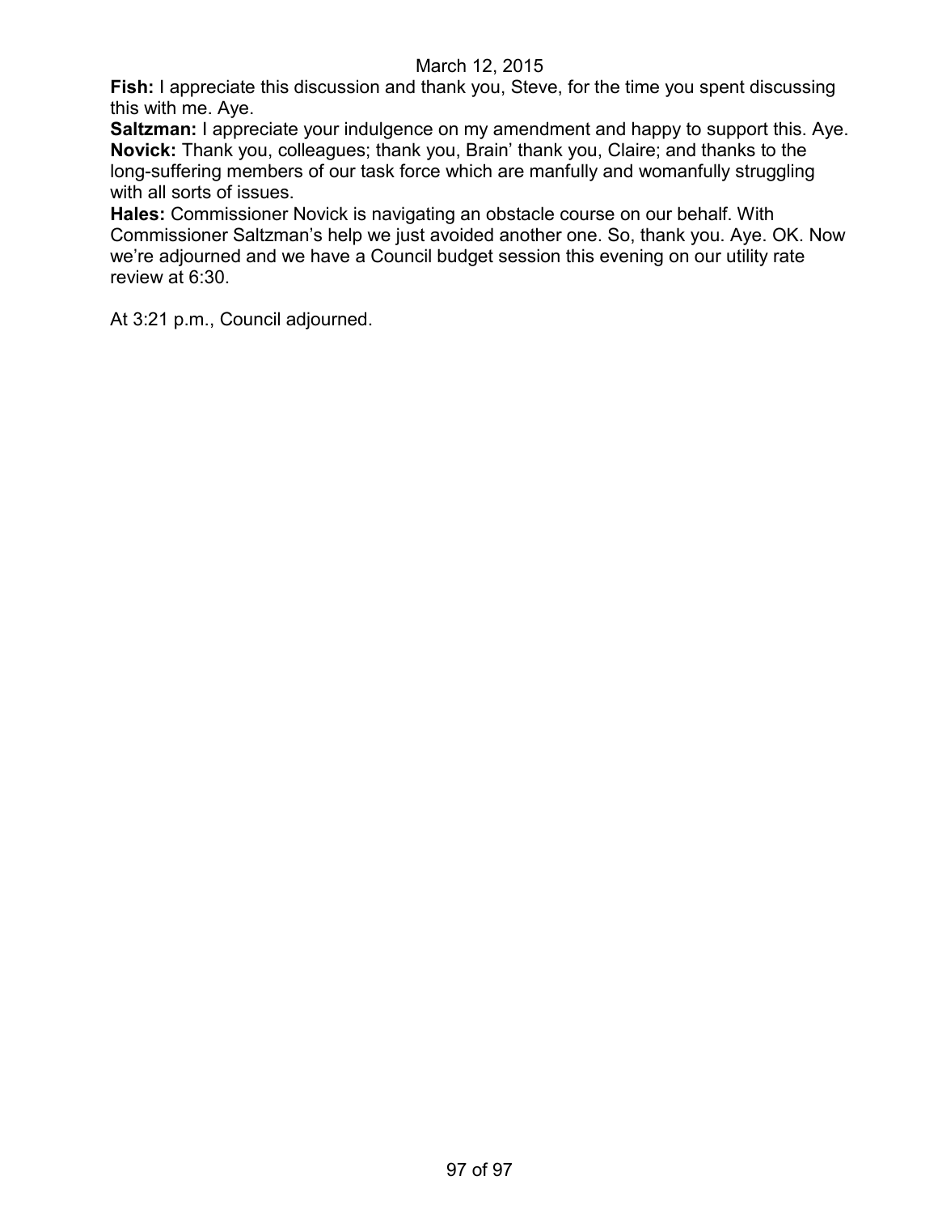**Fish:** I appreciate this discussion and thank you, Steve, for the time you spent discussing this with me. Aye.
**Saltzman:** I appreciate your indulgence on my amendment and happy to support this. Aye.
**Novick:** Thank you, colleagues; thank you, Brain' thank you, Claire; and thanks to the long-suffering members of our task force which are manfully and womanfully struggling with all sorts of issues.
**Hales:** Commissioner Novick is navigating an obstacle course on our behalf. With Commissioner Saltzman's help we just avoided another one. So, thank you. Aye. OK. Now we're adjourned and we have a Council budget session this evening on our utility rate review at 6:30.

At 3:21 p.m., Council adjourned.